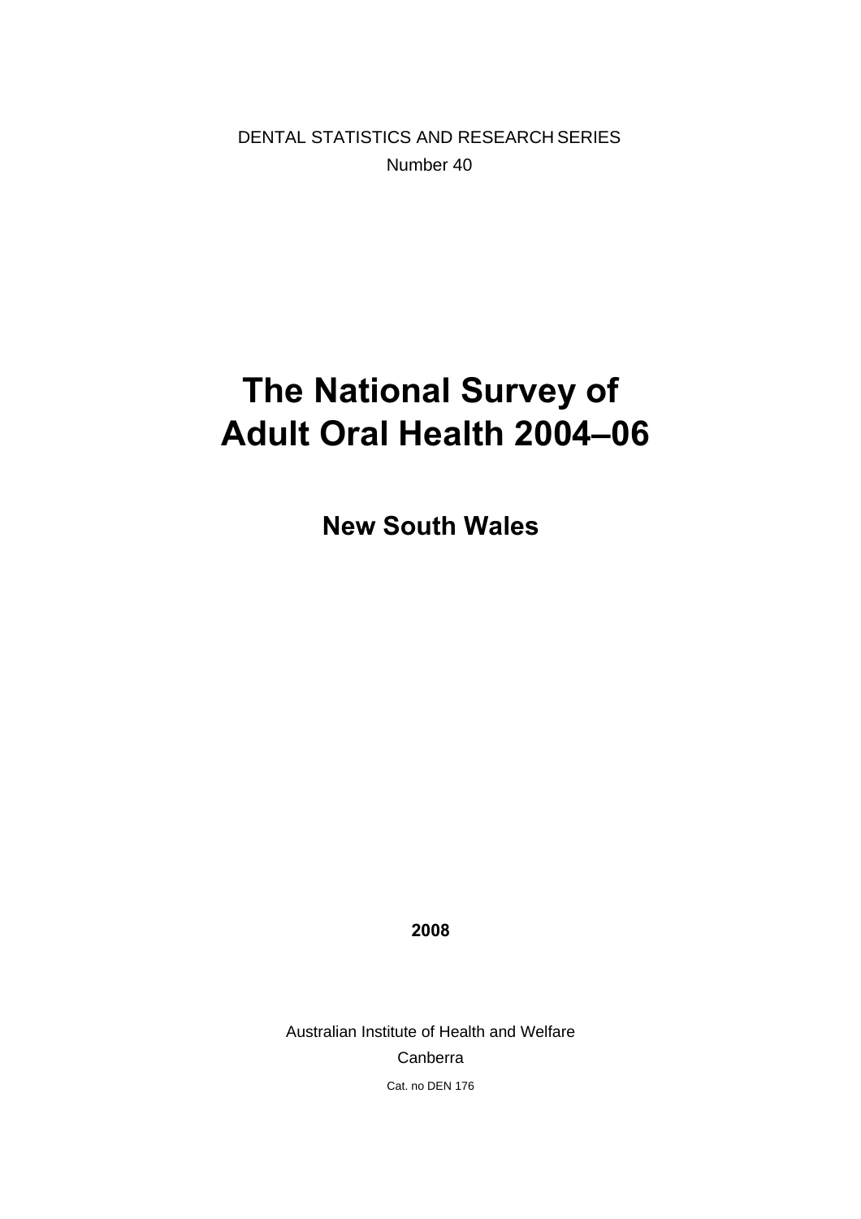DENTAL STATISTICS AND RESEARCH SERIES

Number 40

# The National Survey of Adult Oral Health 2004–06

## New South Wales

**2008**

Australian Institute of Health and Welfare

Canberra

Cat. no DEN 176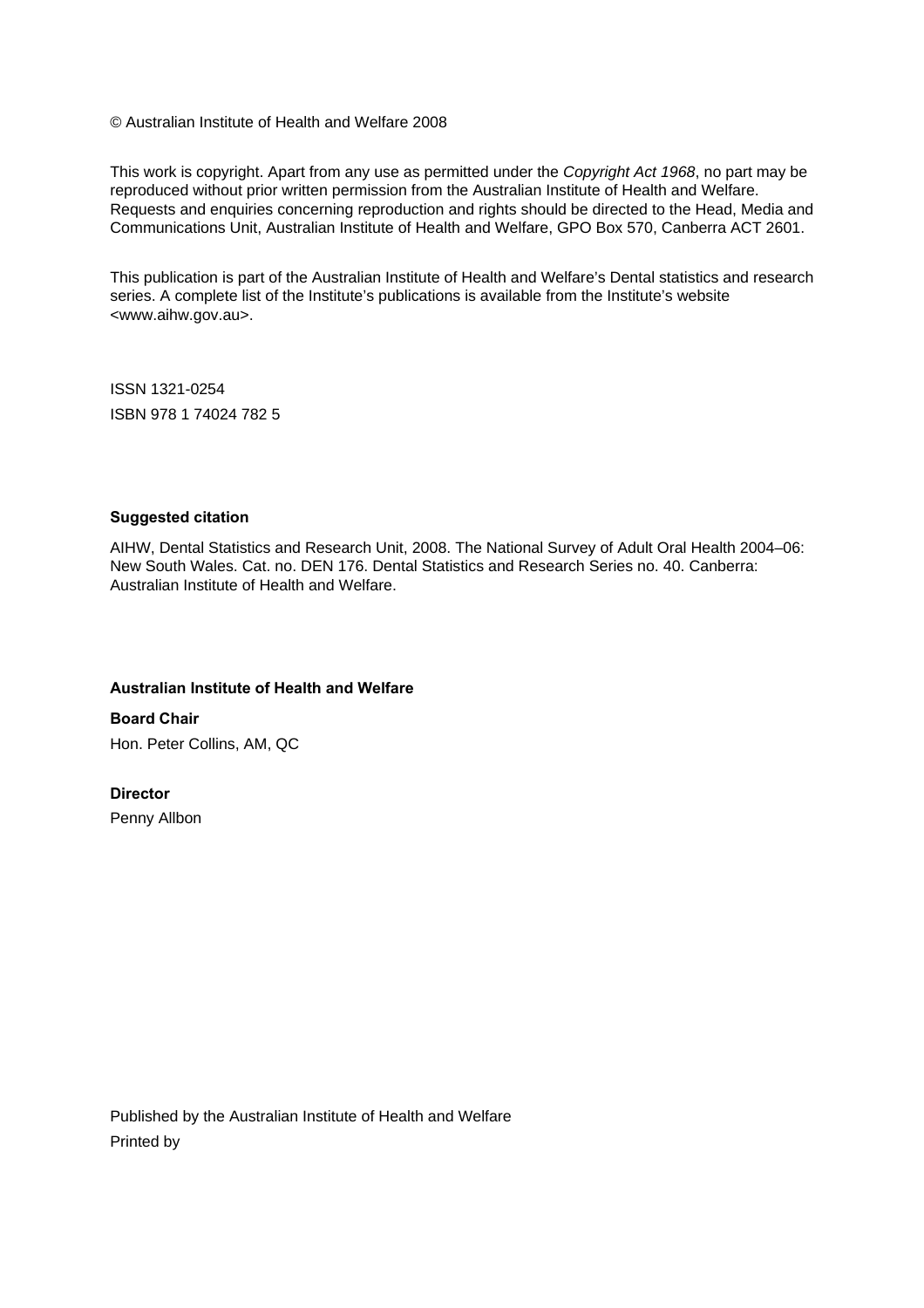© Australian Institute of Health and Welfare 2008

This work is copyright. Apart from any use as permitted under the *Copyright Act 1968*, no part may be reproduced without prior written permission from the Australian Institute of Health and Welfare. Requests and enquiries concerning reproduction and rights should be directed to the Head, Media and Communications Unit, Australian Institute of Health and Welfare, GPO Box 570, Canberra ACT 2601.

This publication is part of the Australian Institute of Health and Welfare's Dental statistics and research series. A complete list of the Institute's publications is available from the Institute's website <www.aihw.gov.au>.

ISSN 1321-0254
ISBN 978 1 74024 782 5

**Suggested citation**

AIHW, Dental Statistics and Research Unit, 2008. The National Survey of Adult Oral Health 2004–06: New South Wales. Cat. no. DEN 176. Dental Statistics and Research Series no. 40. Canberra: Australian Institute of Health and Welfare.

**Australian Institute of Health and Welfare**

**Board Chair**
Hon. Peter Collins, AM, QC

**Director**
Penny Allbon

Published by the Australian Institute of Health and Welfare
Printed by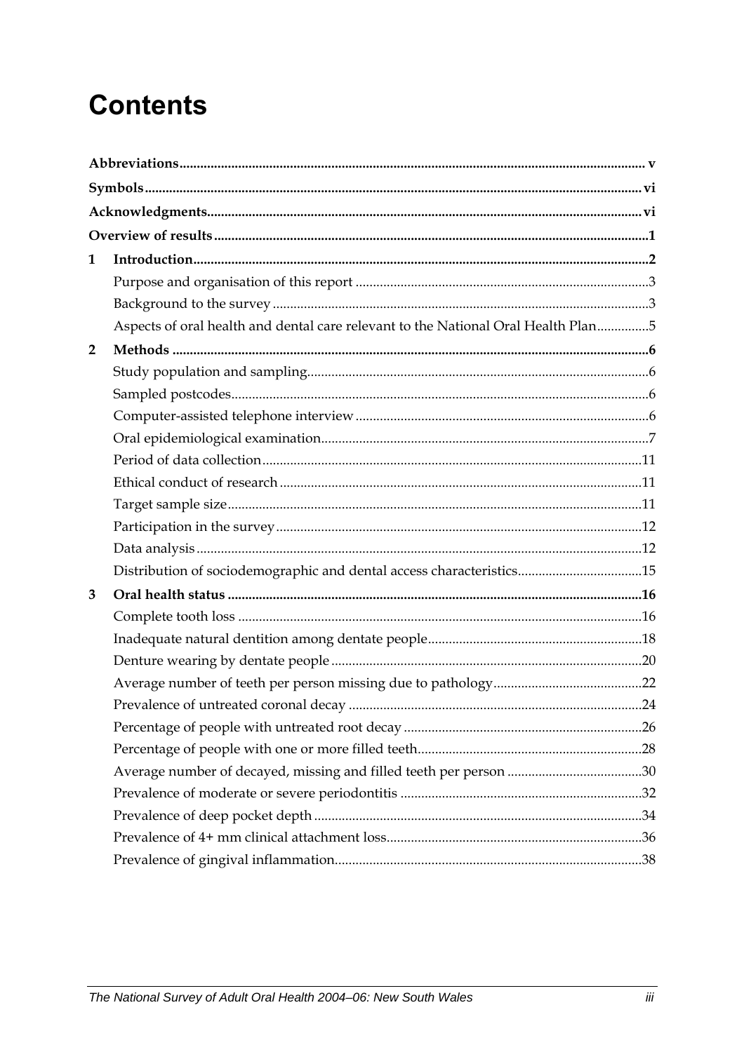# Contents

| | | |
|---|---|---|
| **Abbreviations** | | **v** |
| **Symbols** | | **vi** |
| **Acknowledgments** | | **vi** |
| **Overview of results** | | **1** |
| **1** | **Introduction** | **2** |
| | Purpose and organisation of this report | 3 |
| | Background to the survey | 3 |
| | Aspects of oral health and dental care relevant to the National Oral Health Plan | 5 |
| **2** | **Methods** | **6** |
| | Study population and sampling | 6 |
| | Sampled postcodes | 6 |
| | Computer-assisted telephone interview | 6 |
| | Oral epidemiological examination | 7 |
| | Period of data collection | 11 |
| | Ethical conduct of research | 11 |
| | Target sample size | 11 |
| | Participation in the survey | 12 |
| | Data analysis | 12 |
| | Distribution of sociodemographic and dental access characteristics | 15 |
| **3** | **Oral health status** | **16** |
| | Complete tooth loss | 16 |
| | Inadequate natural dentition among dentate people | 18 |
| | Denture wearing by dentate people | 20 |
| | Average number of teeth per person missing due to pathology | 22 |
| | Prevalence of untreated coronal decay | 24 |
| | Percentage of people with untreated root decay | 26 |
| | Percentage of people with one or more filled teeth | 28 |
| | Average number of decayed, missing and filled teeth per person | 30 |
| | Prevalence of moderate or severe periodontitis | 32 |
| | Prevalence of deep pocket depth | 34 |
| | Prevalence of 4+ mm clinical attachment loss | 36 |
| | Prevalence of gingival inflammation | 38 |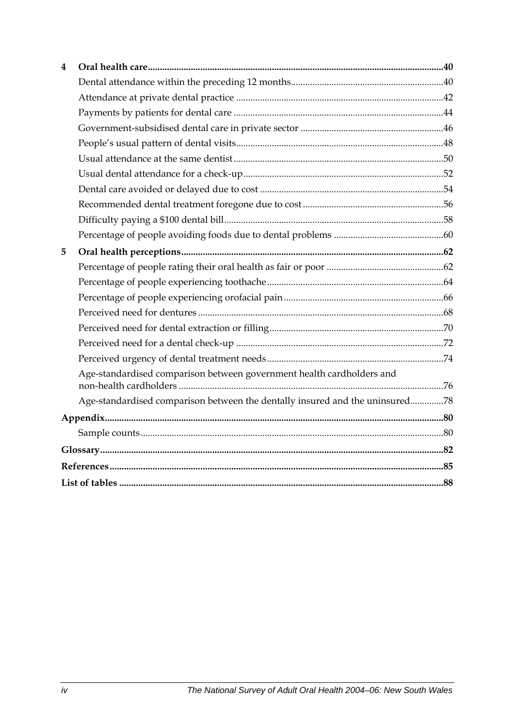| | | |
|---|---|---|
| **4** | **Oral health care** | **40** |
| | Dental attendance within the preceding 12 months | 40 |
| | Attendance at private dental practice | 42 |
| | Payments by patients for dental care | 44 |
| | Government-subsidised dental care in private sector | 46 |
| | People's usual pattern of dental visits | 48 |
| | Usual attendance at the same dentist | 50 |
| | Usual dental attendance for a check-up | 52 |
| | Dental care avoided or delayed due to cost | 54 |
| | Recommended dental treatment foregone due to cost | 56 |
| | Difficulty paying a $100 dental bill | 58 |
| | Percentage of people avoiding foods due to dental problems | 60 |
| **5** | **Oral health perceptions** | **62** |
| | Percentage of people rating their oral health as fair or poor | 62 |
| | Percentage of people experiencing toothache | 64 |
| | Percentage of people experiencing orofacial pain | 66 |
| | Perceived need for dentures | 68 |
| | Perceived need for dental extraction or filling | 70 |
| | Perceived need for a dental check-up | 72 |
| | Perceived urgency of dental treatment needs | 74 |
| | Age-standardised comparison between government health cardholders and non-health cardholders | 76 |
| | Age-standardised comparison between the dentally insured and the uninsured | 78 |
| **Appendix** | | **80** |
| | Sample counts | 80 |
| **Glossary** | | **82** |
| **References** | | **85** |
| **List of tables** | | **88** |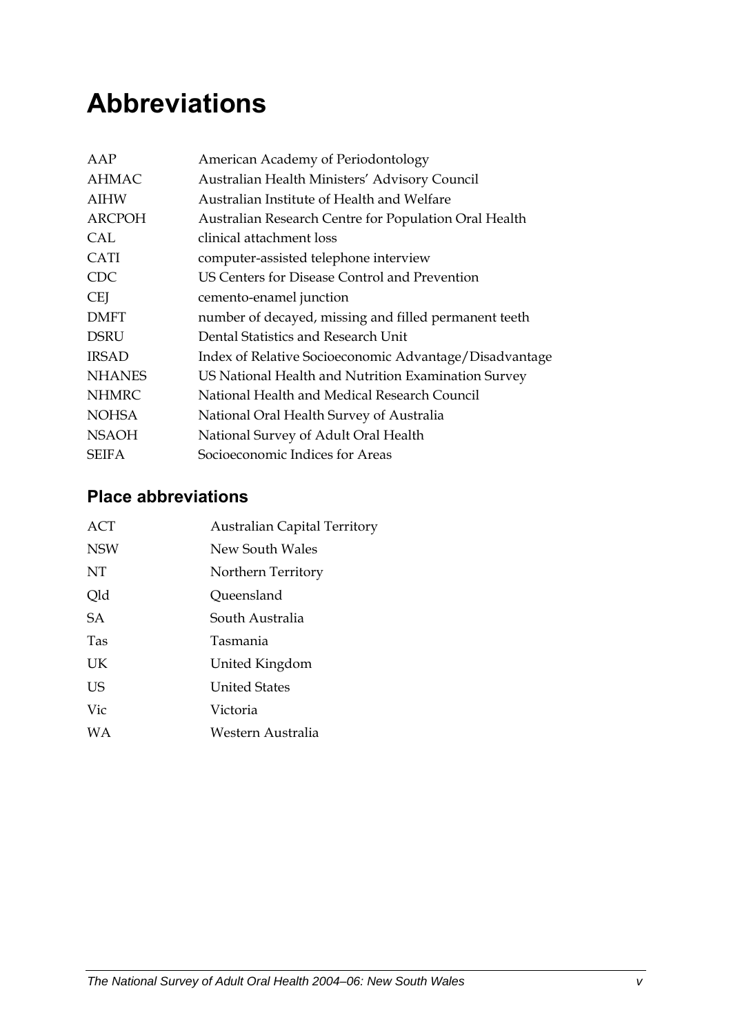# Abbreviations

| | |
|---|---|
| AAP | American Academy of Periodontology |
| AHMAC | Australian Health Ministers' Advisory Council |
| AIHW | Australian Institute of Health and Welfare |
| ARCPOH | Australian Research Centre for Population Oral Health |
| CAL | clinical attachment loss |
| CATI | computer-assisted telephone interview |
| CDC | US Centers for Disease Control and Prevention |
| CEJ | cemento-enamel junction |
| DMFT | number of decayed, missing and filled permanent teeth |
| DSRU | Dental Statistics and Research Unit |
| IRSAD | Index of Relative Socioeconomic Advantage/Disadvantage |
| NHANES | US National Health and Nutrition Examination Survey |
| NHMRC | National Health and Medical Research Council |
| NOHSA | National Oral Health Survey of Australia |
| NSAOH | National Survey of Adult Oral Health |
| SEIFA | Socioeconomic Indices for Areas |

## Place abbreviations

| | |
|---|---|
| ACT | Australian Capital Territory |
| NSW | New South Wales |
| NT | Northern Territory |
| Qld | Queensland |
| SA | South Australia |
| Tas | Tasmania |
| UK | United Kingdom |
| US | United States |
| Vic | Victoria |
| WA | Western Australia |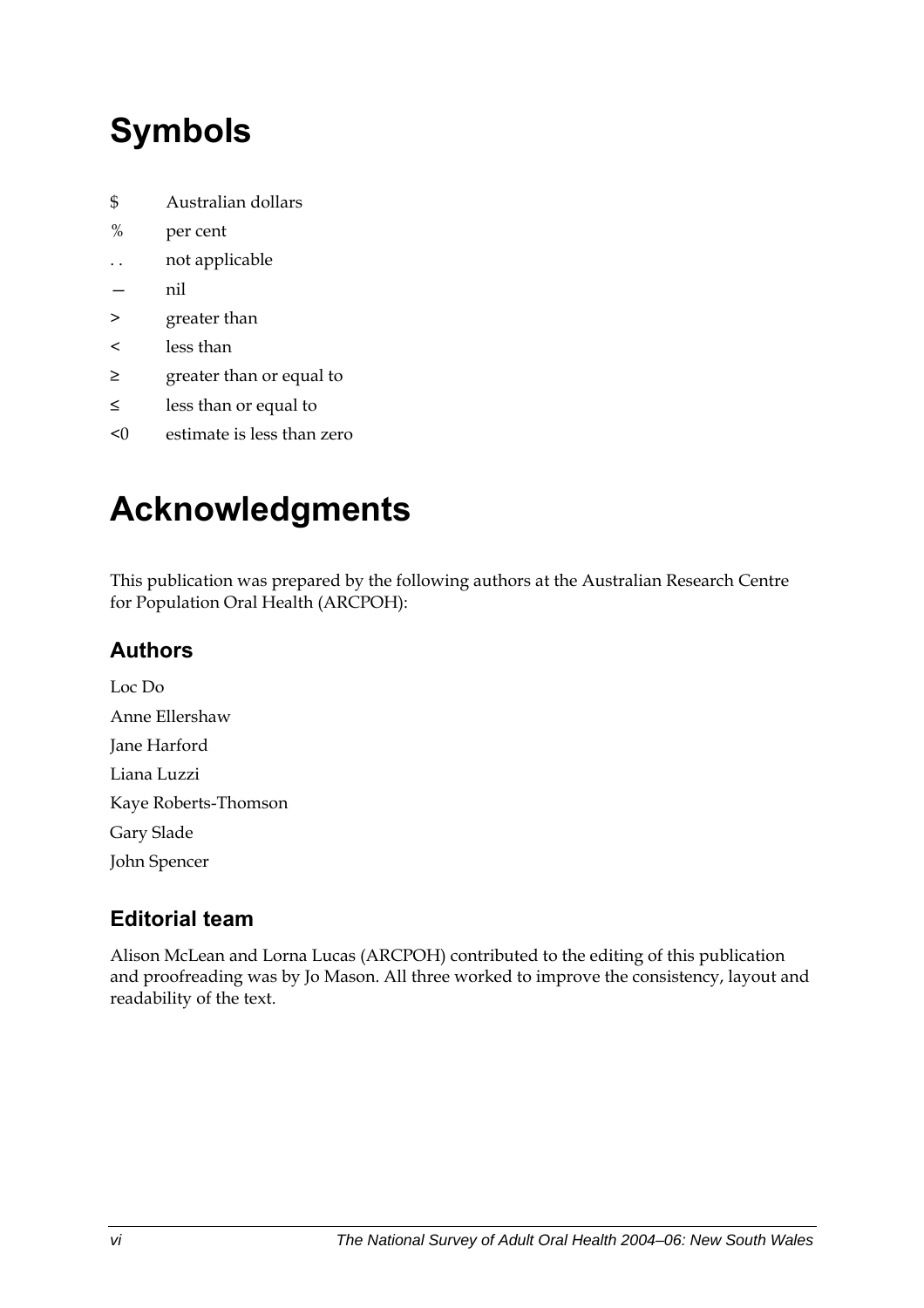# Symbols

| | |
|---|---|
| $ | Australian dollars |
| % | per cent |
| . . | not applicable |
| — | nil |
| > | greater than |
| < | less than |
| ≥ | greater than or equal to |
| ≤ | less than or equal to |
| <0 | estimate is less than zero |

# Acknowledgments

This publication was prepared by the following authors at the Australian Research Centre for Population Oral Health (ARCPOH):

## Authors

Loc Do
Anne Ellershaw
Jane Harford
Liana Luzzi
Kaye Roberts-Thomson
Gary Slade
John Spencer

## Editorial team

Alison McLean and Lorna Lucas (ARCPOH) contributed to the editing of this publication and proofreading was by Jo Mason. All three worked to improve the consistency, layout and readability of the text.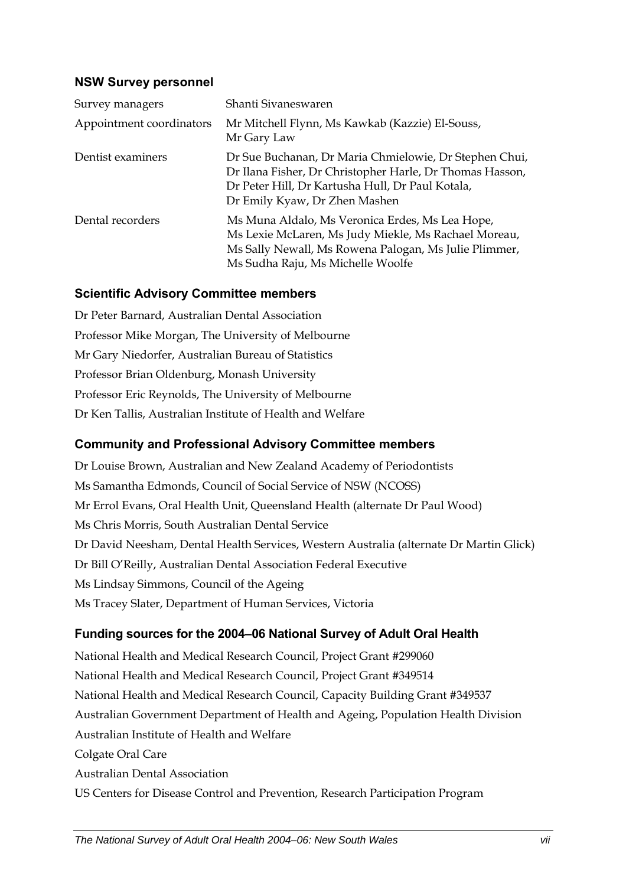### NSW Survey personnel

| Survey managers | Shanti Sivaneswaren |
|---|---|
| Appointment coordinators | Mr Mitchell Flynn, Ms Kawkab (Kazzie) El-Souss, Mr Gary Law |
| Dentist examiners | Dr Sue Buchanan, Dr Maria Chmielowie, Dr Stephen Chui, Dr Ilana Fisher, Dr Christopher Harle, Dr Thomas Hasson, Dr Peter Hill, Dr Kartusha Hull, Dr Paul Kotala, Dr Emily Kyaw, Dr Zhen Mashen |
| Dental recorders | Ms Muna Aldalo, Ms Veronica Erdes, Ms Lea Hope, Ms Lexie McLaren, Ms Judy Miekle, Ms Rachael Moreau, Ms Sally Newall, Ms Rowena Palogan, Ms Julie Plimmer, Ms Sudha Raju, Ms Michelle Woolfe |

### Scientific Advisory Committee members

Dr Peter Barnard, Australian Dental Association
Professor Mike Morgan, The University of Melbourne
Mr Gary Niedorfer, Australian Bureau of Statistics
Professor Brian Oldenburg, Monash University
Professor Eric Reynolds, The University of Melbourne
Dr Ken Tallis, Australian Institute of Health and Welfare

### Community and Professional Advisory Committee members

Dr Louise Brown, Australian and New Zealand Academy of Periodontists
Ms Samantha Edmonds, Council of Social Service of NSW (NCOSS)
Mr Errol Evans, Oral Health Unit, Queensland Health (alternate Dr Paul Wood)
Ms Chris Morris, South Australian Dental Service
Dr David Neesham, Dental Health Services, Western Australia (alternate Dr Martin Glick)
Dr Bill O'Reilly, Australian Dental Association Federal Executive
Ms Lindsay Simmons, Council of the Ageing
Ms Tracey Slater, Department of Human Services, Victoria

### Funding sources for the 2004–06 National Survey of Adult Oral Health

National Health and Medical Research Council, Project Grant #299060
National Health and Medical Research Council, Project Grant #349514
National Health and Medical Research Council, Capacity Building Grant #349537
Australian Government Department of Health and Ageing, Population Health Division
Australian Institute of Health and Welfare
Colgate Oral Care
Australian Dental Association
US Centers for Disease Control and Prevention, Research Participation Program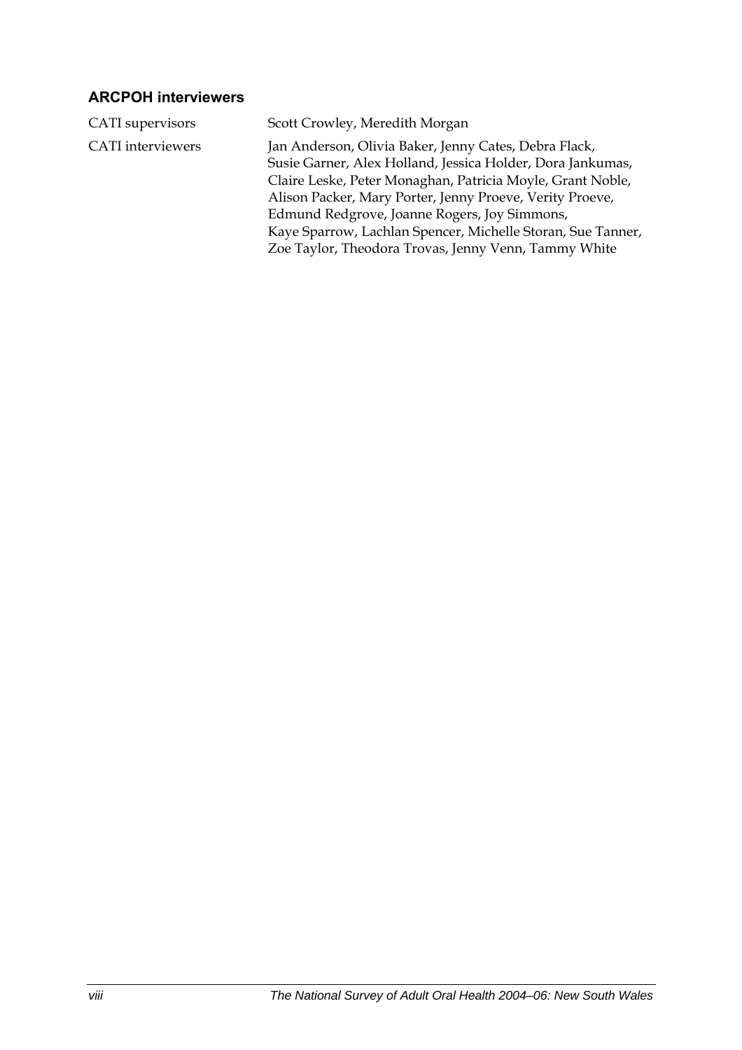## ARCPOH interviewers

| | |
|---|---|
| CATI supervisors | Scott Crowley, Meredith Morgan |
| CATI interviewers | Jan Anderson, Olivia Baker, Jenny Cates, Debra Flack, Susie Garner, Alex Holland, Jessica Holder, Dora Jankumas, Claire Leske, Peter Monaghan, Patricia Moyle, Grant Noble, Alison Packer, Mary Porter, Jenny Proeve, Verity Proeve, Edmund Redgrove, Joanne Rogers, Joy Simmons, Kaye Sparrow, Lachlan Spencer, Michelle Storan, Sue Tanner, Zoe Taylor, Theodora Trovas, Jenny Venn, Tammy White |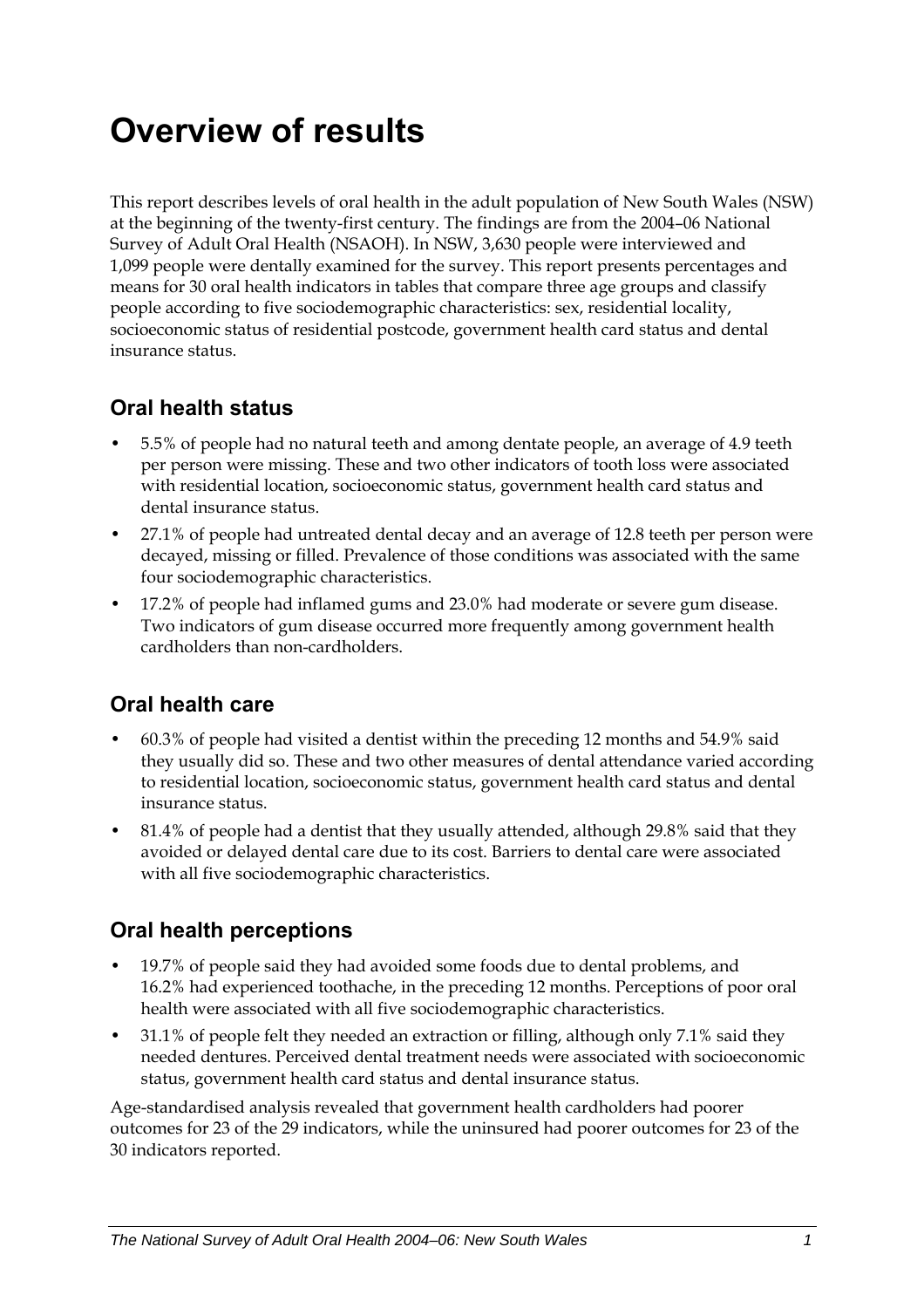# Overview of results

This report describes levels of oral health in the adult population of New South Wales (NSW) at the beginning of the twenty-first century. The findings are from the 2004–06 National Survey of Adult Oral Health (NSAOH). In NSW, 3,630 people were interviewed and 1,099 people were dentally examined for the survey. This report presents percentages and means for 30 oral health indicators in tables that compare three age groups and classify people according to five sociodemographic characteristics: sex, residential locality, socioeconomic status of residential postcode, government health card status and dental insurance status.

## Oral health status

- 5.5% of people had no natural teeth and among dentate people, an average of 4.9 teeth per person were missing. These and two other indicators of tooth loss were associated with residential location, socioeconomic status, government health card status and dental insurance status.
- 27.1% of people had untreated dental decay and an average of 12.8 teeth per person were decayed, missing or filled. Prevalence of those conditions was associated with the same four sociodemographic characteristics.
- 17.2% of people had inflamed gums and 23.0% had moderate or severe gum disease. Two indicators of gum disease occurred more frequently among government health cardholders than non-cardholders.

## Oral health care

- 60.3% of people had visited a dentist within the preceding 12 months and 54.9% said they usually did so. These and two other measures of dental attendance varied according to residential location, socioeconomic status, government health card status and dental insurance status.
- 81.4% of people had a dentist that they usually attended, although 29.8% said that they avoided or delayed dental care due to its cost. Barriers to dental care were associated with all five sociodemographic characteristics.

## Oral health perceptions

- 19.7% of people said they had avoided some foods due to dental problems, and 16.2% had experienced toothache, in the preceding 12 months. Perceptions of poor oral health were associated with all five sociodemographic characteristics.
- 31.1% of people felt they needed an extraction or filling, although only 7.1% said they needed dentures. Perceived dental treatment needs were associated with socioeconomic status, government health card status and dental insurance status.

Age-standardised analysis revealed that government health cardholders had poorer outcomes for 23 of the 29 indicators, while the uninsured had poorer outcomes for 23 of the 30 indicators reported.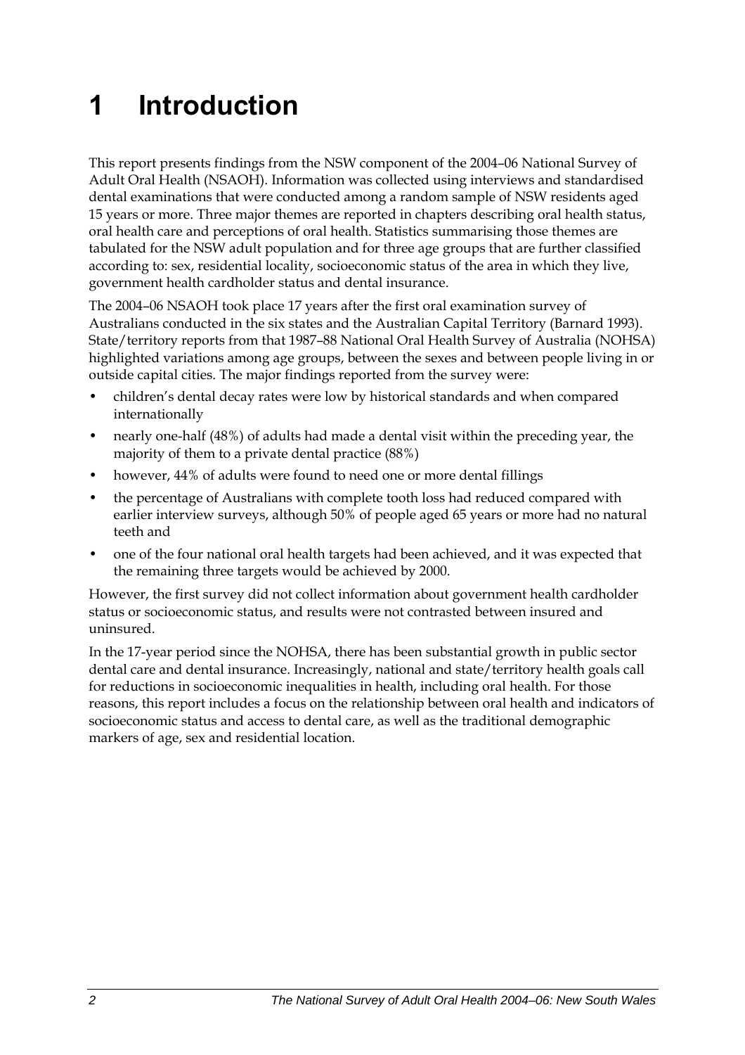# 1 Introduction

This report presents findings from the NSW component of the 2004–06 National Survey of Adult Oral Health (NSAOH). Information was collected using interviews and standardised dental examinations that were conducted among a random sample of NSW residents aged 15 years or more. Three major themes are reported in chapters describing oral health status, oral health care and perceptions of oral health. Statistics summarising those themes are tabulated for the NSW adult population and for three age groups that are further classified according to: sex, residential locality, socioeconomic status of the area in which they live, government health cardholder status and dental insurance.

The 2004–06 NSAOH took place 17 years after the first oral examination survey of Australians conducted in the six states and the Australian Capital Territory (Barnard 1993). State/territory reports from that 1987–88 National Oral Health Survey of Australia (NOHSA) highlighted variations among age groups, between the sexes and between people living in or outside capital cities. The major findings reported from the survey were:

- children's dental decay rates were low by historical standards and when compared internationally
- nearly one-half (48%) of adults had made a dental visit within the preceding year, the majority of them to a private dental practice (88%)
- however, 44% of adults were found to need one or more dental fillings
- the percentage of Australians with complete tooth loss had reduced compared with earlier interview surveys, although 50% of people aged 65 years or more had no natural teeth and
- one of the four national oral health targets had been achieved, and it was expected that the remaining three targets would be achieved by 2000.

However, the first survey did not collect information about government health cardholder status or socioeconomic status, and results were not contrasted between insured and uninsured.

In the 17-year period since the NOHSA, there has been substantial growth in public sector dental care and dental insurance. Increasingly, national and state/territory health goals call for reductions in socioeconomic inequalities in health, including oral health. For those reasons, this report includes a focus on the relationship between oral health and indicators of socioeconomic status and access to dental care, as well as the traditional demographic markers of age, sex and residential location.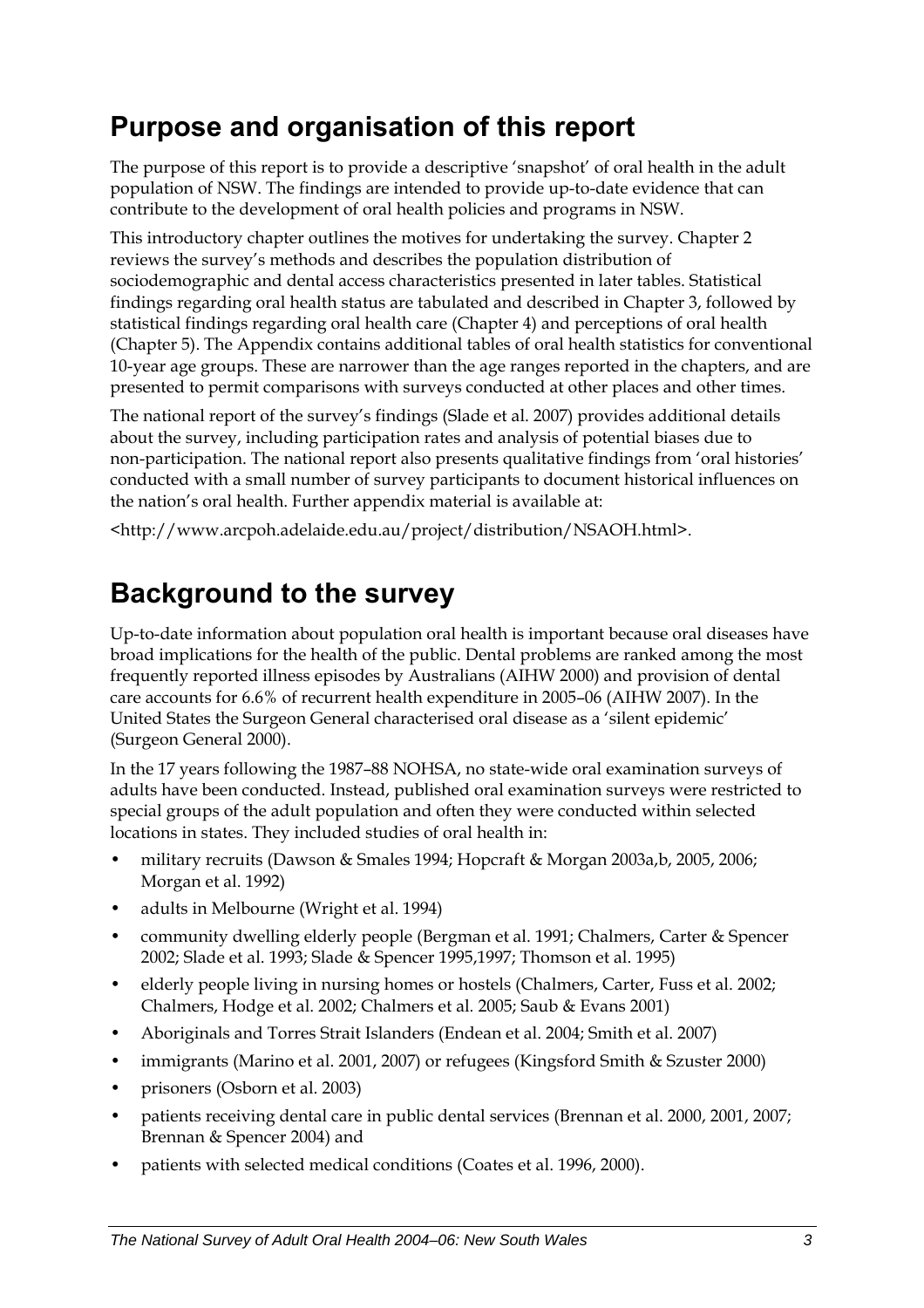## Purpose and organisation of this report

The purpose of this report is to provide a descriptive 'snapshot' of oral health in the adult population of NSW. The findings are intended to provide up-to-date evidence that can contribute to the development of oral health policies and programs in NSW.

This introductory chapter outlines the motives for undertaking the survey. Chapter 2 reviews the survey's methods and describes the population distribution of sociodemographic and dental access characteristics presented in later tables. Statistical findings regarding oral health status are tabulated and described in Chapter 3, followed by statistical findings regarding oral health care (Chapter 4) and perceptions of oral health (Chapter 5). The Appendix contains additional tables of oral health statistics for conventional 10-year age groups. These are narrower than the age ranges reported in the chapters, and are presented to permit comparisons with surveys conducted at other places and other times.

The national report of the survey's findings (Slade et al. 2007) provides additional details about the survey, including participation rates and analysis of potential biases due to non-participation. The national report also presents qualitative findings from 'oral histories' conducted with a small number of survey participants to document historical influences on the nation's oral health. Further appendix material is available at:

<http://www.arcpoh.adelaide.edu.au/project/distribution/NSAOH.html>.

## Background to the survey

Up-to-date information about population oral health is important because oral diseases have broad implications for the health of the public. Dental problems are ranked among the most frequently reported illness episodes by Australians (AIHW 2000) and provision of dental care accounts for 6.6% of recurrent health expenditure in 2005–06 (AIHW 2007). In the United States the Surgeon General characterised oral disease as a 'silent epidemic' (Surgeon General 2000).

In the 17 years following the 1987–88 NOHSA, no state-wide oral examination surveys of adults have been conducted. Instead, published oral examination surveys were restricted to special groups of the adult population and often they were conducted within selected locations in states. They included studies of oral health in:

- military recruits (Dawson & Smales 1994; Hopcraft & Morgan 2003a,b, 2005, 2006; Morgan et al. 1992)
- adults in Melbourne (Wright et al. 1994)
- community dwelling elderly people (Bergman et al. 1991; Chalmers, Carter & Spencer 2002; Slade et al. 1993; Slade & Spencer 1995,1997; Thomson et al. 1995)
- elderly people living in nursing homes or hostels (Chalmers, Carter, Fuss et al. 2002; Chalmers, Hodge et al. 2002; Chalmers et al. 2005; Saub & Evans 2001)
- Aboriginals and Torres Strait Islanders (Endean et al. 2004; Smith et al. 2007)
- immigrants (Marino et al. 2001, 2007) or refugees (Kingsford Smith & Szuster 2000)
- prisoners (Osborn et al. 2003)
- patients receiving dental care in public dental services (Brennan et al. 2000, 2001, 2007; Brennan & Spencer 2004) and
- patients with selected medical conditions (Coates et al. 1996, 2000).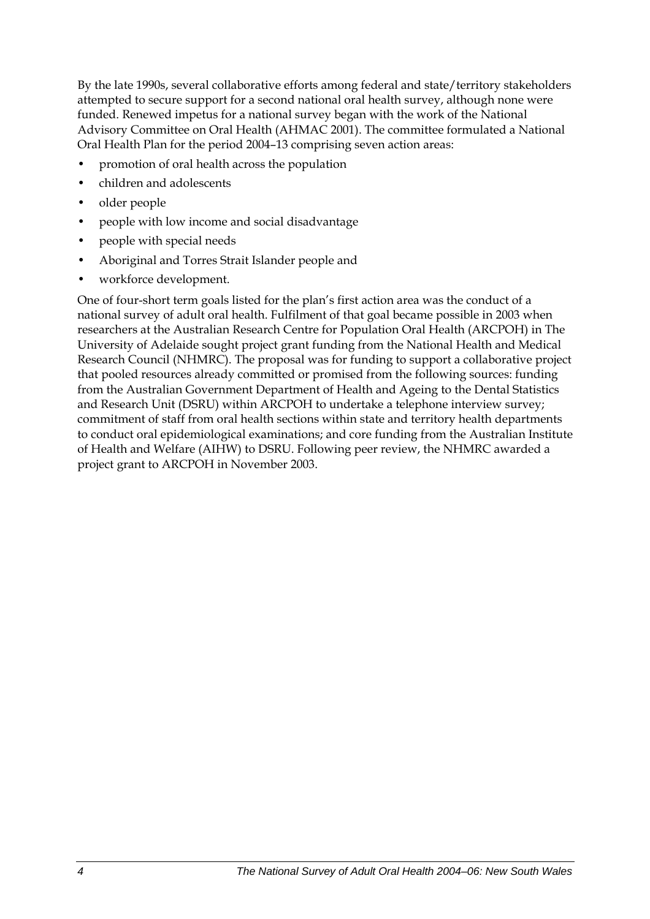By the late 1990s, several collaborative efforts among federal and state/territory stakeholders attempted to secure support for a second national oral health survey, although none were funded. Renewed impetus for a national survey began with the work of the National Advisory Committee on Oral Health (AHMAC 2001). The committee formulated a National Oral Health Plan for the period 2004–13 comprising seven action areas:

- promotion of oral health across the population
- children and adolescents
- older people
- people with low income and social disadvantage
- people with special needs
- Aboriginal and Torres Strait Islander people and
- workforce development.

One of four-short term goals listed for the plan's first action area was the conduct of a national survey of adult oral health. Fulfilment of that goal became possible in 2003 when researchers at the Australian Research Centre for Population Oral Health (ARCPOH) in The University of Adelaide sought project grant funding from the National Health and Medical Research Council (NHMRC). The proposal was for funding to support a collaborative project that pooled resources already committed or promised from the following sources: funding from the Australian Government Department of Health and Ageing to the Dental Statistics and Research Unit (DSRU) within ARCPOH to undertake a telephone interview survey; commitment of staff from oral health sections within state and territory health departments to conduct oral epidemiological examinations; and core funding from the Australian Institute of Health and Welfare (AIHW) to DSRU. Following peer review, the NHMRC awarded a project grant to ARCPOH in November 2003.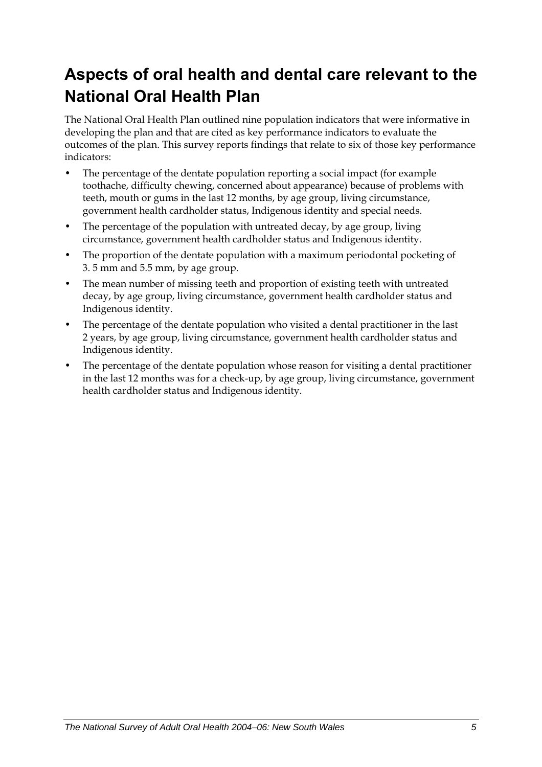## Aspects of oral health and dental care relevant to the National Oral Health Plan

The National Oral Health Plan outlined nine population indicators that were informative in developing the plan and that are cited as key performance indicators to evaluate the outcomes of the plan. This survey reports findings that relate to six of those key performance indicators:

- The percentage of the dentate population reporting a social impact (for example toothache, difficulty chewing, concerned about appearance) because of problems with teeth, mouth or gums in the last 12 months, by age group, living circumstance, government health cardholder status, Indigenous identity and special needs.
- The percentage of the population with untreated decay, by age group, living circumstance, government health cardholder status and Indigenous identity.
- The proportion of the dentate population with a maximum periodontal pocketing of 3. 5 mm and 5.5 mm, by age group.
- The mean number of missing teeth and proportion of existing teeth with untreated decay, by age group, living circumstance, government health cardholder status and Indigenous identity.
- The percentage of the dentate population who visited a dental practitioner in the last 2 years, by age group, living circumstance, government health cardholder status and Indigenous identity.
- The percentage of the dentate population whose reason for visiting a dental practitioner in the last 12 months was for a check-up, by age group, living circumstance, government health cardholder status and Indigenous identity.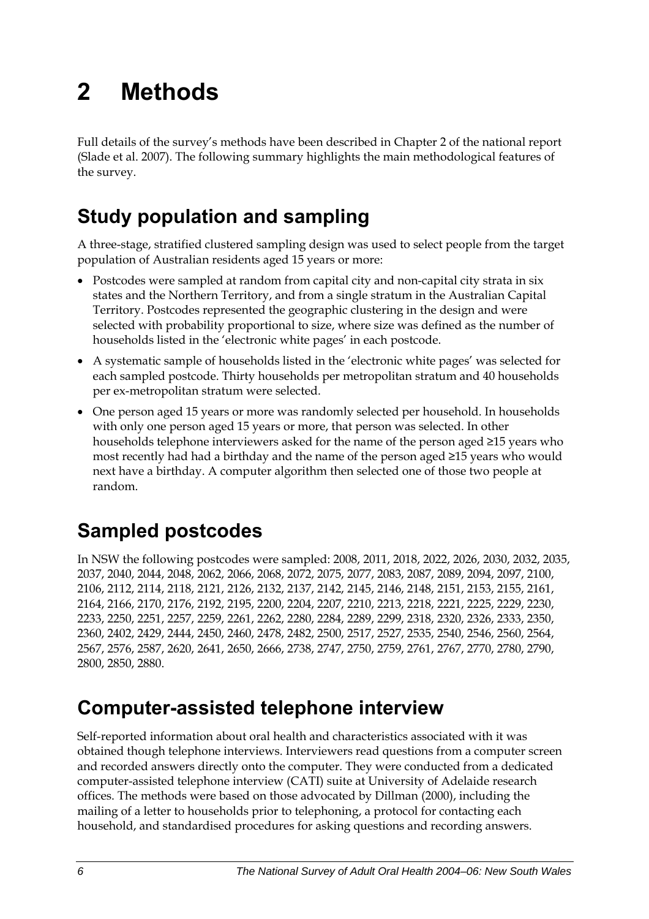# 2 Methods

Full details of the survey's methods have been described in Chapter 2 of the national report (Slade et al. 2007). The following summary highlights the main methodological features of the survey.

## Study population and sampling

A three-stage, stratified clustered sampling design was used to select people from the target population of Australian residents aged 15 years or more:

- Postcodes were sampled at random from capital city and non-capital city strata in six states and the Northern Territory, and from a single stratum in the Australian Capital Territory. Postcodes represented the geographic clustering in the design and were selected with probability proportional to size, where size was defined as the number of households listed in the 'electronic white pages' in each postcode.
- A systematic sample of households listed in the 'electronic white pages' was selected for each sampled postcode. Thirty households per metropolitan stratum and 40 households per ex-metropolitan stratum were selected.
- One person aged 15 years or more was randomly selected per household. In households with only one person aged 15 years or more, that person was selected. In other households telephone interviewers asked for the name of the person aged ≥15 years who most recently had had a birthday and the name of the person aged ≥15 years who would next have a birthday. A computer algorithm then selected one of those two people at random.

## Sampled postcodes

In NSW the following postcodes were sampled: 2008, 2011, 2018, 2022, 2026, 2030, 2032, 2035, 2037, 2040, 2044, 2048, 2062, 2066, 2068, 2072, 2075, 2077, 2083, 2087, 2089, 2094, 2097, 2100, 2106, 2112, 2114, 2118, 2121, 2126, 2132, 2137, 2142, 2145, 2146, 2148, 2151, 2153, 2155, 2161, 2164, 2166, 2170, 2176, 2192, 2195, 2200, 2204, 2207, 2210, 2213, 2218, 2221, 2225, 2229, 2230, 2233, 2250, 2251, 2257, 2259, 2261, 2262, 2280, 2284, 2289, 2299, 2318, 2320, 2326, 2333, 2350, 2360, 2402, 2429, 2444, 2450, 2460, 2478, 2482, 2500, 2517, 2527, 2535, 2540, 2546, 2560, 2564, 2567, 2576, 2587, 2620, 2641, 2650, 2666, 2738, 2747, 2750, 2759, 2761, 2767, 2770, 2780, 2790, 2800, 2850, 2880.

## Computer-assisted telephone interview

Self-reported information about oral health and characteristics associated with it was obtained though telephone interviews. Interviewers read questions from a computer screen and recorded answers directly onto the computer. They were conducted from a dedicated computer-assisted telephone interview (CATI) suite at University of Adelaide research offices. The methods were based on those advocated by Dillman (2000), including the mailing of a letter to households prior to telephoning, a protocol for contacting each household, and standardised procedures for asking questions and recording answers.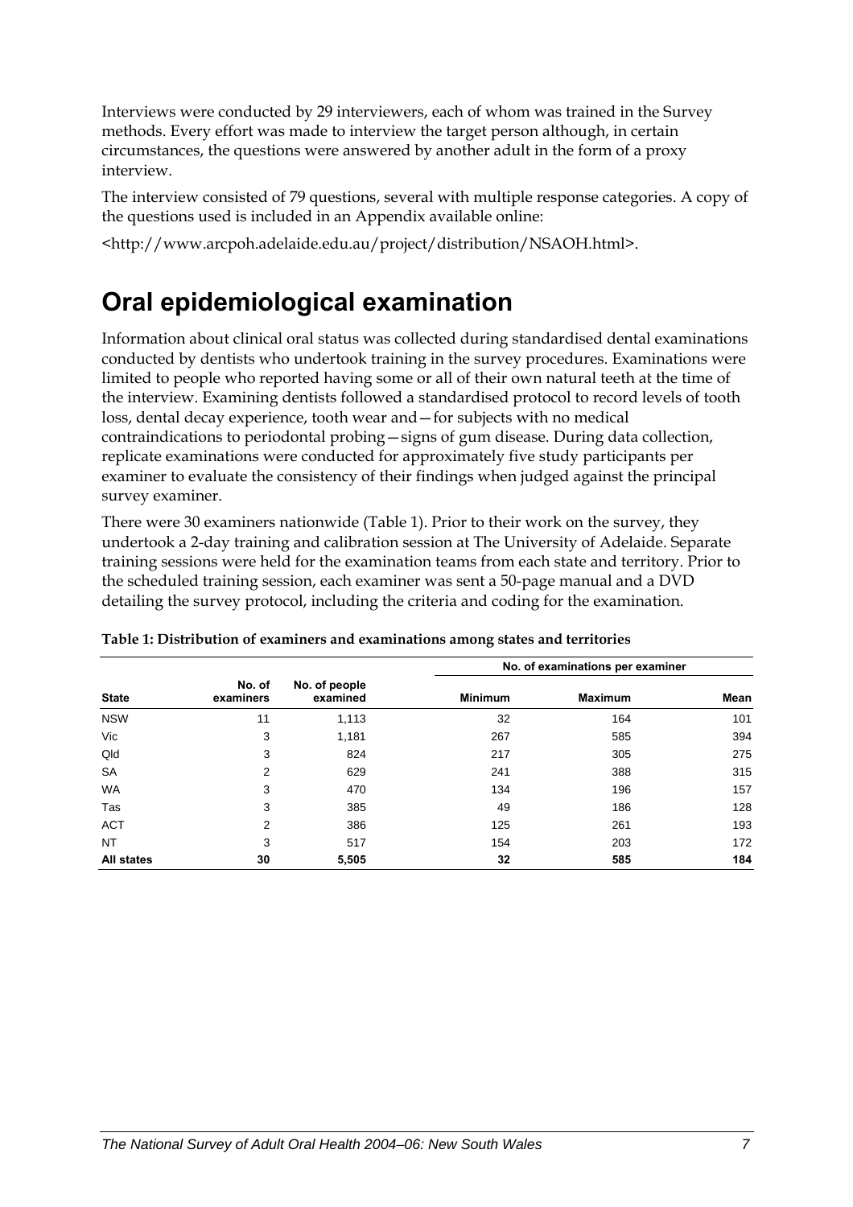Interviews were conducted by 29 interviewers, each of whom was trained in the Survey methods. Every effort was made to interview the target person although, in certain circumstances, the questions were answered by another adult in the form of a proxy interview.

The interview consisted of 79 questions, several with multiple response categories. A copy of the questions used is included in an Appendix available online:

<http://www.arcpoh.adelaide.edu.au/project/distribution/NSAOH.html>.

# Oral epidemiological examination

Information about clinical oral status was collected during standardised dental examinations conducted by dentists who undertook training in the survey procedures. Examinations were limited to people who reported having some or all of their own natural teeth at the time of the interview. Examining dentists followed a standardised protocol to record levels of tooth loss, dental decay experience, tooth wear and—for subjects with no medical contraindications to periodontal probing—signs of gum disease. During data collection, replicate examinations were conducted for approximately five study participants per examiner to evaluate the consistency of their findings when judged against the principal survey examiner.

There were 30 examiners nationwide (Table 1). Prior to their work on the survey, they undertook a 2-day training and calibration session at The University of Adelaide. Separate training sessions were held for the examination teams from each state and territory. Prior to the scheduled training session, each examiner was sent a 50-page manual and a DVD detailing the survey protocol, including the criteria and coding for the examination.

**Table 1: Distribution of examiners and examinations among states and territories**

| | | | No. of examinations per examiner | | |
|---|---|---|---|---|---|
| **State** | **No. of examiners** | **No. of people examined** | **Minimum** | **Maximum** | **Mean** |
| NSW | 11 | 1,113 | 32 | 164 | 101 |
| Vic | 3 | 1,181 | 267 | 585 | 394 |
| Qld | 3 | 824 | 217 | 305 | 275 |
| SA | 2 | 629 | 241 | 388 | 315 |
| WA | 3 | 470 | 134 | 196 | 157 |
| Tas | 3 | 385 | 49 | 186 | 128 |
| ACT | 2 | 386 | 125 | 261 | 193 |
| NT | 3 | 517 | 154 | 203 | 172 |
| **All states** | **30** | **5,505** | **32** | **585** | **184** |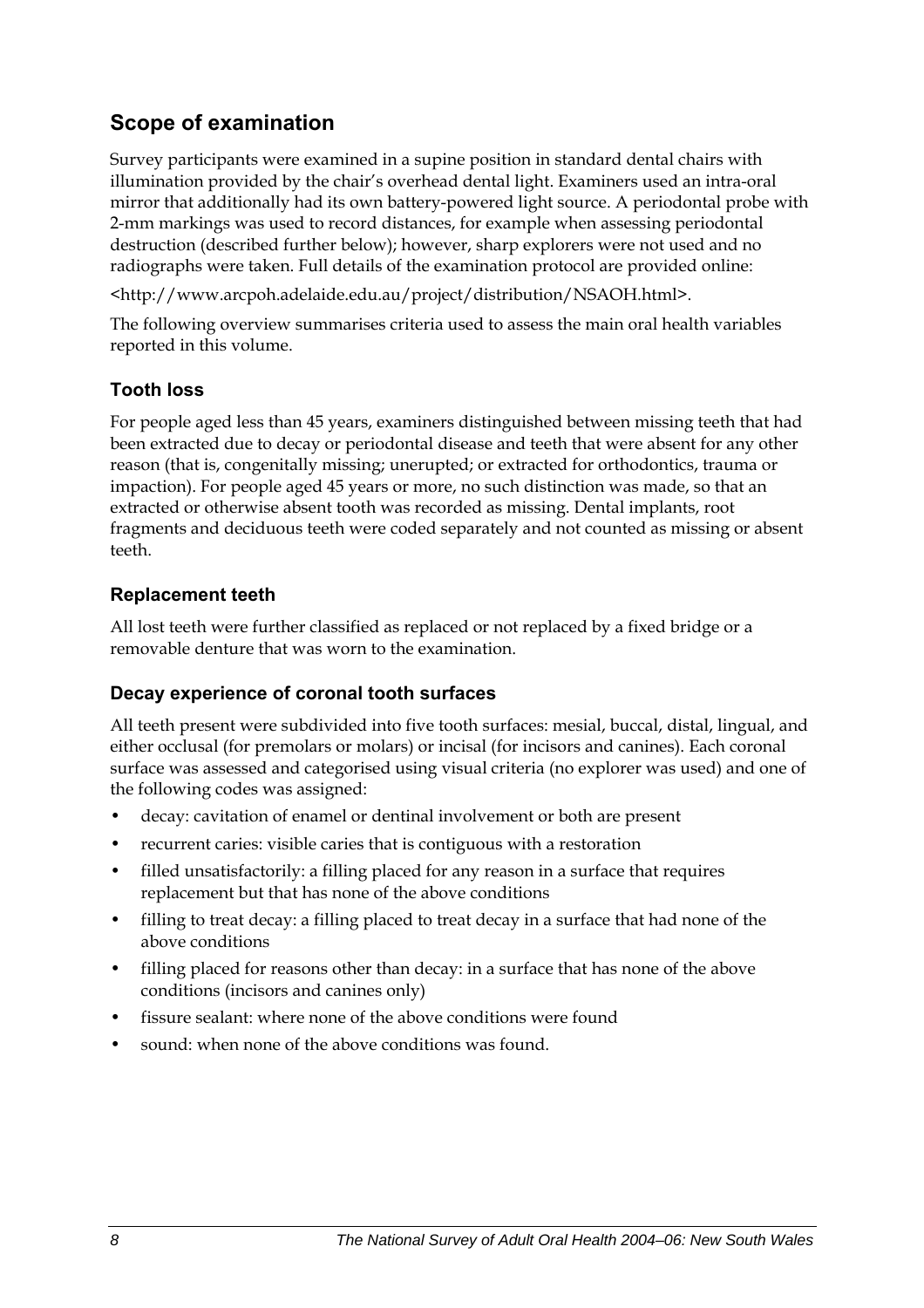## Scope of examination

Survey participants were examined in a supine position in standard dental chairs with illumination provided by the chair's overhead dental light. Examiners used an intra-oral mirror that additionally had its own battery-powered light source. A periodontal probe with 2-mm markings was used to record distances, for example when assessing periodontal destruction (described further below); however, sharp explorers were not used and no radiographs were taken. Full details of the examination protocol are provided online:

<http://www.arcpoh.adelaide.edu.au/project/distribution/NSAOH.html>.

The following overview summarises criteria used to assess the main oral health variables reported in this volume.

### Tooth loss

For people aged less than 45 years, examiners distinguished between missing teeth that had been extracted due to decay or periodontal disease and teeth that were absent for any other reason (that is, congenitally missing; unerupted; or extracted for orthodontics, trauma or impaction). For people aged 45 years or more, no such distinction was made, so that an extracted or otherwise absent tooth was recorded as missing. Dental implants, root fragments and deciduous teeth were coded separately and not counted as missing or absent teeth.

### Replacement teeth

All lost teeth were further classified as replaced or not replaced by a fixed bridge or a removable denture that was worn to the examination.

### Decay experience of coronal tooth surfaces

All teeth present were subdivided into five tooth surfaces: mesial, buccal, distal, lingual, and either occlusal (for premolars or molars) or incisal (for incisors and canines). Each coronal surface was assessed and categorised using visual criteria (no explorer was used) and one of the following codes was assigned:

- decay: cavitation of enamel or dentinal involvement or both are present
- recurrent caries: visible caries that is contiguous with a restoration
- filled unsatisfactorily: a filling placed for any reason in a surface that requires replacement but that has none of the above conditions
- filling to treat decay: a filling placed to treat decay in a surface that had none of the above conditions
- filling placed for reasons other than decay: in a surface that has none of the above conditions (incisors and canines only)
- fissure sealant: where none of the above conditions were found
- sound: when none of the above conditions was found.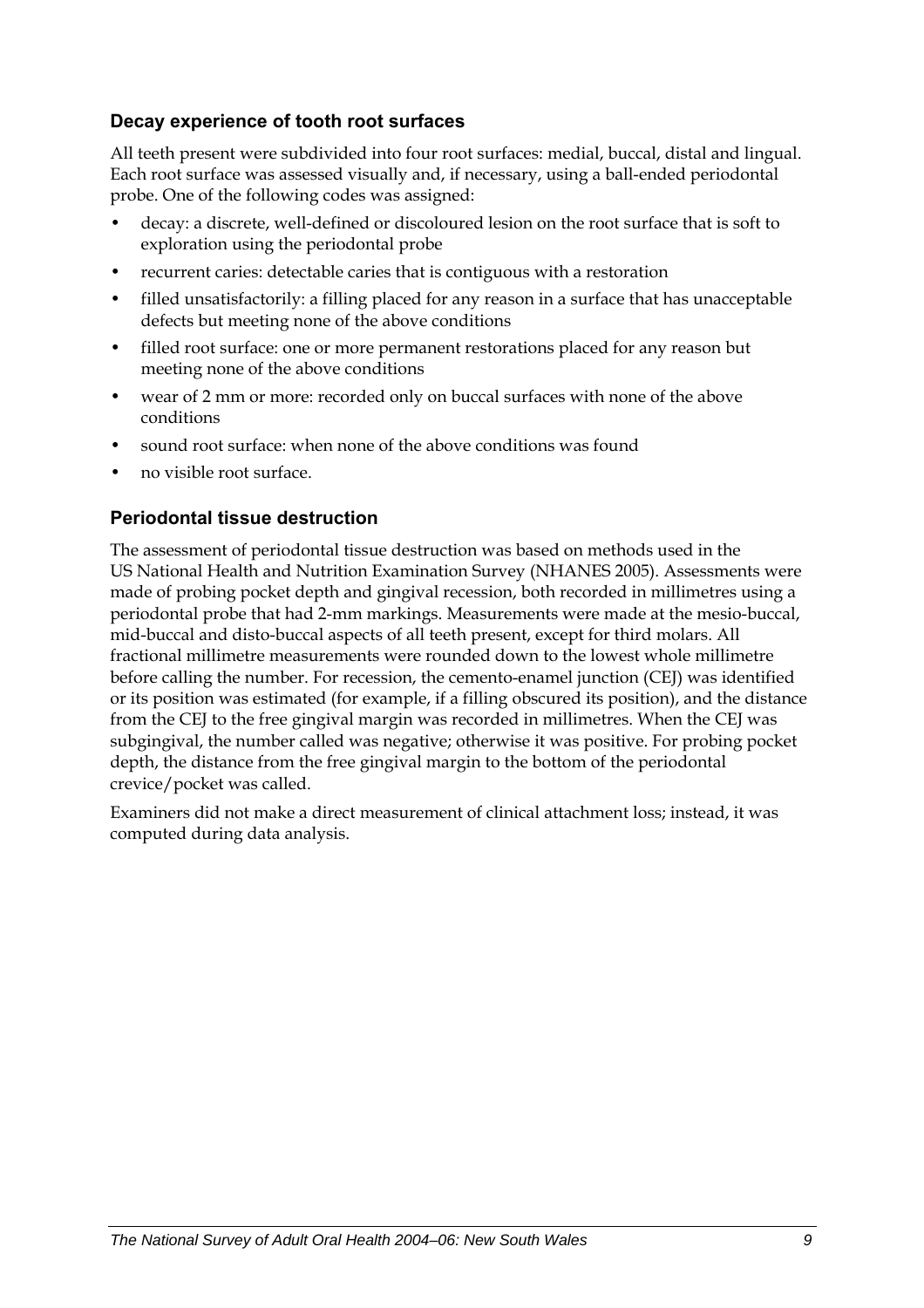### Decay experience of tooth root surfaces

All teeth present were subdivided into four root surfaces: medial, buccal, distal and lingual. Each root surface was assessed visually and, if necessary, using a ball-ended periodontal probe. One of the following codes was assigned:

- decay: a discrete, well-defined or discoloured lesion on the root surface that is soft to exploration using the periodontal probe
- recurrent caries: detectable caries that is contiguous with a restoration
- filled unsatisfactorily: a filling placed for any reason in a surface that has unacceptable defects but meeting none of the above conditions
- filled root surface: one or more permanent restorations placed for any reason but meeting none of the above conditions
- wear of 2 mm or more: recorded only on buccal surfaces with none of the above conditions
- sound root surface: when none of the above conditions was found
- no visible root surface.

### Periodontal tissue destruction

The assessment of periodontal tissue destruction was based on methods used in the US National Health and Nutrition Examination Survey (NHANES 2005). Assessments were made of probing pocket depth and gingival recession, both recorded in millimetres using a periodontal probe that had 2-mm markings. Measurements were made at the mesio-buccal, mid-buccal and disto-buccal aspects of all teeth present, except for third molars. All fractional millimetre measurements were rounded down to the lowest whole millimetre before calling the number. For recession, the cemento-enamel junction (CEJ) was identified or its position was estimated (for example, if a filling obscured its position), and the distance from the CEJ to the free gingival margin was recorded in millimetres. When the CEJ was subgingival, the number called was negative; otherwise it was positive. For probing pocket depth, the distance from the free gingival margin to the bottom of the periodontal crevice/pocket was called.

Examiners did not make a direct measurement of clinical attachment loss; instead, it was computed during data analysis.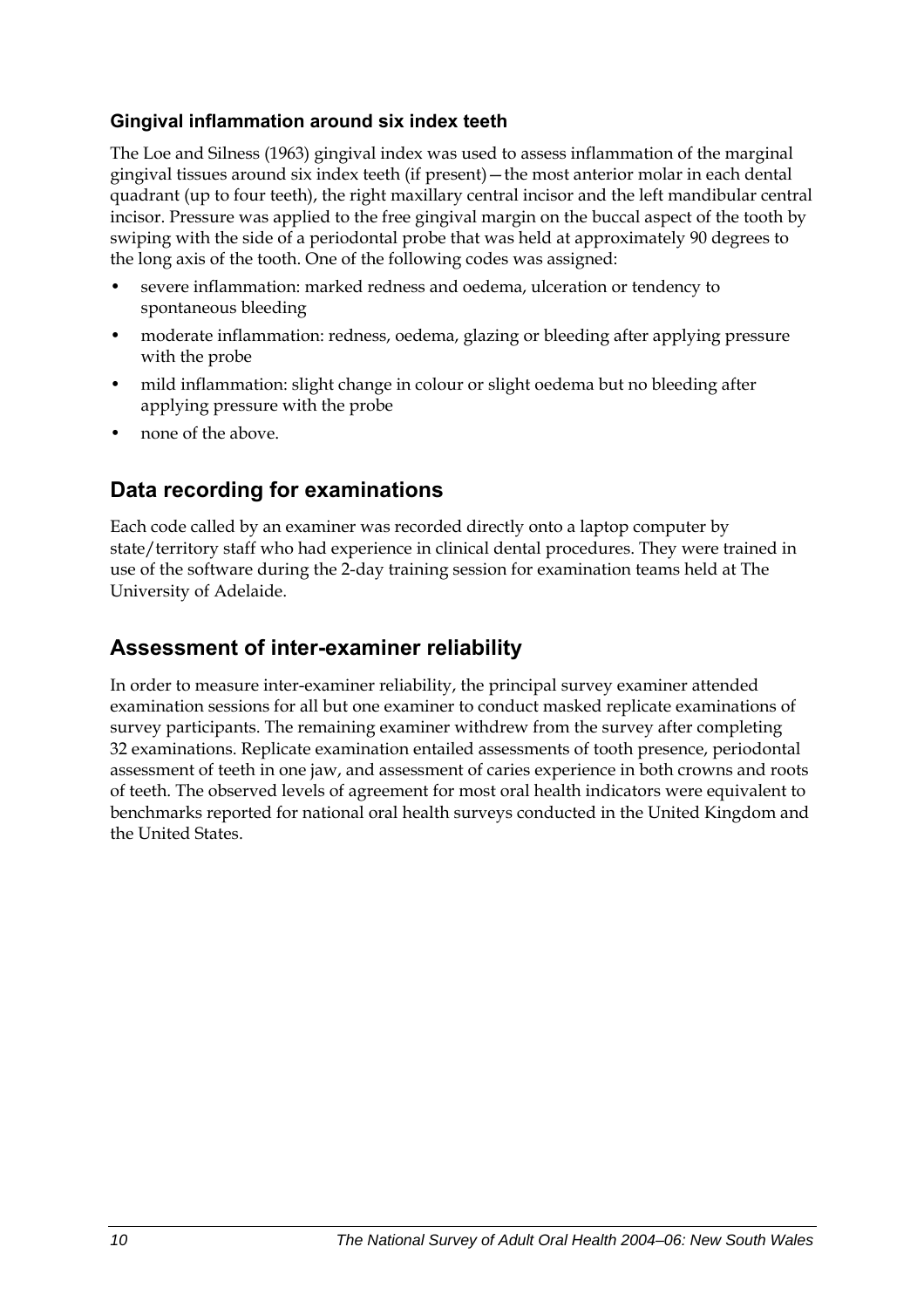### Gingival inflammation around six index teeth

The Loe and Silness (1963) gingival index was used to assess inflammation of the marginal gingival tissues around six index teeth (if present)—the most anterior molar in each dental quadrant (up to four teeth), the right maxillary central incisor and the left mandibular central incisor. Pressure was applied to the free gingival margin on the buccal aspect of the tooth by swiping with the side of a periodontal probe that was held at approximately 90 degrees to the long axis of the tooth. One of the following codes was assigned:

- severe inflammation: marked redness and oedema, ulceration or tendency to spontaneous bleeding
- moderate inflammation: redness, oedema, glazing or bleeding after applying pressure with the probe
- mild inflammation: slight change in colour or slight oedema but no bleeding after applying pressure with the probe
- none of the above.

## Data recording for examinations

Each code called by an examiner was recorded directly onto a laptop computer by state/territory staff who had experience in clinical dental procedures. They were trained in use of the software during the 2-day training session for examination teams held at The University of Adelaide.

## Assessment of inter-examiner reliability

In order to measure inter-examiner reliability, the principal survey examiner attended examination sessions for all but one examiner to conduct masked replicate examinations of survey participants. The remaining examiner withdrew from the survey after completing 32 examinations. Replicate examination entailed assessments of tooth presence, periodontal assessment of teeth in one jaw, and assessment of caries experience in both crowns and roots of teeth. The observed levels of agreement for most oral health indicators were equivalent to benchmarks reported for national oral health surveys conducted in the United Kingdom and the United States.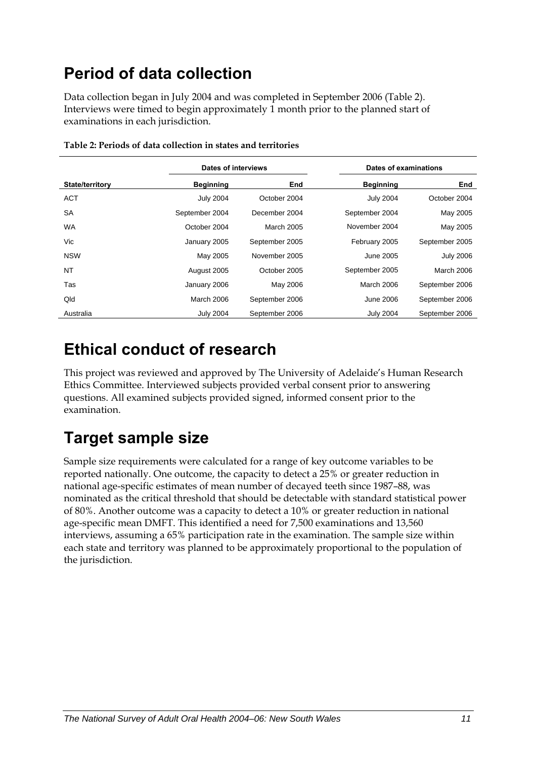# Period of data collection

Data collection began in July 2004 and was completed in September 2006 (Table 2). Interviews were timed to begin approximately 1 month prior to the planned start of examinations in each jurisdiction.

**Table 2: Periods of data collection in states and territories**

| | Dates of interviews | | Dates of examinations | |
|---|---|---|---|---|
| **State/territory** | **Beginning** | **End** | **Beginning** | **End** |
| ACT | July 2004 | October 2004 | July 2004 | October 2004 |
| SA | September 2004 | December 2004 | September 2004 | May 2005 |
| WA | October 2004 | March 2005 | November 2004 | May 2005 |
| Vic | January 2005 | September 2005 | February 2005 | September 2005 |
| NSW | May 2005 | November 2005 | June 2005 | July 2006 |
| NT | August 2005 | October 2005 | September 2005 | March 2006 |
| Tas | January 2006 | May 2006 | March 2006 | September 2006 |
| Qld | March 2006 | September 2006 | June 2006 | September 2006 |
| Australia | July 2004 | September 2006 | July 2004 | September 2006 |

# Ethical conduct of research

This project was reviewed and approved by The University of Adelaide's Human Research Ethics Committee. Interviewed subjects provided verbal consent prior to answering questions. All examined subjects provided signed, informed consent prior to the examination.

# Target sample size

Sample size requirements were calculated for a range of key outcome variables to be reported nationally. One outcome, the capacity to detect a 25% or greater reduction in national age-specific estimates of mean number of decayed teeth since 1987–88, was nominated as the critical threshold that should be detectable with standard statistical power of 80%. Another outcome was a capacity to detect a 10% or greater reduction in national age-specific mean DMFT. This identified a need for 7,500 examinations and 13,560 interviews, assuming a 65% participation rate in the examination. The sample size within each state and territory was planned to be approximately proportional to the population of the jurisdiction.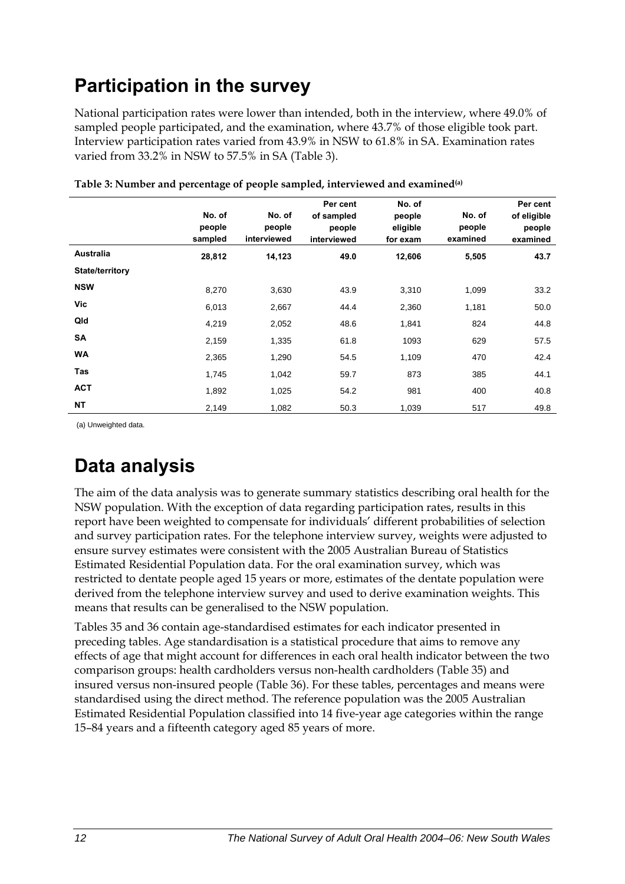# Participation in the survey

National participation rates were lower than intended, both in the interview, where 49.0% of sampled people participated, and the examination, where 43.7% of those eligible took part. Interview participation rates varied from 43.9% in NSW to 61.8% in SA. Examination rates varied from 33.2% in NSW to 57.5% in SA (Table 3).

**Table 3: Number and percentage of people sampled, interviewed and examined[(a)]**

| | No. of people sampled | No. of people interviewed | Per cent of sampled people interviewed | No. of people eligible for exam | No. of people examined | Per cent of eligible people examined |
|---|---|---|---|---|---|---|
| **Australia** | **28,812** | **14,123** | **49.0** | **12,606** | **5,505** | **43.7** |
| **State/territory** | | | | | | |
| **NSW** | 8,270 | 3,630 | 43.9 | 3,310 | 1,099 | 33.2 |
| **Vic** | 6,013 | 2,667 | 44.4 | 2,360 | 1,181 | 50.0 |
| **Qld** | 4,219 | 2,052 | 48.6 | 1,841 | 824 | 44.8 |
| **SA** | 2,159 | 1,335 | 61.8 | 1093 | 629 | 57.5 |
| **WA** | 2,365 | 1,290 | 54.5 | 1,109 | 470 | 42.4 |
| **Tas** | 1,745 | 1,042 | 59.7 | 873 | 385 | 44.1 |
| **ACT** | 1,892 | 1,025 | 54.2 | 981 | 400 | 40.8 |
| **NT** | 2,149 | 1,082 | 50.3 | 1,039 | 517 | 49.8 |

(a) Unweighted data.

# Data analysis

The aim of the data analysis was to generate summary statistics describing oral health for the NSW population. With the exception of data regarding participation rates, results in this report have been weighted to compensate for individuals' different probabilities of selection and survey participation rates. For the telephone interview survey, weights were adjusted to ensure survey estimates were consistent with the 2005 Australian Bureau of Statistics Estimated Residential Population data. For the oral examination survey, which was restricted to dentate people aged 15 years or more, estimates of the dentate population were derived from the telephone interview survey and used to derive examination weights. This means that results can be generalised to the NSW population.

Tables 35 and 36 contain age-standardised estimates for each indicator presented in preceding tables. Age standardisation is a statistical procedure that aims to remove any effects of age that might account for differences in each oral health indicator between the two comparison groups: health cardholders versus non-health cardholders (Table 35) and insured versus non-insured people (Table 36). For these tables, percentages and means were standardised using the direct method. The reference population was the 2005 Australian Estimated Residential Population classified into 14 five-year age categories within the range 15–84 years and a fifteenth category aged 85 years of more.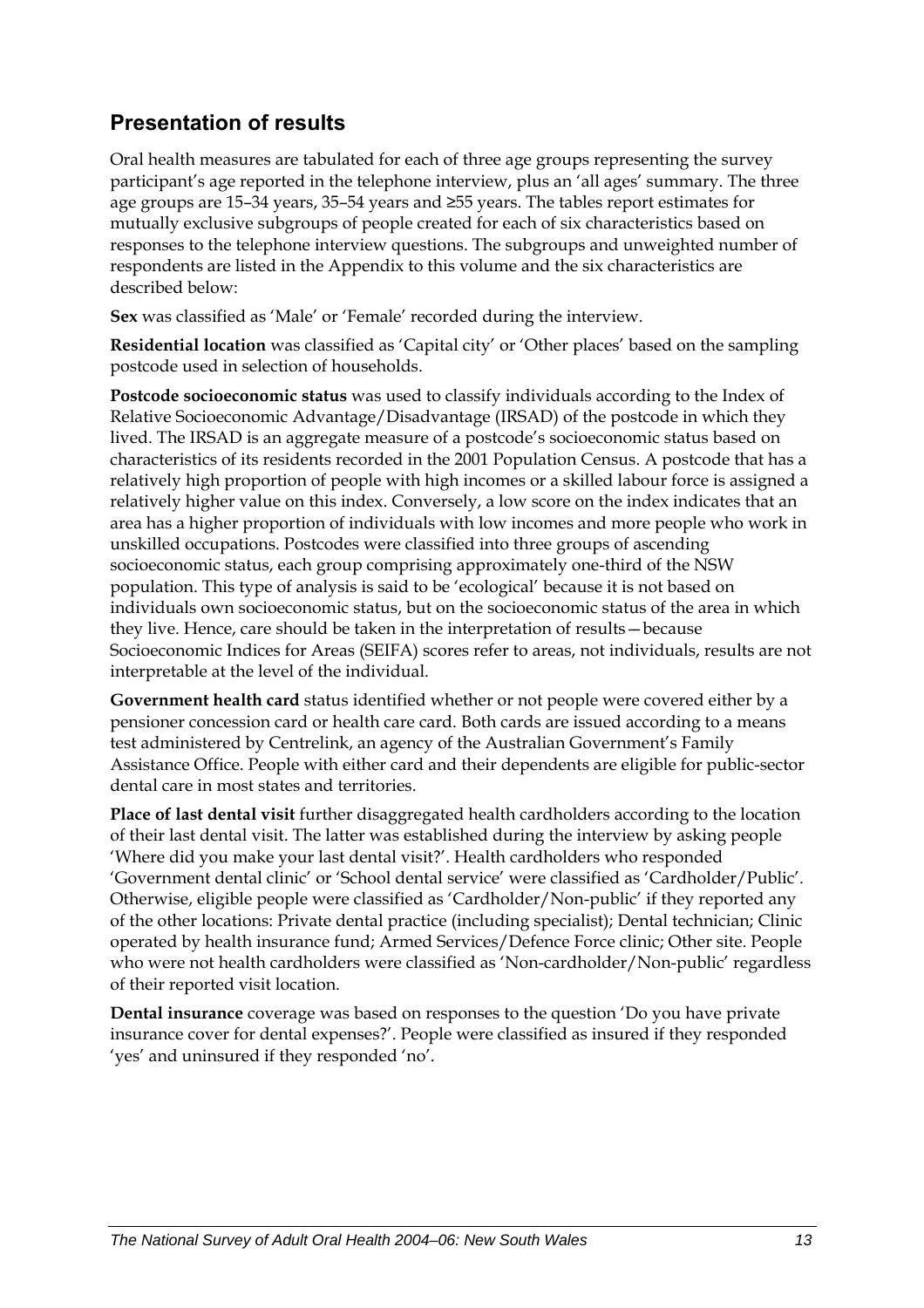## Presentation of results

Oral health measures are tabulated for each of three age groups representing the survey participant's age reported in the telephone interview, plus an 'all ages' summary. The three age groups are 15–34 years, 35–54 years and ≥55 years. The tables report estimates for mutually exclusive subgroups of people created for each of six characteristics based on responses to the telephone interview questions. The subgroups and unweighted number of respondents are listed in the Appendix to this volume and the six characteristics are described below:

**Sex** was classified as 'Male' or 'Female' recorded during the interview.

**Residential location** was classified as 'Capital city' or 'Other places' based on the sampling postcode used in selection of households.

**Postcode socioeconomic status** was used to classify individuals according to the Index of Relative Socioeconomic Advantage/Disadvantage (IRSAD) of the postcode in which they lived. The IRSAD is an aggregate measure of a postcode's socioeconomic status based on characteristics of its residents recorded in the 2001 Population Census. A postcode that has a relatively high proportion of people with high incomes or a skilled labour force is assigned a relatively higher value on this index. Conversely, a low score on the index indicates that an area has a higher proportion of individuals with low incomes and more people who work in unskilled occupations. Postcodes were classified into three groups of ascending socioeconomic status, each group comprising approximately one-third of the NSW population. This type of analysis is said to be 'ecological' because it is not based on individuals own socioeconomic status, but on the socioeconomic status of the area in which they live. Hence, care should be taken in the interpretation of results—because Socioeconomic Indices for Areas (SEIFA) scores refer to areas, not individuals, results are not interpretable at the level of the individual.

**Government health card** status identified whether or not people were covered either by a pensioner concession card or health care card. Both cards are issued according to a means test administered by Centrelink, an agency of the Australian Government's Family Assistance Office. People with either card and their dependents are eligible for public-sector dental care in most states and territories.

**Place of last dental visit** further disaggregated health cardholders according to the location of their last dental visit. The latter was established during the interview by asking people 'Where did you make your last dental visit?'. Health cardholders who responded 'Government dental clinic' or 'School dental service' were classified as 'Cardholder/Public'. Otherwise, eligible people were classified as 'Cardholder/Non-public' if they reported any of the other locations: Private dental practice (including specialist); Dental technician; Clinic operated by health insurance fund; Armed Services/Defence Force clinic; Other site. People who were not health cardholders were classified as 'Non-cardholder/Non-public' regardless of their reported visit location.

**Dental insurance** coverage was based on responses to the question 'Do you have private insurance cover for dental expenses?'. People were classified as insured if they responded 'yes' and uninsured if they responded 'no'.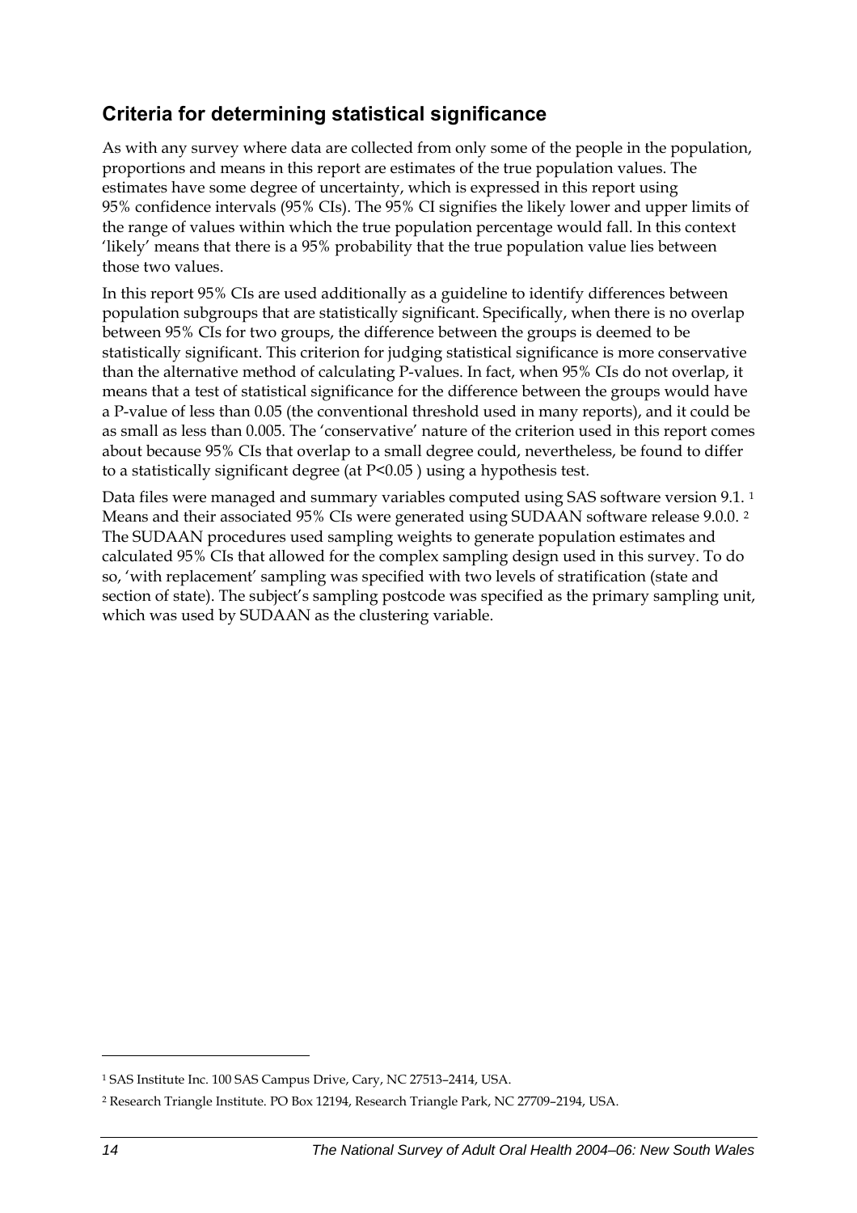## Criteria for determining statistical significance

As with any survey where data are collected from only some of the people in the population, proportions and means in this report are estimates of the true population values. The estimates have some degree of uncertainty, which is expressed in this report using 95% confidence intervals (95% CIs). The 95% CI signifies the likely lower and upper limits of the range of values within which the true population percentage would fall. In this context 'likely' means that there is a 95% probability that the true population value lies between those two values.

In this report 95% CIs are used additionally as a guideline to identify differences between population subgroups that are statistically significant. Specifically, when there is no overlap between 95% CIs for two groups, the difference between the groups is deemed to be statistically significant. This criterion for judging statistical significance is more conservative than the alternative method of calculating P-values. In fact, when 95% CIs do not overlap, it means that a test of statistical significance for the difference between the groups would have a P-value of less than 0.05 (the conventional threshold used in many reports), and it could be as small as less than 0.005. The 'conservative' nature of the criterion used in this report comes about because 95% CIs that overlap to a small degree could, nevertheless, be found to differ to a statistically significant degree (at $P<0.05$ ) using a hypothesis test.

Data files were managed and summary variables computed using SAS software version 9.1. [1] Means and their associated 95% CIs were generated using SUDAAN software release 9.0.0. [2] The SUDAAN procedures used sampling weights to generate population estimates and calculated 95% CIs that allowed for the complex sampling design used in this survey. To do so, 'with replacement' sampling was specified with two levels of stratification (state and section of state). The subject's sampling postcode was specified as the primary sampling unit, which was used by SUDAAN as the clustering variable.

---

[1] SAS Institute Inc. 100 SAS Campus Drive, Cary, NC 27513–2414, USA.

[2] Research Triangle Institute. PO Box 12194, Research Triangle Park, NC 27709–2194, USA.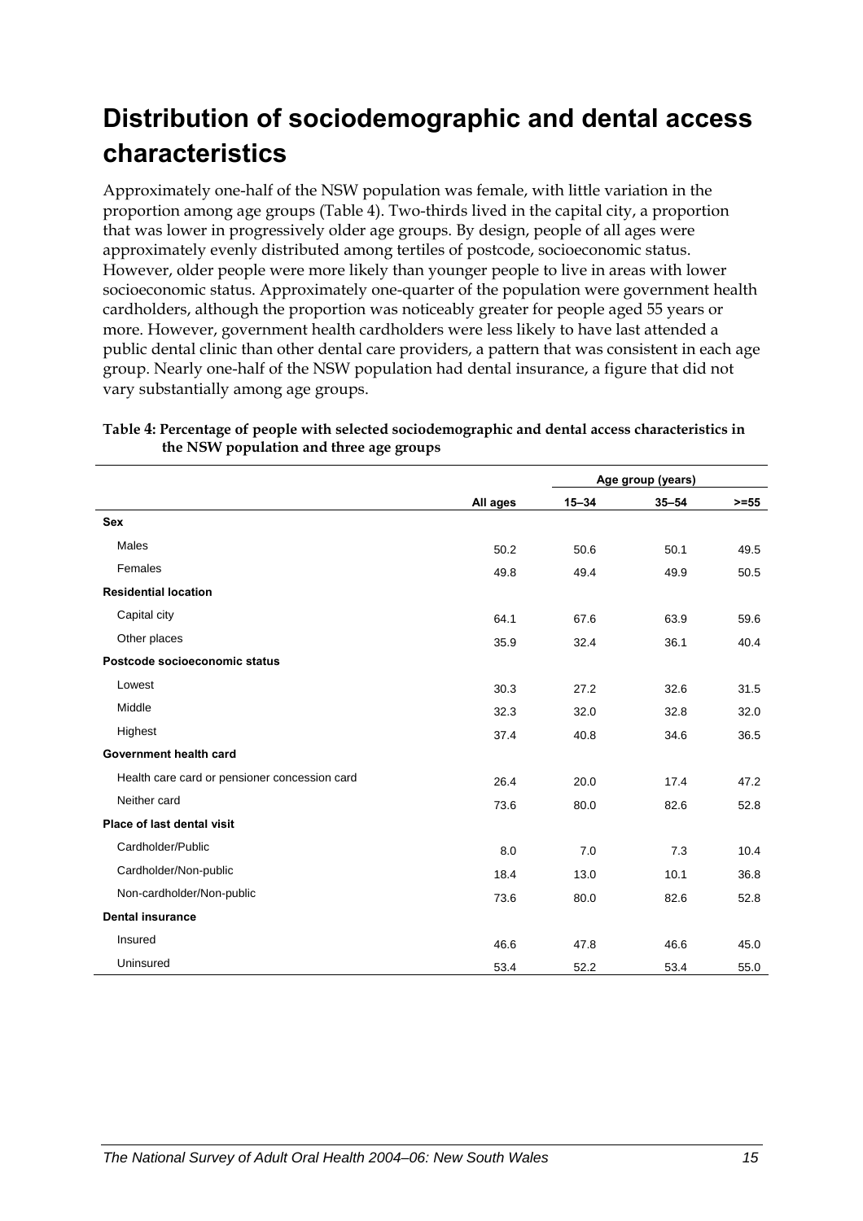# Distribution of sociodemographic and dental access characteristics

Approximately one-half of the NSW population was female, with little variation in the proportion among age groups (Table 4). Two-thirds lived in the capital city, a proportion that was lower in progressively older age groups. By design, people of all ages were approximately evenly distributed among tertiles of postcode, socioeconomic status. However, older people were more likely than younger people to live in areas with lower socioeconomic status. Approximately one-quarter of the population were government health cardholders, although the proportion was noticeably greater for people aged 55 years or more. However, government health cardholders were less likely to have last attended a public dental clinic than other dental care providers, a pattern that was consistent in each age group. Nearly one-half of the NSW population had dental insurance, a figure that did not vary substantially among age groups.

**Table 4: Percentage of people with selected sociodemographic and dental access characteristics in the NSW population and three age groups**

| | | Age group (years) | | |
|---|---|---|---|---|
| | All ages | 15–34 | 35–54 | >=55 |
| **Sex** | | | | |
| Males | 50.2 | 50.6 | 50.1 | 49.5 |
| Females | 49.8 | 49.4 | 49.9 | 50.5 |
| **Residential location** | | | | |
| Capital city | 64.1 | 67.6 | 63.9 | 59.6 |
| Other places | 35.9 | 32.4 | 36.1 | 40.4 |
| **Postcode socioeconomic status** | | | | |
| Lowest | 30.3 | 27.2 | 32.6 | 31.5 |
| Middle | 32.3 | 32.0 | 32.8 | 32.0 |
| Highest | 37.4 | 40.8 | 34.6 | 36.5 |
| **Government health card** | | | | |
| Health care card or pensioner concession card | 26.4 | 20.0 | 17.4 | 47.2 |
| Neither card | 73.6 | 80.0 | 82.6 | 52.8 |
| **Place of last dental visit** | | | | |
| Cardholder/Public | 8.0 | 7.0 | 7.3 | 10.4 |
| Cardholder/Non-public | 18.4 | 13.0 | 10.1 | 36.8 |
| Non-cardholder/Non-public | 73.6 | 80.0 | 82.6 | 52.8 |
| **Dental insurance** | | | | |
| Insured | 46.6 | 47.8 | 46.6 | 45.0 |
| Uninsured | 53.4 | 52.2 | 53.4 | 55.0 |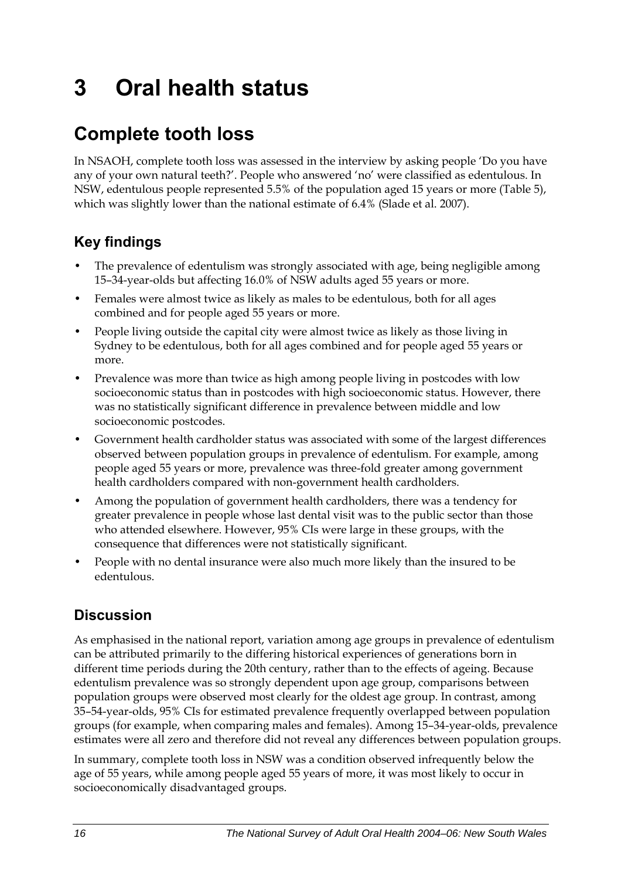# 3 Oral health status

## Complete tooth loss

In NSAOH, complete tooth loss was assessed in the interview by asking people 'Do you have any of your own natural teeth?'. People who answered 'no' were classified as edentulous. In NSW, edentulous people represented 5.5% of the population aged 15 years or more (Table 5), which was slightly lower than the national estimate of 6.4% (Slade et al. 2007).

### Key findings

- The prevalence of edentulism was strongly associated with age, being negligible among 15–34-year-olds but affecting 16.0% of NSW adults aged 55 years or more.
- Females were almost twice as likely as males to be edentulous, both for all ages combined and for people aged 55 years or more.
- People living outside the capital city were almost twice as likely as those living in Sydney to be edentulous, both for all ages combined and for people aged 55 years or more.
- Prevalence was more than twice as high among people living in postcodes with low socioeconomic status than in postcodes with high socioeconomic status. However, there was no statistically significant difference in prevalence between middle and low socioeconomic postcodes.
- Government health cardholder status was associated with some of the largest differences observed between population groups in prevalence of edentulism. For example, among people aged 55 years or more, prevalence was three-fold greater among government health cardholders compared with non-government health cardholders.
- Among the population of government health cardholders, there was a tendency for greater prevalence in people whose last dental visit was to the public sector than those who attended elsewhere. However, 95% CIs were large in these groups, with the consequence that differences were not statistically significant.
- People with no dental insurance were also much more likely than the insured to be edentulous.

### Discussion

As emphasised in the national report, variation among age groups in prevalence of edentulism can be attributed primarily to the differing historical experiences of generations born in different time periods during the 20th century, rather than to the effects of ageing. Because edentulism prevalence was so strongly dependent upon age group, comparisons between population groups were observed most clearly for the oldest age group. In contrast, among 35–54-year-olds, 95% CIs for estimated prevalence frequently overlapped between population groups (for example, when comparing males and females). Among 15–34-year-olds, prevalence estimates were all zero and therefore did not reveal any differences between population groups.

In summary, complete tooth loss in NSW was a condition observed infrequently below the age of 55 years, while among people aged 55 years of more, it was most likely to occur in socioeconomically disadvantaged groups.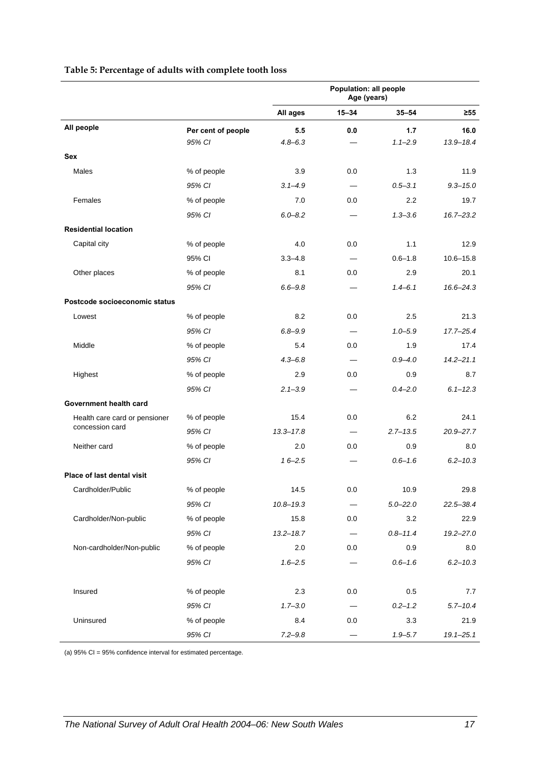**Table 5: Percentage of adults with complete tooth loss**

| | | Population: all people Age (years) | | | |
|---|---|---|---|---|---|
| | | All ages | 15–34 | 35–54 | ≥55 |
| **All people** | **Per cent of people** | **5.5** | **0.0** | **1.7** | **16.0** |
| | *95% CI* | *4.8–6.3* | — | *1.1–2.9* | *13.9–18.4* |
| **Sex** | | | | | |
| Males | % of people | 3.9 | 0.0 | 1.3 | 11.9 |
| | *95% CI* | *3.1–4.9* | — | *0.5–3.1* | *9.3–15.0* |
| Females | % of people | 7.0 | 0.0 | 2.2 | 19.7 |
| | *95% CI* | *6.0–8.2* | — | *1.3–3.6* | *16.7–23.2* |
| **Residential location** | | | | | |
| Capital city | % of people | 4.0 | 0.0 | 1.1 | 12.9 |
| | 95% CI | 3.3–4.8 | — | 0.6–1.8 | 10.6–15.8 |
| Other places | % of people | 8.1 | 0.0 | 2.9 | 20.1 |
| | *95% CI* | *6.6–9.8* | — | *1.4–6.1* | *16.6–24.3* |
| **Postcode socioeconomic status** | | | | | |
| Lowest | % of people | 8.2 | 0.0 | 2.5 | 21.3 |
| | *95% CI* | *6.8–9.9* | — | *1.0–5.9* | *17.7–25.4* |
| Middle | % of people | 5.4 | 0.0 | 1.9 | 17.4 |
| | *95% CI* | *4.3–6.8* | — | *0.9–4.0* | *14.2–21.1* |
| Highest | % of people | 2.9 | 0.0 | 0.9 | 8.7 |
| | *95% CI* | *2.1–3.9* | — | *0.4–2.0* | *6.1–12.3* |
| **Government health card** | | | | | |
| Health care card or pensioner concession card | % of people | 15.4 | 0.0 | 6.2 | 24.1 |
| | *95% CI* | *13.3–17.8* | — | *2.7–13.5* | *20.9–27.7* |
| Neither card | % of people | 2.0 | 0.0 | 0.9 | 8.0 |
| | *95% CI* | *1 6–2.5* | — | *0.6–1.6* | *6.2–10.3* |
| **Place of last dental visit** | | | | | |
| Cardholder/Public | % of people | 14.5 | 0.0 | 10.9 | 29.8 |
| | *95% CI* | *10.8–19.3* | — | *5.0–22.0* | *22.5–38.4* |
| Cardholder/Non-public | % of people | 15.8 | 0.0 | 3.2 | 22.9 |
| | *95% CI* | *13.2–18.7* | — | *0.8–11.4* | *19.2–27.0* |
| Non-cardholder/Non-public | % of people | 2.0 | 0.0 | 0.9 | 8.0 |
| | *95% CI* | *1.6–2.5* | — | *0.6–1.6* | *6.2–10.3* |
| Insured | % of people | 2.3 | 0.0 | 0.5 | 7.7 |
| | *95% CI* | *1.7–3.0* | — | *0.2–1.2* | *5.7–10.4* |
| Uninsured | % of people | 8.4 | 0.0 | 3.3 | 21.9 |
| | *95% CI* | *7.2–9.8* | — | *1.9–5.7* | *19.1–25.1* |

(a) 95% CI = 95% confidence interval for estimated percentage.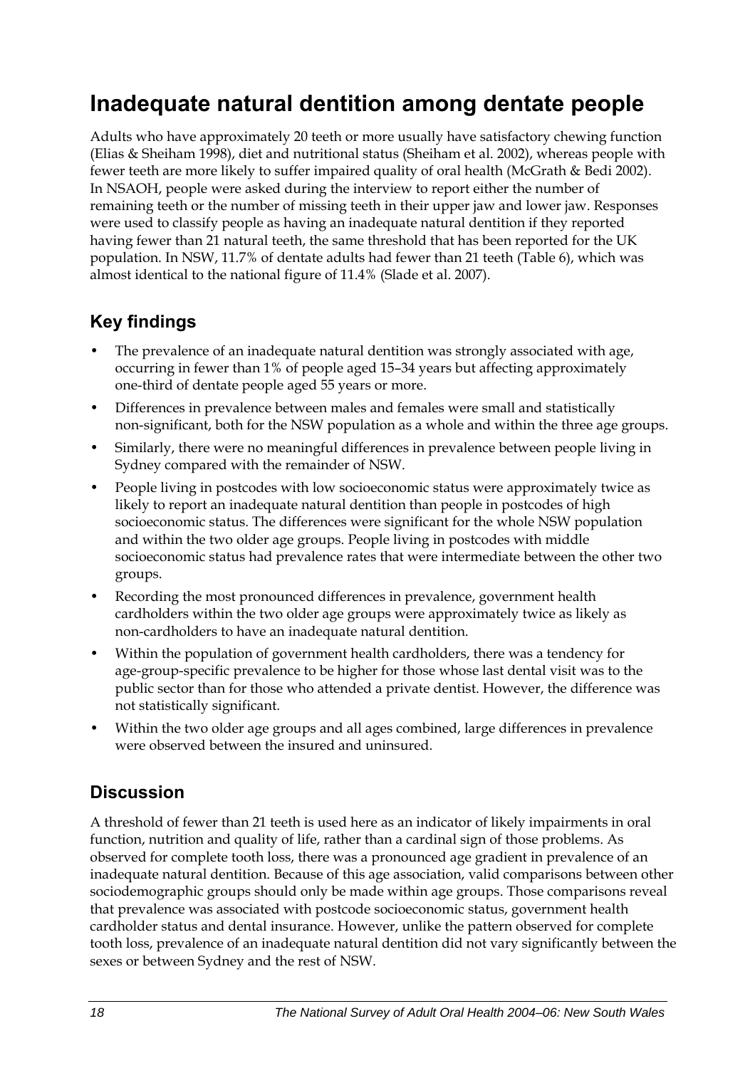# Inadequate natural dentition among dentate people

Adults who have approximately 20 teeth or more usually have satisfactory chewing function (Elias & Sheiham 1998), diet and nutritional status (Sheiham et al. 2002), whereas people with fewer teeth are more likely to suffer impaired quality of oral health (McGrath & Bedi 2002). In NSAOH, people were asked during the interview to report either the number of remaining teeth or the number of missing teeth in their upper jaw and lower jaw. Responses were used to classify people as having an inadequate natural dentition if they reported having fewer than 21 natural teeth, the same threshold that has been reported for the UK population. In NSW, 11.7% of dentate adults had fewer than 21 teeth (Table 6), which was almost identical to the national figure of 11.4% (Slade et al. 2007).

## Key findings

- The prevalence of an inadequate natural dentition was strongly associated with age, occurring in fewer than 1% of people aged 15–34 years but affecting approximately one-third of dentate people aged 55 years or more.
- Differences in prevalence between males and females were small and statistically non-significant, both for the NSW population as a whole and within the three age groups.
- Similarly, there were no meaningful differences in prevalence between people living in Sydney compared with the remainder of NSW.
- People living in postcodes with low socioeconomic status were approximately twice as likely to report an inadequate natural dentition than people in postcodes of high socioeconomic status. The differences were significant for the whole NSW population and within the two older age groups. People living in postcodes with middle socioeconomic status had prevalence rates that were intermediate between the other two groups.
- Recording the most pronounced differences in prevalence, government health cardholders within the two older age groups were approximately twice as likely as non-cardholders to have an inadequate natural dentition.
- Within the population of government health cardholders, there was a tendency for age-group-specific prevalence to be higher for those whose last dental visit was to the public sector than for those who attended a private dentist. However, the difference was not statistically significant.
- Within the two older age groups and all ages combined, large differences in prevalence were observed between the insured and uninsured.

## Discussion

A threshold of fewer than 21 teeth is used here as an indicator of likely impairments in oral function, nutrition and quality of life, rather than a cardinal sign of those problems. As observed for complete tooth loss, there was a pronounced age gradient in prevalence of an inadequate natural dentition. Because of this age association, valid comparisons between other sociodemographic groups should only be made within age groups. Those comparisons reveal that prevalence was associated with postcode socioeconomic status, government health cardholder status and dental insurance. However, unlike the pattern observed for complete tooth loss, prevalence of an inadequate natural dentition did not vary significantly between the sexes or between Sydney and the rest of NSW.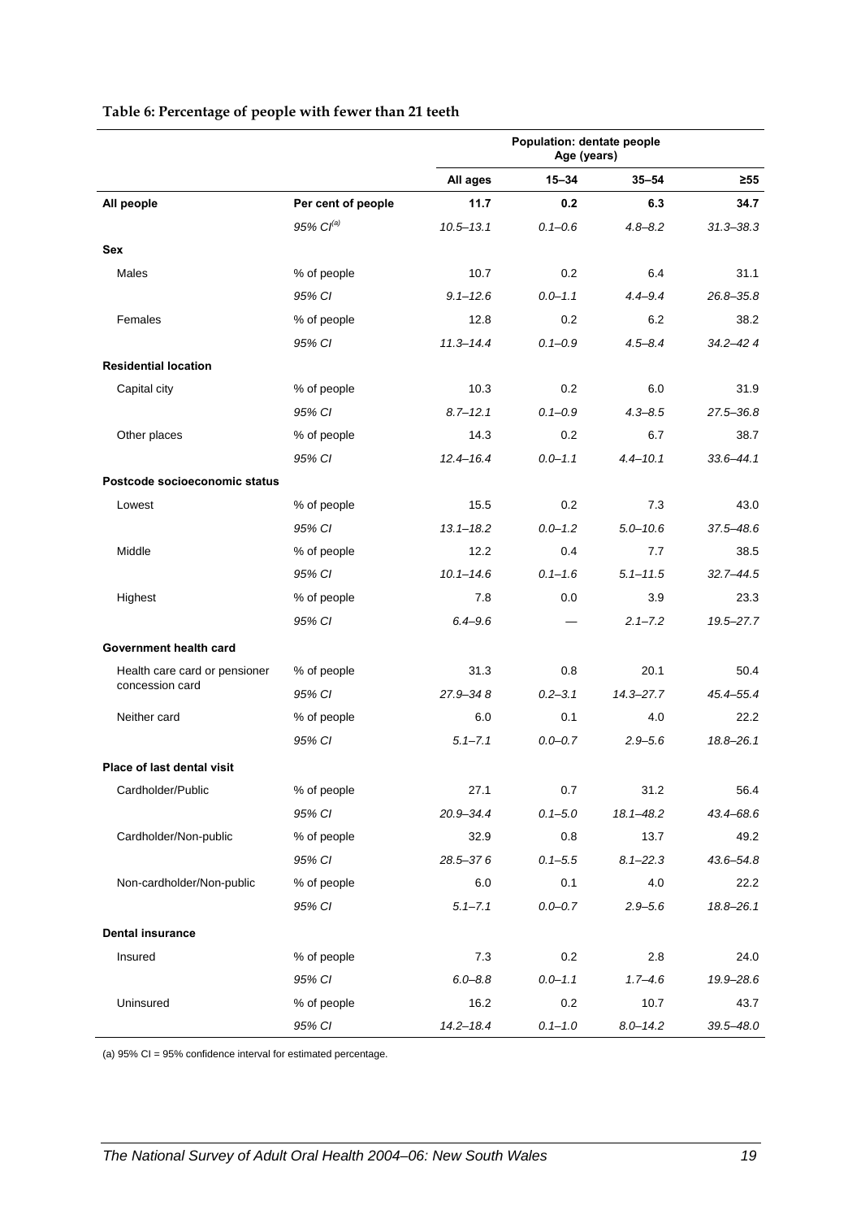**Table 6: Percentage of people with fewer than 21 teeth**

| | | Population: dentate people Age (years) | | | |
|---|---|---|---|---|---|
| | | **All ages** | **15–34** | **35–54** | **≥55** |
| **All people** | **Per cent of people** | **11.7** | **0.2** | **6.3** | **34.7** |
| | *95% CI[(a)]* | *10.5–13.1* | *0.1–0.6* | *4.8–8.2* | *31.3–38.3* |
| **Sex** | | | | | |
| Males | % of people | 10.7 | 0.2 | 6.4 | 31.1 |
| | *95% CI* | *9.1–12.6* | *0.0–1.1* | *4.4–9.4* | *26.8–35.8* |
| Females | % of people | 12.8 | 0.2 | 6.2 | 38.2 |
| | *95% CI* | *11.3–14.4* | *0.1–0.9* | *4.5–8.4* | *34.2–42 4* |
| **Residential location** | | | | | |
| Capital city | % of people | 10.3 | 0.2 | 6.0 | 31.9 |
| | *95% CI* | *8.7–12.1* | *0.1–0.9* | *4.3–8.5* | *27.5–36.8* |
| Other places | % of people | 14.3 | 0.2 | 6.7 | 38.7 |
| | *95% CI* | *12.4–16.4* | *0.0–1.1* | *4.4–10.1* | *33.6–44.1* |
| **Postcode socioeconomic status** | | | | | |
| Lowest | % of people | 15.5 | 0.2 | 7.3 | 43.0 |
| | *95% CI* | *13.1–18.2* | *0.0–1.2* | *5.0–10.6* | *37.5–48.6* |
| Middle | % of people | 12.2 | 0.4 | 7.7 | 38.5 |
| | *95% CI* | *10.1–14.6* | *0.1–1.6* | *5.1–11.5* | *32.7–44.5* |
| Highest | % of people | 7.8 | 0.0 | 3.9 | 23.3 |
| | *95% CI* | *6.4–9.6* | — | *2.1–7.2* | *19.5–27.7* |
| **Government health card** | | | | | |
| Health care card or pensioner concession card | % of people | 31.3 | 0.8 | 20.1 | 50.4 |
| | *95% CI* | *27.9–34 8* | *0.2–3.1* | *14.3–27.7* | *45.4–55.4* |
| Neither card | % of people | 6.0 | 0.1 | 4.0 | 22.2 |
| | *95% CI* | *5.1–7.1* | *0.0–0.7* | *2.9–5.6* | *18.8–26.1* |
| **Place of last dental visit** | | | | | |
| Cardholder/Public | % of people | 27.1 | 0.7 | 31.2 | 56.4 |
| | *95% CI* | *20.9–34.4* | *0.1–5.0* | *18.1–48.2* | *43.4–68.6* |
| Cardholder/Non-public | % of people | 32.9 | 0.8 | 13.7 | 49.2 |
| | *95% CI* | *28.5–37 6* | *0.1–5.5* | *8.1–22.3* | *43.6–54.8* |
| Non-cardholder/Non-public | % of people | 6.0 | 0.1 | 4.0 | 22.2 |
| | *95% CI* | *5.1–7.1* | *0.0–0.7* | *2.9–5.6* | *18.8–26.1* |
| **Dental insurance** | | | | | |
| Insured | % of people | 7.3 | 0.2 | 2.8 | 24.0 |
| | *95% CI* | *6.0–8.8* | *0.0–1.1* | *1.7–4.6* | *19.9–28.6* |
| Uninsured | % of people | 16.2 | 0.2 | 10.7 | 43.7 |
| | *95% CI* | *14.2–18.4* | *0.1–1.0* | *8.0–14.2* | *39.5–48.0* |

(a) 95% CI = 95% confidence interval for estimated percentage.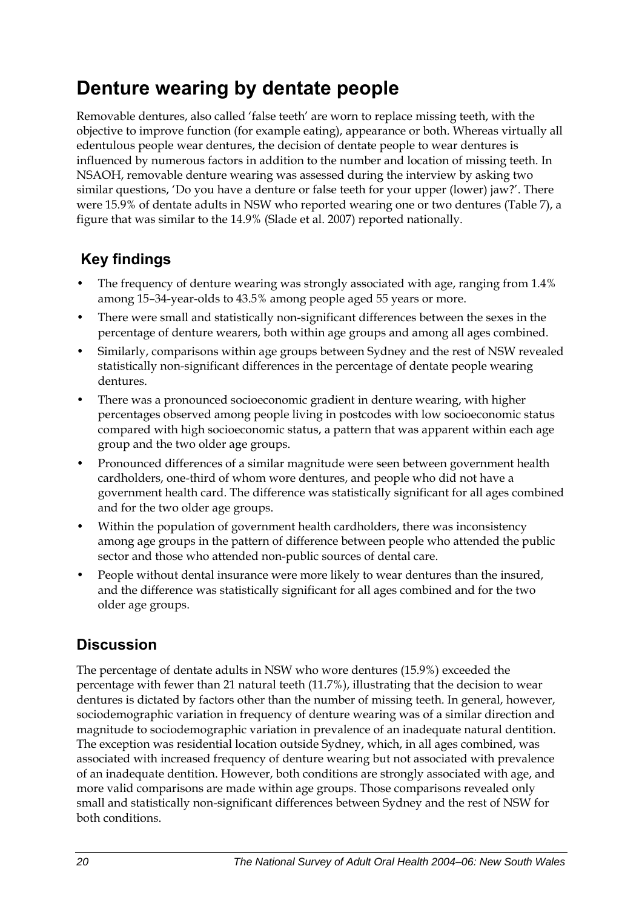# Denture wearing by dentate people

Removable dentures, also called 'false teeth' are worn to replace missing teeth, with the objective to improve function (for example eating), appearance or both. Whereas virtually all edentulous people wear dentures, the decision of dentate people to wear dentures is influenced by numerous factors in addition to the number and location of missing teeth. In NSAOH, removable denture wearing was assessed during the interview by asking two similar questions, 'Do you have a denture or false teeth for your upper (lower) jaw?'. There were 15.9% of dentate adults in NSW who reported wearing one or two dentures (Table 7), a figure that was similar to the 14.9% (Slade et al. 2007) reported nationally.

## Key findings

- The frequency of denture wearing was strongly associated with age, ranging from 1.4% among 15–34-year-olds to 43.5% among people aged 55 years or more.
- There were small and statistically non-significant differences between the sexes in the percentage of denture wearers, both within age groups and among all ages combined.
- Similarly, comparisons within age groups between Sydney and the rest of NSW revealed statistically non-significant differences in the percentage of dentate people wearing dentures.
- There was a pronounced socioeconomic gradient in denture wearing, with higher percentages observed among people living in postcodes with low socioeconomic status compared with high socioeconomic status, a pattern that was apparent within each age group and the two older age groups.
- Pronounced differences of a similar magnitude were seen between government health cardholders, one-third of whom wore dentures, and people who did not have a government health card. The difference was statistically significant for all ages combined and for the two older age groups.
- Within the population of government health cardholders, there was inconsistency among age groups in the pattern of difference between people who attended the public sector and those who attended non-public sources of dental care.
- People without dental insurance were more likely to wear dentures than the insured, and the difference was statistically significant for all ages combined and for the two older age groups.

## Discussion

The percentage of dentate adults in NSW who wore dentures (15.9%) exceeded the percentage with fewer than 21 natural teeth (11.7%), illustrating that the decision to wear dentures is dictated by factors other than the number of missing teeth. In general, however, sociodemographic variation in frequency of denture wearing was of a similar direction and magnitude to sociodemographic variation in prevalence of an inadequate natural dentition. The exception was residential location outside Sydney, which, in all ages combined, was associated with increased frequency of denture wearing but not associated with prevalence of an inadequate dentition. However, both conditions are strongly associated with age, and more valid comparisons are made within age groups. Those comparisons revealed only small and statistically non-significant differences between Sydney and the rest of NSW for both conditions.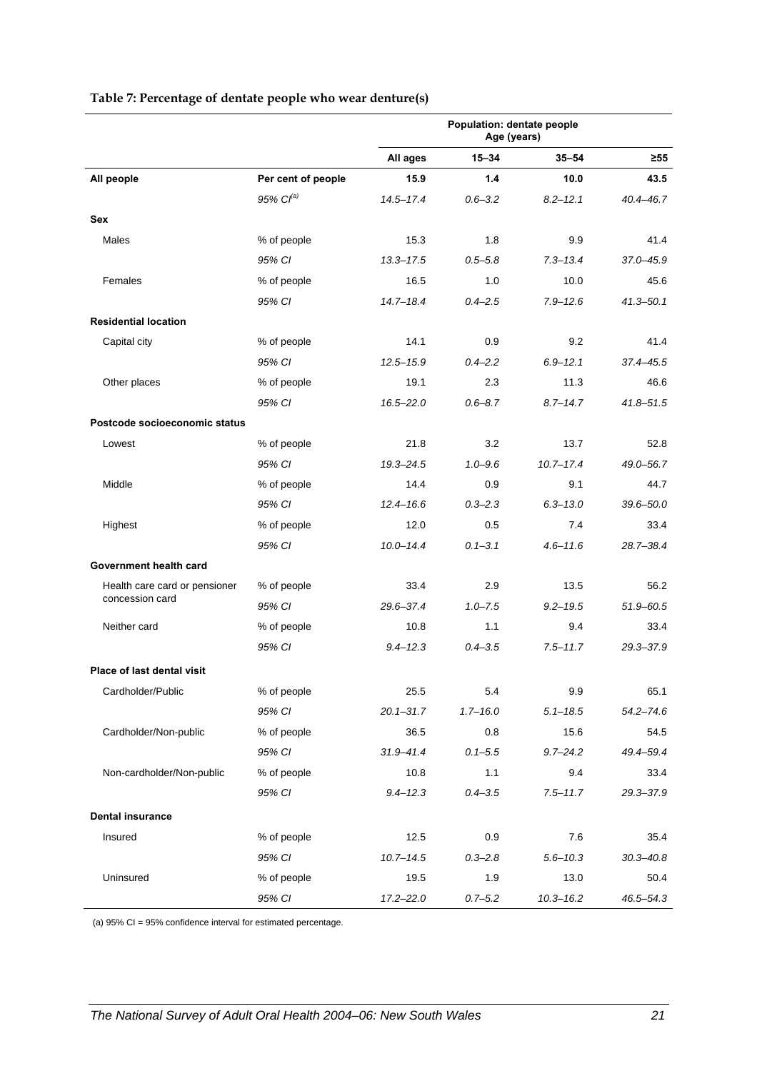**Table 7: Percentage of dentate people who wear denture(s)**

| | | Population: dentate people Age (years) | | | |
|---|---|---|---|---|---|
| | | **All ages** | **15–34** | **35–54** | **≥55** |
| **All people** | **Per cent of people** | **15.9** | **1.4** | **10.0** | **43.5** |
| | *95% CI[(a)]* | *14.5–17.4* | *0.6–3.2* | *8.2–12.1* | *40.4–46.7* |
| **Sex** | | | | | |
| Males | % of people | 15.3 | 1.8 | 9.9 | 41.4 |
| | *95% CI* | *13.3–17.5* | *0.5–5.8* | *7.3–13.4* | *37.0–45.9* |
| Females | % of people | 16.5 | 1.0 | 10.0 | 45.6 |
| | *95% CI* | *14.7–18.4* | *0.4–2.5* | *7.9–12.6* | *41.3–50.1* |
| **Residential location** | | | | | |
| Capital city | % of people | 14.1 | 0.9 | 9.2 | 41.4 |
| | *95% CI* | *12.5–15.9* | *0.4–2.2* | *6.9–12.1* | *37.4–45.5* |
| Other places | % of people | 19.1 | 2.3 | 11.3 | 46.6 |
| | *95% CI* | *16.5–22.0* | *0.6–8.7* | *8.7–14.7* | *41.8–51.5* |
| **Postcode socioeconomic status** | | | | | |
| Lowest | % of people | 21.8 | 3.2 | 13.7 | 52.8 |
| | *95% CI* | *19.3–24.5* | *1.0–9.6* | *10.7–17.4* | *49.0–56.7* |
| Middle | % of people | 14.4 | 0.9 | 9.1 | 44.7 |
| | *95% CI* | *12.4–16.6* | *0.3–2.3* | *6.3–13.0* | *39.6–50.0* |
| Highest | % of people | 12.0 | 0.5 | 7.4 | 33.4 |
| | *95% CI* | *10.0–14.4* | *0.1–3.1* | *4.6–11.6* | *28.7–38.4* |
| **Government health card** | | | | | |
| Health care card or pensioner concession card | % of people | 33.4 | 2.9 | 13.5 | 56.2 |
| | *95% CI* | *29.6–37.4* | *1.0–7.5* | *9.2–19.5* | *51.9–60.5* |
| Neither card | % of people | 10.8 | 1.1 | 9.4 | 33.4 |
| | *95% CI* | *9.4–12.3* | *0.4–3.5* | *7.5–11.7* | *29.3–37.9* |
| **Place of last dental visit** | | | | | |
| Cardholder/Public | % of people | 25.5 | 5.4 | 9.9 | 65.1 |
| | *95% CI* | *20.1–31.7* | *1.7–16.0* | *5.1–18.5* | *54.2–74.6* |
| Cardholder/Non-public | % of people | 36.5 | 0.8 | 15.6 | 54.5 |
| | *95% CI* | *31.9–41.4* | *0.1–5.5* | *9.7–24.2* | *49.4–59.4* |
| Non-cardholder/Non-public | % of people | 10.8 | 1.1 | 9.4 | 33.4 |
| | *95% CI* | *9.4–12.3* | *0.4–3.5* | *7.5–11.7* | *29.3–37.9* |
| **Dental insurance** | | | | | |
| Insured | % of people | 12.5 | 0.9 | 7.6 | 35.4 |
| | *95% CI* | *10.7–14.5* | *0.3–2.8* | *5.6–10.3* | *30.3–40.8* |
| Uninsured | % of people | 19.5 | 1.9 | 13.0 | 50.4 |
| | *95% CI* | *17.2–22.0* | *0.7–5.2* | *10.3–16.2* | *46.5–54.3* |

(a) 95% CI = 95% confidence interval for estimated percentage.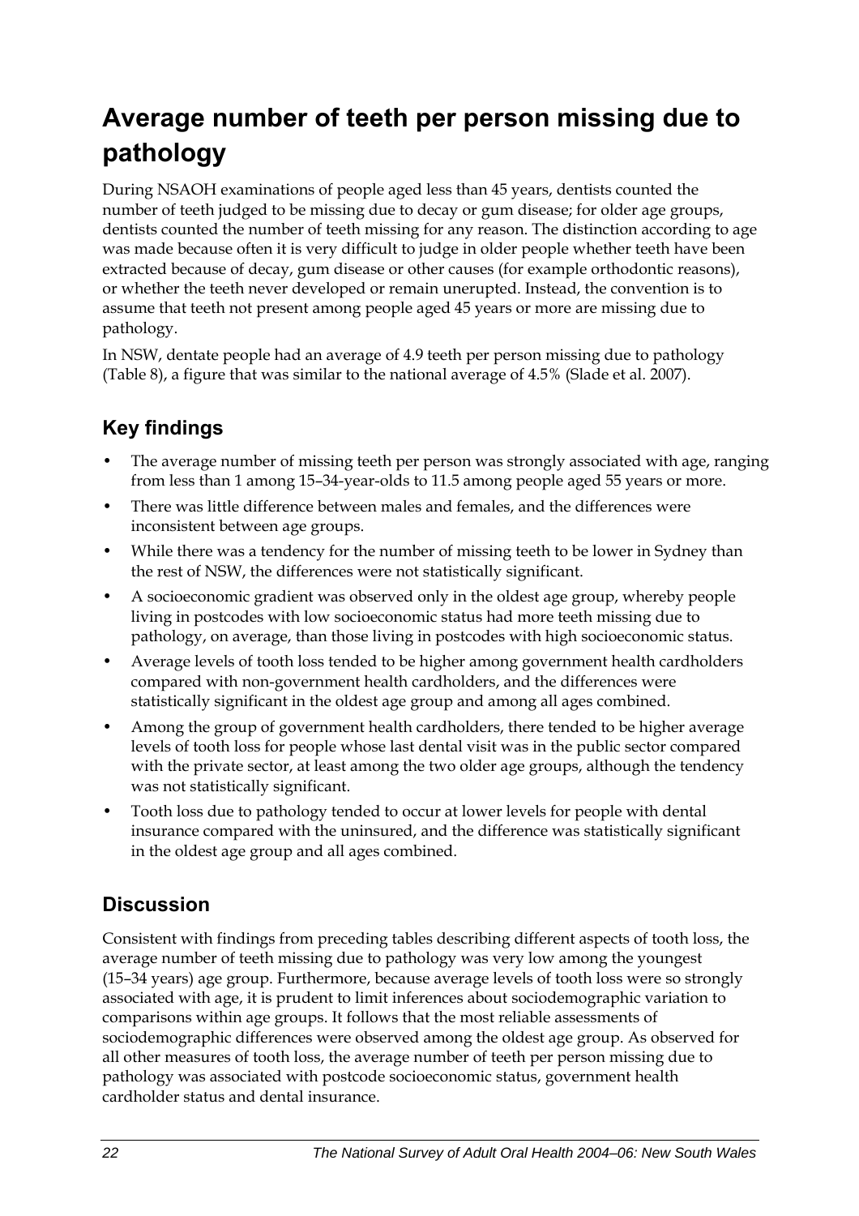# Average number of teeth per person missing due to pathology

During NSAOH examinations of people aged less than 45 years, dentists counted the number of teeth judged to be missing due to decay or gum disease; for older age groups, dentists counted the number of teeth missing for any reason. The distinction according to age was made because often it is very difficult to judge in older people whether teeth have been extracted because of decay, gum disease or other causes (for example orthodontic reasons), or whether the teeth never developed or remain unerupted. Instead, the convention is to assume that teeth not present among people aged 45 years or more are missing due to pathology.

In NSW, dentate people had an average of 4.9 teeth per person missing due to pathology (Table 8), a figure that was similar to the national average of 4.5% (Slade et al. 2007).

## Key findings

- The average number of missing teeth per person was strongly associated with age, ranging from less than 1 among 15–34-year-olds to 11.5 among people aged 55 years or more.
- There was little difference between males and females, and the differences were inconsistent between age groups.
- While there was a tendency for the number of missing teeth to be lower in Sydney than the rest of NSW, the differences were not statistically significant.
- A socioeconomic gradient was observed only in the oldest age group, whereby people living in postcodes with low socioeconomic status had more teeth missing due to pathology, on average, than those living in postcodes with high socioeconomic status.
- Average levels of tooth loss tended to be higher among government health cardholders compared with non-government health cardholders, and the differences were statistically significant in the oldest age group and among all ages combined.
- Among the group of government health cardholders, there tended to be higher average levels of tooth loss for people whose last dental visit was in the public sector compared with the private sector, at least among the two older age groups, although the tendency was not statistically significant.
- Tooth loss due to pathology tended to occur at lower levels for people with dental insurance compared with the uninsured, and the difference was statistically significant in the oldest age group and all ages combined.

## Discussion

Consistent with findings from preceding tables describing different aspects of tooth loss, the average number of teeth missing due to pathology was very low among the youngest (15–34 years) age group. Furthermore, because average levels of tooth loss were so strongly associated with age, it is prudent to limit inferences about sociodemographic variation to comparisons within age groups. It follows that the most reliable assessments of sociodemographic differences were observed among the oldest age group. As observed for all other measures of tooth loss, the average number of teeth per person missing due to pathology was associated with postcode socioeconomic status, government health cardholder status and dental insurance.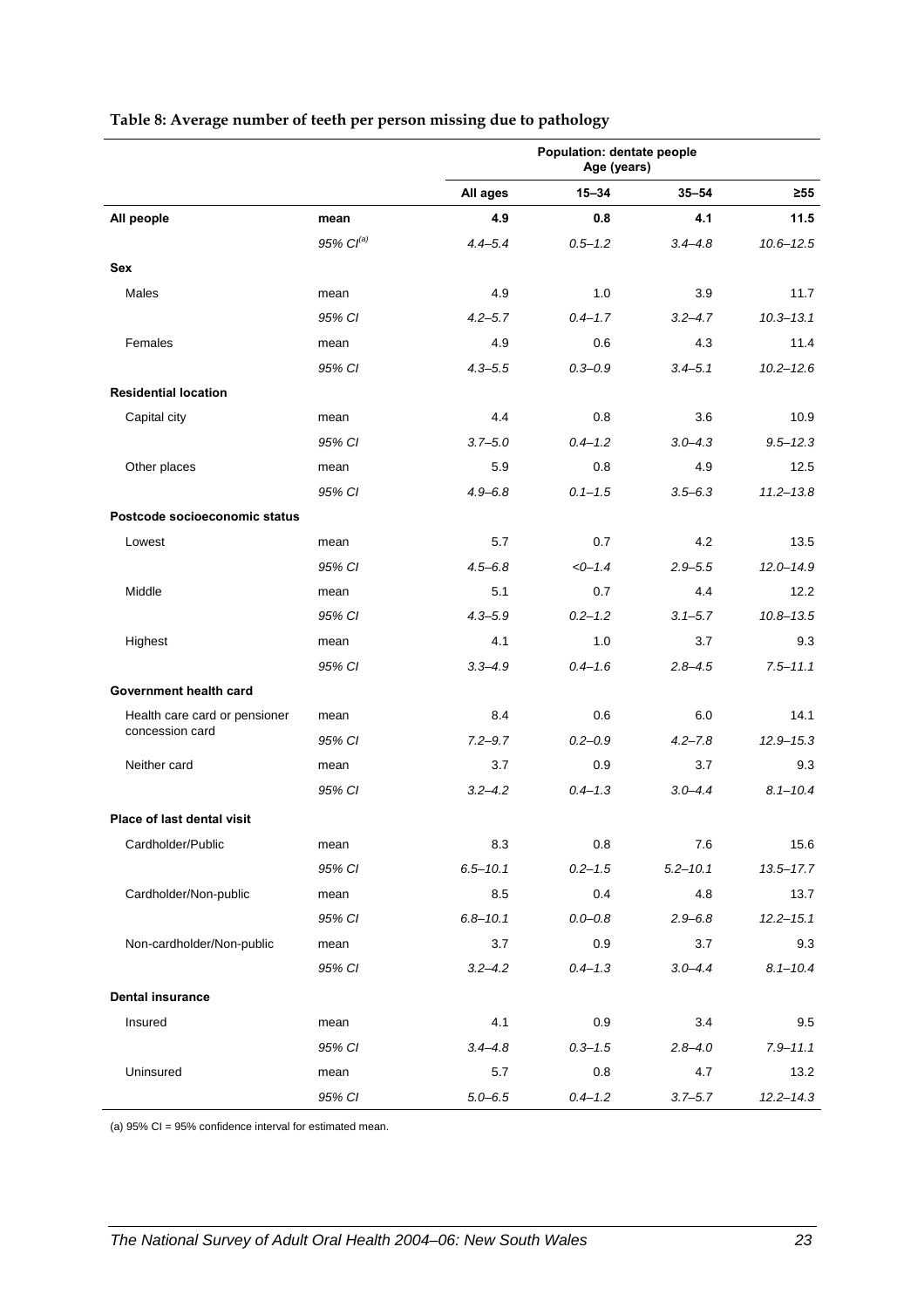**Table 8: Average number of teeth per person missing due to pathology**

| | | Population: dentate people Age (years) | | | |
|---|---|---|---|---|---|
| | | All ages | 15–34 | 35–54 | ≥55 |
| **All people** | **mean** | **4.9** | **0.8** | **4.1** | **11.5** |
| | *95% CI[(a)]* | *4.4–5.4* | *0.5–1.2* | *3.4–4.8* | *10.6–12.5* |
| **Sex** | | | | | |
| Males | mean | 4.9 | 1.0 | 3.9 | 11.7 |
| | *95% CI* | *4.2–5.7* | *0.4–1.7* | *3.2–4.7* | *10.3–13.1* |
| Females | mean | 4.9 | 0.6 | 4.3 | 11.4 |
| | *95% CI* | *4.3–5.5* | *0.3–0.9* | *3.4–5.1* | *10.2–12.6* |
| **Residential location** | | | | | |
| Capital city | mean | 4.4 | 0.8 | 3.6 | 10.9 |
| | *95% CI* | *3.7–5.0* | *0.4–1.2* | *3.0–4.3* | *9.5–12.3* |
| Other places | mean | 5.9 | 0.8 | 4.9 | 12.5 |
| | *95% CI* | *4.9–6.8* | *0.1–1.5* | *3.5–6.3* | *11.2–13.8* |
| **Postcode socioeconomic status** | | | | | |
| Lowest | mean | 5.7 | 0.7 | 4.2 | 13.5 |
| | *95% CI* | *4.5–6.8* | *<0–1.4* | *2.9–5.5* | *12.0–14.9* |
| Middle | mean | 5.1 | 0.7 | 4.4 | 12.2 |
| | *95% CI* | *4.3–5.9* | *0.2–1.2* | *3.1–5.7* | *10.8–13.5* |
| Highest | mean | 4.1 | 1.0 | 3.7 | 9.3 |
| | *95% CI* | *3.3–4.9* | *0.4–1.6* | *2.8–4.5* | *7.5–11.1* |
| **Government health card** | | | | | |
| Health care card or pensioner concession card | mean | 8.4 | 0.6 | 6.0 | 14.1 |
| | *95% CI* | *7.2–9.7* | *0.2–0.9* | *4.2–7.8* | *12.9–15.3* |
| Neither card | mean | 3.7 | 0.9 | 3.7 | 9.3 |
| | *95% CI* | *3.2–4.2* | *0.4–1.3* | *3.0–4.4* | *8.1–10.4* |
| **Place of last dental visit** | | | | | |
| Cardholder/Public | mean | 8.3 | 0.8 | 7.6 | 15.6 |
| | *95% CI* | *6.5–10.1* | *0.2–1.5* | *5.2–10.1* | *13.5–17.7* |
| Cardholder/Non-public | mean | 8.5 | 0.4 | 4.8 | 13.7 |
| | *95% CI* | *6.8–10.1* | *0.0–0.8* | *2.9–6.8* | *12.2–15.1* |
| Non-cardholder/Non-public | mean | 3.7 | 0.9 | 3.7 | 9.3 |
| | *95% CI* | *3.2–4.2* | *0.4–1.3* | *3.0–4.4* | *8.1–10.4* |
| **Dental insurance** | | | | | |
| Insured | mean | 4.1 | 0.9 | 3.4 | 9.5 |
| | *95% CI* | *3.4–4.8* | *0.3–1.5* | *2.8–4.0* | *7.9–11.1* |
| Uninsured | mean | 5.7 | 0.8 | 4.7 | 13.2 |
| | *95% CI* | *5.0–6.5* | *0.4–1.2* | *3.7–5.7* | *12.2–14.3* |

(a) 95% CI = 95% confidence interval for estimated mean.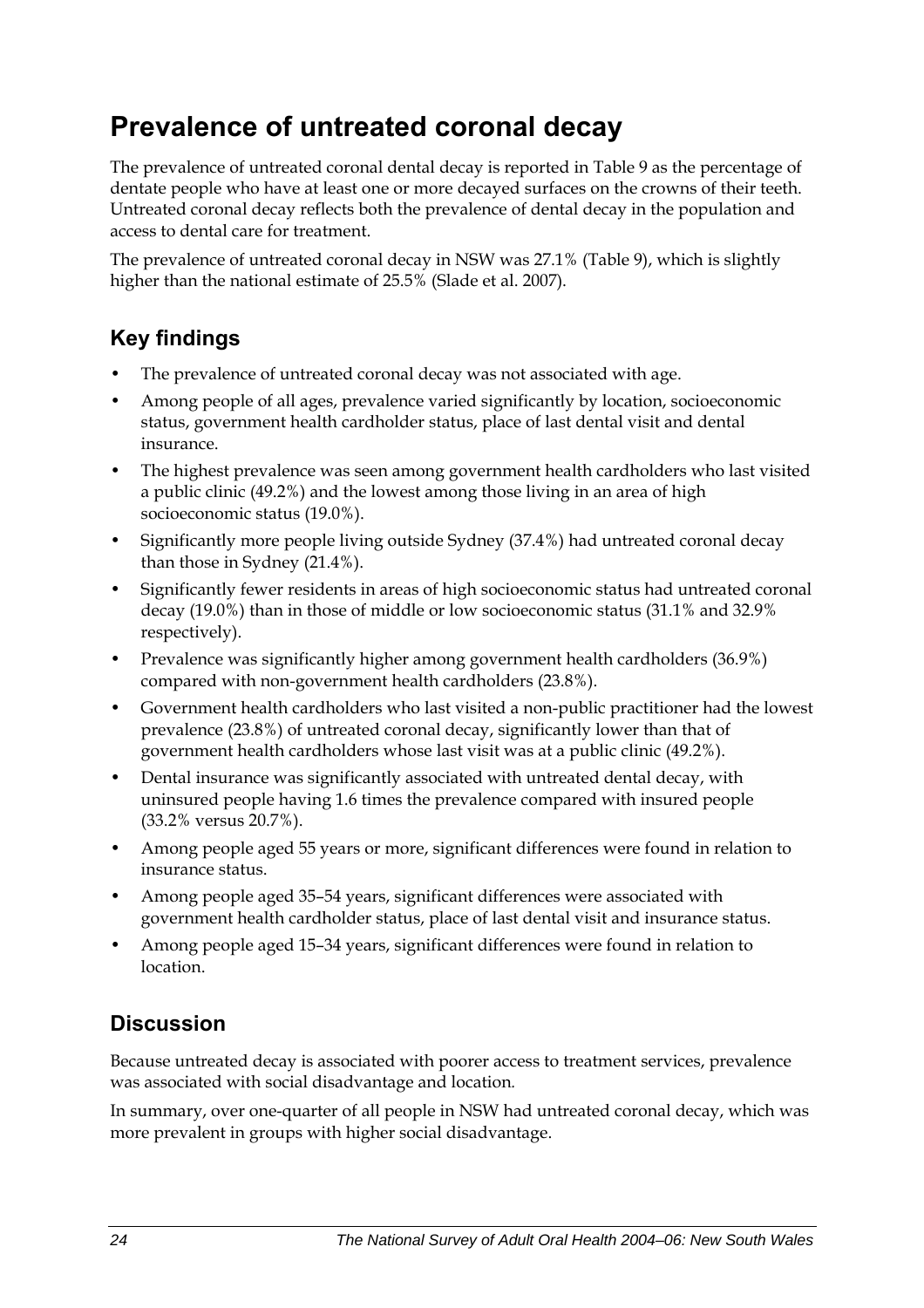# Prevalence of untreated coronal decay

The prevalence of untreated coronal dental decay is reported in Table 9 as the percentage of dentate people who have at least one or more decayed surfaces on the crowns of their teeth. Untreated coronal decay reflects both the prevalence of dental decay in the population and access to dental care for treatment.

The prevalence of untreated coronal decay in NSW was 27.1% (Table 9), which is slightly higher than the national estimate of 25.5% (Slade et al. 2007).

## Key findings

- The prevalence of untreated coronal decay was not associated with age.
- Among people of all ages, prevalence varied significantly by location, socioeconomic status, government health cardholder status, place of last dental visit and dental insurance.
- The highest prevalence was seen among government health cardholders who last visited a public clinic (49.2%) and the lowest among those living in an area of high socioeconomic status (19.0%).
- Significantly more people living outside Sydney (37.4%) had untreated coronal decay than those in Sydney (21.4%).
- Significantly fewer residents in areas of high socioeconomic status had untreated coronal decay (19.0%) than in those of middle or low socioeconomic status (31.1% and 32.9% respectively).
- Prevalence was significantly higher among government health cardholders (36.9%) compared with non-government health cardholders (23.8%).
- Government health cardholders who last visited a non-public practitioner had the lowest prevalence (23.8%) of untreated coronal decay, significantly lower than that of government health cardholders whose last visit was at a public clinic (49.2%).
- Dental insurance was significantly associated with untreated dental decay, with uninsured people having 1.6 times the prevalence compared with insured people (33.2% versus 20.7%).
- Among people aged 55 years or more, significant differences were found in relation to insurance status.
- Among people aged 35–54 years, significant differences were associated with government health cardholder status, place of last dental visit and insurance status.
- Among people aged 15–34 years, significant differences were found in relation to location.

## Discussion

Because untreated decay is associated with poorer access to treatment services, prevalence was associated with social disadvantage and location.

In summary, over one-quarter of all people in NSW had untreated coronal decay, which was more prevalent in groups with higher social disadvantage.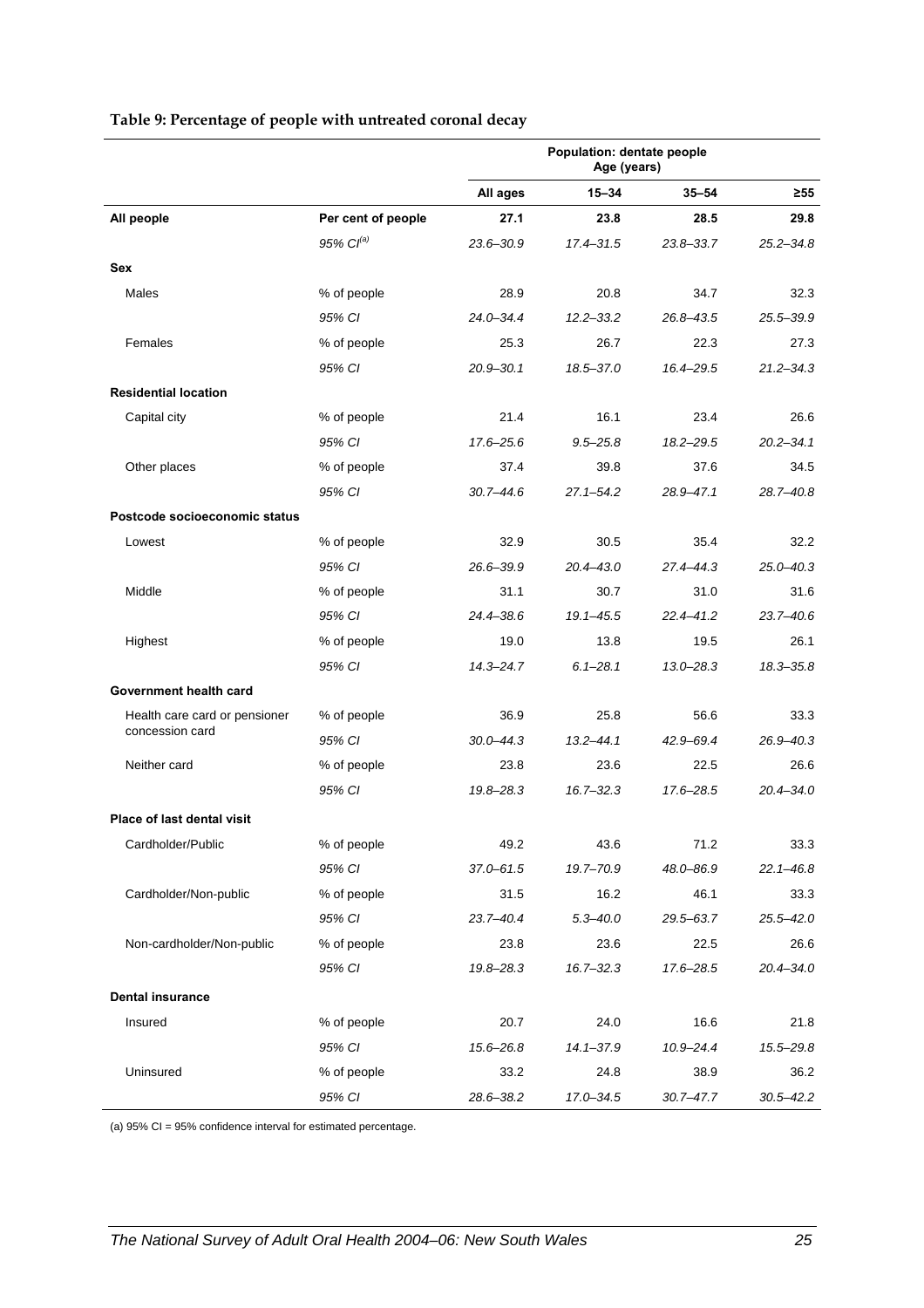**Table 9: Percentage of people with untreated coronal decay**

| | | Population: dentate people Age (years) | | | |
|---|---|---|---|---|---|
| | | **All ages** | **15–34** | **35–54** | **≥55** |
| **All people** | **Per cent of people** | **27.1** | **23.8** | **28.5** | **29.8** |
| | *95% CI[(a)]* | *23.6–30.9* | *17.4–31.5* | *23.8–33.7* | *25.2–34.8* |
| **Sex** | | | | | |
| Males | % of people | 28.9 | 20.8 | 34.7 | 32.3 |
| | *95% CI* | *24.0–34.4* | *12.2–33.2* | *26.8–43.5* | *25.5–39.9* |
| Females | % of people | 25.3 | 26.7 | 22.3 | 27.3 |
| | *95% CI* | *20.9–30.1* | *18.5–37.0* | *16.4–29.5* | *21.2–34.3* |
| **Residential location** | | | | | |
| Capital city | % of people | 21.4 | 16.1 | 23.4 | 26.6 |
| | *95% CI* | *17.6–25.6* | *9.5–25.8* | *18.2–29.5* | *20.2–34.1* |
| Other places | % of people | 37.4 | 39.8 | 37.6 | 34.5 |
| | *95% CI* | *30.7–44.6* | *27.1–54.2* | *28.9–47.1* | *28.7–40.8* |
| **Postcode socioeconomic status** | | | | | |
| Lowest | % of people | 32.9 | 30.5 | 35.4 | 32.2 |
| | *95% CI* | *26.6–39.9* | *20.4–43.0* | *27.4–44.3* | *25.0–40.3* |
| Middle | % of people | 31.1 | 30.7 | 31.0 | 31.6 |
| | *95% CI* | *24.4–38.6* | *19.1–45.5* | *22.4–41.2* | *23.7–40.6* |
| Highest | % of people | 19.0 | 13.8 | 19.5 | 26.1 |
| | *95% CI* | *14.3–24.7* | *6.1–28.1* | *13.0–28.3* | *18.3–35.8* |
| **Government health card** | | | | | |
| Health care card or pensioner concession card | % of people | 36.9 | 25.8 | 56.6 | 33.3 |
| | *95% CI* | *30.0–44.3* | *13.2–44.1* | *42.9–69.4* | *26.9–40.3* |
| Neither card | % of people | 23.8 | 23.6 | 22.5 | 26.6 |
| | *95% CI* | *19.8–28.3* | *16.7–32.3* | *17.6–28.5* | *20.4–34.0* |
| **Place of last dental visit** | | | | | |
| Cardholder/Public | % of people | 49.2 | 43.6 | 71.2 | 33.3 |
| | *95% CI* | *37.0–61.5* | *19.7–70.9* | *48.0–86.9* | *22.1–46.8* |
| Cardholder/Non-public | % of people | 31.5 | 16.2 | 46.1 | 33.3 |
| | *95% CI* | *23.7–40.4* | *5.3–40.0* | *29.5–63.7* | *25.5–42.0* |
| Non-cardholder/Non-public | % of people | 23.8 | 23.6 | 22.5 | 26.6 |
| | *95% CI* | *19.8–28.3* | *16.7–32.3* | *17.6–28.5* | *20.4–34.0* |
| **Dental insurance** | | | | | |
| Insured | % of people | 20.7 | 24.0 | 16.6 | 21.8 |
| | *95% CI* | *15.6–26.8* | *14.1–37.9* | *10.9–24.4* | *15.5–29.8* |
| Uninsured | % of people | 33.2 | 24.8 | 38.9 | 36.2 |
| | *95% CI* | *28.6–38.2* | *17.0–34.5* | *30.7–47.7* | *30.5–42.2* |

(a) 95% CI = 95% confidence interval for estimated percentage.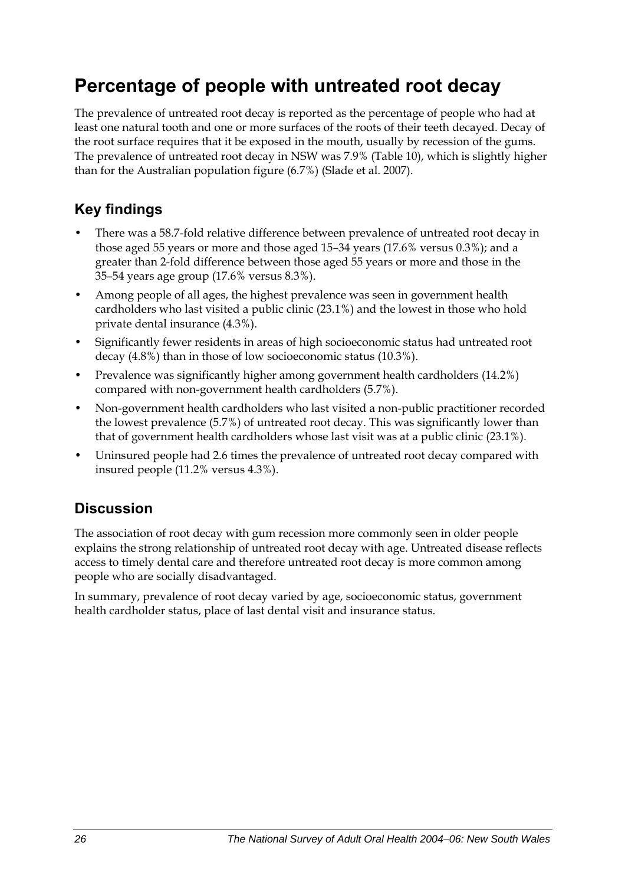# Percentage of people with untreated root decay

The prevalence of untreated root decay is reported as the percentage of people who had at least one natural tooth and one or more surfaces of the roots of their teeth decayed. Decay of the root surface requires that it be exposed in the mouth, usually by recession of the gums. The prevalence of untreated root decay in NSW was 7.9% (Table 10), which is slightly higher than for the Australian population figure (6.7%) (Slade et al. 2007).

## Key findings

- There was a 58.7-fold relative difference between prevalence of untreated root decay in those aged 55 years or more and those aged 15–34 years (17.6% versus 0.3%); and a greater than 2-fold difference between those aged 55 years or more and those in the 35–54 years age group (17.6% versus 8.3%).
- Among people of all ages, the highest prevalence was seen in government health cardholders who last visited a public clinic (23.1%) and the lowest in those who hold private dental insurance (4.3%).
- Significantly fewer residents in areas of high socioeconomic status had untreated root decay (4.8%) than in those of low socioeconomic status (10.3%).
- Prevalence was significantly higher among government health cardholders (14.2%) compared with non-government health cardholders (5.7%).
- Non-government health cardholders who last visited a non-public practitioner recorded the lowest prevalence (5.7%) of untreated root decay. This was significantly lower than that of government health cardholders whose last visit was at a public clinic (23.1%).
- Uninsured people had 2.6 times the prevalence of untreated root decay compared with insured people (11.2% versus 4.3%).

## Discussion

The association of root decay with gum recession more commonly seen in older people explains the strong relationship of untreated root decay with age. Untreated disease reflects access to timely dental care and therefore untreated root decay is more common among people who are socially disadvantaged.

In summary, prevalence of root decay varied by age, socioeconomic status, government health cardholder status, place of last dental visit and insurance status.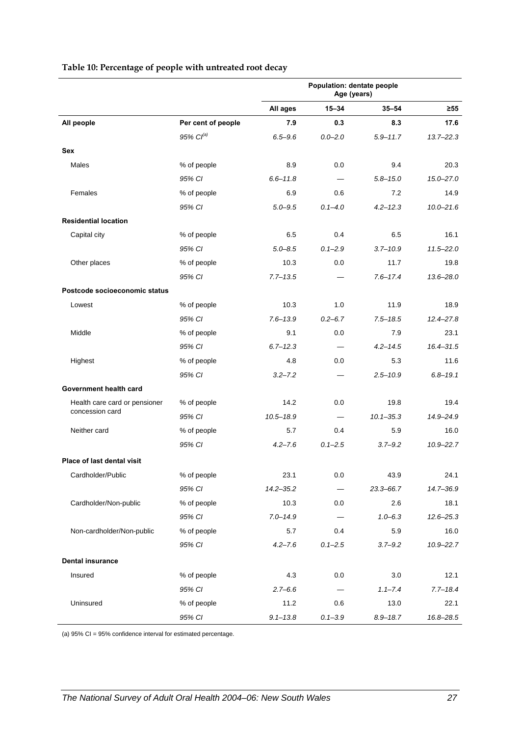**Table 10: Percentage of people with untreated root decay**

| | | Population: dentate people Age (years) | | | |
|---|---|---|---|---|---|
| | | All ages | 15–34 | 35–54 | ≥55 |
| **All people** | **Per cent of people** | **7.9** | **0.3** | **8.3** | **17.6** |
| | *95% CI[(a)]* | *6.5–9.6* | *0.0–2.0* | *5.9–11.7* | *13.7–22.3* |
| **Sex** | | | | | |
| Males | % of people | 8.9 | 0.0 | 9.4 | 20.3 |
| | *95% CI* | *6.6–11.8* | — | *5.8–15.0* | *15.0–27.0* |
| Females | % of people | 6.9 | 0.6 | 7.2 | 14.9 |
| | *95% CI* | *5.0–9.5* | *0.1–4.0* | *4.2–12.3* | *10.0–21.6* |
| **Residential location** | | | | | |
| Capital city | % of people | 6.5 | 0.4 | 6.5 | 16.1 |
| | *95% CI* | *5.0–8.5* | *0.1–2.9* | *3.7–10.9* | *11.5–22.0* |
| Other places | % of people | 10.3 | 0.0 | 11.7 | 19.8 |
| | *95% CI* | *7.7–13.5* | — | *7.6–17.4* | *13.6–28.0* |
| **Postcode socioeconomic status** | | | | | |
| Lowest | % of people | 10.3 | 1.0 | 11.9 | 18.9 |
| | *95% CI* | *7.6–13.9* | *0.2–6.7* | *7.5–18.5* | *12.4–27.8* |
| Middle | % of people | 9.1 | 0.0 | 7.9 | 23.1 |
| | *95% CI* | *6.7–12.3* | — | *4.2–14.5* | *16.4–31.5* |
| Highest | % of people | 4.8 | 0.0 | 5.3 | 11.6 |
| | *95% CI* | *3.2–7.2* | — | *2.5–10.9* | *6.8–19.1* |
| **Government health card** | | | | | |
| Health care card or pensioner concession card | % of people | 14.2 | 0.0 | 19.8 | 19.4 |
| | *95% CI* | *10.5–18.9* | — | *10.1–35.3* | *14.9–24.9* |
| Neither card | % of people | 5.7 | 0.4 | 5.9 | 16.0 |
| | *95% CI* | *4.2–7.6* | *0.1–2.5* | *3.7–9.2* | *10.9–22.7* |
| **Place of last dental visit** | | | | | |
| Cardholder/Public | % of people | 23.1 | 0.0 | 43.9 | 24.1 |
| | *95% CI* | *14.2–35.2* | — | *23.3–66.7* | *14.7–36.9* |
| Cardholder/Non-public | % of people | 10.3 | 0.0 | 2.6 | 18.1 |
| | *95% CI* | *7.0–14.9* | — | *1.0–6.3* | *12.6–25.3* |
| Non-cardholder/Non-public | % of people | 5.7 | 0.4 | 5.9 | 16.0 |
| | *95% CI* | *4.2–7.6* | *0.1–2.5* | *3.7–9.2* | *10.9–22.7* |
| **Dental insurance** | | | | | |
| Insured | % of people | 4.3 | 0.0 | 3.0 | 12.1 |
| | *95% CI* | *2.7–6.6* | — | *1.1–7.4* | *7.7–18.4* |
| Uninsured | % of people | 11.2 | 0.6 | 13.0 | 22.1 |
| | *95% CI* | *9.1–13.8* | *0.1–3.9* | *8.9–18.7* | *16.8–28.5* |

(a) 95% CI = 95% confidence interval for estimated percentage.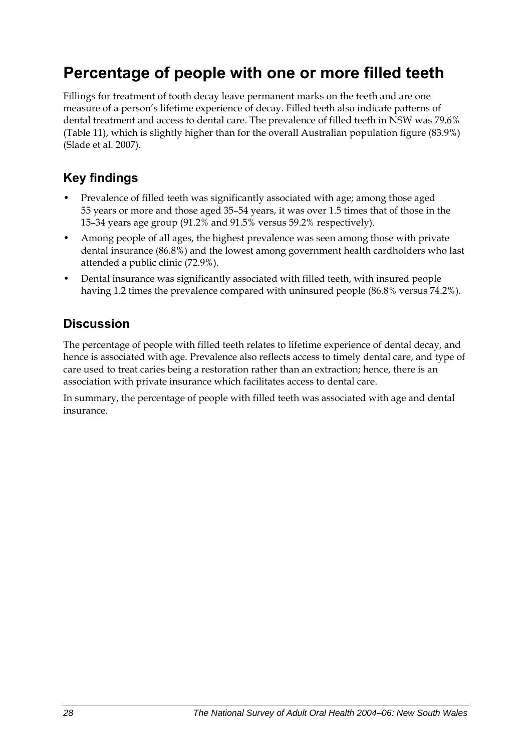# Percentage of people with one or more filled teeth

Fillings for treatment of tooth decay leave permanent marks on the teeth and are one measure of a person's lifetime experience of decay. Filled teeth also indicate patterns of dental treatment and access to dental care. The prevalence of filled teeth in NSW was 79.6% (Table 11), which is slightly higher than for the overall Australian population figure (83.9%) (Slade et al. 2007).

## Key findings

- Prevalence of filled teeth was significantly associated with age; among those aged 55 years or more and those aged 35–54 years, it was over 1.5 times that of those in the 15–34 years age group (91.2% and 91.5% versus 59.2% respectively).
- Among people of all ages, the highest prevalence was seen among those with private dental insurance (86.8%) and the lowest among government health cardholders who last attended a public clinic (72.9%).
- Dental insurance was significantly associated with filled teeth, with insured people having 1.2 times the prevalence compared with uninsured people (86.8% versus 74.2%).

## Discussion

The percentage of people with filled teeth relates to lifetime experience of dental decay, and hence is associated with age. Prevalence also reflects access to timely dental care, and type of care used to treat caries being a restoration rather than an extraction; hence, there is an association with private insurance which facilitates access to dental care.

In summary, the percentage of people with filled teeth was associated with age and dental insurance.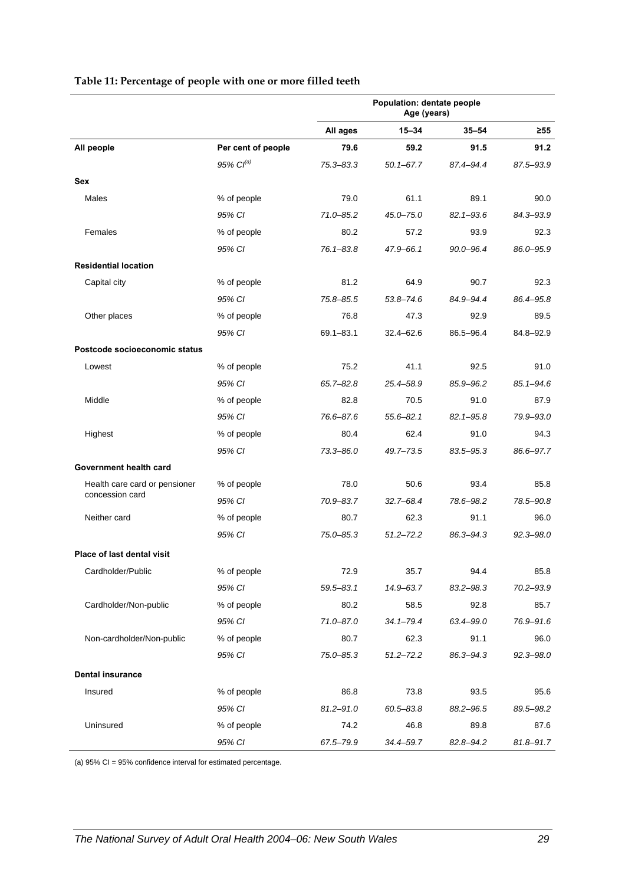**Table 11: Percentage of people with one or more filled teeth**

| | | Population: dentate people Age (years) | | | |
|---|---|---|---|---|---|
| | | All ages | 15–34 | 35–54 | ≥55 |
| **All people** | **Per cent of people** | **79.6** | **59.2** | **91.5** | **91.2** |
| | *95% CI*[(a)] | *75.3–83.3* | *50.1–67.7* | *87.4–94.4* | *87.5–93.9* |
| **Sex** | | | | | |
| Males | % of people | 79.0 | 61.1 | 89.1 | 90.0 |
| | *95% CI* | *71.0–85.2* | *45.0–75.0* | *82.1–93.6* | *84.3–93.9* |
| Females | % of people | 80.2 | 57.2 | 93.9 | 92.3 |
| | *95% CI* | *76.1–83.8* | *47.9–66.1* | *90.0–96.4* | *86.0–95.9* |
| **Residential location** | | | | | |
| Capital city | % of people | 81.2 | 64.9 | 90.7 | 92.3 |
| | *95% CI* | *75.8–85.5* | *53.8–74.6* | *84.9–94.4* | *86.4–95.8* |
| Other places | % of people | 76.8 | 47.3 | 92.9 | 89.5 |
| | *95% CI* | 69.1–83.1 | 32.4–62.6 | 86.5–96.4 | 84.8–92.9 |
| **Postcode socioeconomic status** | | | | | |
| Lowest | % of people | 75.2 | 41.1 | 92.5 | 91.0 |
| | *95% CI* | *65.7–82.8* | *25.4–58.9* | *85.9–96.2* | *85.1–94.6* |
| Middle | % of people | 82.8 | 70.5 | 91.0 | 87.9 |
| | *95% CI* | *76.6–87.6* | *55.6–82.1* | *82.1–95.8* | *79.9–93.0* |
| Highest | % of people | 80.4 | 62.4 | 91.0 | 94.3 |
| | *95% CI* | *73.3–86.0* | *49.7–73.5* | *83.5–95.3* | *86.6–97.7* |
| **Government health card** | | | | | |
| Health care card or pensioner concession card | % of people | 78.0 | 50.6 | 93.4 | 85.8 |
| | *95% CI* | *70.9–83.7* | *32.7–68.4* | *78.6–98.2* | *78.5–90.8* |
| Neither card | % of people | 80.7 | 62.3 | 91.1 | 96.0 |
| | *95% CI* | *75.0–85.3* | *51.2–72.2* | *86.3–94.3* | *92.3–98.0* |
| **Place of last dental visit** | | | | | |
| Cardholder/Public | % of people | 72.9 | 35.7 | 94.4 | 85.8 |
| | *95% CI* | *59.5–83.1* | *14.9–63.7* | *83.2–98.3* | *70.2–93.9* |
| Cardholder/Non-public | % of people | 80.2 | 58.5 | 92.8 | 85.7 |
| | *95% CI* | *71.0–87.0* | *34.1–79.4* | *63.4–99.0* | *76.9–91.6* |
| Non-cardholder/Non-public | % of people | 80.7 | 62.3 | 91.1 | 96.0 |
| | *95% CI* | *75.0–85.3* | *51.2–72.2* | *86.3–94.3* | *92.3–98.0* |
| **Dental insurance** | | | | | |
| Insured | % of people | 86.8 | 73.8 | 93.5 | 95.6 |
| | *95% CI* | *81.2–91.0* | *60.5–83.8* | *88.2–96.5* | *89.5–98.2* |
| Uninsured | % of people | 74.2 | 46.8 | 89.8 | 87.6 |
| | *95% CI* | *67.5–79.9* | *34.4–59.7* | *82.8–94.2* | *81.8–91.7* |

(a) 95% CI = 95% confidence interval for estimated percentage.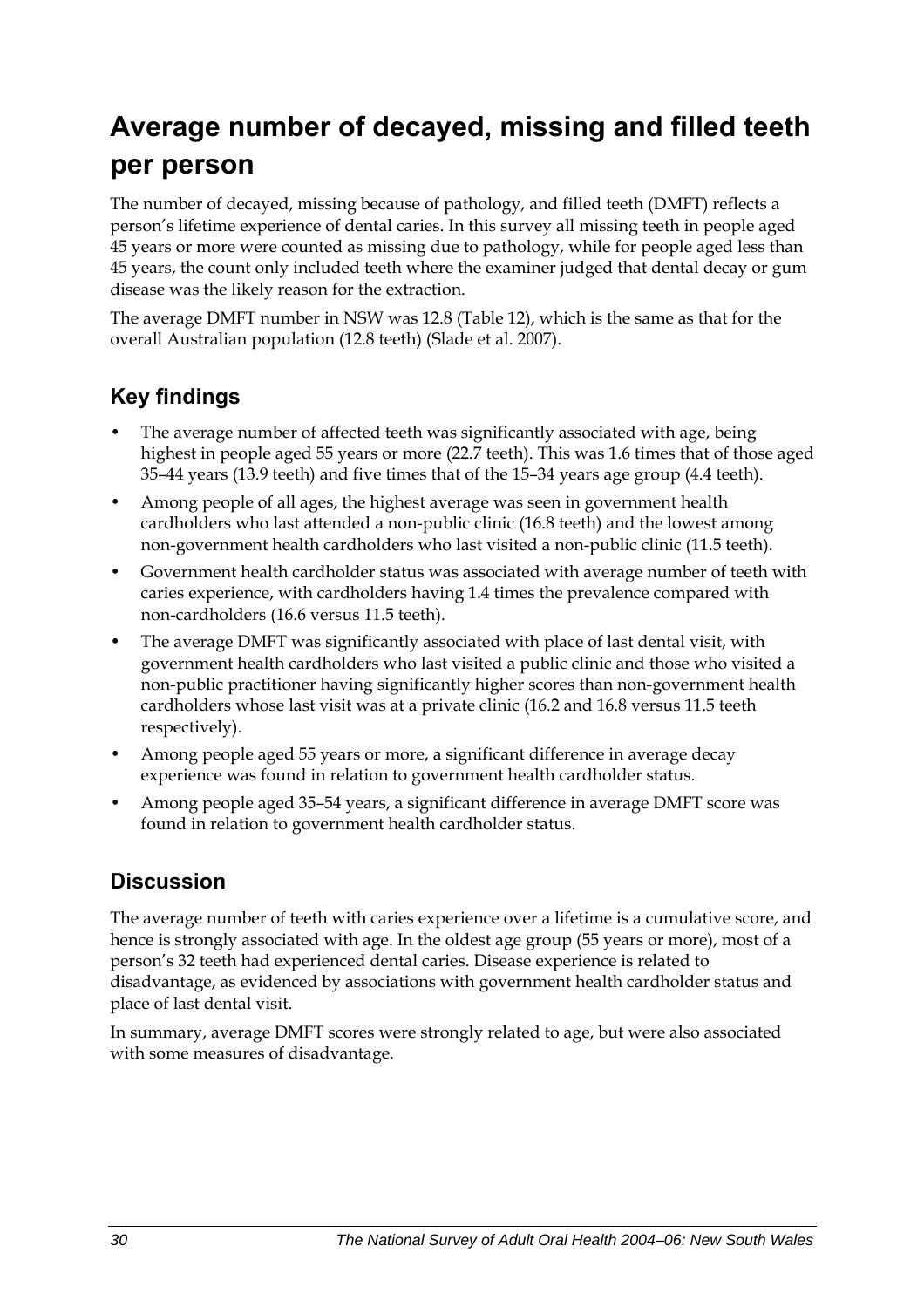# Average number of decayed, missing and filled teeth per person

The number of decayed, missing because of pathology, and filled teeth (DMFT) reflects a person's lifetime experience of dental caries. In this survey all missing teeth in people aged 45 years or more were counted as missing due to pathology, while for people aged less than 45 years, the count only included teeth where the examiner judged that dental decay or gum disease was the likely reason for the extraction.

The average DMFT number in NSW was 12.8 (Table 12), which is the same as that for the overall Australian population (12.8 teeth) (Slade et al. 2007).

## Key findings

- The average number of affected teeth was significantly associated with age, being highest in people aged 55 years or more (22.7 teeth). This was 1.6 times that of those aged 35–44 years (13.9 teeth) and five times that of the 15–34 years age group (4.4 teeth).
- Among people of all ages, the highest average was seen in government health cardholders who last attended a non-public clinic (16.8 teeth) and the lowest among non-government health cardholders who last visited a non-public clinic (11.5 teeth).
- Government health cardholder status was associated with average number of teeth with caries experience, with cardholders having 1.4 times the prevalence compared with non-cardholders (16.6 versus 11.5 teeth).
- The average DMFT was significantly associated with place of last dental visit, with government health cardholders who last visited a public clinic and those who visited a non-public practitioner having significantly higher scores than non-government health cardholders whose last visit was at a private clinic (16.2 and 16.8 versus 11.5 teeth respectively).
- Among people aged 55 years or more, a significant difference in average decay experience was found in relation to government health cardholder status.
- Among people aged 35–54 years, a significant difference in average DMFT score was found in relation to government health cardholder status.

## Discussion

The average number of teeth with caries experience over a lifetime is a cumulative score, and hence is strongly associated with age. In the oldest age group (55 years or more), most of a person's 32 teeth had experienced dental caries. Disease experience is related to disadvantage, as evidenced by associations with government health cardholder status and place of last dental visit.

In summary, average DMFT scores were strongly related to age, but were also associated with some measures of disadvantage.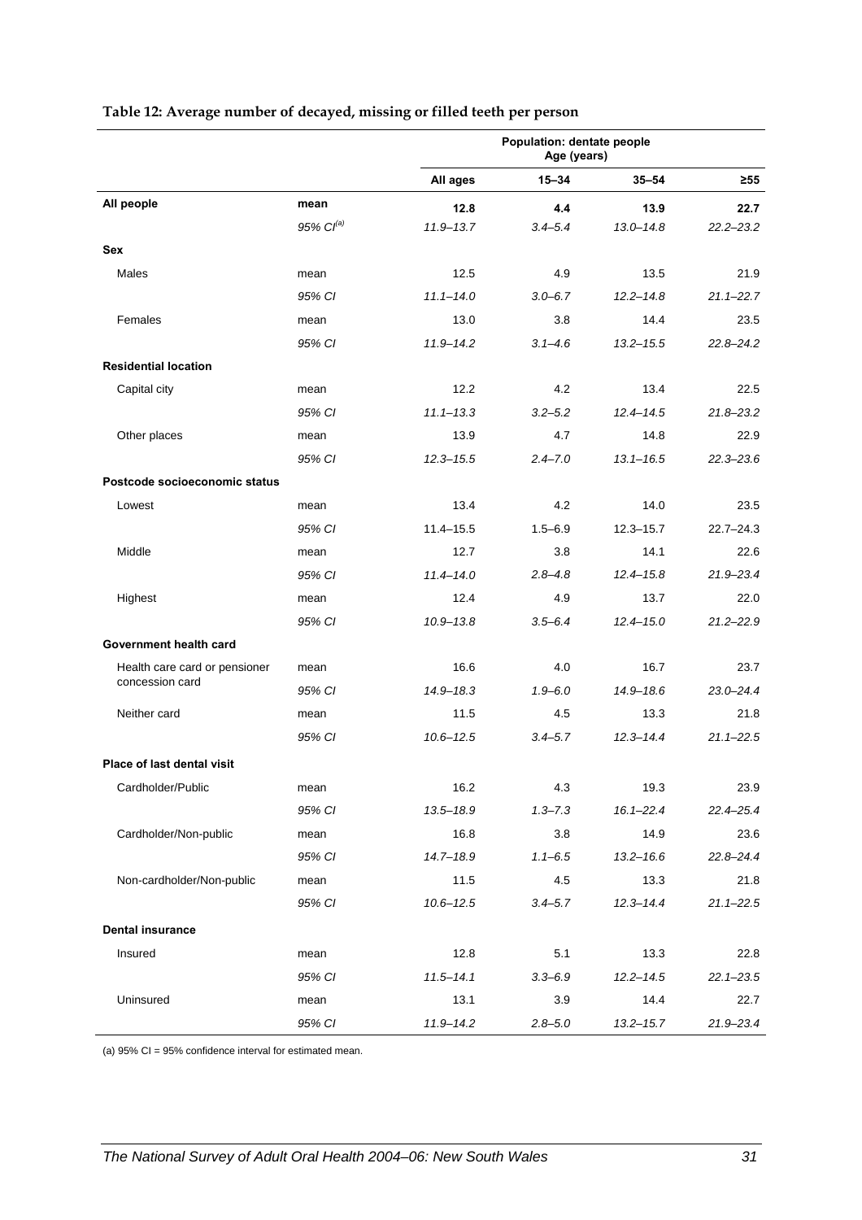**Table 12: Average number of decayed, missing or filled teeth per person**

| | | Population: dentate people Age (years) | | | |
|---|---|---|---|---|---|
| | | **All ages** | **15–34** | **35–54** | **≥55** |
| **All people** | **mean** | **12.8** | **4.4** | **13.9** | **22.7** |
| | *95% CI[(a)]* | *11.9–13.7* | *3.4–5.4* | *13.0–14.8* | *22.2–23.2* |
| **Sex** | | | | | |
| Males | mean | 12.5 | 4.9 | 13.5 | 21.9 |
| | *95% CI* | *11.1–14.0* | *3.0–6.7* | *12.2–14.8* | *21.1–22.7* |
| Females | mean | 13.0 | 3.8 | 14.4 | 23.5 |
| | *95% CI* | *11.9–14.2* | *3.1–4.6* | *13.2–15.5* | *22.8–24.2* |
| **Residential location** | | | | | |
| Capital city | mean | 12.2 | 4.2 | 13.4 | 22.5 |
| | *95% CI* | *11.1–13.3* | *3.2–5.2* | *12.4–14.5* | *21.8–23.2* |
| Other places | mean | 13.9 | 4.7 | 14.8 | 22.9 |
| | *95% CI* | *12.3–15.5* | *2.4–7.0* | *13.1–16.5* | *22.3–23.6* |
| **Postcode socioeconomic status** | | | | | |
| Lowest | mean | 13.4 | 4.2 | 14.0 | 23.5 |
| | 95% CI | 11.4–15.5 | 1.5–6.9 | 12.3–15.7 | 22.7–24.3 |
| Middle | mean | 12.7 | 3.8 | 14.1 | 22.6 |
| | *95% CI* | *11.4–14.0* | *2.8–4.8* | *12.4–15.8* | *21.9–23.4* |
| Highest | mean | 12.4 | 4.9 | 13.7 | 22.0 |
| | *95% CI* | *10.9–13.8* | *3.5–6.4* | *12.4–15.0* | *21.2–22.9* |
| **Government health card** | | | | | |
| Health care card or pensioner concession card | mean | 16.6 | 4.0 | 16.7 | 23.7 |
| | *95% CI* | *14.9–18.3* | *1.9–6.0* | *14.9–18.6* | *23.0–24.4* |
| Neither card | mean | 11.5 | 4.5 | 13.3 | 21.8 |
| | *95% CI* | *10.6–12.5* | *3.4–5.7* | *12.3–14.4* | *21.1–22.5* |
| **Place of last dental visit** | | | | | |
| Cardholder/Public | mean | 16.2 | 4.3 | 19.3 | 23.9 |
| | *95% CI* | *13.5–18.9* | *1.3–7.3* | *16.1–22.4* | *22.4–25.4* |
| Cardholder/Non-public | mean | 16.8 | 3.8 | 14.9 | 23.6 |
| | *95% CI* | *14.7–18.9* | *1.1–6.5* | *13.2–16.6* | *22.8–24.4* |
| Non-cardholder/Non-public | mean | 11.5 | 4.5 | 13.3 | 21.8 |
| | *95% CI* | *10.6–12.5* | *3.4–5.7* | *12.3–14.4* | *21.1–22.5* |
| **Dental insurance** | | | | | |
| Insured | mean | 12.8 | 5.1 | 13.3 | 22.8 |
| | *95% CI* | *11.5–14.1* | *3.3–6.9* | *12.2–14.5* | *22.1–23.5* |
| Uninsured | mean | 13.1 | 3.9 | 14.4 | 22.7 |
| | *95% CI* | *11.9–14.2* | *2.8–5.0* | *13.2–15.7* | *21.9–23.4* |

(a) 95% CI = 95% confidence interval for estimated mean.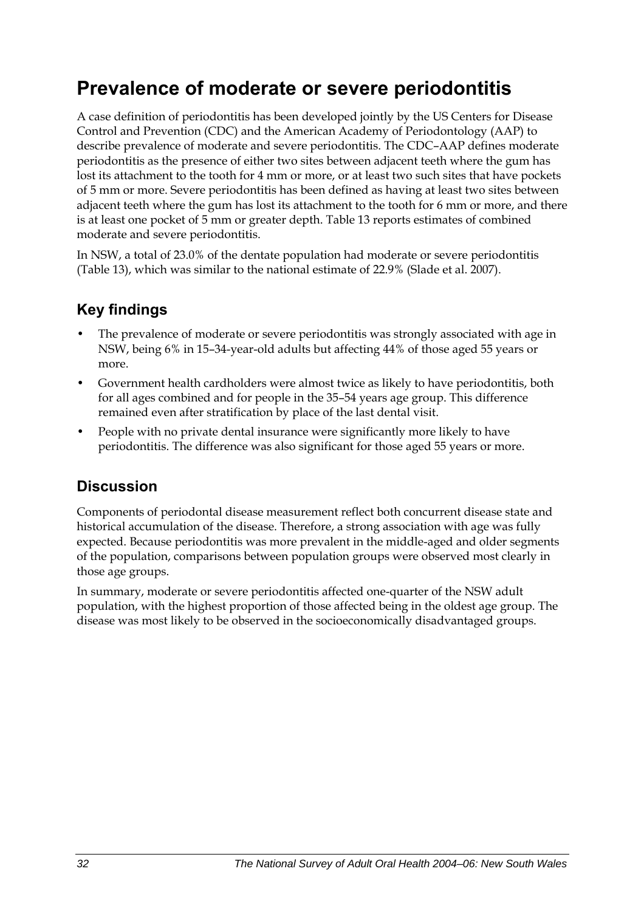# Prevalence of moderate or severe periodontitis

A case definition of periodontitis has been developed jointly by the US Centers for Disease Control and Prevention (CDC) and the American Academy of Periodontology (AAP) to describe prevalence of moderate and severe periodontitis. The CDC–AAP defines moderate periodontitis as the presence of either two sites between adjacent teeth where the gum has lost its attachment to the tooth for 4 mm or more, or at least two such sites that have pockets of 5 mm or more. Severe periodontitis has been defined as having at least two sites between adjacent teeth where the gum has lost its attachment to the tooth for 6 mm or more, and there is at least one pocket of 5 mm or greater depth. Table 13 reports estimates of combined moderate and severe periodontitis.

In NSW, a total of 23.0% of the dentate population had moderate or severe periodontitis (Table 13), which was similar to the national estimate of 22.9% (Slade et al. 2007).

## Key findings

- The prevalence of moderate or severe periodontitis was strongly associated with age in NSW, being 6% in 15–34-year-old adults but affecting 44% of those aged 55 years or more.
- Government health cardholders were almost twice as likely to have periodontitis, both for all ages combined and for people in the 35–54 years age group. This difference remained even after stratification by place of the last dental visit.
- People with no private dental insurance were significantly more likely to have periodontitis. The difference was also significant for those aged 55 years or more.

## Discussion

Components of periodontal disease measurement reflect both concurrent disease state and historical accumulation of the disease. Therefore, a strong association with age was fully expected. Because periodontitis was more prevalent in the middle-aged and older segments of the population, comparisons between population groups were observed most clearly in those age groups.

In summary, moderate or severe periodontitis affected one-quarter of the NSW adult population, with the highest proportion of those affected being in the oldest age group. The disease was most likely to be observed in the socioeconomically disadvantaged groups.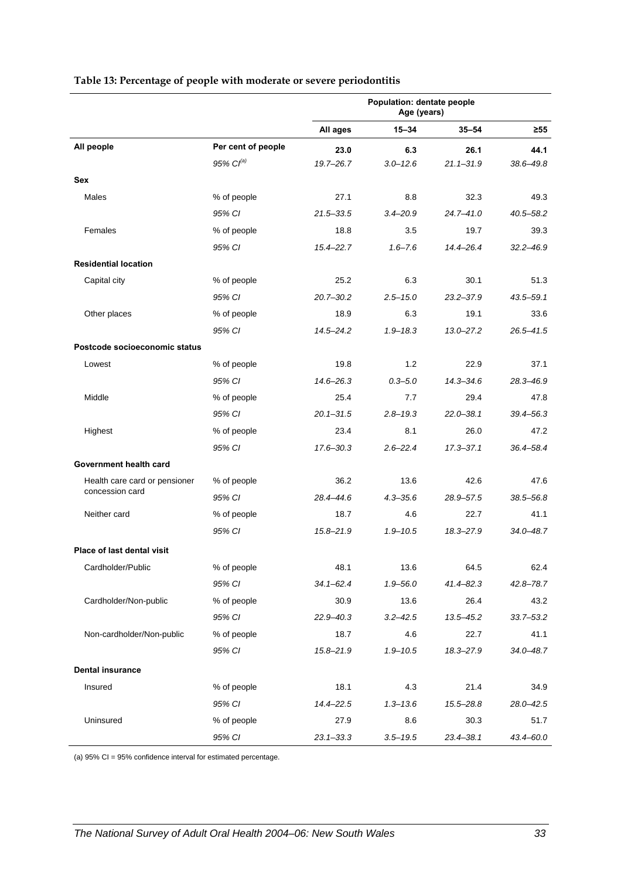**Table 13: Percentage of people with moderate or severe periodontitis**

| | | Population: dentate people Age (years) | | | |
|---|---|---|---|---|---|
| | | All ages | 15–34 | 35–54 | ≥55 |
| **All people** | **Per cent of people** | **23.0** | **6.3** | **26.1** | **44.1** |
| | *95% CI[(a)]* | *19.7–26.7* | *3.0–12.6* | *21.1–31.9* | *38.6–49.8* |
| **Sex** | | | | | |
| Males | % of people | 27.1 | 8.8 | 32.3 | 49.3 |
| | *95% CI* | *21.5–33.5* | *3.4–20.9* | *24.7–41.0* | *40.5–58.2* |
| Females | % of people | 18.8 | 3.5 | 19.7 | 39.3 |
| | *95% CI* | *15.4–22.7* | *1.6–7.6* | *14.4–26.4* | *32.2–46.9* |
| **Residential location** | | | | | |
| Capital city | % of people | 25.2 | 6.3 | 30.1 | 51.3 |
| | *95% CI* | *20.7–30.2* | *2.5–15.0* | *23.2–37.9* | *43.5–59.1* |
| Other places | % of people | 18.9 | 6.3 | 19.1 | 33.6 |
| | *95% CI* | *14.5–24.2* | *1.9–18.3* | *13.0–27.2* | *26.5–41.5* |
| **Postcode socioeconomic status** | | | | | |
| Lowest | % of people | 19.8 | 1.2 | 22.9 | 37.1 |
| | *95% CI* | *14.6–26.3* | *0.3–5.0* | *14.3–34.6* | *28.3–46.9* |
| Middle | % of people | 25.4 | 7.7 | 29.4 | 47.8 |
| | *95% CI* | *20.1–31.5* | *2.8–19.3* | *22.0–38.1* | *39.4–56.3* |
| Highest | % of people | 23.4 | 8.1 | 26.0 | 47.2 |
| | *95% CI* | *17.6–30.3* | *2.6–22.4* | *17.3–37.1* | *36.4–58.4* |
| **Government health card** | | | | | |
| Health care card or pensioner concession card | % of people | 36.2 | 13.6 | 42.6 | 47.6 |
| | *95% CI* | *28.4–44.6* | *4.3–35.6* | *28.9–57.5* | *38.5–56.8* |
| Neither card | % of people | 18.7 | 4.6 | 22.7 | 41.1 |
| | *95% CI* | *15.8–21.9* | *1.9–10.5* | *18.3–27.9* | *34.0–48.7* |
| **Place of last dental visit** | | | | | |
| Cardholder/Public | % of people | 48.1 | 13.6 | 64.5 | 62.4 |
| | *95% CI* | *34.1–62.4* | *1.9–56.0* | *41.4–82.3* | *42.8–78.7* |
| Cardholder/Non-public | % of people | 30.9 | 13.6 | 26.4 | 43.2 |
| | *95% CI* | *22.9–40.3* | *3.2–42.5* | *13.5–45.2* | *33.7–53.2* |
| Non-cardholder/Non-public | % of people | 18.7 | 4.6 | 22.7 | 41.1 |
| | *95% CI* | *15.8–21.9* | *1.9–10.5* | *18.3–27.9* | *34.0–48.7* |
| **Dental insurance** | | | | | |
| Insured | % of people | 18.1 | 4.3 | 21.4 | 34.9 |
| | *95% CI* | *14.4–22.5* | *1.3–13.6* | *15.5–28.8* | *28.0–42.5* |
| Uninsured | % of people | 27.9 | 8.6 | 30.3 | 51.7 |
| | *95% CI* | *23.1–33.3* | *3.5–19.5* | *23.4–38.1* | *43.4–60.0* |

(a) 95% CI = 95% confidence interval for estimated percentage.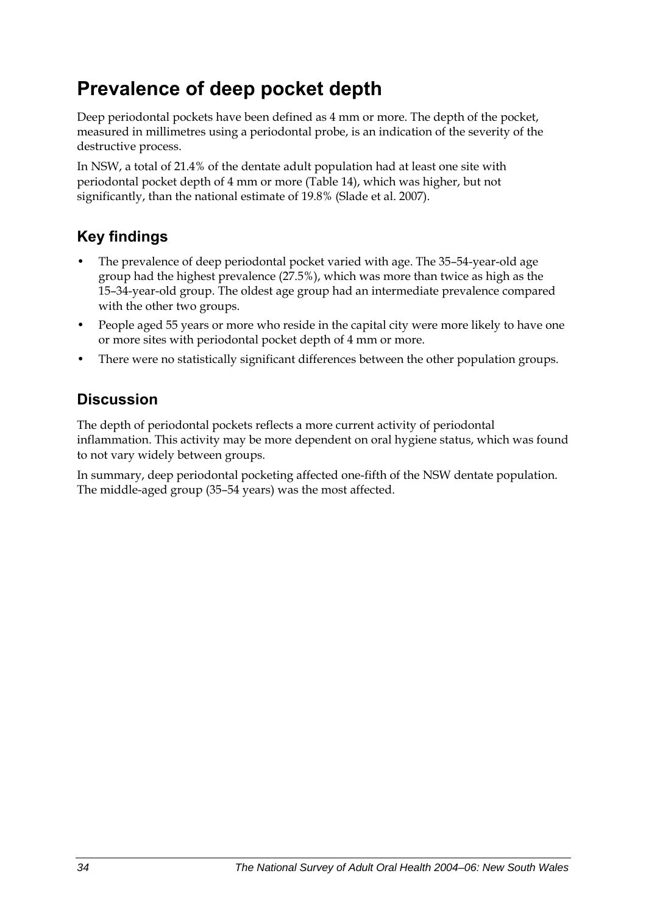# Prevalence of deep pocket depth

Deep periodontal pockets have been defined as 4 mm or more. The depth of the pocket, measured in millimetres using a periodontal probe, is an indication of the severity of the destructive process.

In NSW, a total of 21.4% of the dentate adult population had at least one site with periodontal pocket depth of 4 mm or more (Table 14), which was higher, but not significantly, than the national estimate of 19.8% (Slade et al. 2007).

## Key findings

- The prevalence of deep periodontal pocket varied with age. The 35–54-year-old age group had the highest prevalence (27.5%), which was more than twice as high as the 15–34-year-old group. The oldest age group had an intermediate prevalence compared with the other two groups.
- People aged 55 years or more who reside in the capital city were more likely to have one or more sites with periodontal pocket depth of 4 mm or more.
- There were no statistically significant differences between the other population groups.

## Discussion

The depth of periodontal pockets reflects a more current activity of periodontal inflammation. This activity may be more dependent on oral hygiene status, which was found to not vary widely between groups.

In summary, deep periodontal pocketing affected one-fifth of the NSW dentate population. The middle-aged group (35–54 years) was the most affected.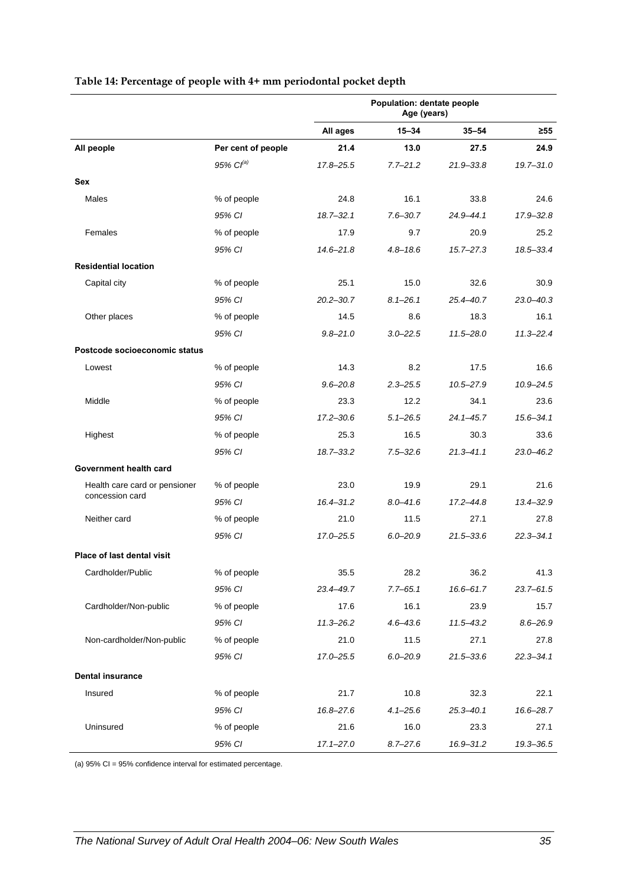**Table 14: Percentage of people with 4+ mm periodontal pocket depth**

| | | Population: dentate people Age (years) | | | |
|---|---|---|---|---|---|
| | | **All ages** | **15–34** | **35–54** | **≥55** |
| **All people** | **Per cent of people** | **21.4** | **13.0** | **27.5** | **24.9** |
| | *95% CI[(a)]* | *17.8–25.5* | *7.7–21.2* | *21.9–33.8* | *19.7–31.0* |
| **Sex** | | | | | |
| Males | % of people | 24.8 | 16.1 | 33.8 | 24.6 |
| | *95% CI* | *18.7–32.1* | *7.6–30.7* | *24.9–44.1* | *17.9–32.8* |
| Females | % of people | 17.9 | 9.7 | 20.9 | 25.2 |
| | *95% CI* | *14.6–21.8* | *4.8–18.6* | *15.7–27.3* | *18.5–33.4* |
| **Residential location** | | | | | |
| Capital city | % of people | 25.1 | 15.0 | 32.6 | 30.9 |
| | *95% CI* | *20.2–30.7* | *8.1–26.1* | *25.4–40.7* | *23.0–40.3* |
| Other places | % of people | 14.5 | 8.6 | 18.3 | 16.1 |
| | *95% CI* | *9.8–21.0* | *3.0–22.5* | *11.5–28.0* | *11.3–22.4* |
| **Postcode socioeconomic status** | | | | | |
| Lowest | % of people | 14.3 | 8.2 | 17.5 | 16.6 |
| | *95% CI* | *9.6–20.8* | *2.3–25.5* | *10.5–27.9* | *10.9–24.5* |
| Middle | % of people | 23.3 | 12.2 | 34.1 | 23.6 |
| | *95% CI* | *17.2–30.6* | *5.1–26.5* | *24.1–45.7* | *15.6–34.1* |
| Highest | % of people | 25.3 | 16.5 | 30.3 | 33.6 |
| | *95% CI* | *18.7–33.2* | *7.5–32.6* | *21.3–41.1* | *23.0–46.2* |
| **Government health card** | | | | | |
| Health care card or pensioner concession card | % of people | 23.0 | 19.9 | 29.1 | 21.6 |
| | *95% CI* | *16.4–31.2* | *8.0–41.6* | *17.2–44.8* | *13.4–32.9* |
| Neither card | % of people | 21.0 | 11.5 | 27.1 | 27.8 |
| | *95% CI* | *17.0–25.5* | *6.0–20.9* | *21.5–33.6* | *22.3–34.1* |
| **Place of last dental visit** | | | | | |
| Cardholder/Public | % of people | 35.5 | 28.2 | 36.2 | 41.3 |
| | *95% CI* | *23.4–49.7* | *7.7–65.1* | *16.6–61.7* | *23.7–61.5* |
| Cardholder/Non-public | % of people | 17.6 | 16.1 | 23.9 | 15.7 |
| | *95% CI* | *11.3–26.2* | *4.6–43.6* | *11.5–43.2* | *8.6–26.9* |
| Non-cardholder/Non-public | % of people | 21.0 | 11.5 | 27.1 | 27.8 |
| | *95% CI* | *17.0–25.5* | *6.0–20.9* | *21.5–33.6* | *22.3–34.1* |
| **Dental insurance** | | | | | |
| Insured | % of people | 21.7 | 10.8 | 32.3 | 22.1 |
| | *95% CI* | *16.8–27.6* | *4.1–25.6* | *25.3–40.1* | *16.6–28.7* |
| Uninsured | % of people | 21.6 | 16.0 | 23.3 | 27.1 |
| | *95% CI* | *17.1–27.0* | *8.7–27.6* | *16.9–31.2* | *19.3–36.5* |

(a) 95% CI = 95% confidence interval for estimated percentage.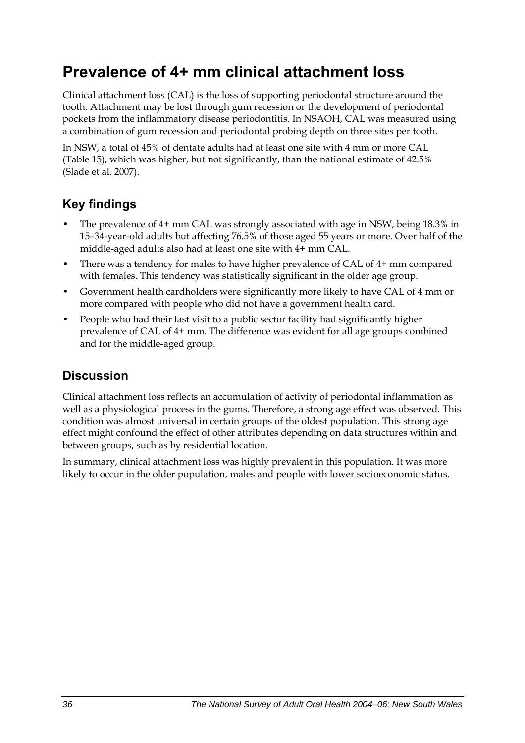# Prevalence of 4+ mm clinical attachment loss

Clinical attachment loss (CAL) is the loss of supporting periodontal structure around the tooth. Attachment may be lost through gum recession or the development of periodontal pockets from the inflammatory disease periodontitis. In NSAOH, CAL was measured using a combination of gum recession and periodontal probing depth on three sites per tooth.

In NSW, a total of 45% of dentate adults had at least one site with 4 mm or more CAL (Table 15), which was higher, but not significantly, than the national estimate of 42.5% (Slade et al. 2007).

## Key findings

- The prevalence of 4+ mm CAL was strongly associated with age in NSW, being 18.3% in 15–34-year-old adults but affecting 76.5% of those aged 55 years or more. Over half of the middle-aged adults also had at least one site with 4+ mm CAL.
- There was a tendency for males to have higher prevalence of CAL of 4+ mm compared with females. This tendency was statistically significant in the older age group.
- Government health cardholders were significantly more likely to have CAL of 4 mm or more compared with people who did not have a government health card.
- People who had their last visit to a public sector facility had significantly higher prevalence of CAL of 4+ mm. The difference was evident for all age groups combined and for the middle-aged group.

## Discussion

Clinical attachment loss reflects an accumulation of activity of periodontal inflammation as well as a physiological process in the gums. Therefore, a strong age effect was observed. This condition was almost universal in certain groups of the oldest population. This strong age effect might confound the effect of other attributes depending on data structures within and between groups, such as by residential location.

In summary, clinical attachment loss was highly prevalent in this population. It was more likely to occur in the older population, males and people with lower socioeconomic status.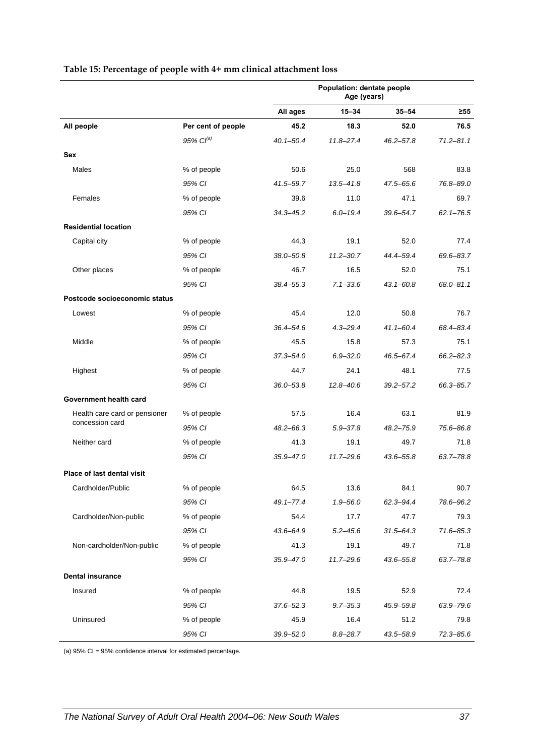**Table 15: Percentage of people with 4+ mm clinical attachment loss**

| | | Population: dentate people Age (years) | | | |
|---|---|---|---|---|---|
| | | All ages | 15–34 | 35–54 | ≥55 |
| **All people** | **Per cent of people** | **45.2** | **18.3** | **52.0** | **76.5** |
| | *95% CI[(a)]* | *40.1–50.4* | *11.8–27.4* | *46.2–57.8* | *71.2–81.1* |
| **Sex** | | | | | |
| Males | % of people | 50.6 | 25.0 | 568 | 83.8 |
| | *95% CI* | *41.5–59.7* | *13.5–41.8* | *47.5–65.6* | *76.8–89.0* |
| Females | % of people | 39.6 | 11.0 | 47.1 | 69.7 |
| | *95% CI* | *34.3–45.2* | *6.0–19.4* | *39.6–54.7* | *62.1–76.5* |
| **Residential location** | | | | | |
| Capital city | % of people | 44.3 | 19.1 | 52.0 | 77.4 |
| | *95% CI* | *38.0–50.8* | *11.2–30.7* | *44.4–59.4* | *69.6–83.7* |
| Other places | % of people | 46.7 | 16.5 | 52.0 | 75.1 |
| | *95% CI* | *38.4–55.3* | *7.1–33.6* | *43.1–60.8* | *68.0–81.1* |
| **Postcode socioeconomic status** | | | | | |
| Lowest | % of people | 45.4 | 12.0 | 50.8 | 76.7 |
| | *95% CI* | *36.4–54.6* | *4.3–29.4* | *41.1–60.4* | *68.4–83.4* |
| Middle | % of people | 45.5 | 15.8 | 57.3 | 75.1 |
| | *95% CI* | *37.3–54.0* | *6.9–32.0* | *46.5–67.4* | *66.2–82.3* |
| Highest | % of people | 44.7 | 24.1 | 48.1 | 77.5 |
| | *95% CI* | *36.0–53.8* | *12.8–40.6* | *39.2–57.2* | *66.3–85.7* |
| **Government health card** | | | | | |
| Health care card or pensioner concession card | % of people | 57.5 | 16.4 | 63.1 | 81.9 |
| | *95% CI* | *48.2–66.3* | *5.9–37.8* | *48.2–75.9* | *75.6–86.8* |
| Neither card | % of people | 41.3 | 19.1 | 49.7 | 71.8 |
| | *95% CI* | *35.9–47.0* | *11.7–29.6* | *43.6–55.8* | *63.7–78.8* |
| **Place of last dental visit** | | | | | |
| Cardholder/Public | % of people | 64.5 | 13.6 | 84.1 | 90.7 |
| | *95% CI* | *49.1–77.4* | *1.9–56.0* | *62.3–94.4* | *78.6–96.2* |
| Cardholder/Non-public | % of people | 54.4 | 17.7 | 47.7 | 79.3 |
| | *95% CI* | *43.6–64.9* | *5.2–45.6* | *31.5–64.3* | *71.6–85.3* |
| Non-cardholder/Non-public | % of people | 41.3 | 19.1 | 49.7 | 71.8 |
| | *95% CI* | *35.9–47.0* | *11.7–29.6* | *43.6–55.8* | *63.7–78.8* |
| **Dental insurance** | | | | | |
| Insured | % of people | 44.8 | 19.5 | 52.9 | 72.4 |
| | *95% CI* | *37.6–52.3* | *9.7–35.3* | *45.9–59.8* | *63.9–79.6* |
| Uninsured | % of people | 45.9 | 16.4 | 51.2 | 79.8 |
| | *95% CI* | *39.9–52.0* | *8.8–28.7* | *43.5–58.9* | *72.3–85.6* |

(a) 95% CI = 95% confidence interval for estimated percentage.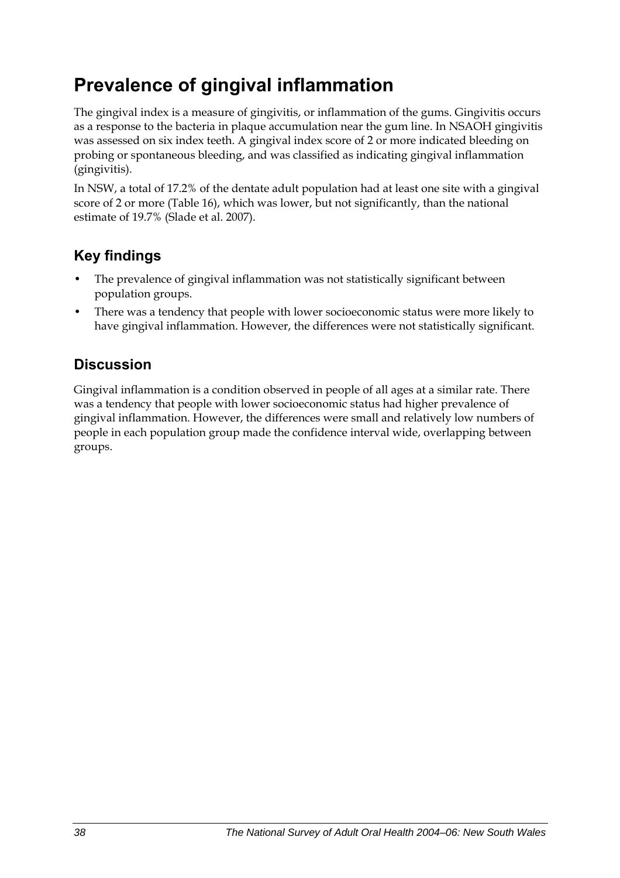# Prevalence of gingival inflammation

The gingival index is a measure of gingivitis, or inflammation of the gums. Gingivitis occurs as a response to the bacteria in plaque accumulation near the gum line. In NSAOH gingivitis was assessed on six index teeth. A gingival index score of 2 or more indicated bleeding on probing or spontaneous bleeding, and was classified as indicating gingival inflammation (gingivitis).

In NSW, a total of 17.2% of the dentate adult population had at least one site with a gingival score of 2 or more (Table 16), which was lower, but not significantly, than the national estimate of 19.7% (Slade et al. 2007).

## Key findings

- The prevalence of gingival inflammation was not statistically significant between population groups.
- There was a tendency that people with lower socioeconomic status were more likely to have gingival inflammation. However, the differences were not statistically significant.

## Discussion

Gingival inflammation is a condition observed in people of all ages at a similar rate. There was a tendency that people with lower socioeconomic status had higher prevalence of gingival inflammation. However, the differences were small and relatively low numbers of people in each population group made the confidence interval wide, overlapping between groups.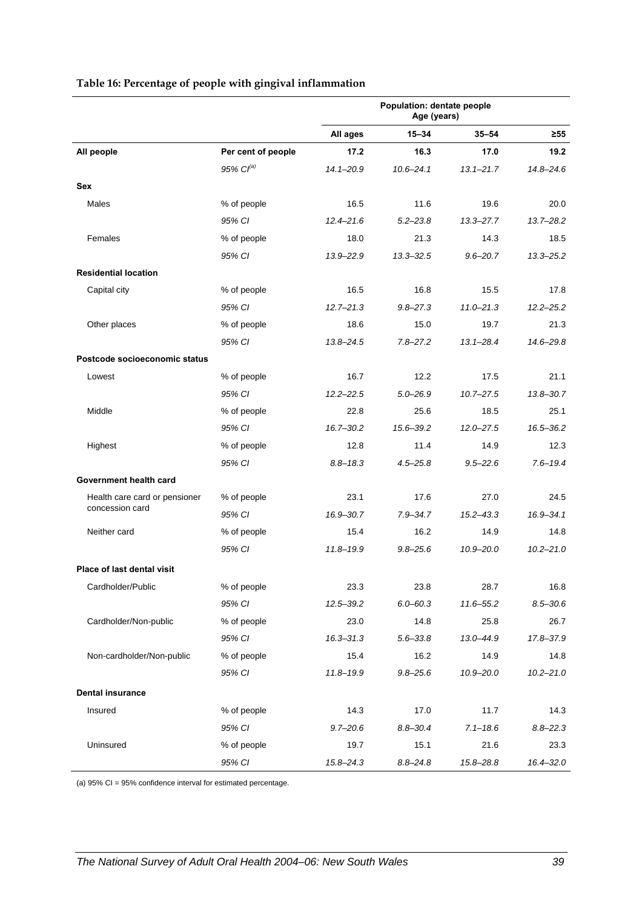**Table 16: Percentage of people with gingival inflammation**

| | | Population: dentate people Age (years) | | | |
|---|---|---|---|---|---|
| | | **All ages** | **15–34** | **35–54** | **≥55** |
| **All people** | **Per cent of people** | **17.2** | **16.3** | **17.0** | **19.2** |
| | *95% CI[(a)]* | *14.1–20.9* | *10.6–24.1* | *13.1–21.7* | *14.8–24.6* |
| **Sex** | | | | | |
| Males | % of people | 16.5 | 11.6 | 19.6 | 20.0 |
| | *95% CI* | *12.4–21.6* | *5.2–23.8* | *13.3–27.7* | *13.7–28.2* |
| Females | % of people | 18.0 | 21.3 | 14.3 | 18.5 |
| | *95% CI* | *13.9–22.9* | *13.3–32.5* | *9.6–20.7* | *13.3–25.2* |
| **Residential location** | | | | | |
| Capital city | % of people | 16.5 | 16.8 | 15.5 | 17.8 |
| | *95% CI* | *12.7–21.3* | *9.8–27.3* | *11.0–21.3* | *12.2–25.2* |
| Other places | % of people | 18.6 | 15.0 | 19.7 | 21.3 |
| | *95% CI* | *13.8–24.5* | *7.8–27.2* | *13.1–28.4* | *14.6–29.8* |
| **Postcode socioeconomic status** | | | | | |
| Lowest | % of people | 16.7 | 12.2 | 17.5 | 21.1 |
| | *95% CI* | *12.2–22.5* | *5.0–26.9* | *10.7–27.5* | *13.8–30.7* |
| Middle | % of people | 22.8 | 25.6 | 18.5 | 25.1 |
| | *95% CI* | *16.7–30.2* | *15.6–39.2* | *12.0–27.5* | *16.5–36.2* |
| Highest | % of people | 12.8 | 11.4 | 14.9 | 12.3 |
| | *95% CI* | *8.8–18.3* | *4.5–25.8* | *9.5–22.6* | *7.6–19.4* |
| **Government health card** | | | | | |
| Health care card or pensioner concession card | % of people | 23.1 | 17.6 | 27.0 | 24.5 |
| | *95% CI* | *16.9–30.7* | *7.9–34.7* | *15.2–43.3* | *16.9–34.1* |
| Neither card | % of people | 15.4 | 16.2 | 14.9 | 14.8 |
| | *95% CI* | *11.8–19.9* | *9.8–25.6* | *10.9–20.0* | *10.2–21.0* |
| **Place of last dental visit** | | | | | |
| Cardholder/Public | % of people | 23.3 | 23.8 | 28.7 | 16.8 |
| | *95% CI* | *12.5–39.2* | *6.0–60.3* | *11.6–55.2* | *8.5–30.6* |
| Cardholder/Non-public | % of people | 23.0 | 14.8 | 25.8 | 26.7 |
| | *95% CI* | *16.3–31.3* | *5.6–33.8* | *13.0–44.9* | *17.8–37.9* |
| Non-cardholder/Non-public | % of people | 15.4 | 16.2 | 14.9 | 14.8 |
| | *95% CI* | *11.8–19.9* | *9.8–25.6* | *10.9–20.0* | *10.2–21.0* |
| **Dental insurance** | | | | | |
| Insured | % of people | 14.3 | 17.0 | 11.7 | 14.3 |
| | *95% CI* | *9.7–20.6* | *8.8–30.4* | *7.1–18.6* | *8.8–22.3* |
| Uninsured | % of people | 19.7 | 15.1 | 21.6 | 23.3 |
| | *95% CI* | *15.8–24.3* | *8.8–24.8* | *15.8–28.8* | *16.4–32.0* |

(a) 95% CI = 95% confidence interval for estimated percentage.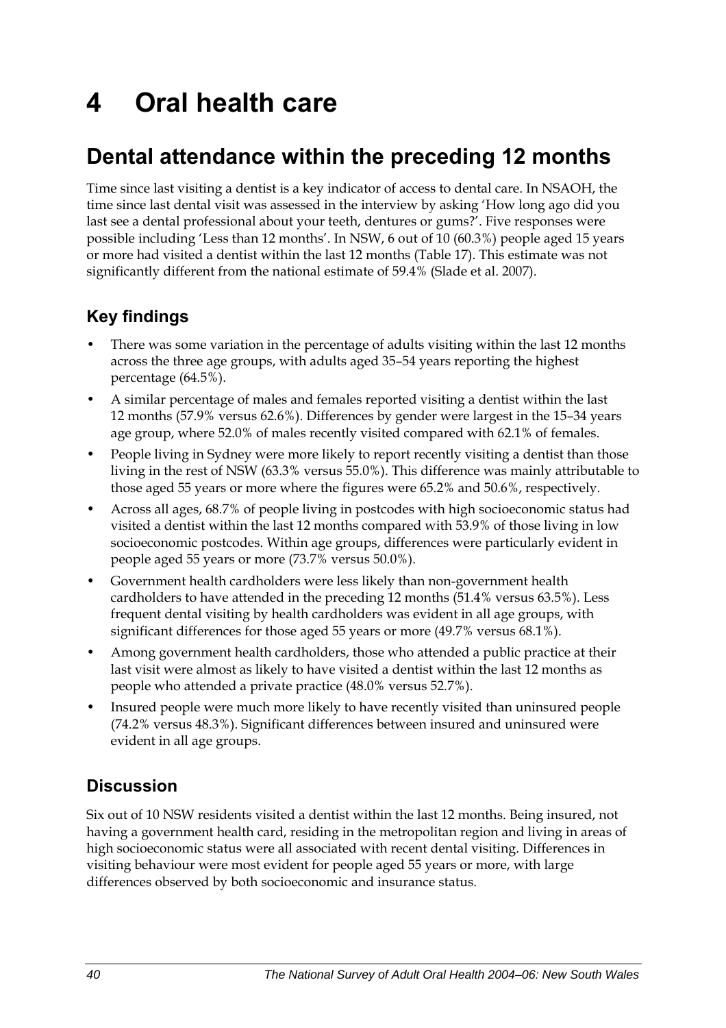# 4 Oral health care

## Dental attendance within the preceding 12 months

Time since last visiting a dentist is a key indicator of access to dental care. In NSAOH, the time since last dental visit was assessed in the interview by asking 'How long ago did you last see a dental professional about your teeth, dentures or gums?'. Five responses were possible including 'Less than 12 months'. In NSW, 6 out of 10 (60.3%) people aged 15 years or more had visited a dentist within the last 12 months (Table 17). This estimate was not significantly different from the national estimate of 59.4% (Slade et al. 2007).

### Key findings

- There was some variation in the percentage of adults visiting within the last 12 months across the three age groups, with adults aged 35–54 years reporting the highest percentage (64.5%).
- A similar percentage of males and females reported visiting a dentist within the last 12 months (57.9% versus 62.6%). Differences by gender were largest in the 15–34 years age group, where 52.0% of males recently visited compared with 62.1% of females.
- People living in Sydney were more likely to report recently visiting a dentist than those living in the rest of NSW (63.3% versus 55.0%). This difference was mainly attributable to those aged 55 years or more where the figures were 65.2% and 50.6%, respectively.
- Across all ages, 68.7% of people living in postcodes with high socioeconomic status had visited a dentist within the last 12 months compared with 53.9% of those living in low socioeconomic postcodes. Within age groups, differences were particularly evident in people aged 55 years or more (73.7% versus 50.0%).
- Government health cardholders were less likely than non-government health cardholders to have attended in the preceding 12 months (51.4% versus 63.5%). Less frequent dental visiting by health cardholders was evident in all age groups, with significant differences for those aged 55 years or more (49.7% versus 68.1%).
- Among government health cardholders, those who attended a public practice at their last visit were almost as likely to have visited a dentist within the last 12 months as people who attended a private practice (48.0% versus 52.7%).
- Insured people were much more likely to have recently visited than uninsured people (74.2% versus 48.3%). Significant differences between insured and uninsured were evident in all age groups.

### Discussion

Six out of 10 NSW residents visited a dentist within the last 12 months. Being insured, not having a government health card, residing in the metropolitan region and living in areas of high socioeconomic status were all associated with recent dental visiting. Differences in visiting behaviour were most evident for people aged 55 years or more, with large differences observed by both socioeconomic and insurance status.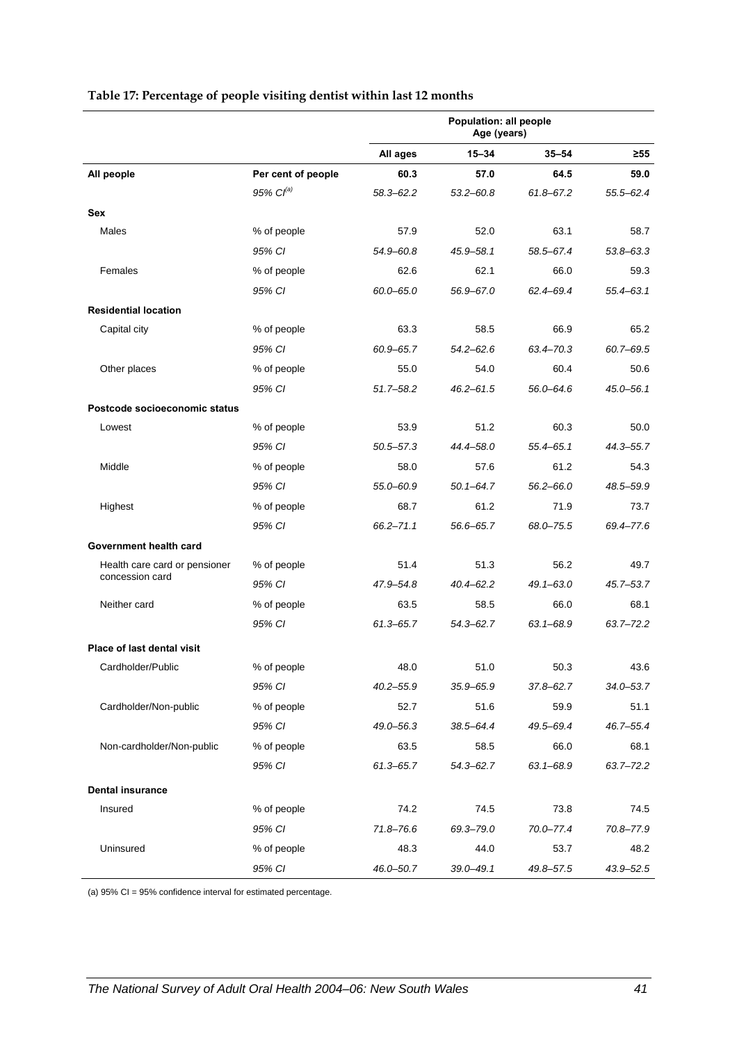**Table 17: Percentage of people visiting dentist within last 12 months**

| | | Population: all people Age (years) | | | |
|---|---|---|---|---|---|
| | | All ages | 15–34 | 35–54 | ≥55 |
| **All people** | **Per cent of people** | **60.3** | **57.0** | **64.5** | **59.0** |
| | *95% CI[(a)]* | *58.3–62.2* | *53.2–60.8* | *61.8–67.2* | *55.5–62.4* |
| **Sex** | | | | | |
| Males | % of people | 57.9 | 52.0 | 63.1 | 58.7 |
| | *95% CI* | *54.9–60.8* | *45.9–58.1* | *58.5–67.4* | *53.8–63.3* |
| Females | % of people | 62.6 | 62.1 | 66.0 | 59.3 |
| | *95% CI* | *60.0–65.0* | *56.9–67.0* | *62.4–69.4* | *55.4–63.1* |
| **Residential location** | | | | | |
| Capital city | % of people | 63.3 | 58.5 | 66.9 | 65.2 |
| | *95% CI* | *60.9–65.7* | *54.2–62.6* | *63.4–70.3* | *60.7–69.5* |
| Other places | % of people | 55.0 | 54.0 | 60.4 | 50.6 |
| | *95% CI* | *51.7–58.2* | *46.2–61.5* | *56.0–64.6* | *45.0–56.1* |
| **Postcode socioeconomic status** | | | | | |
| Lowest | % of people | 53.9 | 51.2 | 60.3 | 50.0 |
| | *95% CI* | *50.5–57.3* | *44.4–58.0* | *55.4–65.1* | *44.3–55.7* |
| Middle | % of people | 58.0 | 57.6 | 61.2 | 54.3 |
| | *95% CI* | *55.0–60.9* | *50.1–64.7* | *56.2–66.0* | *48.5–59.9* |
| Highest | % of people | 68.7 | 61.2 | 71.9 | 73.7 |
| | *95% CI* | *66.2–71.1* | *56.6–65.7* | *68.0–75.5* | *69.4–77.6* |
| **Government health card** | | | | | |
| Health care card or pensioner concession card | % of people | 51.4 | 51.3 | 56.2 | 49.7 |
| | *95% CI* | *47.9–54.8* | *40.4–62.2* | *49.1–63.0* | *45.7–53.7* |
| Neither card | % of people | 63.5 | 58.5 | 66.0 | 68.1 |
| | *95% CI* | *61.3–65.7* | *54.3–62.7* | *63.1–68.9* | *63.7–72.2* |
| **Place of last dental visit** | | | | | |
| Cardholder/Public | % of people | 48.0 | 51.0 | 50.3 | 43.6 |
| | *95% CI* | *40.2–55.9* | *35.9–65.9* | *37.8–62.7* | *34.0–53.7* |
| Cardholder/Non-public | % of people | 52.7 | 51.6 | 59.9 | 51.1 |
| | *95% CI* | *49.0–56.3* | *38.5–64.4* | *49.5–69.4* | *46.7–55.4* |
| Non-cardholder/Non-public | % of people | 63.5 | 58.5 | 66.0 | 68.1 |
| | *95% CI* | *61.3–65.7* | *54.3–62.7* | *63.1–68.9* | *63.7–72.2* |
| **Dental insurance** | | | | | |
| Insured | % of people | 74.2 | 74.5 | 73.8 | 74.5 |
| | *95% CI* | *71.8–76.6* | *69.3–79.0* | *70.0–77.4* | *70.8–77.9* |
| Uninsured | % of people | 48.3 | 44.0 | 53.7 | 48.2 |
| | *95% CI* | *46.0–50.7* | *39.0–49.1* | *49.8–57.5* | *43.9–52.5* |

(a) 95% CI = 95% confidence interval for estimated percentage.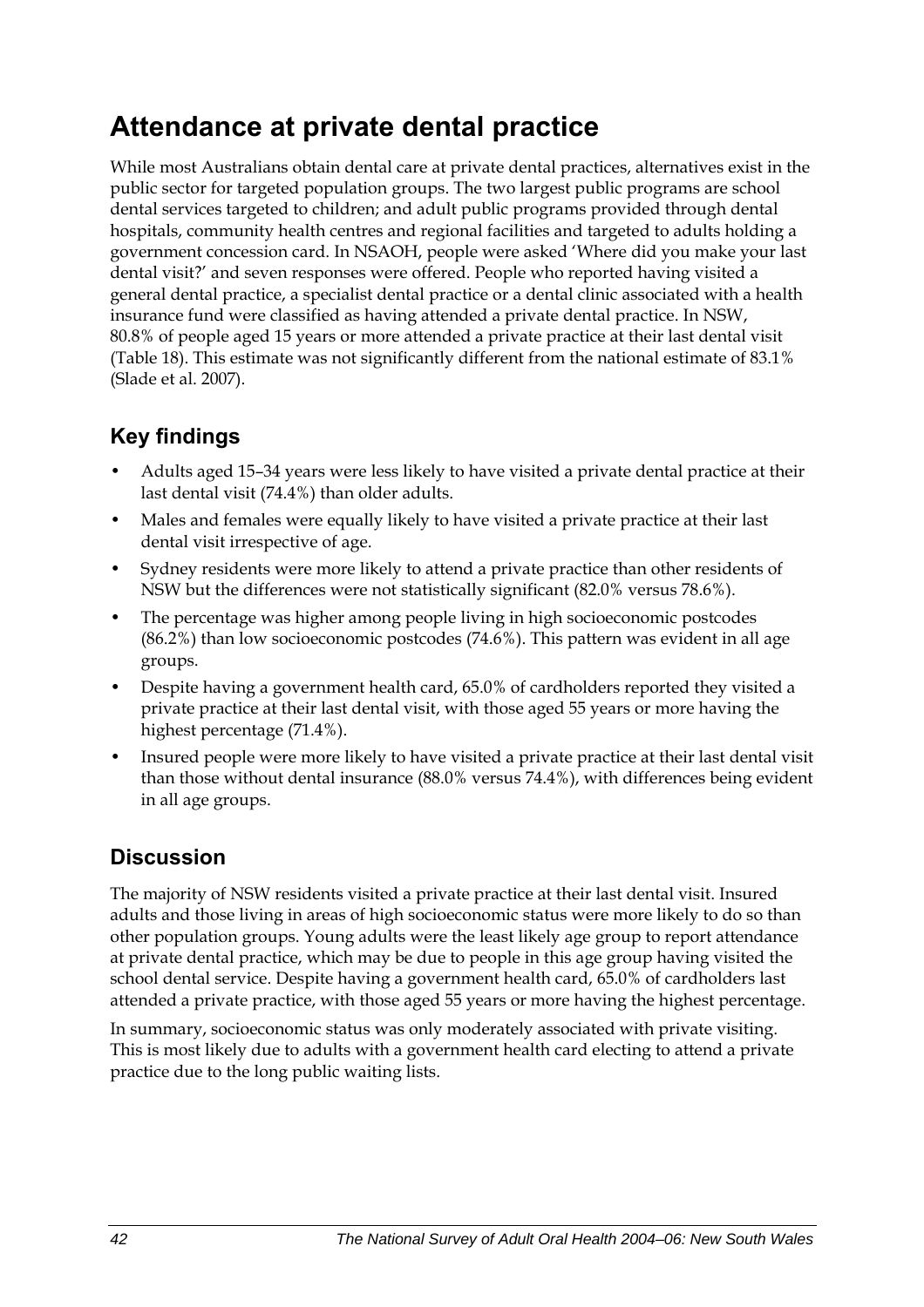# Attendance at private dental practice

While most Australians obtain dental care at private dental practices, alternatives exist in the public sector for targeted population groups. The two largest public programs are school dental services targeted to children; and adult public programs provided through dental hospitals, community health centres and regional facilities and targeted to adults holding a government concession card. In NSAOH, people were asked 'Where did you make your last dental visit?' and seven responses were offered. People who reported having visited a general dental practice, a specialist dental practice or a dental clinic associated with a health insurance fund were classified as having attended a private dental practice. In NSW, 80.8% of people aged 15 years or more attended a private practice at their last dental visit (Table 18). This estimate was not significantly different from the national estimate of 83.1% (Slade et al. 2007).

## Key findings

- Adults aged 15–34 years were less likely to have visited a private dental practice at their last dental visit (74.4%) than older adults.
- Males and females were equally likely to have visited a private practice at their last dental visit irrespective of age.
- Sydney residents were more likely to attend a private practice than other residents of NSW but the differences were not statistically significant (82.0% versus 78.6%).
- The percentage was higher among people living in high socioeconomic postcodes (86.2%) than low socioeconomic postcodes (74.6%). This pattern was evident in all age groups.
- Despite having a government health card, 65.0% of cardholders reported they visited a private practice at their last dental visit, with those aged 55 years or more having the highest percentage (71.4%).
- Insured people were more likely to have visited a private practice at their last dental visit than those without dental insurance (88.0% versus 74.4%), with differences being evident in all age groups.

## Discussion

The majority of NSW residents visited a private practice at their last dental visit. Insured adults and those living in areas of high socioeconomic status were more likely to do so than other population groups. Young adults were the least likely age group to report attendance at private dental practice, which may be due to people in this age group having visited the school dental service. Despite having a government health card, 65.0% of cardholders last attended a private practice, with those aged 55 years or more having the highest percentage.

In summary, socioeconomic status was only moderately associated with private visiting. This is most likely due to adults with a government health card electing to attend a private practice due to the long public waiting lists.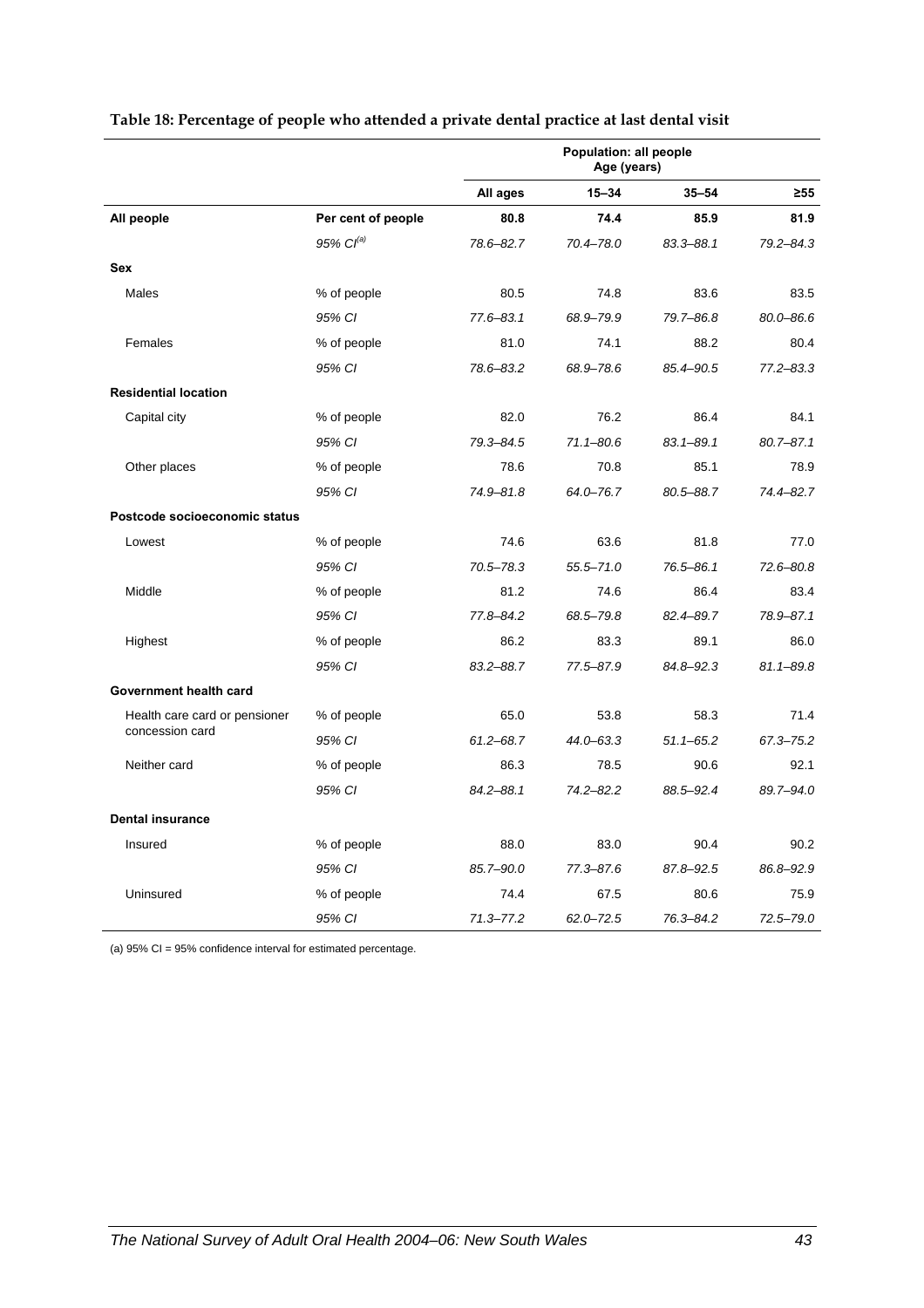**Table 18: Percentage of people who attended a private dental practice at last dental visit**

| | | Population: all people Age (years) | | | |
|---|---|---|---|---|---|
| | | **All ages** | **15–34** | **35–54** | **≥55** |
| **All people** | **Per cent of people** | **80.8** | **74.4** | **85.9** | **81.9** |
| | *95% CI[(a)]* | *78.6–82.7* | *70.4–78.0* | *83.3–88.1* | *79.2–84.3* |
| **Sex** | | | | | |
| Males | % of people | 80.5 | 74.8 | 83.6 | 83.5 |
| | *95% CI* | *77.6–83.1* | *68.9–79.9* | *79.7–86.8* | *80.0–86.6* |
| Females | % of people | 81.0 | 74.1 | 88.2 | 80.4 |
| | *95% CI* | *78.6–83.2* | *68.9–78.6* | *85.4–90.5* | *77.2–83.3* |
| **Residential location** | | | | | |
| Capital city | % of people | 82.0 | 76.2 | 86.4 | 84.1 |
| | *95% CI* | *79.3–84.5* | *71.1–80.6* | *83.1–89.1* | *80.7–87.1* |
| Other places | % of people | 78.6 | 70.8 | 85.1 | 78.9 |
| | *95% CI* | *74.9–81.8* | *64.0–76.7* | *80.5–88.7* | *74.4–82.7* |
| **Postcode socioeconomic status** | | | | | |
| Lowest | % of people | 74.6 | 63.6 | 81.8 | 77.0 |
| | *95% CI* | *70.5–78.3* | *55.5–71.0* | *76.5–86.1* | *72.6–80.8* |
| Middle | % of people | 81.2 | 74.6 | 86.4 | 83.4 |
| | *95% CI* | *77.8–84.2* | *68.5–79.8* | *82.4–89.7* | *78.9–87.1* |
| Highest | % of people | 86.2 | 83.3 | 89.1 | 86.0 |
| | *95% CI* | *83.2–88.7* | *77.5–87.9* | *84.8–92.3* | *81.1–89.8* |
| **Government health card** | | | | | |
| Health care card or pensioner concession card | % of people | 65.0 | 53.8 | 58.3 | 71.4 |
| | *95% CI* | *61.2–68.7* | *44.0–63.3* | *51.1–65.2* | *67.3–75.2* |
| Neither card | % of people | 86.3 | 78.5 | 90.6 | 92.1 |
| | *95% CI* | *84.2–88.1* | *74.2–82.2* | *88.5–92.4* | *89.7–94.0* |
| **Dental insurance** | | | | | |
| Insured | % of people | 88.0 | 83.0 | 90.4 | 90.2 |
| | *95% CI* | *85.7–90.0* | *77.3–87.6* | *87.8–92.5* | *86.8–92.9* |
| Uninsured | % of people | 74.4 | 67.5 | 80.6 | 75.9 |
| | *95% CI* | *71.3–77.2* | *62.0–72.5* | *76.3–84.2* | *72.5–79.0* |

(a) 95% CI = 95% confidence interval for estimated percentage.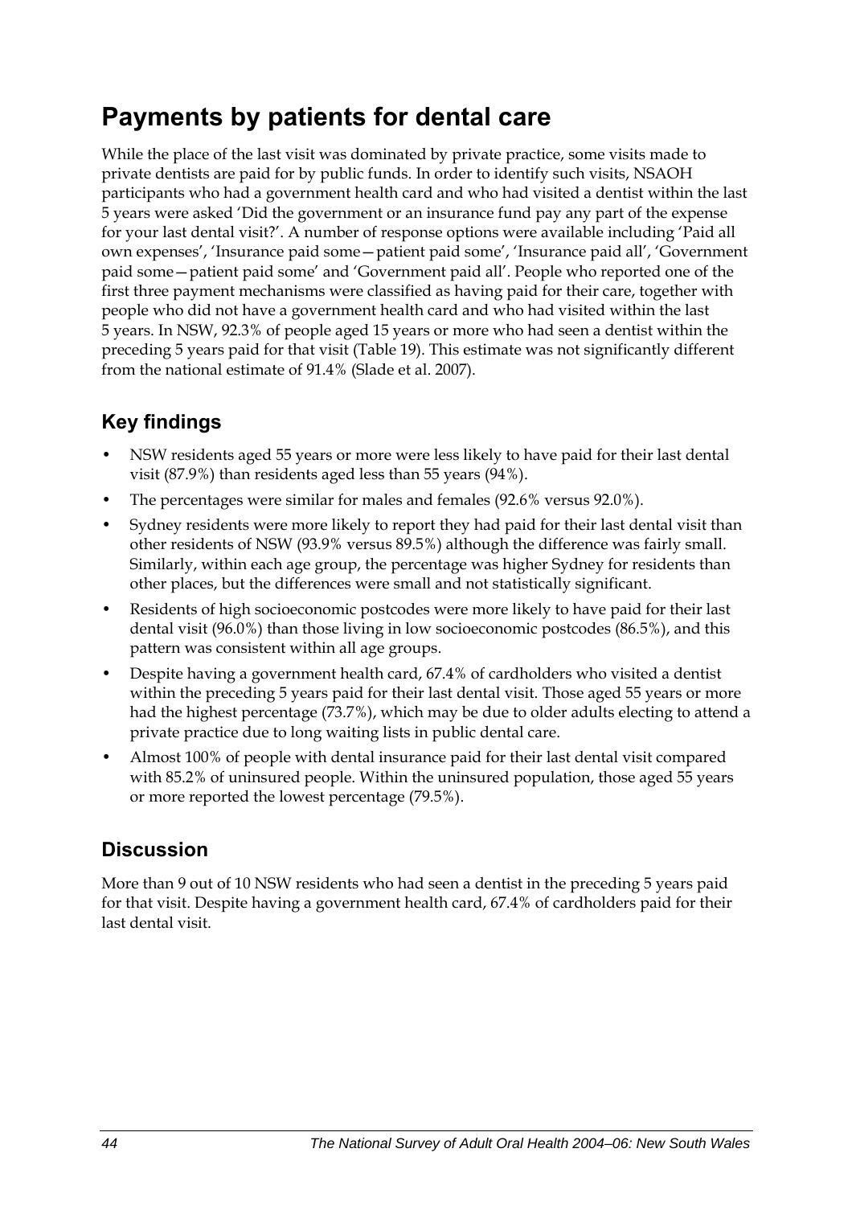# Payments by patients for dental care

While the place of the last visit was dominated by private practice, some visits made to private dentists are paid for by public funds. In order to identify such visits, NSAOH participants who had a government health card and who had visited a dentist within the last 5 years were asked 'Did the government or an insurance fund pay any part of the expense for your last dental visit?'. A number of response options were available including 'Paid all own expenses', 'Insurance paid some—patient paid some', 'Insurance paid all', 'Government paid some—patient paid some' and 'Government paid all'. People who reported one of the first three payment mechanisms were classified as having paid for their care, together with people who did not have a government health card and who had visited within the last 5 years. In NSW, 92.3% of people aged 15 years or more who had seen a dentist within the preceding 5 years paid for that visit (Table 19). This estimate was not significantly different from the national estimate of 91.4% (Slade et al. 2007).

## Key findings

- NSW residents aged 55 years or more were less likely to have paid for their last dental visit (87.9%) than residents aged less than 55 years (94%).
- The percentages were similar for males and females (92.6% versus 92.0%).
- Sydney residents were more likely to report they had paid for their last dental visit than other residents of NSW (93.9% versus 89.5%) although the difference was fairly small. Similarly, within each age group, the percentage was higher Sydney for residents than other places, but the differences were small and not statistically significant.
- Residents of high socioeconomic postcodes were more likely to have paid for their last dental visit (96.0%) than those living in low socioeconomic postcodes (86.5%), and this pattern was consistent within all age groups.
- Despite having a government health card, 67.4% of cardholders who visited a dentist within the preceding 5 years paid for their last dental visit. Those aged 55 years or more had the highest percentage (73.7%), which may be due to older adults electing to attend a private practice due to long waiting lists in public dental care.
- Almost 100% of people with dental insurance paid for their last dental visit compared with 85.2% of uninsured people. Within the uninsured population, those aged 55 years or more reported the lowest percentage (79.5%).

## Discussion

More than 9 out of 10 NSW residents who had seen a dentist in the preceding 5 years paid for that visit. Despite having a government health card, 67.4% of cardholders paid for their last dental visit.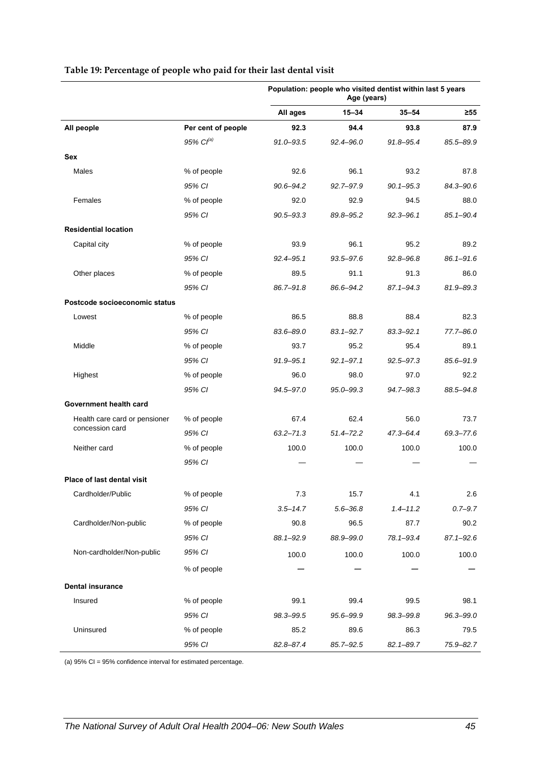**Table 19: Percentage of people who paid for their last dental visit**

| | | Population: people who visited dentist within last 5 years | | | |
|---|---|---|---|---|---|
| | | Age (years) | | | |
| | | All ages | 15–34 | 35–54 | ≥55 |
| **All people** | **Per cent of people** | **92.3** | **94.4** | **93.8** | **87.9** |
| | *95% CI[(a)]* | *91.0–93.5* | *92.4–96.0* | *91.8–95.4* | *85.5–89.9* |
| **Sex** | | | | | |
| Males | % of people | 92.6 | 96.1 | 93.2 | 87.8 |
| | *95% CI* | *90.6–94.2* | *92.7–97.9* | *90.1–95.3* | *84.3–90.6* |
| Females | % of people | 92.0 | 92.9 | 94.5 | 88.0 |
| | *95% CI* | *90.5–93.3* | *89.8–95.2* | *92.3–96.1* | *85.1–90.4* |
| **Residential location** | | | | | |
| Capital city | % of people | 93.9 | 96.1 | 95.2 | 89.2 |
| | *95% CI* | *92.4–95.1* | *93.5–97.6* | *92.8–96.8* | *86.1–91.6* |
| Other places | % of people | 89.5 | 91.1 | 91.3 | 86.0 |
| | *95% CI* | *86.7–91.8* | *86.6–94.2* | *87.1–94.3* | *81.9–89.3* |
| **Postcode socioeconomic status** | | | | | |
| Lowest | % of people | 86.5 | 88.8 | 88.4 | 82.3 |
| | *95% CI* | *83.6–89.0* | *83.1–92.7* | *83.3–92.1* | *77.7–86.0* |
| Middle | % of people | 93.7 | 95.2 | 95.4 | 89.1 |
| | *95% CI* | *91.9–95.1* | *92.1–97.1* | *92.5–97.3* | *85.6–91.9* |
| Highest | % of people | 96.0 | 98.0 | 97.0 | 92.2 |
| | *95% CI* | *94.5–97.0* | *95.0–99.3* | *94.7–98.3* | *88.5–94.8* |
| **Government health card** | | | | | |
| Health care card or pensioner concession card | % of people | 67.4 | 62.4 | 56.0 | 73.7 |
| | *95% CI* | *63.2–71.3* | *51.4–72.2* | *47.3–64.4* | *69.3–77.6* |
| Neither card | % of people | 100.0 | 100.0 | 100.0 | 100.0 |
| | *95% CI* | — | — | — | — |
| **Place of last dental visit** | | | | | |
| Cardholder/Public | % of people | 7.3 | 15.7 | 4.1 | 2.6 |
| | *95% CI* | *3.5–14.7* | *5.6–36.8* | *1.4–11.2* | *0.7–9.7* |
| Cardholder/Non-public | % of people | 90.8 | 96.5 | 87.7 | 90.2 |
| | *95% CI* | *88.1–92.9* | *88.9–99.0* | *78.1–93.4* | *87.1–92.6* |
| Non-cardholder/Non-public | *95% CI* | 100.0 | 100.0 | 100.0 | 100.0 |
| | % of people | — | — | — | — |
| **Dental insurance** | | | | | |
| Insured | % of people | 99.1 | 99.4 | 99.5 | 98.1 |
| | *95% CI* | *98.3–99.5* | *95.6–99.9* | *98.3–99.8* | *96.3–99.0* |
| Uninsured | % of people | 85.2 | 89.6 | 86.3 | 79.5 |
| | *95% CI* | *82.8–87.4* | *85.7–92.5* | *82.1–89.7* | *75.9–82.7* |

(a) 95% CI = 95% confidence interval for estimated percentage.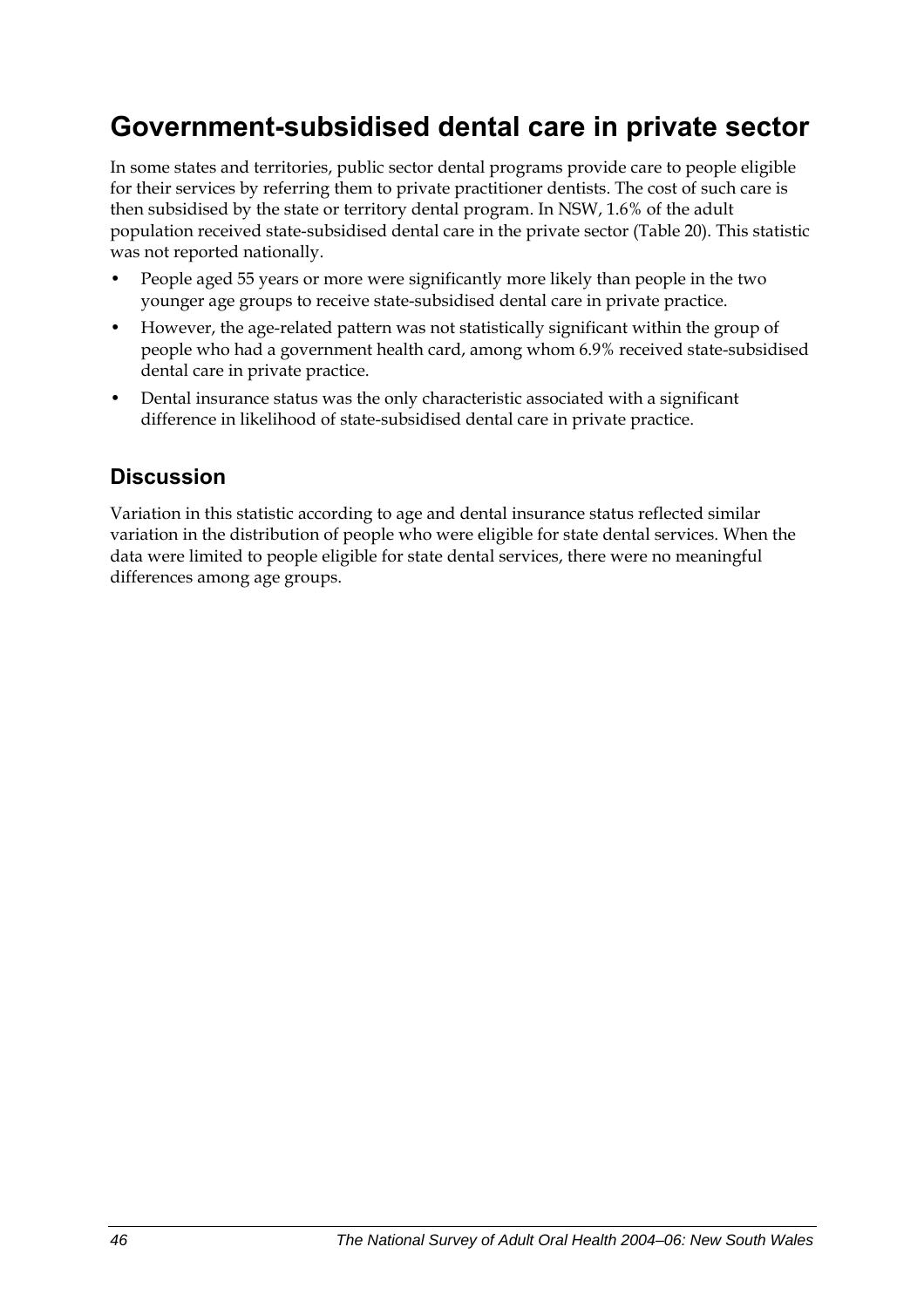# Government-subsidised dental care in private sector

In some states and territories, public sector dental programs provide care to people eligible for their services by referring them to private practitioner dentists. The cost of such care is then subsidised by the state or territory dental program. In NSW, 1.6% of the adult population received state-subsidised dental care in the private sector (Table 20). This statistic was not reported nationally.

- People aged 55 years or more were significantly more likely than people in the two younger age groups to receive state-subsidised dental care in private practice.
- However, the age-related pattern was not statistically significant within the group of people who had a government health card, among whom 6.9% received state-subsidised dental care in private practice.
- Dental insurance status was the only characteristic associated with a significant difference in likelihood of state-subsidised dental care in private practice.

## Discussion

Variation in this statistic according to age and dental insurance status reflected similar variation in the distribution of people who were eligible for state dental services. When the data were limited to people eligible for state dental services, there were no meaningful differences among age groups.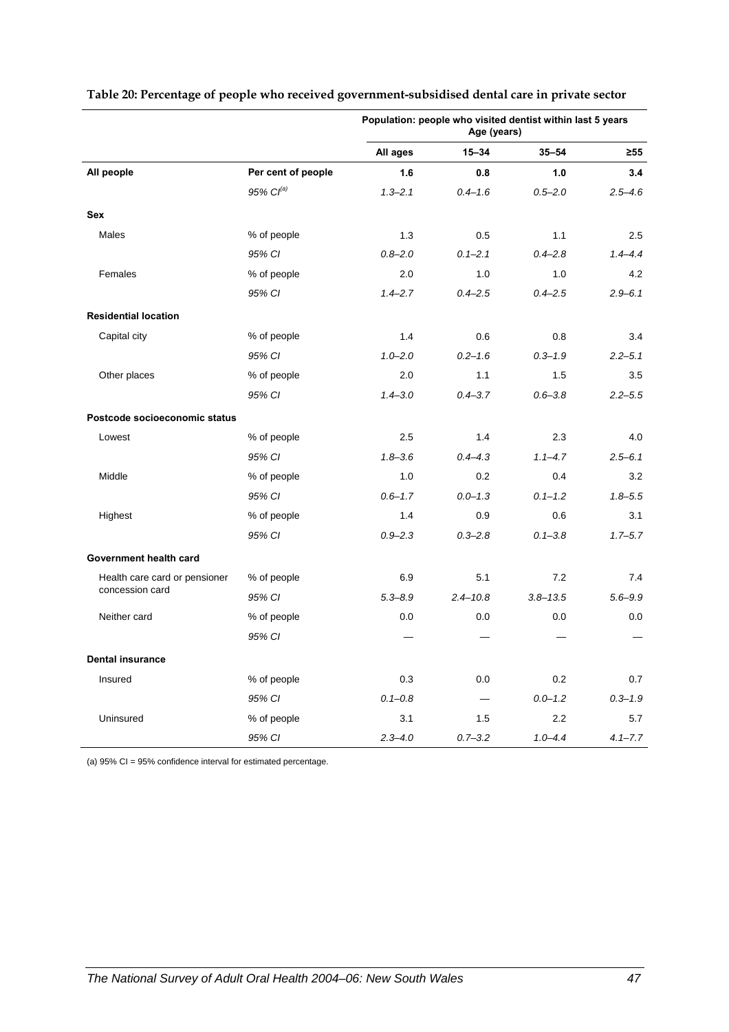**Table 20: Percentage of people who received government-subsidised dental care in private sector**

| | | Population: people who visited dentist within last 5 years Age (years) | | | |
|---|---|---|---|---|---|
| | | **All ages** | **15–34** | **35–54** | **≥55** |
| **All people** | **Per cent of people** | **1.6** | **0.8** | **1.0** | **3.4** |
| | *95% CI[(a)]* | *1.3–2.1* | *0.4–1.6* | *0.5–2.0* | *2.5–4.6* |
| **Sex** | | | | | |
| Males | % of people | 1.3 | 0.5 | 1.1 | 2.5 |
| | *95% CI* | *0.8–2.0* | *0.1–2.1* | *0.4–2.8* | *1.4–4.4* |
| Females | % of people | 2.0 | 1.0 | 1.0 | 4.2 |
| | *95% CI* | *1.4–2.7* | *0.4–2.5* | *0.4–2.5* | *2.9–6.1* |
| **Residential location** | | | | | |
| Capital city | % of people | 1.4 | 0.6 | 0.8 | 3.4 |
| | *95% CI* | *1.0–2.0* | *0.2–1.6* | *0.3–1.9* | *2.2–5.1* |
| Other places | % of people | 2.0 | 1.1 | 1.5 | 3.5 |
| | *95% CI* | *1.4–3.0* | *0.4–3.7* | *0.6–3.8* | *2.2–5.5* |
| **Postcode socioeconomic status** | | | | | |
| Lowest | % of people | 2.5 | 1.4 | 2.3 | 4.0 |
| | *95% CI* | *1.8–3.6* | *0.4–4.3* | *1.1–4.7* | *2.5–6.1* |
| Middle | % of people | 1.0 | 0.2 | 0.4 | 3.2 |
| | *95% CI* | *0.6–1.7* | *0.0–1.3* | *0.1–1.2* | *1.8–5.5* |
| Highest | % of people | 1.4 | 0.9 | 0.6 | 3.1 |
| | *95% CI* | *0.9–2.3* | *0.3–2.8* | *0.1–3.8* | *1.7–5.7* |
| **Government health card** | | | | | |
| Health care card or pensioner concession card | % of people | 6.9 | 5.1 | 7.2 | 7.4 |
| | *95% CI* | *5.3–8.9* | *2.4–10.8* | *3.8–13.5* | *5.6–9.9* |
| Neither card | % of people | 0.0 | 0.0 | 0.0 | 0.0 |
| | *95% CI* | — | — | — | — |
| **Dental insurance** | | | | | |
| Insured | % of people | 0.3 | 0.0 | 0.2 | 0.7 |
| | *95% CI* | *0.1–0.8* | — | *0.0–1.2* | *0.3–1.9* |
| Uninsured | % of people | 3.1 | 1.5 | 2.2 | 5.7 |
| | *95% CI* | *2.3–4.0* | *0.7–3.2* | *1.0–4.4* | *4.1–7.7* |

(a) 95% CI = 95% confidence interval for estimated percentage.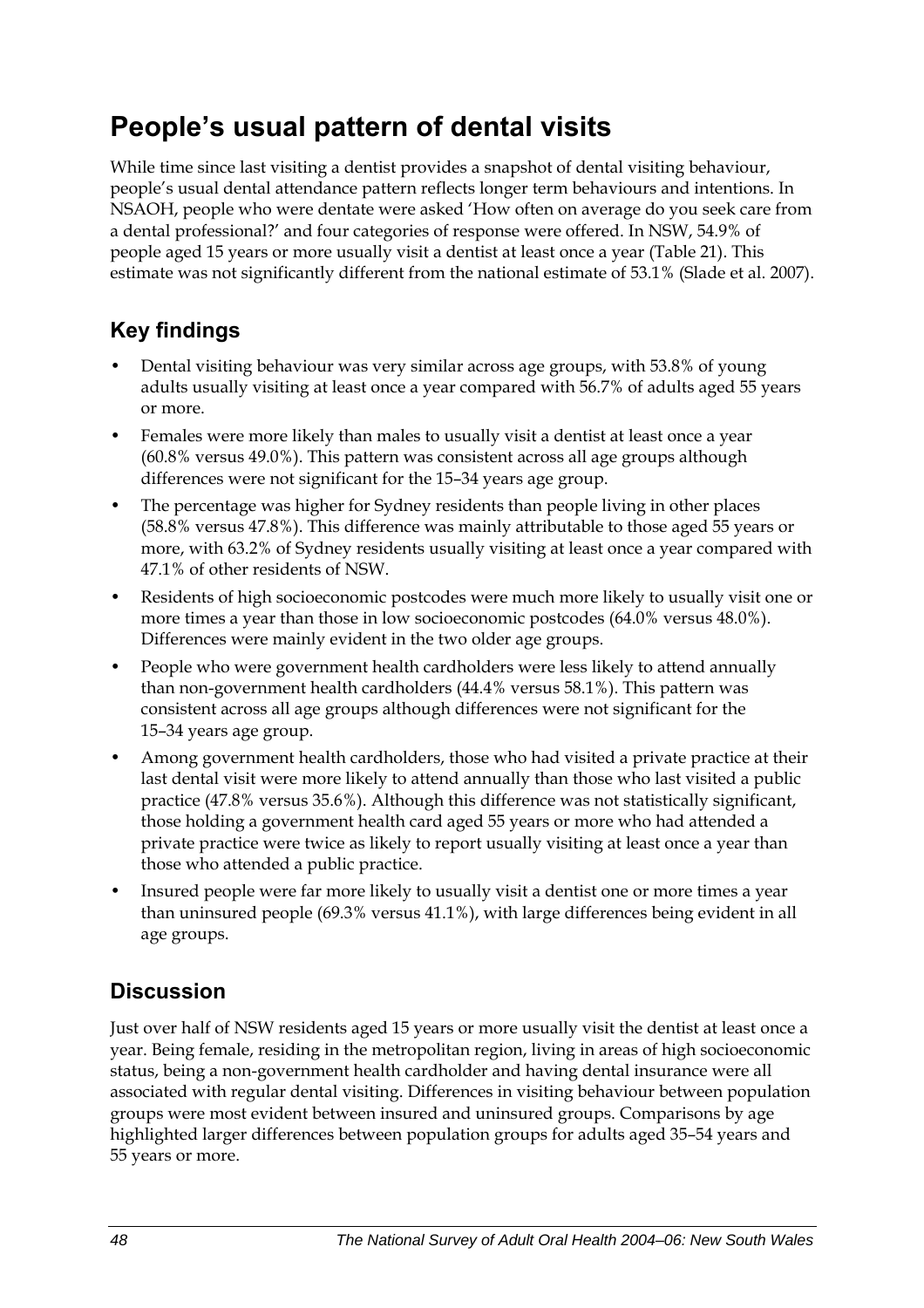# People's usual pattern of dental visits

While time since last visiting a dentist provides a snapshot of dental visiting behaviour, people's usual dental attendance pattern reflects longer term behaviours and intentions. In NSAOH, people who were dentate were asked 'How often on average do you seek care from a dental professional?' and four categories of response were offered. In NSW, 54.9% of people aged 15 years or more usually visit a dentist at least once a year (Table 21). This estimate was not significantly different from the national estimate of 53.1% (Slade et al. 2007).

## Key findings

- Dental visiting behaviour was very similar across age groups, with 53.8% of young adults usually visiting at least once a year compared with 56.7% of adults aged 55 years or more.
- Females were more likely than males to usually visit a dentist at least once a year (60.8% versus 49.0%). This pattern was consistent across all age groups although differences were not significant for the 15–34 years age group.
- The percentage was higher for Sydney residents than people living in other places (58.8% versus 47.8%). This difference was mainly attributable to those aged 55 years or more, with 63.2% of Sydney residents usually visiting at least once a year compared with 47.1% of other residents of NSW.
- Residents of high socioeconomic postcodes were much more likely to usually visit one or more times a year than those in low socioeconomic postcodes (64.0% versus 48.0%). Differences were mainly evident in the two older age groups.
- People who were government health cardholders were less likely to attend annually than non-government health cardholders (44.4% versus 58.1%). This pattern was consistent across all age groups although differences were not significant for the 15–34 years age group.
- Among government health cardholders, those who had visited a private practice at their last dental visit were more likely to attend annually than those who last visited a public practice (47.8% versus 35.6%). Although this difference was not statistically significant, those holding a government health card aged 55 years or more who had attended a private practice were twice as likely to report usually visiting at least once a year than those who attended a public practice.
- Insured people were far more likely to usually visit a dentist one or more times a year than uninsured people (69.3% versus 41.1%), with large differences being evident in all age groups.

## Discussion

Just over half of NSW residents aged 15 years or more usually visit the dentist at least once a year. Being female, residing in the metropolitan region, living in areas of high socioeconomic status, being a non-government health cardholder and having dental insurance were all associated with regular dental visiting. Differences in visiting behaviour between population groups were most evident between insured and uninsured groups. Comparisons by age highlighted larger differences between population groups for adults aged 35–54 years and 55 years or more.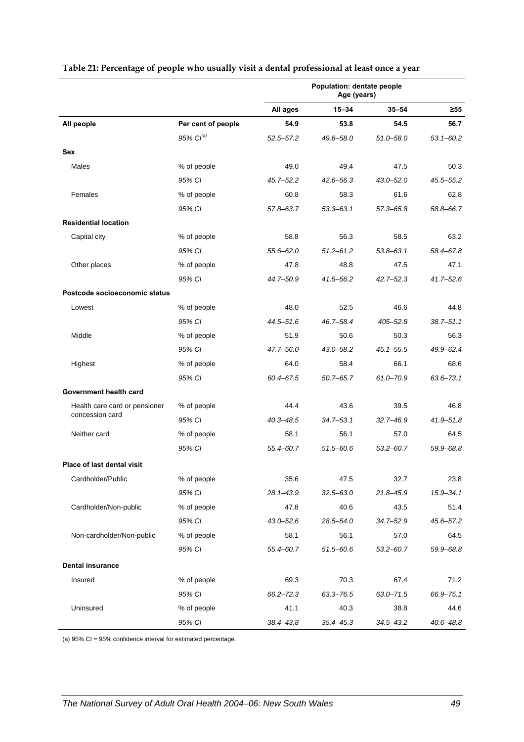**Table 21: Percentage of people who usually visit a dental professional at least once a year**

| | | Population: dentate people Age (years) | | | |
|---|---|---|---|---|---|
| | | **All ages** | **15–34** | **35–54** | **≥55** |
| **All people** | **Per cent of people** | **54.9** | **53.8** | **54.5** | **56.7** |
| | *95% CI*[(a)] | *52.5–57.2* | *49.6–58.0* | *51.0–58.0* | *53.1–60.2* |
| **Sex** | | | | | |
| Males | % of people | 49.0 | 49.4 | 47.5 | 50.3 |
| | *95% CI* | *45.7–52.2* | *42.6–56.3* | *43.0–52.0* | *45.5–55.2* |
| Females | % of people | 60.8 | 58.3 | 61.6 | 62.8 |
| | *95% CI* | *57.8–63.7* | *53.3–63.1* | *57.3–65.8* | *58.8–66.7* |
| **Residential location** | | | | | |
| Capital city | % of people | 58.8 | 56.3 | 58.5 | 63.2 |
| | *95% CI* | *55.6–62.0* | *51.2–61.2* | *53.8–63.1* | *58.4–67.8* |
| Other places | % of people | 47.8 | 48.8 | 47.5 | 47.1 |
| | *95% CI* | *44.7–50.9* | *41.5–56.2* | *42.7–52.3* | *41.7–52.6* |
| **Postcode socioeconomic status** | | | | | |
| Lowest | % of people | 48.0 | 52.5 | 46.6 | 44.8 |
| | *95% CI* | *44.5–51.6* | *46.7–58.4* | *405–52.8* | *38.7–51.1* |
| Middle | % of people | 51.9 | 50.6 | 50.3 | 56.3 |
| | *95% CI* | *47.7–56.0* | *43.0–58.2* | *45.1–55.5* | *49.9–62.4* |
| Highest | % of people | 64.0 | 58.4 | 66.1 | 68.6 |
| | *95% CI* | *60.4–67.5* | *50.7–65.7* | *61.0–70.9* | *63.6–73.1* |
| **Government health card** | | | | | |
| Health care card or pensioner concession card | % of people | 44.4 | 43.6 | 39.5 | 46.8 |
| | *95% CI* | *40.3–48.5* | *34.7–53.1* | *32.7–46.9* | *41.9–51.8* |
| Neither card | % of people | 58.1 | 56.1 | 57.0 | 64.5 |
| | *95% CI* | *55.4–60.7* | *51.5–60.6* | *53.2–60.7* | *59.9–68.8* |
| **Place of last dental visit** | | | | | |
| Cardholder/Public | % of people | 35.6 | 47.5 | 32.7 | 23.8 |
| | *95% CI* | *28.1–43.9* | *32.5–63.0* | *21.8–45.9* | *15.9–34.1* |
| Cardholder/Non-public | % of people | 47.8 | 40.6 | 43.5 | 51.4 |
| | *95% CI* | *43.0–52.6* | *28.5–54.0* | *34.7–52.9* | *45.6–57.2* |
| Non-cardholder/Non-public | % of people | 58.1 | 56.1 | 57.0 | 64.5 |
| | *95% CI* | *55.4–60.7* | *51.5–60.6* | *53.2–60.7* | *59.9–68.8* |
| **Dental insurance** | | | | | |
| Insured | % of people | 69.3 | 70.3 | 67.4 | 71.2 |
| | *95% CI* | *66.2–72.3* | *63.3–76.5* | *63.0–71.5* | *66.9–75.1* |
| Uninsured | % of people | 41.1 | 40.3 | 38.8 | 44.6 |
| | *95% CI* | *38.4–43.8* | *35.4–45.3* | *34.5–43.2* | *40.6–48.8* |

(a) 95% CI = 95% confidence interval for estimated percentage.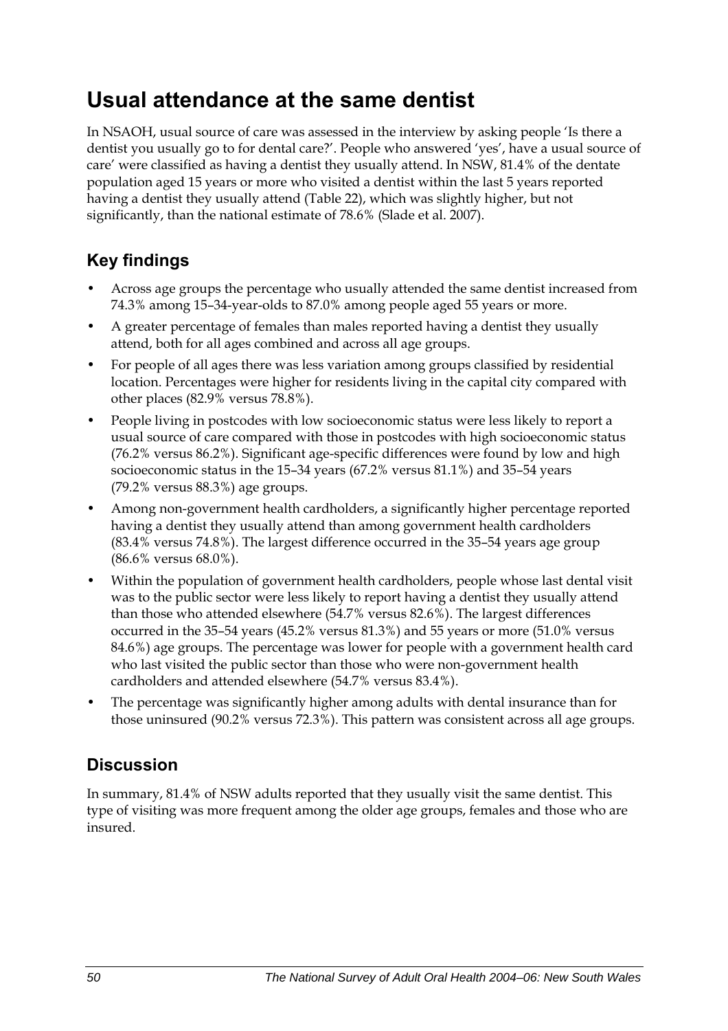# Usual attendance at the same dentist

In NSAOH, usual source of care was assessed in the interview by asking people 'Is there a dentist you usually go to for dental care?'. People who answered 'yes', have a usual source of care' were classified as having a dentist they usually attend. In NSW, 81.4% of the dentate population aged 15 years or more who visited a dentist within the last 5 years reported having a dentist they usually attend (Table 22), which was slightly higher, but not significantly, than the national estimate of 78.6% (Slade et al. 2007).

## Key findings

- Across age groups the percentage who usually attended the same dentist increased from 74.3% among 15–34-year-olds to 87.0% among people aged 55 years or more.
- A greater percentage of females than males reported having a dentist they usually attend, both for all ages combined and across all age groups.
- For people of all ages there was less variation among groups classified by residential location. Percentages were higher for residents living in the capital city compared with other places (82.9% versus 78.8%).
- People living in postcodes with low socioeconomic status were less likely to report a usual source of care compared with those in postcodes with high socioeconomic status (76.2% versus 86.2%). Significant age-specific differences were found by low and high socioeconomic status in the 15–34 years (67.2% versus 81.1%) and 35–54 years (79.2% versus 88.3%) age groups.
- Among non-government health cardholders, a significantly higher percentage reported having a dentist they usually attend than among government health cardholders (83.4% versus 74.8%). The largest difference occurred in the 35–54 years age group (86.6% versus 68.0%).
- Within the population of government health cardholders, people whose last dental visit was to the public sector were less likely to report having a dentist they usually attend than those who attended elsewhere (54.7% versus 82.6%). The largest differences occurred in the 35–54 years (45.2% versus 81.3%) and 55 years or more (51.0% versus 84.6%) age groups. The percentage was lower for people with a government health card who last visited the public sector than those who were non-government health cardholders and attended elsewhere (54.7% versus 83.4%).
- The percentage was significantly higher among adults with dental insurance than for those uninsured (90.2% versus 72.3%). This pattern was consistent across all age groups.

## Discussion

In summary, 81.4% of NSW adults reported that they usually visit the same dentist. This type of visiting was more frequent among the older age groups, females and those who are insured.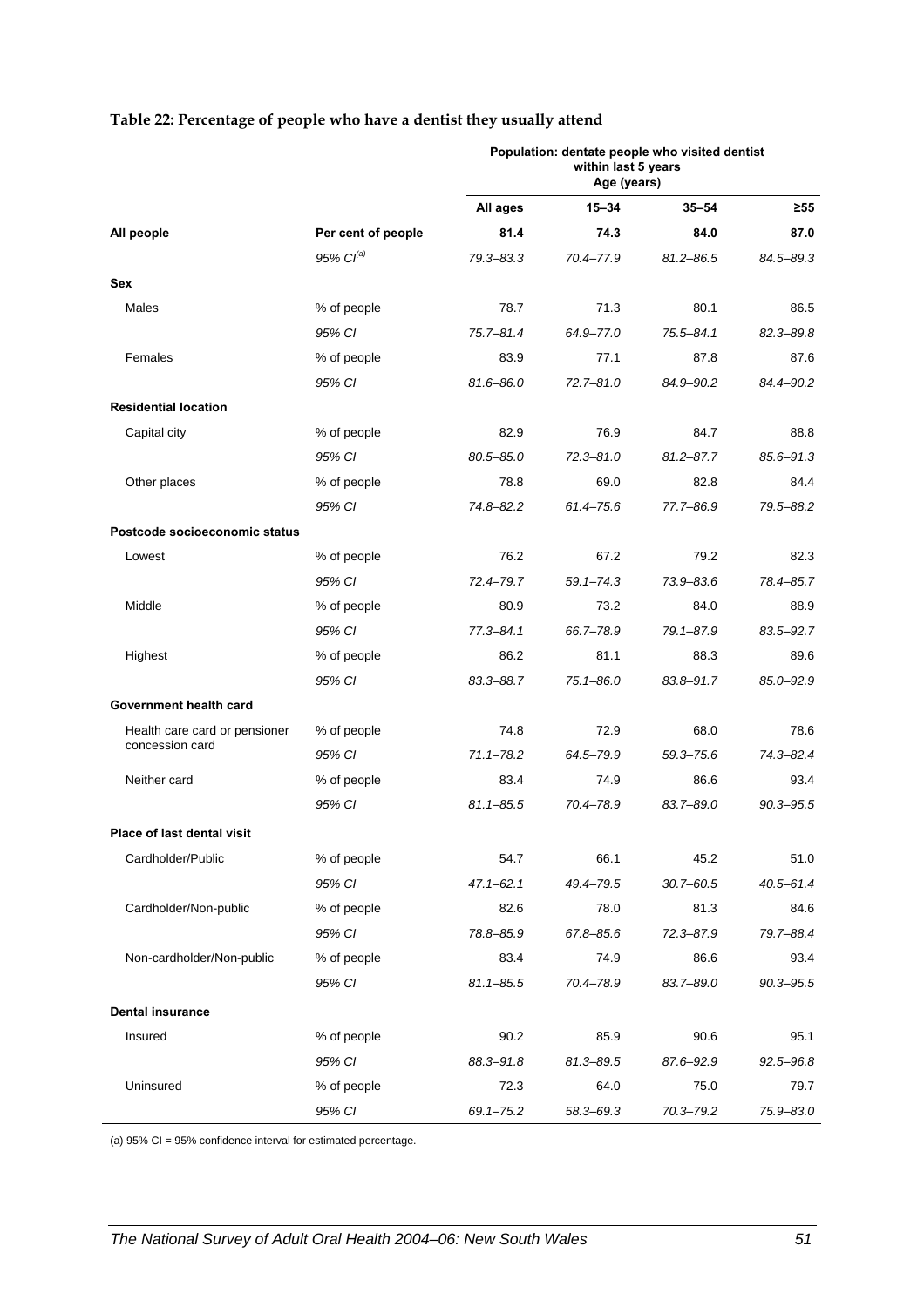**Table 22: Percentage of people who have a dentist they usually attend**

| | | Population: dentate people who visited dentist within last 5 years Age (years) | | | |
|---|---|---|---|---|---|
| | | All ages | 15–34 | 35–54 | ≥55 |
| **All people** | **Per cent of people** | **81.4** | **74.3** | **84.0** | **87.0** |
| | *95% CI*[(a)] | *79.3–83.3* | *70.4–77.9* | *81.2–86.5* | *84.5–89.3* |
| **Sex** | | | | | |
| Males | % of people | 78.7 | 71.3 | 80.1 | 86.5 |
| | *95% CI* | *75.7–81.4* | *64.9–77.0* | *75.5–84.1* | *82.3–89.8* |
| Females | % of people | 83.9 | 77.1 | 87.8 | 87.6 |
| | *95% CI* | *81.6–86.0* | *72.7–81.0* | *84.9–90.2* | *84.4–90.2* |
| **Residential location** | | | | | |
| Capital city | % of people | 82.9 | 76.9 | 84.7 | 88.8 |
| | *95% CI* | *80.5–85.0* | *72.3–81.0* | *81.2–87.7* | *85.6–91.3* |
| Other places | % of people | 78.8 | 69.0 | 82.8 | 84.4 |
| | *95% CI* | *74.8–82.2* | *61.4–75.6* | *77.7–86.9* | *79.5–88.2* |
| **Postcode socioeconomic status** | | | | | |
| Lowest | % of people | 76.2 | 67.2 | 79.2 | 82.3 |
| | *95% CI* | *72.4–79.7* | *59.1–74.3* | *73.9–83.6* | *78.4–85.7* |
| Middle | % of people | 80.9 | 73.2 | 84.0 | 88.9 |
| | *95% CI* | *77.3–84.1* | *66.7–78.9* | *79.1–87.9* | *83.5–92.7* |
| Highest | % of people | 86.2 | 81.1 | 88.3 | 89.6 |
| | *95% CI* | *83.3–88.7* | *75.1–86.0* | *83.8–91.7* | *85.0–92.9* |
| **Government health card** | | | | | |
| Health care card or pensioner concession card | % of people | 74.8 | 72.9 | 68.0 | 78.6 |
| | *95% CI* | *71.1–78.2* | *64.5–79.9* | *59.3–75.6* | *74.3–82.4* |
| Neither card | % of people | 83.4 | 74.9 | 86.6 | 93.4 |
| | *95% CI* | *81.1–85.5* | *70.4–78.9* | *83.7–89.0* | *90.3–95.5* |
| **Place of last dental visit** | | | | | |
| Cardholder/Public | % of people | 54.7 | 66.1 | 45.2 | 51.0 |
| | *95% CI* | *47.1–62.1* | *49.4–79.5* | *30.7–60.5* | *40.5–61.4* |
| Cardholder/Non-public | % of people | 82.6 | 78.0 | 81.3 | 84.6 |
| | *95% CI* | *78.8–85.9* | *67.8–85.6* | *72.3–87.9* | *79.7–88.4* |
| Non-cardholder/Non-public | % of people | 83.4 | 74.9 | 86.6 | 93.4 |
| | *95% CI* | *81.1–85.5* | *70.4–78.9* | *83.7–89.0* | *90.3–95.5* |
| **Dental insurance** | | | | | |
| Insured | % of people | 90.2 | 85.9 | 90.6 | 95.1 |
| | *95% CI* | *88.3–91.8* | *81.3–89.5* | *87.6–92.9* | *92.5–96.8* |
| Uninsured | % of people | 72.3 | 64.0 | 75.0 | 79.7 |
| | *95% CI* | *69.1–75.2* | *58.3–69.3* | *70.3–79.2* | *75.9–83.0* |

(a) 95% CI = 95% confidence interval for estimated percentage.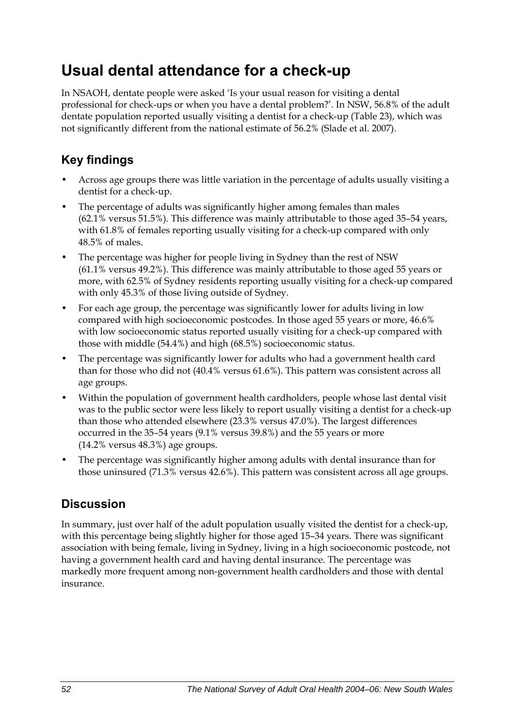# Usual dental attendance for a check-up

In NSAOH, dentate people were asked 'Is your usual reason for visiting a dental professional for check-ups or when you have a dental problem?'. In NSW, 56.8% of the adult dentate population reported usually visiting a dentist for a check-up (Table 23), which was not significantly different from the national estimate of 56.2% (Slade et al. 2007).

## Key findings

- Across age groups there was little variation in the percentage of adults usually visiting a dentist for a check-up.
- The percentage of adults was significantly higher among females than males (62.1% versus 51.5%). This difference was mainly attributable to those aged 35–54 years, with 61.8% of females reporting usually visiting for a check-up compared with only 48.5% of males.
- The percentage was higher for people living in Sydney than the rest of NSW (61.1% versus 49.2%). This difference was mainly attributable to those aged 55 years or more, with 62.5% of Sydney residents reporting usually visiting for a check-up compared with only 45.3% of those living outside of Sydney.
- For each age group, the percentage was significantly lower for adults living in low compared with high socioeconomic postcodes. In those aged 55 years or more, 46.6% with low socioeconomic status reported usually visiting for a check-up compared with those with middle (54.4%) and high (68.5%) socioeconomic status.
- The percentage was significantly lower for adults who had a government health card than for those who did not (40.4% versus 61.6%). This pattern was consistent across all age groups.
- Within the population of government health cardholders, people whose last dental visit was to the public sector were less likely to report usually visiting a dentist for a check-up than those who attended elsewhere (23.3% versus 47.0%). The largest differences occurred in the 35–54 years (9.1% versus 39.8%) and the 55 years or more (14.2% versus 48.3%) age groups.
- The percentage was significantly higher among adults with dental insurance than for those uninsured (71.3% versus 42.6%). This pattern was consistent across all age groups.

## Discussion

In summary, just over half of the adult population usually visited the dentist for a check-up, with this percentage being slightly higher for those aged 15–34 years. There was significant association with being female, living in Sydney, living in a high socioeconomic postcode, not having a government health card and having dental insurance. The percentage was markedly more frequent among non-government health cardholders and those with dental insurance.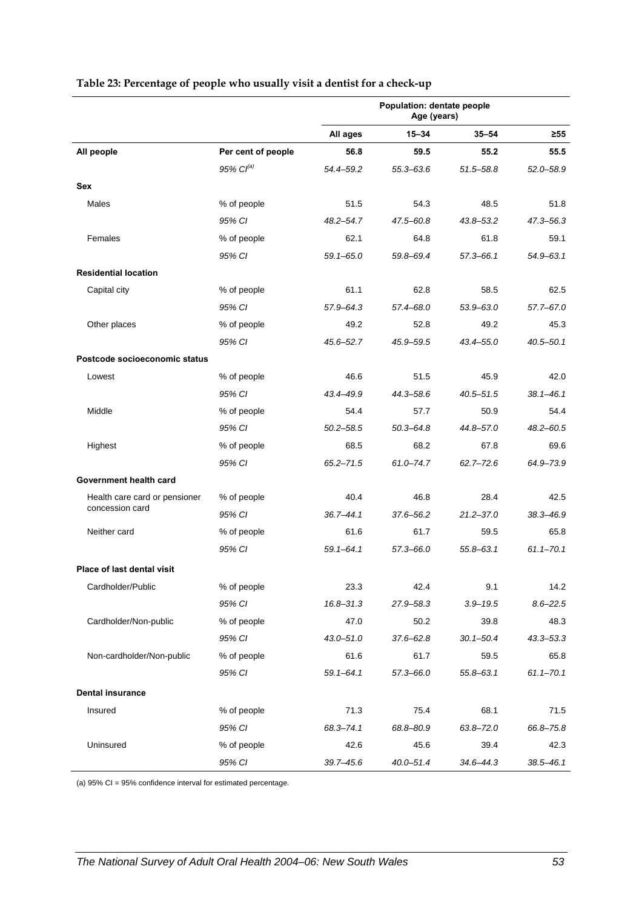**Table 23: Percentage of people who usually visit a dentist for a check-up**

| | | Population: dentate people Age (years) | | | |
|---|---|---|---|---|---|
| | | **All ages** | **15–34** | **35–54** | **≥55** |
| **All people** | **Per cent of people** | **56.8** | **59.5** | **55.2** | **55.5** |
| | *95% CI[(a)]* | *54.4–59.2* | *55.3–63.6* | *51.5–58.8* | *52.0–58.9* |
| **Sex** | | | | | |
| Males | % of people | 51.5 | 54.3 | 48.5 | 51.8 |
| | *95% CI* | *48.2–54.7* | *47.5–60.8* | *43.8–53.2* | *47.3–56.3* |
| Females | % of people | 62.1 | 64.8 | 61.8 | 59.1 |
| | *95% CI* | *59.1–65.0* | *59.8–69.4* | *57.3–66.1* | *54.9–63.1* |
| **Residential location** | | | | | |
| Capital city | % of people | 61.1 | 62.8 | 58.5 | 62.5 |
| | *95% CI* | *57.9–64.3* | *57.4–68.0* | *53.9–63.0* | *57.7–67.0* |
| Other places | % of people | 49.2 | 52.8 | 49.2 | 45.3 |
| | *95% CI* | *45.6–52.7* | *45.9–59.5* | *43.4–55.0* | *40.5–50.1* |
| **Postcode socioeconomic status** | | | | | |
| Lowest | % of people | 46.6 | 51.5 | 45.9 | 42.0 |
| | *95% CI* | *43.4–49.9* | *44.3–58.6* | *40.5–51.5* | *38.1–46.1* |
| Middle | % of people | 54.4 | 57.7 | 50.9 | 54.4 |
| | *95% CI* | *50.2–58.5* | *50.3–64.8* | *44.8–57.0* | *48.2–60.5* |
| Highest | % of people | 68.5 | 68.2 | 67.8 | 69.6 |
| | *95% CI* | *65.2–71.5* | *61.0–74.7* | *62.7–72.6* | *64.9–73.9* |
| **Government health card** | | | | | |
| Health care card or pensioner concession card | % of people | 40.4 | 46.8 | 28.4 | 42.5 |
| | *95% CI* | *36.7–44.1* | *37.6–56.2* | *21.2–37.0* | *38.3–46.9* |
| Neither card | % of people | 61.6 | 61.7 | 59.5 | 65.8 |
| | *95% CI* | *59.1–64.1* | *57.3–66.0* | *55.8–63.1* | *61.1–70.1* |
| **Place of last dental visit** | | | | | |
| Cardholder/Public | % of people | 23.3 | 42.4 | 9.1 | 14.2 |
| | *95% CI* | *16.8–31.3* | *27.9–58.3* | *3.9–19.5* | *8.6–22.5* |
| Cardholder/Non-public | % of people | 47.0 | 50.2 | 39.8 | 48.3 |
| | *95% CI* | *43.0–51.0* | *37.6–62.8* | *30.1–50.4* | *43.3–53.3* |
| Non-cardholder/Non-public | % of people | 61.6 | 61.7 | 59.5 | 65.8 |
| | *95% CI* | *59.1–64.1* | *57.3–66.0* | *55.8–63.1* | *61.1–70.1* |
| **Dental insurance** | | | | | |
| Insured | % of people | 71.3 | 75.4 | 68.1 | 71.5 |
| | *95% CI* | *68.3–74.1* | *68.8–80.9* | *63.8–72.0* | *66.8–75.8* |
| Uninsured | % of people | 42.6 | 45.6 | 39.4 | 42.3 |
| | *95% CI* | *39.7–45.6* | *40.0–51.4* | *34.6–44.3* | *38.5–46.1* |

(a) 95% CI = 95% confidence interval for estimated percentage.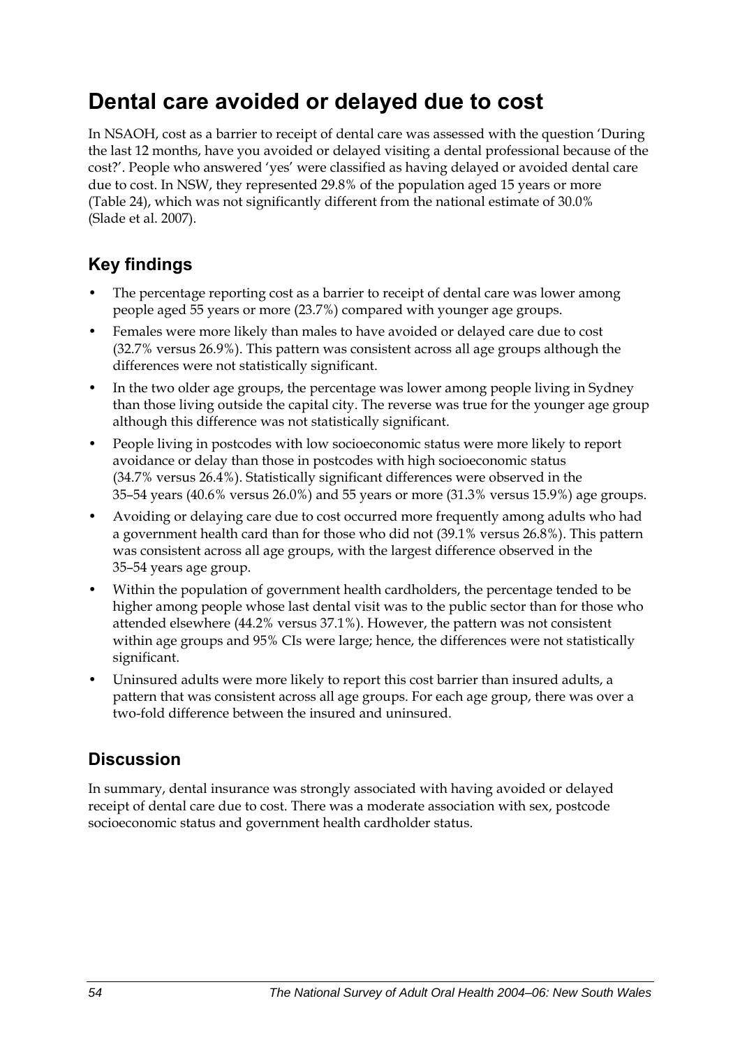# Dental care avoided or delayed due to cost

In NSAOH, cost as a barrier to receipt of dental care was assessed with the question 'During the last 12 months, have you avoided or delayed visiting a dental professional because of the cost?'. People who answered 'yes' were classified as having delayed or avoided dental care due to cost. In NSW, they represented 29.8% of the population aged 15 years or more (Table 24), which was not significantly different from the national estimate of 30.0% (Slade et al. 2007).

## Key findings

- The percentage reporting cost as a barrier to receipt of dental care was lower among people aged 55 years or more (23.7%) compared with younger age groups.
- Females were more likely than males to have avoided or delayed care due to cost (32.7% versus 26.9%). This pattern was consistent across all age groups although the differences were not statistically significant.
- In the two older age groups, the percentage was lower among people living in Sydney than those living outside the capital city. The reverse was true for the younger age group although this difference was not statistically significant.
- People living in postcodes with low socioeconomic status were more likely to report avoidance or delay than those in postcodes with high socioeconomic status (34.7% versus 26.4%). Statistically significant differences were observed in the 35–54 years (40.6% versus 26.0%) and 55 years or more (31.3% versus 15.9%) age groups.
- Avoiding or delaying care due to cost occurred more frequently among adults who had a government health card than for those who did not (39.1% versus 26.8%). This pattern was consistent across all age groups, with the largest difference observed in the 35–54 years age group.
- Within the population of government health cardholders, the percentage tended to be higher among people whose last dental visit was to the public sector than for those who attended elsewhere (44.2% versus 37.1%). However, the pattern was not consistent within age groups and 95% CIs were large; hence, the differences were not statistically significant.
- Uninsured adults were more likely to report this cost barrier than insured adults, a pattern that was consistent across all age groups. For each age group, there was over a two-fold difference between the insured and uninsured.

## Discussion

In summary, dental insurance was strongly associated with having avoided or delayed receipt of dental care due to cost. There was a moderate association with sex, postcode socioeconomic status and government health cardholder status.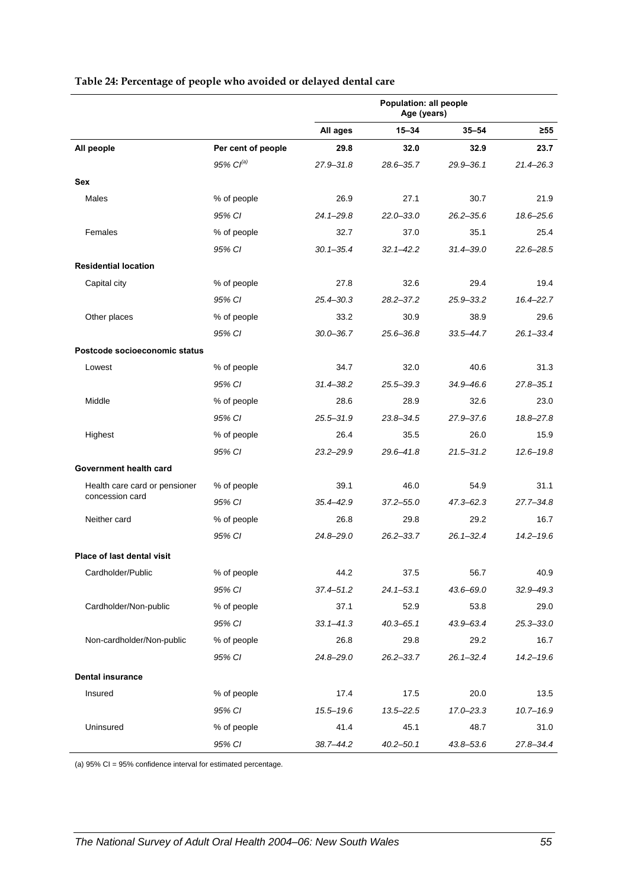**Table 24: Percentage of people who avoided or delayed dental care**

| | | Population: all people Age (years) | | | |
|---|---|---|---|---|---|
| | | **All ages** | **15–34** | **35–54** | **≥55** |
| **All people** | **Per cent of people** | **29.8** | **32.0** | **32.9** | **23.7** |
| | *95% CI[(a)]* | *27.9–31.8* | *28.6–35.7* | *29.9–36.1* | *21.4–26.3* |
| **Sex** | | | | | |
| Males | % of people | 26.9 | 27.1 | 30.7 | 21.9 |
| | *95% CI* | *24.1–29.8* | *22.0–33.0* | *26.2–35.6* | *18.6–25.6* |
| Females | % of people | 32.7 | 37.0 | 35.1 | 25.4 |
| | *95% CI* | *30.1–35.4* | *32.1–42.2* | *31.4–39.0* | *22.6–28.5* |
| **Residential location** | | | | | |
| Capital city | % of people | 27.8 | 32.6 | 29.4 | 19.4 |
| | *95% CI* | *25.4–30.3* | *28.2–37.2* | *25.9–33.2* | *16.4–22.7* |
| Other places | % of people | 33.2 | 30.9 | 38.9 | 29.6 |
| | *95% CI* | *30.0–36.7* | *25.6–36.8* | *33.5–44.7* | *26.1–33.4* |
| **Postcode socioeconomic status** | | | | | |
| Lowest | % of people | 34.7 | 32.0 | 40.6 | 31.3 |
| | *95% CI* | *31.4–38.2* | *25.5–39.3* | *34.9–46.6* | *27.8–35.1* |
| Middle | % of people | 28.6 | 28.9 | 32.6 | 23.0 |
| | *95% CI* | *25.5–31.9* | *23.8–34.5* | *27.9–37.6* | *18.8–27.8* |
| Highest | % of people | 26.4 | 35.5 | 26.0 | 15.9 |
| | *95% CI* | *23.2–29.9* | *29.6–41.8* | *21.5–31.2* | *12.6–19.8* |
| **Government health card** | | | | | |
| Health care card or pensioner concession card | % of people | 39.1 | 46.0 | 54.9 | 31.1 |
| | *95% CI* | *35.4–42.9* | *37.2–55.0* | *47.3–62.3* | *27.7–34.8* |
| Neither card | % of people | 26.8 | 29.8 | 29.2 | 16.7 |
| | *95% CI* | *24.8–29.0* | *26.2–33.7* | *26.1–32.4* | *14.2–19.6* |
| **Place of last dental visit** | | | | | |
| Cardholder/Public | % of people | 44.2 | 37.5 | 56.7 | 40.9 |
| | *95% CI* | *37.4–51.2* | *24.1–53.1* | *43.6–69.0* | *32.9–49.3* |
| Cardholder/Non-public | % of people | 37.1 | 52.9 | 53.8 | 29.0 |
| | *95% CI* | *33.1–41.3* | *40.3–65.1* | *43.9–63.4* | *25.3–33.0* |
| Non-cardholder/Non-public | % of people | 26.8 | 29.8 | 29.2 | 16.7 |
| | *95% CI* | *24.8–29.0* | *26.2–33.7* | *26.1–32.4* | *14.2–19.6* |
| **Dental insurance** | | | | | |
| Insured | % of people | 17.4 | 17.5 | 20.0 | 13.5 |
| | *95% CI* | *15.5–19.6* | *13.5–22.5* | *17.0–23.3* | *10.7–16.9* |
| Uninsured | % of people | 41.4 | 45.1 | 48.7 | 31.0 |
| | *95% CI* | *38.7–44.2* | *40.2–50.1* | *43.8–53.6* | *27.8–34.4* |

(a) 95% CI = 95% confidence interval for estimated percentage.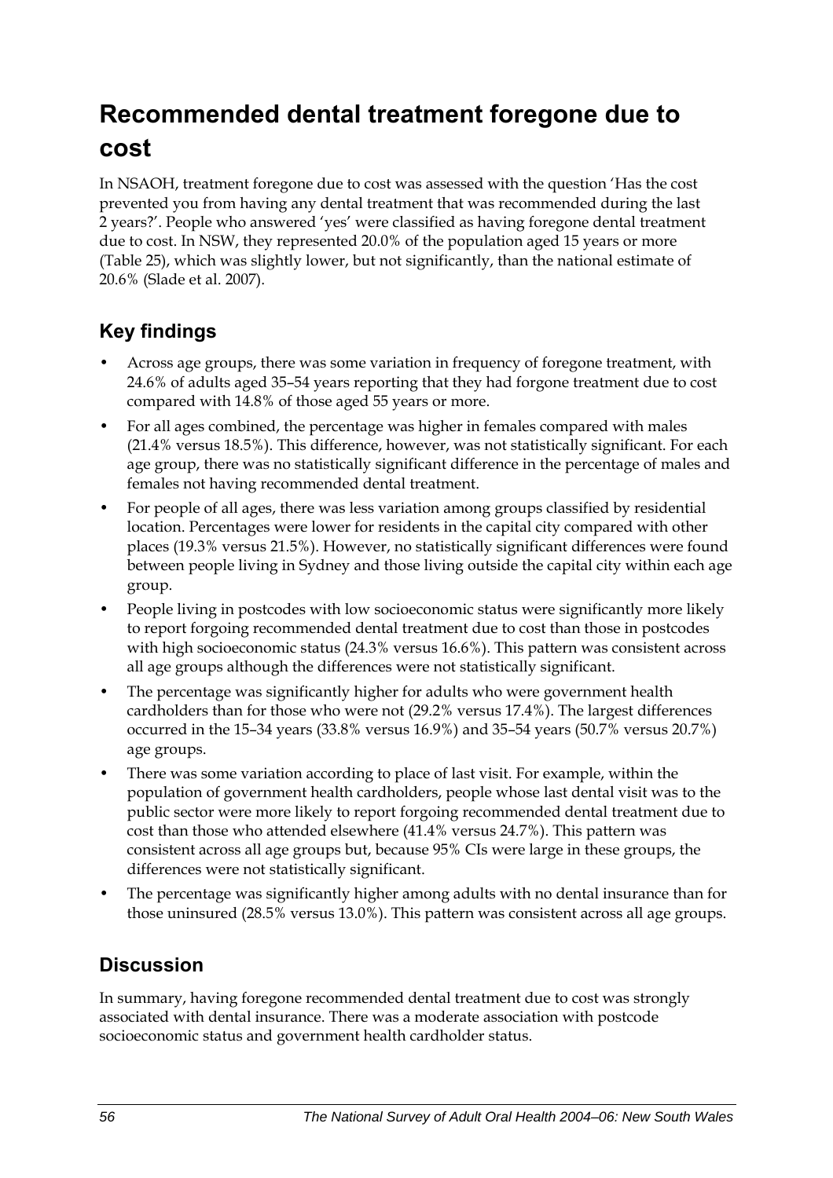# Recommended dental treatment foregone due to cost

In NSAOH, treatment foregone due to cost was assessed with the question 'Has the cost prevented you from having any dental treatment that was recommended during the last 2 years?'. People who answered 'yes' were classified as having foregone dental treatment due to cost. In NSW, they represented 20.0% of the population aged 15 years or more (Table 25), which was slightly lower, but not significantly, than the national estimate of 20.6% (Slade et al. 2007).

## Key findings

- Across age groups, there was some variation in frequency of foregone treatment, with 24.6% of adults aged 35–54 years reporting that they had forgone treatment due to cost compared with 14.8% of those aged 55 years or more.
- For all ages combined, the percentage was higher in females compared with males (21.4% versus 18.5%). This difference, however, was not statistically significant. For each age group, there was no statistically significant difference in the percentage of males and females not having recommended dental treatment.
- For people of all ages, there was less variation among groups classified by residential location. Percentages were lower for residents in the capital city compared with other places (19.3% versus 21.5%). However, no statistically significant differences were found between people living in Sydney and those living outside the capital city within each age group.
- People living in postcodes with low socioeconomic status were significantly more likely to report forgoing recommended dental treatment due to cost than those in postcodes with high socioeconomic status (24.3% versus 16.6%). This pattern was consistent across all age groups although the differences were not statistically significant.
- The percentage was significantly higher for adults who were government health cardholders than for those who were not (29.2% versus 17.4%). The largest differences occurred in the 15–34 years (33.8% versus 16.9%) and 35–54 years (50.7% versus 20.7%) age groups.
- There was some variation according to place of last visit. For example, within the population of government health cardholders, people whose last dental visit was to the public sector were more likely to report forgoing recommended dental treatment due to cost than those who attended elsewhere (41.4% versus 24.7%). This pattern was consistent across all age groups but, because 95% CIs were large in these groups, the differences were not statistically significant.
- The percentage was significantly higher among adults with no dental insurance than for those uninsured (28.5% versus 13.0%). This pattern was consistent across all age groups.

## Discussion

In summary, having foregone recommended dental treatment due to cost was strongly associated with dental insurance. There was a moderate association with postcode socioeconomic status and government health cardholder status.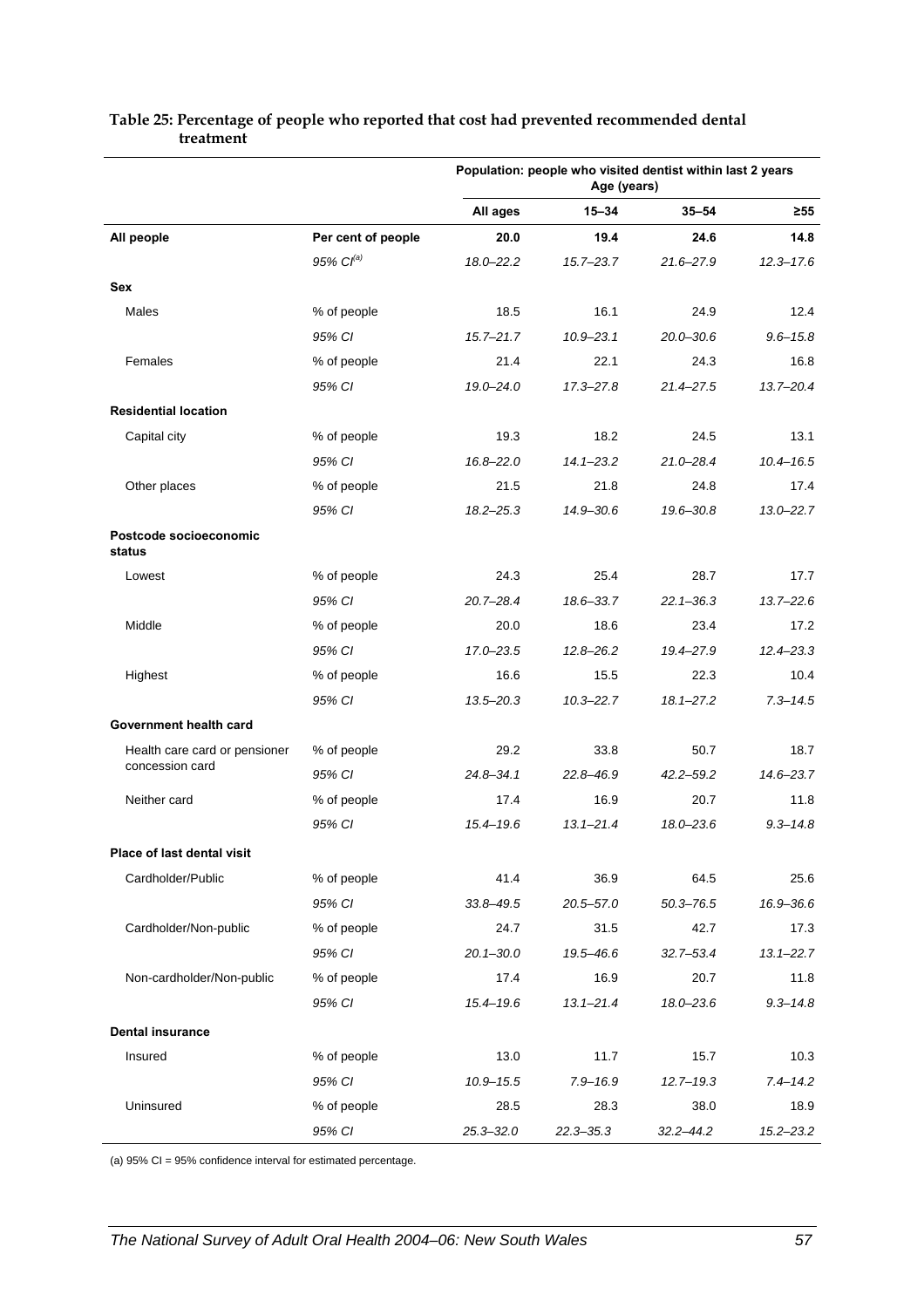**Table 25: Percentage of people who reported that cost had prevented recommended dental treatment**

| | | Population: people who visited dentist within last 2 years Age (years) | | | |
|---|---|---|---|---|---|
| | | All ages | 15–34 | 35–54 | ≥55 |
| **All people** | **Per cent of people** | **20.0** | **19.4** | **24.6** | **14.8** |
| | *95% CI[(a)]* | *18.0–22.2* | *15.7–23.7* | *21.6–27.9* | *12.3–17.6* |
| **Sex** | | | | | |
| Males | % of people | 18.5 | 16.1 | 24.9 | 12.4 |
| | *95% CI* | *15.7–21.7* | *10.9–23.1* | *20.0–30.6* | *9.6–15.8* |
| Females | % of people | 21.4 | 22.1 | 24.3 | 16.8 |
| | *95% CI* | *19.0–24.0* | *17.3–27.8* | *21.4–27.5* | *13.7–20.4* |
| **Residential location** | | | | | |
| Capital city | % of people | 19.3 | 18.2 | 24.5 | 13.1 |
| | *95% CI* | *16.8–22.0* | *14.1–23.2* | *21.0–28.4* | *10.4–16.5* |
| Other places | % of people | 21.5 | 21.8 | 24.8 | 17.4 |
| | *95% CI* | *18.2–25.3* | *14.9–30.6* | *19.6–30.8* | *13.0–22.7* |
| **Postcode socioeconomic status** | | | | | |
| Lowest | % of people | 24.3 | 25.4 | 28.7 | 17.7 |
| | *95% CI* | *20.7–28.4* | *18.6–33.7* | *22.1–36.3* | *13.7–22.6* |
| Middle | % of people | 20.0 | 18.6 | 23.4 | 17.2 |
| | *95% CI* | *17.0–23.5* | *12.8–26.2* | *19.4–27.9* | *12.4–23.3* |
| Highest | % of people | 16.6 | 15.5 | 22.3 | 10.4 |
| | *95% CI* | *13.5–20.3* | *10.3–22.7* | *18.1–27.2* | *7.3–14.5* |
| **Government health card** | | | | | |
| Health care card or pensioner concession card | % of people | 29.2 | 33.8 | 50.7 | 18.7 |
| | *95% CI* | *24.8–34.1* | *22.8–46.9* | *42.2–59.2* | *14.6–23.7* |
| Neither card | % of people | 17.4 | 16.9 | 20.7 | 11.8 |
| | *95% CI* | *15.4–19.6* | *13.1–21.4* | *18.0–23.6* | *9.3–14.8* |
| **Place of last dental visit** | | | | | |
| Cardholder/Public | % of people | 41.4 | 36.9 | 64.5 | 25.6 |
| | *95% CI* | *33.8–49.5* | *20.5–57.0* | *50.3–76.5* | *16.9–36.6* |
| Cardholder/Non-public | % of people | 24.7 | 31.5 | 42.7 | 17.3 |
| | *95% CI* | *20.1–30.0* | *19.5–46.6* | *32.7–53.4* | *13.1–22.7* |
| Non-cardholder/Non-public | % of people | 17.4 | 16.9 | 20.7 | 11.8 |
| | *95% CI* | *15.4–19.6* | *13.1–21.4* | *18.0–23.6* | *9.3–14.8* |
| **Dental insurance** | | | | | |
| Insured | % of people | 13.0 | 11.7 | 15.7 | 10.3 |
| | *95% CI* | *10.9–15.5* | *7.9–16.9* | *12.7–19.3* | *7.4–14.2* |
| Uninsured | % of people | 28.5 | 28.3 | 38.0 | 18.9 |
| | *95% CI* | *25.3–32.0* | *22.3–35.3* | *32.2–44.2* | *15.2–23.2* |

(a) 95% CI = 95% confidence interval for estimated percentage.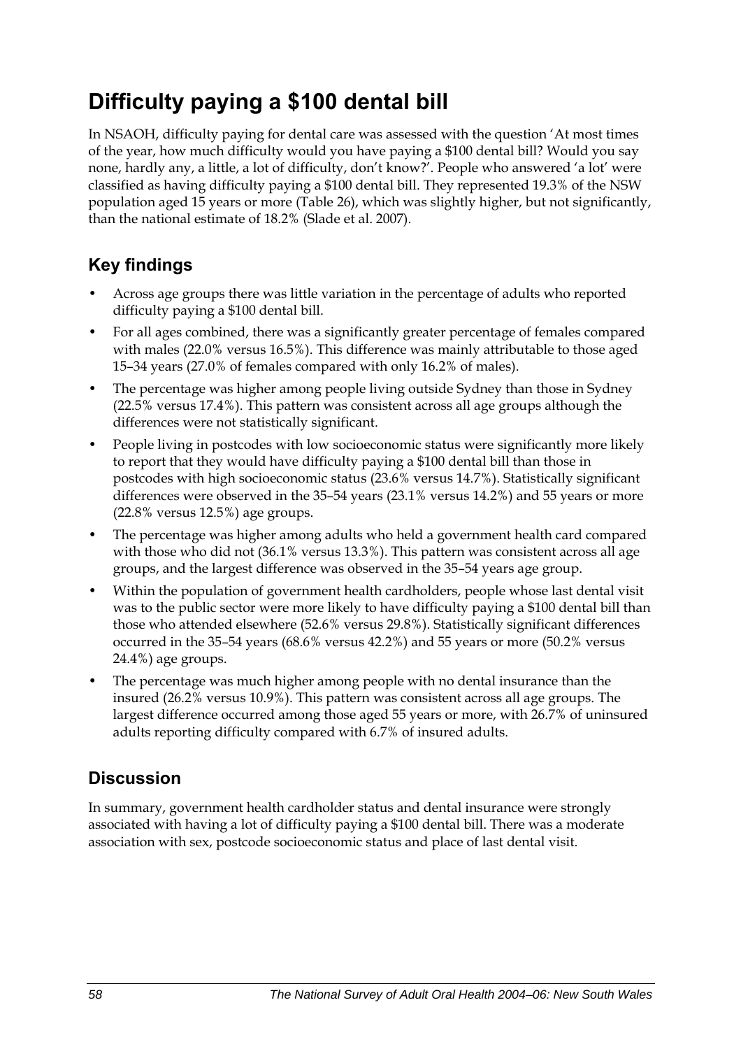# Difficulty paying a $100 dental bill

In NSAOH, difficulty paying for dental care was assessed with the question 'At most times of the year, how much difficulty would you have paying a $100 dental bill? Would you say none, hardly any, a little, a lot of difficulty, don't know?'. People who answered 'a lot' were classified as having difficulty paying a $100 dental bill. They represented 19.3% of the NSW population aged 15 years or more (Table 26), which was slightly higher, but not significantly, than the national estimate of 18.2% (Slade et al. 2007).

## Key findings

- Across age groups there was little variation in the percentage of adults who reported difficulty paying a $100 dental bill.
- For all ages combined, there was a significantly greater percentage of females compared with males (22.0% versus 16.5%). This difference was mainly attributable to those aged 15–34 years (27.0% of females compared with only 16.2% of males).
- The percentage was higher among people living outside Sydney than those in Sydney (22.5% versus 17.4%). This pattern was consistent across all age groups although the differences were not statistically significant.
- People living in postcodes with low socioeconomic status were significantly more likely to report that they would have difficulty paying a $100 dental bill than those in postcodes with high socioeconomic status (23.6% versus 14.7%). Statistically significant differences were observed in the 35–54 years (23.1% versus 14.2%) and 55 years or more (22.8% versus 12.5%) age groups.
- The percentage was higher among adults who held a government health card compared with those who did not (36.1% versus 13.3%). This pattern was consistent across all age groups, and the largest difference was observed in the 35–54 years age group.
- Within the population of government health cardholders, people whose last dental visit was to the public sector were more likely to have difficulty paying a $100 dental bill than those who attended elsewhere (52.6% versus 29.8%). Statistically significant differences occurred in the 35–54 years (68.6% versus 42.2%) and 55 years or more (50.2% versus 24.4%) age groups.
- The percentage was much higher among people with no dental insurance than the insured (26.2% versus 10.9%). This pattern was consistent across all age groups. The largest difference occurred among those aged 55 years or more, with 26.7% of uninsured adults reporting difficulty compared with 6.7% of insured adults.

## Discussion

In summary, government health cardholder status and dental insurance were strongly associated with having a lot of difficulty paying a $100 dental bill. There was a moderate association with sex, postcode socioeconomic status and place of last dental visit.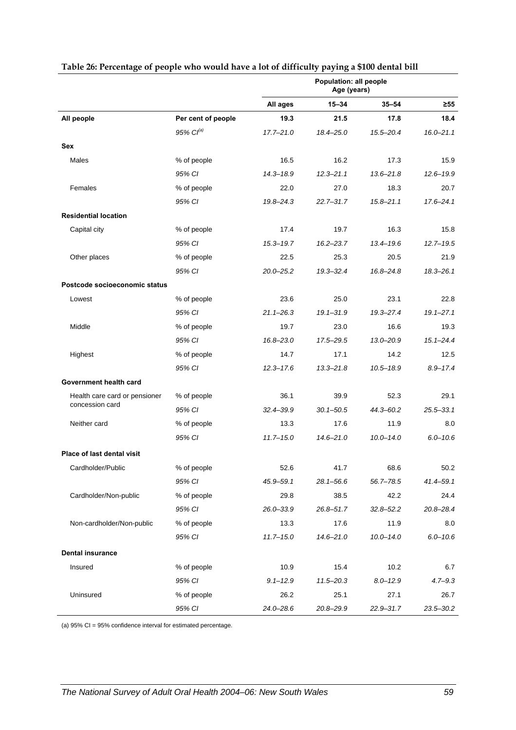**Table 26: Percentage of people who would have a lot of difficulty paying a $100 dental bill**

| | | Population: all people Age (years) | | | |
|---|---|---|---|---|---|
| | | All ages | 15–34 | 35–54 | ≥55 |
| **All people** | **Per cent of people** | **19.3** | **21.5** | **17.8** | **18.4** |
| | *95% CI[(a)]* | *17.7–21.0* | *18.4–25.0* | *15.5–20.4* | *16.0–21.1* |
| **Sex** | | | | | |
| Males | % of people | 16.5 | 16.2 | 17.3 | 15.9 |
| | *95% CI* | *14.3–18.9* | *12.3–21.1* | *13.6–21.8* | *12.6–19.9* |
| Females | % of people | 22.0 | 27.0 | 18.3 | 20.7 |
| | *95% CI* | *19.8–24.3* | *22.7–31.7* | *15.8–21.1* | *17.6–24.1* |
| **Residential location** | | | | | |
| Capital city | % of people | 17.4 | 19.7 | 16.3 | 15.8 |
| | *95% CI* | *15.3–19.7* | *16.2–23.7* | *13.4–19.6* | *12.7–19.5* |
| Other places | % of people | 22.5 | 25.3 | 20.5 | 21.9 |
| | *95% CI* | *20.0–25.2* | *19.3–32.4* | *16.8–24.8* | *18.3–26.1* |
| **Postcode socioeconomic status** | | | | | |
| Lowest | % of people | 23.6 | 25.0 | 23.1 | 22.8 |
| | *95% CI* | *21.1–26.3* | *19.1–31.9* | *19.3–27.4* | *19.1–27.1* |
| Middle | % of people | 19.7 | 23.0 | 16.6 | 19.3 |
| | *95% CI* | *16.8–23.0* | *17.5–29.5* | *13.0–20.9* | *15.1–24.4* |
| Highest | % of people | 14.7 | 17.1 | 14.2 | 12.5 |
| | *95% CI* | *12.3–17.6* | *13.3–21.8* | *10.5–18.9* | *8.9–17.4* |
| **Government health card** | | | | | |
| Health care card or pensioner concession card | % of people | 36.1 | 39.9 | 52.3 | 29.1 |
| | *95% CI* | *32.4–39.9* | *30.1–50.5* | *44.3–60.2* | *25.5–33.1* |
| Neither card | % of people | 13.3 | 17.6 | 11.9 | 8.0 |
| | *95% CI* | *11.7–15.0* | *14.6–21.0* | *10.0–14.0* | *6.0–10.6* |
| **Place of last dental visit** | | | | | |
| Cardholder/Public | % of people | 52.6 | 41.7 | 68.6 | 50.2 |
| | *95% CI* | *45.9–59.1* | *28.1–56.6* | *56.7–78.5* | *41.4–59.1* |
| Cardholder/Non-public | % of people | 29.8 | 38.5 | 42.2 | 24.4 |
| | *95% CI* | *26.0–33.9* | *26.8–51.7* | *32.8–52.2* | *20.8–28.4* |
| Non-cardholder/Non-public | % of people | 13.3 | 17.6 | 11.9 | 8.0 |
| | *95% CI* | *11.7–15.0* | *14.6–21.0* | *10.0–14.0* | *6.0–10.6* |
| **Dental insurance** | | | | | |
| Insured | % of people | 10.9 | 15.4 | 10.2 | 6.7 |
| | *95% CI* | *9.1–12.9* | *11.5–20.3* | *8.0–12.9* | *4.7–9.3* |
| Uninsured | % of people | 26.2 | 25.1 | 27.1 | 26.7 |
| | *95% CI* | *24.0–28.6* | *20.8–29.9* | *22.9–31.7* | *23.5–30.2* |

(a) 95% CI = 95% confidence interval for estimated percentage.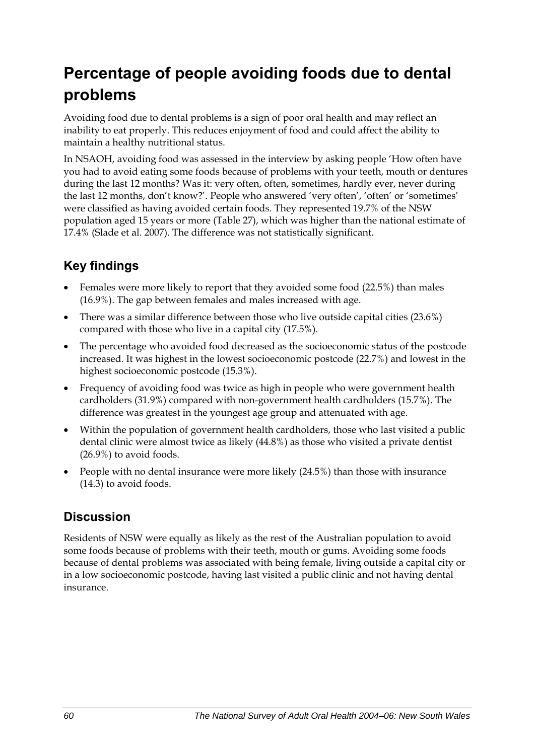# Percentage of people avoiding foods due to dental problems

Avoiding food due to dental problems is a sign of poor oral health and may reflect an inability to eat properly. This reduces enjoyment of food and could affect the ability to maintain a healthy nutritional status.

In NSAOH, avoiding food was assessed in the interview by asking people 'How often have you had to avoid eating some foods because of problems with your teeth, mouth or dentures during the last 12 months? Was it: very often, often, sometimes, hardly ever, never during the last 12 months, don't know?'. People who answered 'very often', 'often' or 'sometimes' were classified as having avoided certain foods. They represented 19.7% of the NSW population aged 15 years or more (Table 27), which was higher than the national estimate of 17.4% (Slade et al. 2007). The difference was not statistically significant.

## Key findings

- Females were more likely to report that they avoided some food (22.5%) than males (16.9%). The gap between females and males increased with age.
- There was a similar difference between those who live outside capital cities (23.6%) compared with those who live in a capital city (17.5%).
- The percentage who avoided food decreased as the socioeconomic status of the postcode increased. It was highest in the lowest socioeconomic postcode (22.7%) and lowest in the highest socioeconomic postcode (15.3%).
- Frequency of avoiding food was twice as high in people who were government health cardholders (31.9%) compared with non-government health cardholders (15.7%). The difference was greatest in the youngest age group and attenuated with age.
- Within the population of government health cardholders, those who last visited a public dental clinic were almost twice as likely (44.8%) as those who visited a private dentist (26.9%) to avoid foods.
- People with no dental insurance were more likely (24.5%) than those with insurance (14.3) to avoid foods.

## Discussion

Residents of NSW were equally as likely as the rest of the Australian population to avoid some foods because of problems with their teeth, mouth or gums. Avoiding some foods because of dental problems was associated with being female, living outside a capital city or in a low socioeconomic postcode, having last visited a public clinic and not having dental insurance.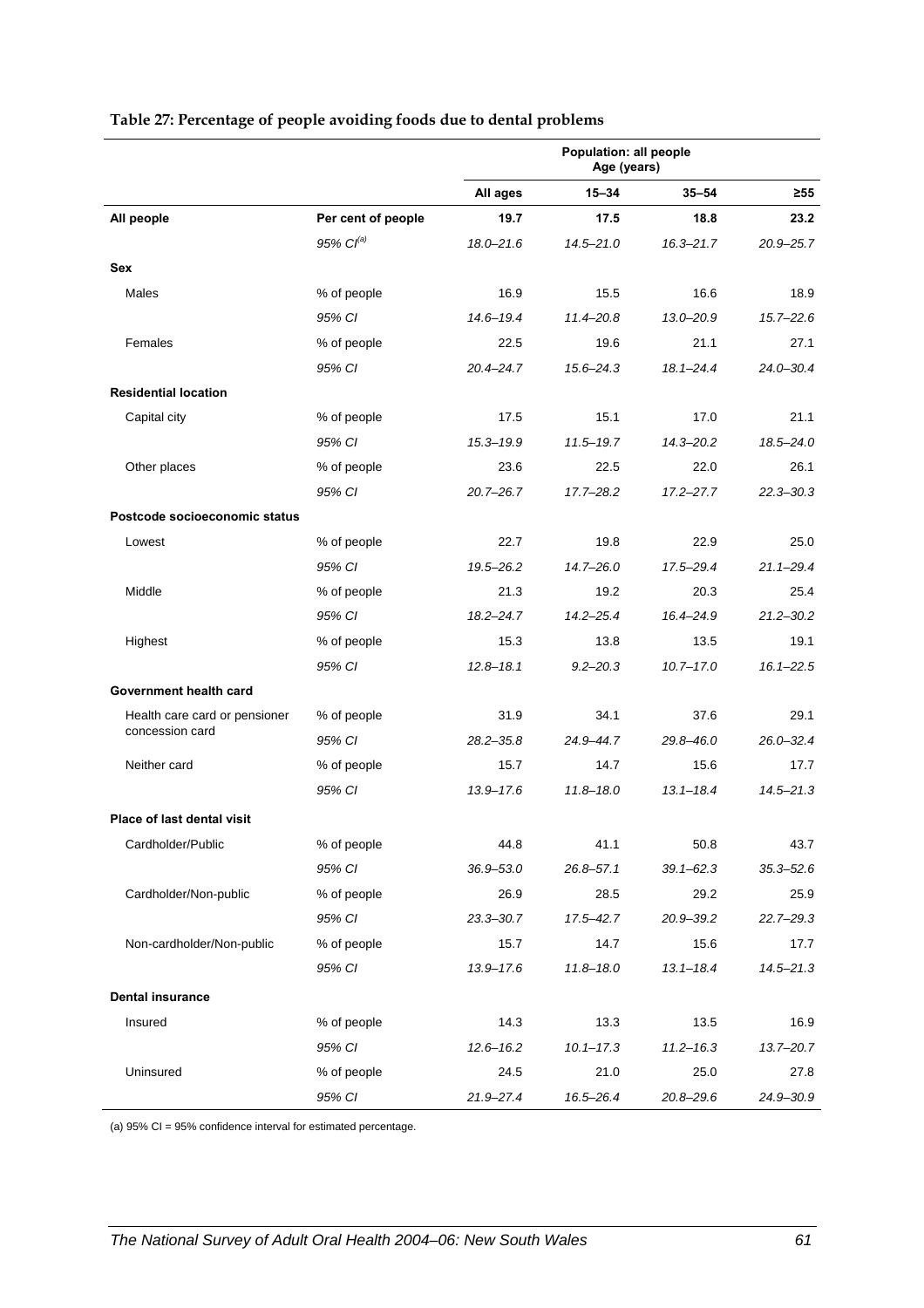**Table 27: Percentage of people avoiding foods due to dental problems**

| | | Population: all people Age (years) | | | |
|---|---|---|---|---|---|
| | | **All ages** | **15–34** | **35–54** | **≥55** |
| **All people** | **Per cent of people** | **19.7** | **17.5** | **18.8** | **23.2** |
| | *95% CI[(a)]* | *18.0–21.6* | *14.5–21.0* | *16.3–21.7* | *20.9–25.7* |
| **Sex** | | | | | |
| Males | % of people | 16.9 | 15.5 | 16.6 | 18.9 |
| | *95% CI* | *14.6–19.4* | *11.4–20.8* | *13.0–20.9* | *15.7–22.6* |
| Females | % of people | 22.5 | 19.6 | 21.1 | 27.1 |
| | *95% CI* | *20.4–24.7* | *15.6–24.3* | *18.1–24.4* | *24.0–30.4* |
| **Residential location** | | | | | |
| Capital city | % of people | 17.5 | 15.1 | 17.0 | 21.1 |
| | *95% CI* | *15.3–19.9* | *11.5–19.7* | *14.3–20.2* | *18.5–24.0* |
| Other places | % of people | 23.6 | 22.5 | 22.0 | 26.1 |
| | *95% CI* | *20.7–26.7* | *17.7–28.2* | *17.2–27.7* | *22.3–30.3* |
| **Postcode socioeconomic status** | | | | | |
| Lowest | % of people | 22.7 | 19.8 | 22.9 | 25.0 |
| | *95% CI* | *19.5–26.2* | *14.7–26.0* | *17.5–29.4* | *21.1–29.4* |
| Middle | % of people | 21.3 | 19.2 | 20.3 | 25.4 |
| | *95% CI* | *18.2–24.7* | *14.2–25.4* | *16.4–24.9* | *21.2–30.2* |
| Highest | % of people | 15.3 | 13.8 | 13.5 | 19.1 |
| | *95% CI* | *12.8–18.1* | *9.2–20.3* | *10.7–17.0* | *16.1–22.5* |
| **Government health card** | | | | | |
| Health care card or pensioner concession card | % of people | 31.9 | 34.1 | 37.6 | 29.1 |
| | *95% CI* | *28.2–35.8* | *24.9–44.7* | *29.8–46.0* | *26.0–32.4* |
| Neither card | % of people | 15.7 | 14.7 | 15.6 | 17.7 |
| | *95% CI* | *13.9–17.6* | *11.8–18.0* | *13.1–18.4* | *14.5–21.3* |
| **Place of last dental visit** | | | | | |
| Cardholder/Public | % of people | 44.8 | 41.1 | 50.8 | 43.7 |
| | *95% CI* | *36.9–53.0* | *26.8–57.1* | *39.1–62.3* | *35.3–52.6* |
| Cardholder/Non-public | % of people | 26.9 | 28.5 | 29.2 | 25.9 |
| | *95% CI* | *23.3–30.7* | *17.5–42.7* | *20.9–39.2* | *22.7–29.3* |
| Non-cardholder/Non-public | % of people | 15.7 | 14.7 | 15.6 | 17.7 |
| | *95% CI* | *13.9–17.6* | *11.8–18.0* | *13.1–18.4* | *14.5–21.3* |
| **Dental insurance** | | | | | |
| Insured | % of people | 14.3 | 13.3 | 13.5 | 16.9 |
| | *95% CI* | *12.6–16.2* | *10.1–17.3* | *11.2–16.3* | *13.7–20.7* |
| Uninsured | % of people | 24.5 | 21.0 | 25.0 | 27.8 |
| | *95% CI* | *21.9–27.4* | *16.5–26.4* | *20.8–29.6* | *24.9–30.9* |

(a) 95% CI = 95% confidence interval for estimated percentage.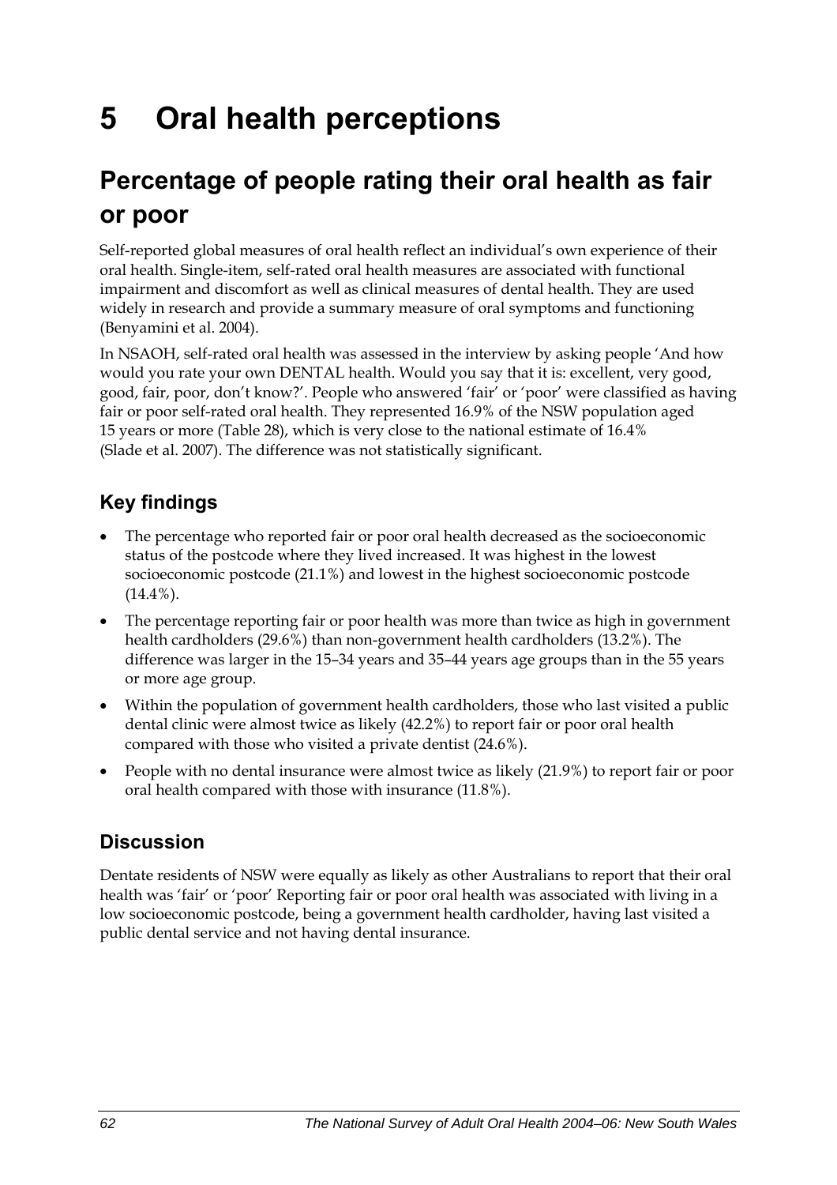# 5 Oral health perceptions

## Percentage of people rating their oral health as fair or poor

Self-reported global measures of oral health reflect an individual's own experience of their oral health. Single-item, self-rated oral health measures are associated with functional impairment and discomfort as well as clinical measures of dental health. They are used widely in research and provide a summary measure of oral symptoms and functioning (Benyamini et al. 2004).

In NSAOH, self-rated oral health was assessed in the interview by asking people 'And how would you rate your own DENTAL health. Would you say that it is: excellent, very good, good, fair, poor, don't know?'. People who answered 'fair' or 'poor' were classified as having fair or poor self-rated oral health. They represented 16.9% of the NSW population aged 15 years or more (Table 28), which is very close to the national estimate of 16.4% (Slade et al. 2007). The difference was not statistically significant.

### Key findings

- The percentage who reported fair or poor oral health decreased as the socioeconomic status of the postcode where they lived increased. It was highest in the lowest socioeconomic postcode (21.1%) and lowest in the highest socioeconomic postcode (14.4%).
- The percentage reporting fair or poor health was more than twice as high in government health cardholders (29.6%) than non-government health cardholders (13.2%). The difference was larger in the 15–34 years and 35–44 years age groups than in the 55 years or more age group.
- Within the population of government health cardholders, those who last visited a public dental clinic were almost twice as likely (42.2%) to report fair or poor oral health compared with those who visited a private dentist (24.6%).
- People with no dental insurance were almost twice as likely (21.9%) to report fair or poor oral health compared with those with insurance (11.8%).

### Discussion

Dentate residents of NSW were equally as likely as other Australians to report that their oral health was 'fair' or 'poor' Reporting fair or poor oral health was associated with living in a low socioeconomic postcode, being a government health cardholder, having last visited a public dental service and not having dental insurance.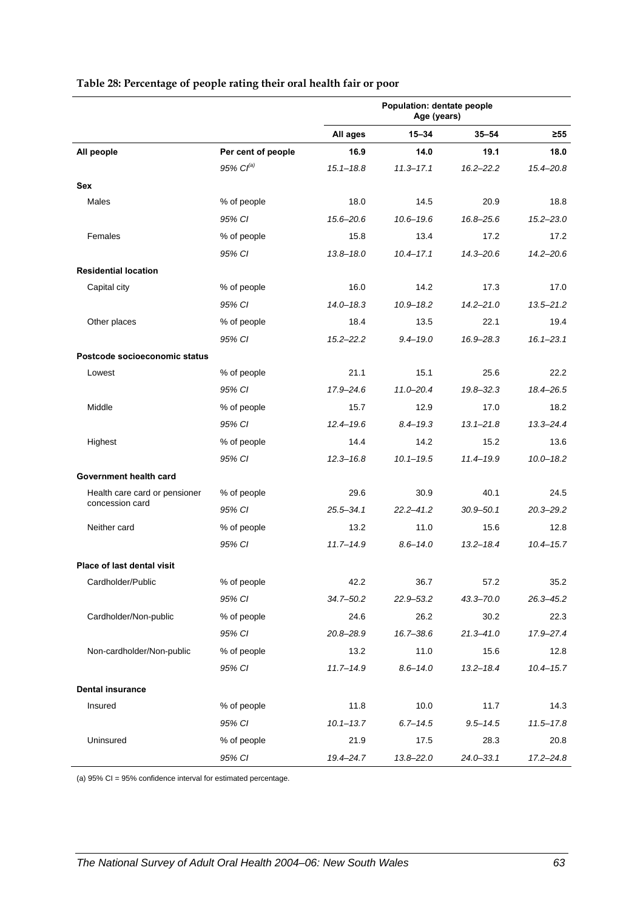**Table 28: Percentage of people rating their oral health fair or poor**

| | | Population: dentate people Age (years) | | | |
|---|---|---|---|---|---|
| | | **All ages** | **15–34** | **35–54** | **≥55** |
| **All people** | **Per cent of people** | **16.9** | **14.0** | **19.1** | **18.0** |
| | *95% CI[(a)]* | *15.1–18.8* | *11.3–17.1* | *16.2–22.2* | *15.4–20.8* |
| **Sex** | | | | | |
| Males | % of people | 18.0 | 14.5 | 20.9 | 18.8 |
| | *95% CI* | *15.6–20.6* | *10.6–19.6* | *16.8–25.6* | *15.2–23.0* |
| Females | % of people | 15.8 | 13.4 | 17.2 | 17.2 |
| | *95% CI* | *13.8–18.0* | *10.4–17.1* | *14.3–20.6* | *14.2–20.6* |
| **Residential location** | | | | | |
| Capital city | % of people | 16.0 | 14.2 | 17.3 | 17.0 |
| | *95% CI* | *14.0–18.3* | *10.9–18.2* | *14.2–21.0* | *13.5–21.2* |
| Other places | % of people | 18.4 | 13.5 | 22.1 | 19.4 |
| | *95% CI* | *15.2–22.2* | *9.4–19.0* | *16.9–28.3* | *16.1–23.1* |
| **Postcode socioeconomic status** | | | | | |
| Lowest | % of people | 21.1 | 15.1 | 25.6 | 22.2 |
| | *95% CI* | *17.9–24.6* | *11.0–20.4* | *19.8–32.3* | *18.4–26.5* |
| Middle | % of people | 15.7 | 12.9 | 17.0 | 18.2 |
| | *95% CI* | *12.4–19.6* | *8.4–19.3* | *13.1–21.8* | *13.3–24.4* |
| Highest | % of people | 14.4 | 14.2 | 15.2 | 13.6 |
| | *95% CI* | *12.3–16.8* | *10.1–19.5* | *11.4–19.9* | *10.0–18.2* |
| **Government health card** | | | | | |
| Health care card or pensioner concession card | % of people | 29.6 | 30.9 | 40.1 | 24.5 |
| | *95% CI* | *25.5–34.1* | *22.2–41.2* | *30.9–50.1* | *20.3–29.2* |
| Neither card | % of people | 13.2 | 11.0 | 15.6 | 12.8 |
| | *95% CI* | *11.7–14.9* | *8.6–14.0* | *13.2–18.4* | *10.4–15.7* |
| **Place of last dental visit** | | | | | |
| Cardholder/Public | % of people | 42.2 | 36.7 | 57.2 | 35.2 |
| | *95% CI* | *34.7–50.2* | *22.9–53.2* | *43.3–70.0* | *26.3–45.2* |
| Cardholder/Non-public | % of people | 24.6 | 26.2 | 30.2 | 22.3 |
| | *95% CI* | *20.8–28.9* | *16.7–38.6* | *21.3–41.0* | *17.9–27.4* |
| Non-cardholder/Non-public | % of people | 13.2 | 11.0 | 15.6 | 12.8 |
| | *95% CI* | *11.7–14.9* | *8.6–14.0* | *13.2–18.4* | *10.4–15.7* |
| **Dental insurance** | | | | | |
| Insured | % of people | 11.8 | 10.0 | 11.7 | 14.3 |
| | *95% CI* | *10.1–13.7* | *6.7–14.5* | *9.5–14.5* | *11.5–17.8* |
| Uninsured | % of people | 21.9 | 17.5 | 28.3 | 20.8 |
| | *95% CI* | *19.4–24.7* | *13.8–22.0* | *24.0–33.1* | *17.2–24.8* |

(a) 95% CI = 95% confidence interval for estimated percentage.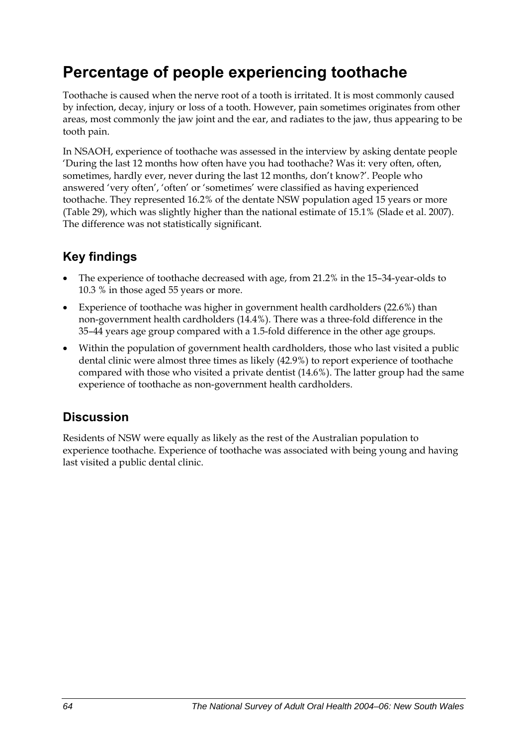# Percentage of people experiencing toothache

Toothache is caused when the nerve root of a tooth is irritated. It is most commonly caused by infection, decay, injury or loss of a tooth. However, pain sometimes originates from other areas, most commonly the jaw joint and the ear, and radiates to the jaw, thus appearing to be tooth pain.

In NSAOH, experience of toothache was assessed in the interview by asking dentate people 'During the last 12 months how often have you had toothache? Was it: very often, often, sometimes, hardly ever, never during the last 12 months, don't know?'. People who answered 'very often', 'often' or 'sometimes' were classified as having experienced toothache. They represented 16.2% of the dentate NSW population aged 15 years or more (Table 29), which was slightly higher than the national estimate of 15.1% (Slade et al. 2007). The difference was not statistically significant.

## Key findings

- The experience of toothache decreased with age, from 21.2% in the 15–34-year-olds to 10.3 % in those aged 55 years or more.
- Experience of toothache was higher in government health cardholders (22.6%) than non-government health cardholders (14.4%). There was a three-fold difference in the 35–44 years age group compared with a 1.5-fold difference in the other age groups.
- Within the population of government health cardholders, those who last visited a public dental clinic were almost three times as likely (42.9%) to report experience of toothache compared with those who visited a private dentist (14.6%). The latter group had the same experience of toothache as non-government health cardholders.

## Discussion

Residents of NSW were equally as likely as the rest of the Australian population to experience toothache. Experience of toothache was associated with being young and having last visited a public dental clinic.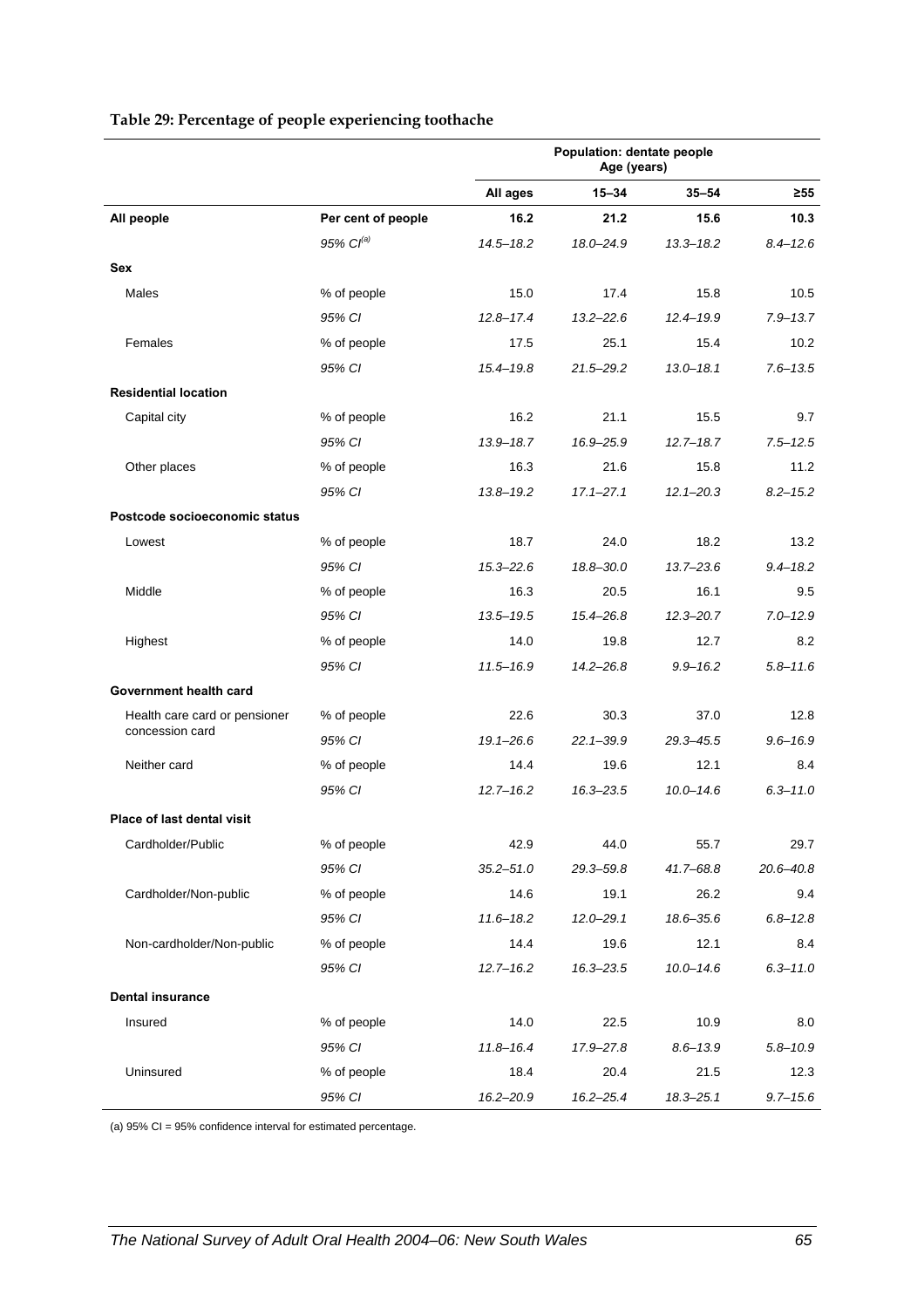**Table 29: Percentage of people experiencing toothache**

| | | Population: dentate people Age (years) | | | |
|---|---|---|---|---|---|
| | | **All ages** | **15–34** | **35–54** | **≥55** |
| **All people** | **Per cent of people** | **16.2** | **21.2** | **15.6** | **10.3** |
| | *95% CI*[(a)] | *14.5–18.2* | *18.0–24.9* | *13.3–18.2* | *8.4–12.6* |
| **Sex** | | | | | |
| Males | % of people | 15.0 | 17.4 | 15.8 | 10.5 |
| | *95% CI* | *12.8–17.4* | *13.2–22.6* | *12.4–19.9* | *7.9–13.7* |
| Females | % of people | 17.5 | 25.1 | 15.4 | 10.2 |
| | *95% CI* | *15.4–19.8* | *21.5–29.2* | *13.0–18.1* | *7.6–13.5* |
| **Residential location** | | | | | |
| Capital city | % of people | 16.2 | 21.1 | 15.5 | 9.7 |
| | *95% CI* | *13.9–18.7* | *16.9–25.9* | *12.7–18.7* | *7.5–12.5* |
| Other places | % of people | 16.3 | 21.6 | 15.8 | 11.2 |
| | *95% CI* | *13.8–19.2* | *17.1–27.1* | *12.1–20.3* | *8.2–15.2* |
| **Postcode socioeconomic status** | | | | | |
| Lowest | % of people | 18.7 | 24.0 | 18.2 | 13.2 |
| | *95% CI* | *15.3–22.6* | *18.8–30.0* | *13.7–23.6* | *9.4–18.2* |
| Middle | % of people | 16.3 | 20.5 | 16.1 | 9.5 |
| | *95% CI* | *13.5–19.5* | *15.4–26.8* | *12.3–20.7* | *7.0–12.9* |
| Highest | % of people | 14.0 | 19.8 | 12.7 | 8.2 |
| | *95% CI* | *11.5–16.9* | *14.2–26.8* | *9.9–16.2* | *5.8–11.6* |
| **Government health card** | | | | | |
| Health care card or pensioner concession card | % of people | 22.6 | 30.3 | 37.0 | 12.8 |
| | *95% CI* | *19.1–26.6* | *22.1–39.9* | *29.3–45.5* | *9.6–16.9* |
| Neither card | % of people | 14.4 | 19.6 | 12.1 | 8.4 |
| | *95% CI* | *12.7–16.2* | *16.3–23.5* | *10.0–14.6* | *6.3–11.0* |
| **Place of last dental visit** | | | | | |
| Cardholder/Public | % of people | 42.9 | 44.0 | 55.7 | 29.7 |
| | *95% CI* | *35.2–51.0* | *29.3–59.8* | *41.7–68.8* | *20.6–40.8* |
| Cardholder/Non-public | % of people | 14.6 | 19.1 | 26.2 | 9.4 |
| | *95% CI* | *11.6–18.2* | *12.0–29.1* | *18.6–35.6* | *6.8–12.8* |
| Non-cardholder/Non-public | % of people | 14.4 | 19.6 | 12.1 | 8.4 |
| | *95% CI* | *12.7–16.2* | *16.3–23.5* | *10.0–14.6* | *6.3–11.0* |
| **Dental insurance** | | | | | |
| Insured | % of people | 14.0 | 22.5 | 10.9 | 8.0 |
| | *95% CI* | *11.8–16.4* | *17.9–27.8* | *8.6–13.9* | *5.8–10.9* |
| Uninsured | % of people | 18.4 | 20.4 | 21.5 | 12.3 |
| | *95% CI* | *16.2–20.9* | *16.2–25.4* | *18.3–25.1* | *9.7–15.6* |

(a) 95% CI = 95% confidence interval for estimated percentage.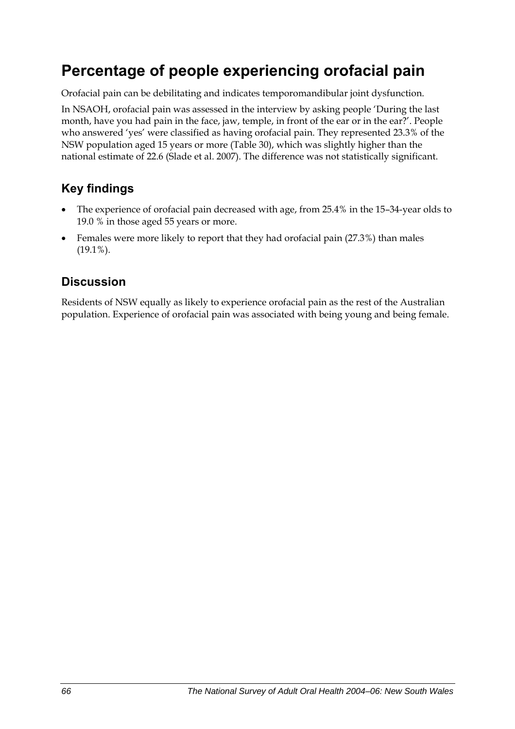# Percentage of people experiencing orofacial pain

Orofacial pain can be debilitating and indicates temporomandibular joint dysfunction.

In NSAOH, orofacial pain was assessed in the interview by asking people 'During the last month, have you had pain in the face, jaw, temple, in front of the ear or in the ear?'. People who answered 'yes' were classified as having orofacial pain. They represented 23.3% of the NSW population aged 15 years or more (Table 30), which was slightly higher than the national estimate of 22.6 (Slade et al. 2007). The difference was not statistically significant.

## Key findings

- The experience of orofacial pain decreased with age, from 25.4% in the 15–34-year olds to 19.0 % in those aged 55 years or more.
- Females were more likely to report that they had orofacial pain (27.3%) than males (19.1%).

## Discussion

Residents of NSW equally as likely to experience orofacial pain as the rest of the Australian population. Experience of orofacial pain was associated with being young and being female.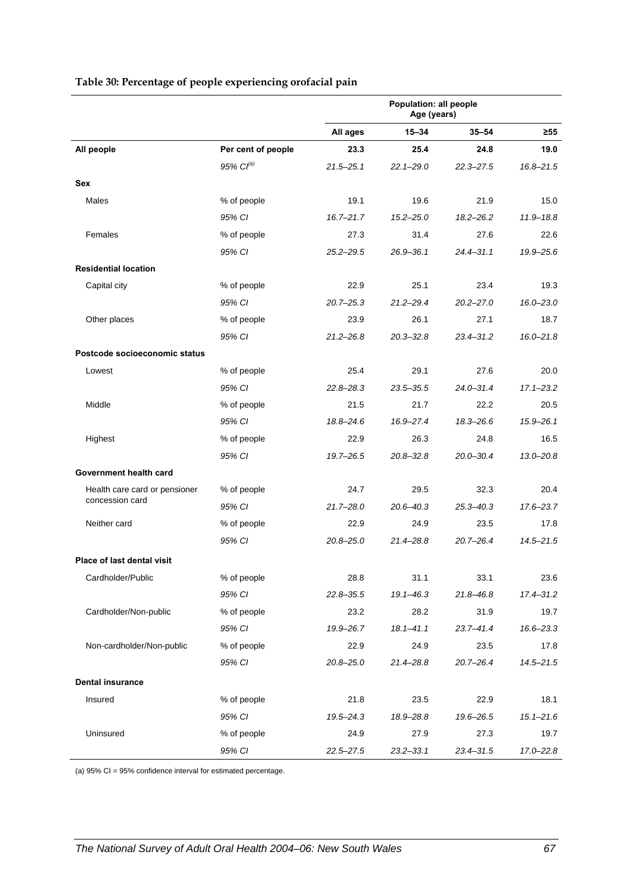**Table 30: Percentage of people experiencing orofacial pain**

| | | Population: all people Age (years) | | | |
|---|---|---|---|---|---|
| | | All ages | 15–34 | 35–54 | ≥55 |
| **All people** | **Per cent of people** | **23.3** | **25.4** | **24.8** | **19.0** |
| | *95% CI[(a)]* | *21.5–25.1* | *22.1–29.0* | *22.3–27.5* | *16.8–21.5* |
| **Sex** | | | | | |
| Males | % of people | 19.1 | 19.6 | 21.9 | 15.0 |
| | *95% CI* | *16.7–21.7* | *15.2–25.0* | *18.2–26.2* | *11.9–18.8* |
| Females | % of people | 27.3 | 31.4 | 27.6 | 22.6 |
| | *95% CI* | *25.2–29.5* | *26.9–36.1* | *24.4–31.1* | *19.9–25.6* |
| **Residential location** | | | | | |
| Capital city | % of people | 22.9 | 25.1 | 23.4 | 19.3 |
| | *95% CI* | *20.7–25.3* | *21.2–29.4* | *20.2–27.0* | *16.0–23.0* |
| Other places | % of people | 23.9 | 26.1 | 27.1 | 18.7 |
| | *95% CI* | *21.2–26.8* | *20.3–32.8* | *23.4–31.2* | *16.0–21.8* |
| **Postcode socioeconomic status** | | | | | |
| Lowest | % of people | 25.4 | 29.1 | 27.6 | 20.0 |
| | *95% CI* | *22.8–28.3* | *23.5–35.5* | *24.0–31.4* | *17.1–23.2* |
| Middle | % of people | 21.5 | 21.7 | 22.2 | 20.5 |
| | *95% CI* | *18.8–24.6* | *16.9–27.4* | *18.3–26.6* | *15.9–26.1* |
| Highest | % of people | 22.9 | 26.3 | 24.8 | 16.5 |
| | *95% CI* | *19.7–26.5* | *20.8–32.8* | *20.0–30.4* | *13.0–20.8* |
| **Government health card** | | | | | |
| Health care card or pensioner concession card | % of people | 24.7 | 29.5 | 32.3 | 20.4 |
| | *95% CI* | *21.7–28.0* | *20.6–40.3* | *25.3–40.3* | *17.6–23.7* |
| Neither card | % of people | 22.9 | 24.9 | 23.5 | 17.8 |
| | *95% CI* | *20.8–25.0* | *21.4–28.8* | *20.7–26.4* | *14.5–21.5* |
| **Place of last dental visit** | | | | | |
| Cardholder/Public | % of people | 28.8 | 31.1 | 33.1 | 23.6 |
| | *95% CI* | *22.8–35.5* | *19.1–46.3* | *21.8–46.8* | *17.4–31.2* |
| Cardholder/Non-public | % of people | 23.2 | 28.2 | 31.9 | 19.7 |
| | *95% CI* | *19.9–26.7* | *18.1–41.1* | *23.7–41.4* | *16.6–23.3* |
| Non-cardholder/Non-public | % of people | 22.9 | 24.9 | 23.5 | 17.8 |
| | *95% CI* | *20.8–25.0* | *21.4–28.8* | *20.7–26.4* | *14.5–21.5* |
| **Dental insurance** | | | | | |
| Insured | % of people | 21.8 | 23.5 | 22.9 | 18.1 |
| | *95% CI* | *19.5–24.3* | *18.9–28.8* | *19.6–26.5* | *15.1–21.6* |
| Uninsured | % of people | 24.9 | 27.9 | 27.3 | 19.7 |
| | *95% CI* | *22.5–27.5* | *23.2–33.1* | *23.4–31.5* | *17.0–22.8* |

(a) 95% CI = 95% confidence interval for estimated percentage.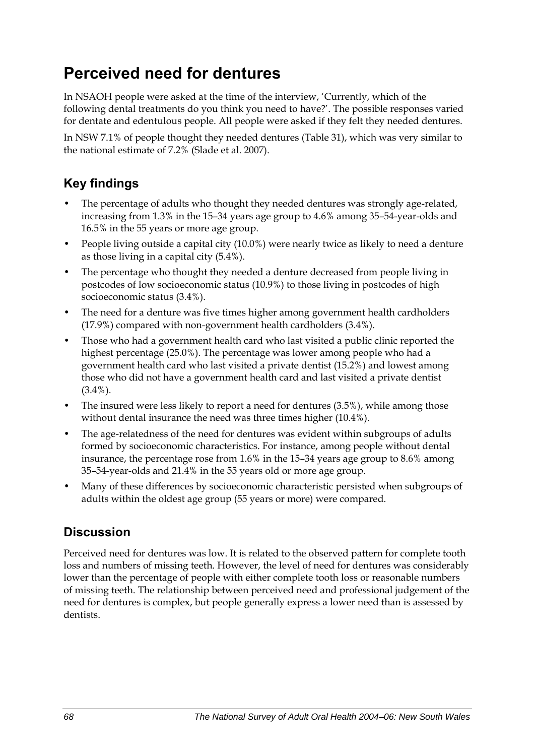# Perceived need for dentures

In NSAOH people were asked at the time of the interview, 'Currently, which of the following dental treatments do you think you need to have?'. The possible responses varied for dentate and edentulous people. All people were asked if they felt they needed dentures.

In NSW 7.1% of people thought they needed dentures (Table 31), which was very similar to the national estimate of 7.2% (Slade et al. 2007).

## Key findings

- The percentage of adults who thought they needed dentures was strongly age-related, increasing from 1.3% in the 15–34 years age group to 4.6% among 35–54-year-olds and 16.5% in the 55 years or more age group.
- People living outside a capital city (10.0%) were nearly twice as likely to need a denture as those living in a capital city (5.4%).
- The percentage who thought they needed a denture decreased from people living in postcodes of low socioeconomic status (10.9%) to those living in postcodes of high socioeconomic status (3.4%).
- The need for a denture was five times higher among government health cardholders (17.9%) compared with non-government health cardholders (3.4%).
- Those who had a government health card who last visited a public clinic reported the highest percentage (25.0%). The percentage was lower among people who had a government health card who last visited a private dentist (15.2%) and lowest among those who did not have a government health card and last visited a private dentist (3.4%).
- The insured were less likely to report a need for dentures (3.5%), while among those without dental insurance the need was three times higher (10.4%).
- The age-relatedness of the need for dentures was evident within subgroups of adults formed by socioeconomic characteristics. For instance, among people without dental insurance, the percentage rose from 1.6% in the 15–34 years age group to 8.6% among 35–54-year-olds and 21.4% in the 55 years old or more age group.
- Many of these differences by socioeconomic characteristic persisted when subgroups of adults within the oldest age group (55 years or more) were compared.

## Discussion

Perceived need for dentures was low. It is related to the observed pattern for complete tooth loss and numbers of missing teeth. However, the level of need for dentures was considerably lower than the percentage of people with either complete tooth loss or reasonable numbers of missing teeth. The relationship between perceived need and professional judgement of the need for dentures is complex, but people generally express a lower need than is assessed by dentists.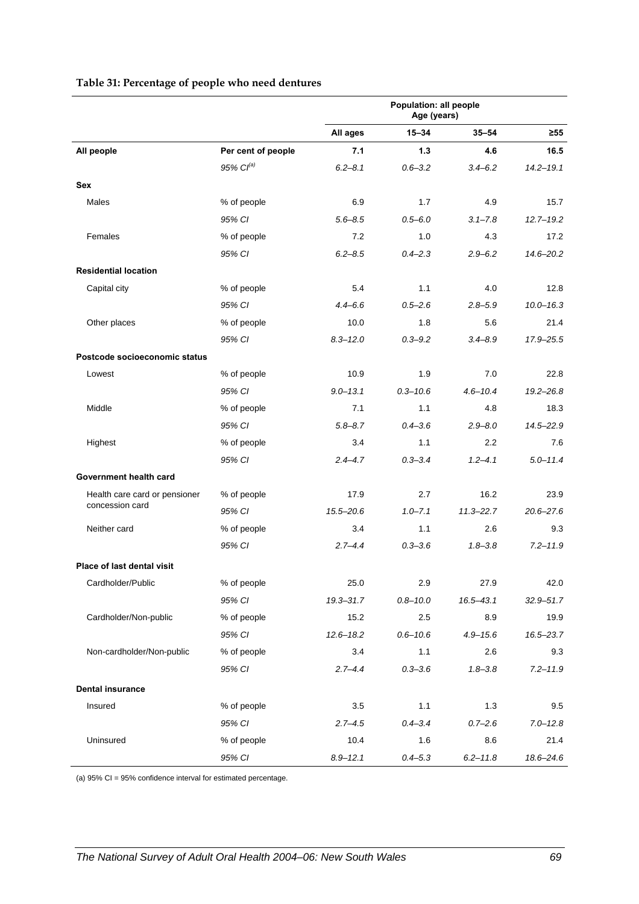**Table 31: Percentage of people who need dentures**

| | | Population: all people Age (years) | | | |
|---|---|---|---|---|---|
| | | All ages | 15–34 | 35–54 | ≥55 |
| **All people** | **Per cent of people** | **7.1** | **1.3** | **4.6** | **16.5** |
| | *95% CI[(a)]* | *6.2–8.1* | *0.6–3.2* | *3.4–6.2* | *14.2–19.1* |
| **Sex** | | | | | |
| Males | % of people | 6.9 | 1.7 | 4.9 | 15.7 |
| | *95% CI* | *5.6–8.5* | *0.5–6.0* | *3.1–7.8* | *12.7–19.2* |
| Females | % of people | 7.2 | 1.0 | 4.3 | 17.2 |
| | *95% CI* | *6.2–8.5* | *0.4–2.3* | *2.9–6.2* | *14.6–20.2* |
| **Residential location** | | | | | |
| Capital city | % of people | 5.4 | 1.1 | 4.0 | 12.8 |
| | *95% CI* | *4.4–6.6* | *0.5–2.6* | *2.8–5.9* | *10.0–16.3* |
| Other places | % of people | 10.0 | 1.8 | 5.6 | 21.4 |
| | *95% CI* | *8.3–12.0* | *0.3–9.2* | *3.4–8.9* | *17.9–25.5* |
| **Postcode socioeconomic status** | | | | | |
| Lowest | % of people | 10.9 | 1.9 | 7.0 | 22.8 |
| | *95% CI* | *9.0–13.1* | *0.3–10.6* | *4.6–10.4* | *19.2–26.8* |
| Middle | % of people | 7.1 | 1.1 | 4.8 | 18.3 |
| | *95% CI* | *5.8–8.7* | *0.4–3.6* | *2.9–8.0* | *14.5–22.9* |
| Highest | % of people | 3.4 | 1.1 | 2.2 | 7.6 |
| | *95% CI* | *2.4–4.7* | *0.3–3.4* | *1.2–4.1* | *5.0–11.4* |
| **Government health card** | | | | | |
| Health care card or pensioner concession card | % of people | 17.9 | 2.7 | 16.2 | 23.9 |
| | *95% CI* | *15.5–20.6* | *1.0–7.1* | *11.3–22.7* | *20.6–27.6* |
| Neither card | % of people | 3.4 | 1.1 | 2.6 | 9.3 |
| | *95% CI* | *2.7–4.4* | *0.3–3.6* | *1.8–3.8* | *7.2–11.9* |
| **Place of last dental visit** | | | | | |
| Cardholder/Public | % of people | 25.0 | 2.9 | 27.9 | 42.0 |
| | *95% CI* | *19.3–31.7* | *0.8–10.0* | *16.5–43.1* | *32.9–51.7* |
| Cardholder/Non-public | % of people | 15.2 | 2.5 | 8.9 | 19.9 |
| | *95% CI* | *12.6–18.2* | *0.6–10.6* | *4.9–15.6* | *16.5–23.7* |
| Non-cardholder/Non-public | % of people | 3.4 | 1.1 | 2.6 | 9.3 |
| | *95% CI* | *2.7–4.4* | *0.3–3.6* | *1.8–3.8* | *7.2–11.9* |
| **Dental insurance** | | | | | |
| Insured | % of people | 3.5 | 1.1 | 1.3 | 9.5 |
| | *95% CI* | *2.7–4.5* | *0.4–3.4* | *0.7–2.6* | *7.0–12.8* |
| Uninsured | % of people | 10.4 | 1.6 | 8.6 | 21.4 |
| | *95% CI* | *8.9–12.1* | *0.4–5.3* | *6.2–11.8* | *18.6–24.6* |

(a) 95% CI = 95% confidence interval for estimated percentage.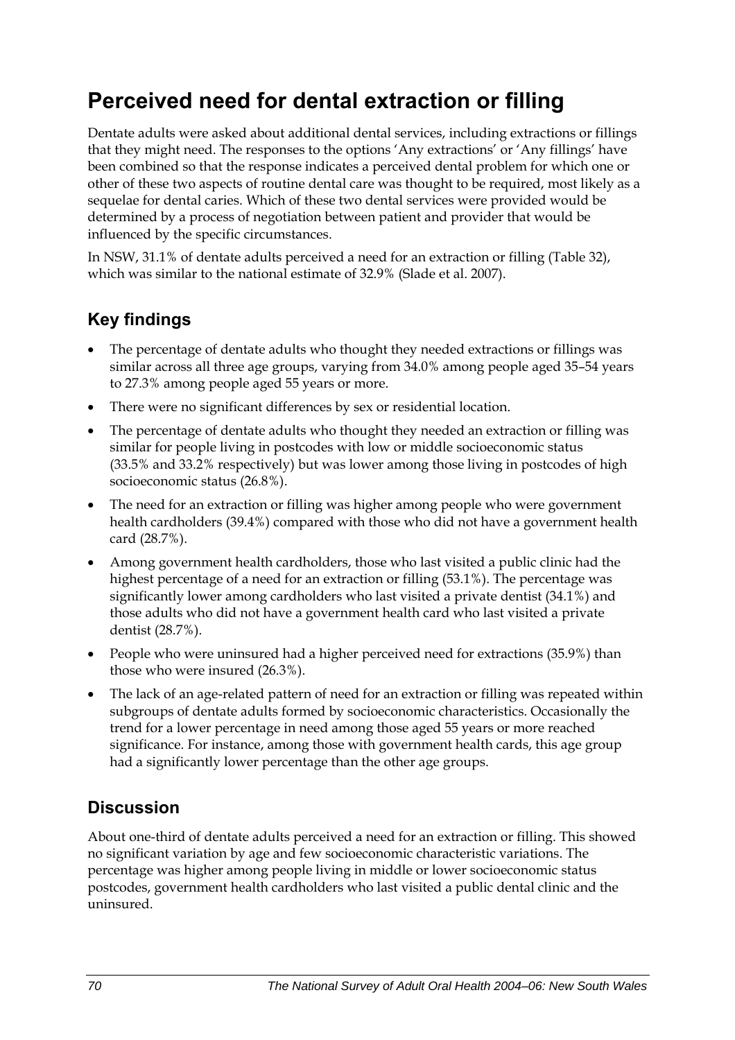# Perceived need for dental extraction or filling

Dentate adults were asked about additional dental services, including extractions or fillings that they might need. The responses to the options 'Any extractions' or 'Any fillings' have been combined so that the response indicates a perceived dental problem for which one or other of these two aspects of routine dental care was thought to be required, most likely as a sequelae for dental caries. Which of these two dental services were provided would be determined by a process of negotiation between patient and provider that would be influenced by the specific circumstances.

In NSW, 31.1% of dentate adults perceived a need for an extraction or filling (Table 32), which was similar to the national estimate of 32.9% (Slade et al. 2007).

## Key findings

- The percentage of dentate adults who thought they needed extractions or fillings was similar across all three age groups, varying from 34.0% among people aged 35–54 years to 27.3% among people aged 55 years or more.
- There were no significant differences by sex or residential location.
- The percentage of dentate adults who thought they needed an extraction or filling was similar for people living in postcodes with low or middle socioeconomic status (33.5% and 33.2% respectively) but was lower among those living in postcodes of high socioeconomic status (26.8%).
- The need for an extraction or filling was higher among people who were government health cardholders (39.4%) compared with those who did not have a government health card (28.7%).
- Among government health cardholders, those who last visited a public clinic had the highest percentage of a need for an extraction or filling (53.1%). The percentage was significantly lower among cardholders who last visited a private dentist (34.1%) and those adults who did not have a government health card who last visited a private dentist (28.7%).
- People who were uninsured had a higher perceived need for extractions (35.9%) than those who were insured (26.3%).
- The lack of an age-related pattern of need for an extraction or filling was repeated within subgroups of dentate adults formed by socioeconomic characteristics. Occasionally the trend for a lower percentage in need among those aged 55 years or more reached significance. For instance, among those with government health cards, this age group had a significantly lower percentage than the other age groups.

## Discussion

About one-third of dentate adults perceived a need for an extraction or filling. This showed no significant variation by age and few socioeconomic characteristic variations. The percentage was higher among people living in middle or lower socioeconomic status postcodes, government health cardholders who last visited a public dental clinic and the uninsured.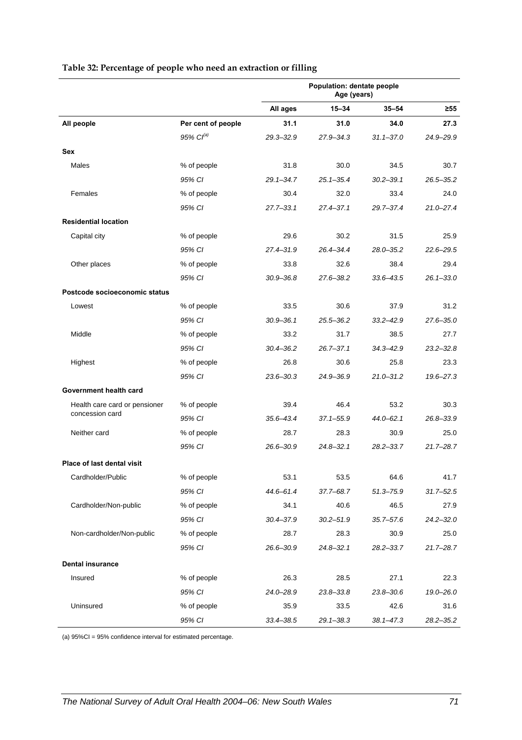**Table 32: Percentage of people who need an extraction or filling**

| | | Population: dentate people Age (years) | | | |
|---|---|---|---|---|---|
| | | **All ages** | **15–34** | **35–54** | **≥55** |
| **All people** | **Per cent of people** | **31.1** | **31.0** | **34.0** | **27.3** |
| | *95% CI[(a)]* | *29.3–32.9* | *27.9–34.3* | *31.1–37.0* | *24.9–29.9* |
| **Sex** | | | | | |
| Males | % of people | 31.8 | 30.0 | 34.5 | 30.7 |
| | *95% CI* | *29.1–34.7* | *25.1–35.4* | *30.2–39.1* | *26.5–35.2* |
| Females | % of people | 30.4 | 32.0 | 33.4 | 24.0 |
| | *95% CI* | *27.7–33.1* | *27.4–37.1* | *29.7–37.4* | *21.0–27.4* |
| **Residential location** | | | | | |
| Capital city | % of people | 29.6 | 30.2 | 31.5 | 25.9 |
| | *95% CI* | *27.4–31.9* | *26.4–34.4* | *28.0–35.2* | *22.6–29.5* |
| Other places | % of people | 33.8 | 32.6 | 38.4 | 29.4 |
| | *95% CI* | *30.9–36.8* | *27.6–38.2* | *33.6–43.5* | *26.1–33.0* |
| **Postcode socioeconomic status** | | | | | |
| Lowest | % of people | 33.5 | 30.6 | 37.9 | 31.2 |
| | *95% CI* | *30.9–36.1* | *25.5–36.2* | *33.2–42.9* | *27.6–35.0* |
| Middle | % of people | 33.2 | 31.7 | 38.5 | 27.7 |
| | *95% CI* | *30.4–36.2* | *26.7–37.1* | *34.3–42.9* | *23.2–32.8* |
| Highest | % of people | 26.8 | 30.6 | 25.8 | 23.3 |
| | *95% CI* | *23.6–30.3* | *24.9–36.9* | *21.0–31.2* | *19.6–27.3* |
| **Government health card** | | | | | |
| Health care card or pensioner concession card | % of people | 39.4 | 46.4 | 53.2 | 30.3 |
| | *95% CI* | *35.6–43.4* | *37.1–55.9* | *44.0–62.1* | *26.8–33.9* |
| Neither card | % of people | 28.7 | 28.3 | 30.9 | 25.0 |
| | *95% CI* | *26.6–30.9* | *24.8–32.1* | *28.2–33.7* | *21.7–28.7* |
| **Place of last dental visit** | | | | | |
| Cardholder/Public | % of people | 53.1 | 53.5 | 64.6 | 41.7 |
| | *95% CI* | *44.6–61.4* | *37.7–68.7* | *51.3–75.9* | *31.7–52.5* |
| Cardholder/Non-public | % of people | 34.1 | 40.6 | 46.5 | 27.9 |
| | *95% CI* | *30.4–37.9* | *30.2–51.9* | *35.7–57.6* | *24.2–32.0* |
| Non-cardholder/Non-public | % of people | 28.7 | 28.3 | 30.9 | 25.0 |
| | *95% CI* | *26.6–30.9* | *24.8–32.1* | *28.2–33.7* | *21.7–28.7* |
| **Dental insurance** | | | | | |
| Insured | % of people | 26.3 | 28.5 | 27.1 | 22.3 |
| | *95% CI* | *24.0–28.9* | *23.8–33.8* | *23.8–30.6* | *19.0–26.0* |
| Uninsured | % of people | 35.9 | 33.5 | 42.6 | 31.6 |
| | *95% CI* | *33.4–38.5* | *29.1–38.3* | *38.1–47.3* | *28.2–35.2* |

(a) 95%CI = 95% confidence interval for estimated percentage.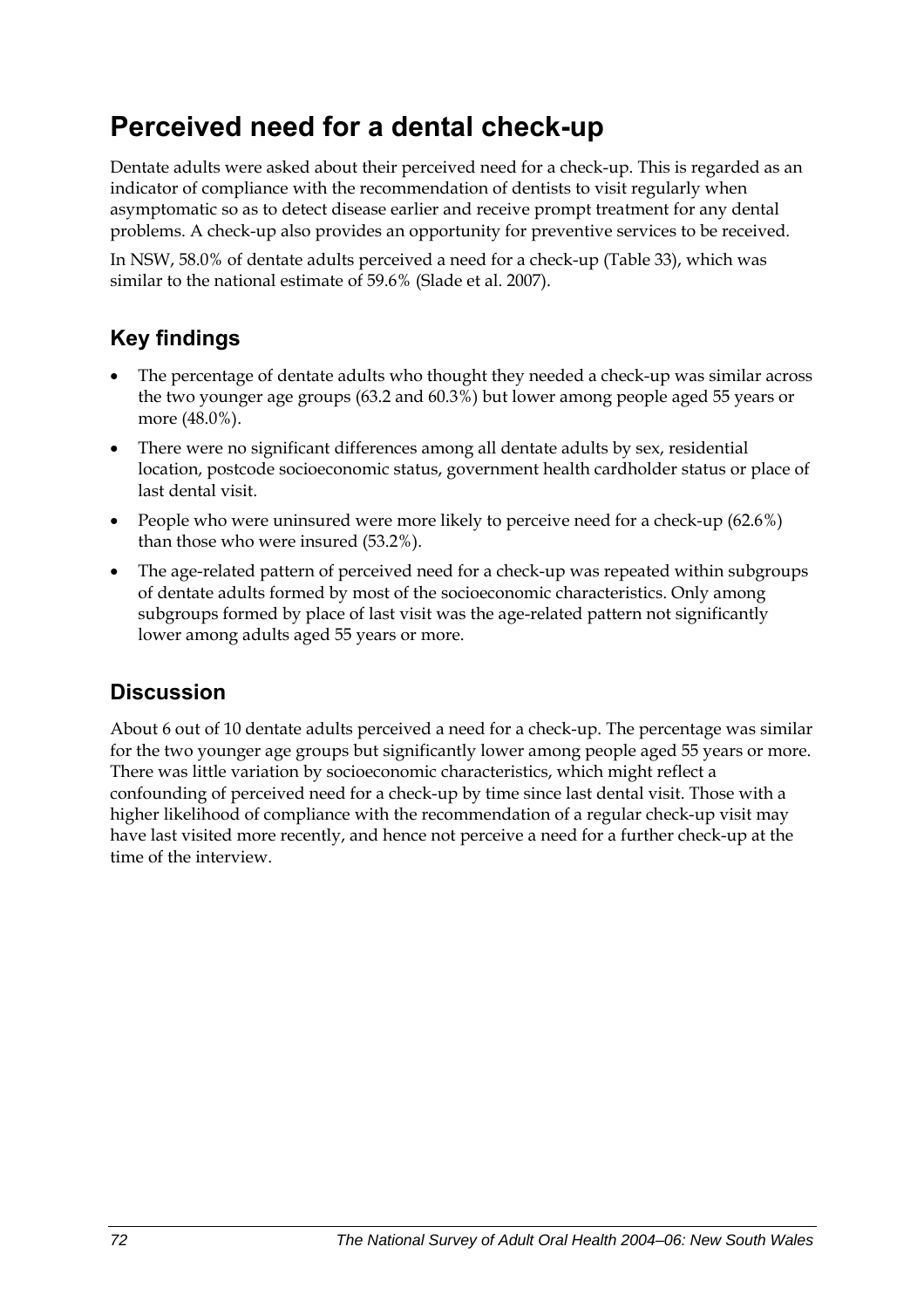# Perceived need for a dental check-up

Dentate adults were asked about their perceived need for a check-up. This is regarded as an indicator of compliance with the recommendation of dentists to visit regularly when asymptomatic so as to detect disease earlier and receive prompt treatment for any dental problems. A check-up also provides an opportunity for preventive services to be received.

In NSW, 58.0% of dentate adults perceived a need for a check-up (Table 33), which was similar to the national estimate of 59.6% (Slade et al. 2007).

## Key findings

- The percentage of dentate adults who thought they needed a check-up was similar across the two younger age groups (63.2 and 60.3%) but lower among people aged 55 years or more (48.0%).
- There were no significant differences among all dentate adults by sex, residential location, postcode socioeconomic status, government health cardholder status or place of last dental visit.
- People who were uninsured were more likely to perceive need for a check-up (62.6%) than those who were insured (53.2%).
- The age-related pattern of perceived need for a check-up was repeated within subgroups of dentate adults formed by most of the socioeconomic characteristics. Only among subgroups formed by place of last visit was the age-related pattern not significantly lower among adults aged 55 years or more.

## Discussion

About 6 out of 10 dentate adults perceived a need for a check-up. The percentage was similar for the two younger age groups but significantly lower among people aged 55 years or more. There was little variation by socioeconomic characteristics, which might reflect a confounding of perceived need for a check-up by time since last dental visit. Those with a higher likelihood of compliance with the recommendation of a regular check-up visit may have last visited more recently, and hence not perceive a need for a further check-up at the time of the interview.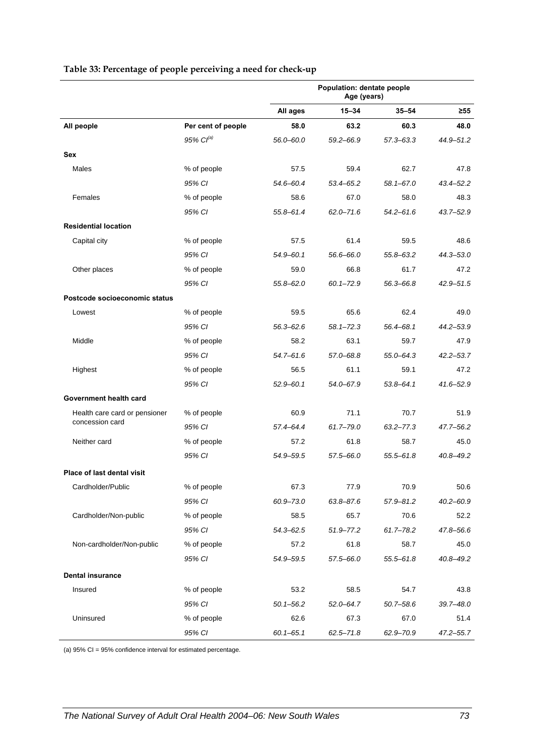**Table 33: Percentage of people perceiving a need for check-up**

| | | Population: dentate people Age (years) | | | |
|---|---|---|---|---|---|
| | | **All ages** | **15–34** | **35–54** | **≥55** |
| **All people** | **Per cent of people** | **58.0** | **63.2** | **60.3** | **48.0** |
| | *95% CI[(a)]* | *56.0–60.0* | *59.2–66.9* | *57.3–63.3* | *44.9–51.2* |
| **Sex** | | | | | |
| Males | % of people | 57.5 | 59.4 | 62.7 | 47.8 |
| | *95% CI* | *54.6–60.4* | *53.4–65.2* | *58.1–67.0* | *43.4–52.2* |
| Females | % of people | 58.6 | 67.0 | 58.0 | 48.3 |
| | *95% CI* | *55.8–61.4* | *62.0–71.6* | *54.2–61.6* | *43.7–52.9* |
| **Residential location** | | | | | |
| Capital city | % of people | 57.5 | 61.4 | 59.5 | 48.6 |
| | *95% CI* | *54.9–60.1* | *56.6–66.0* | *55.8–63.2* | *44.3–53.0* |
| Other places | % of people | 59.0 | 66.8 | 61.7 | 47.2 |
| | *95% CI* | *55.8–62.0* | *60.1–72.9* | *56.3–66.8* | *42.9–51.5* |
| **Postcode socioeconomic status** | | | | | |
| Lowest | % of people | 59.5 | 65.6 | 62.4 | 49.0 |
| | *95% CI* | *56.3–62.6* | *58.1–72.3* | *56.4–68.1* | *44.2–53.9* |
| Middle | % of people | 58.2 | 63.1 | 59.7 | 47.9 |
| | *95% CI* | *54.7–61.6* | *57.0–68.8* | *55.0–64.3* | *42.2–53.7* |
| Highest | % of people | 56.5 | 61.1 | 59.1 | 47.2 |
| | *95% CI* | *52.9–60.1* | *54.0–67.9* | *53.8–64.1* | *41.6–52.9* |
| **Government health card** | | | | | |
| Health care card or pensioner concession card | % of people | 60.9 | 71.1 | 70.7 | 51.9 |
| | *95% CI* | *57.4–64.4* | *61.7–79.0* | *63.2–77.3* | *47.7–56.2* |
| Neither card | % of people | 57.2 | 61.8 | 58.7 | 45.0 |
| | *95% CI* | *54.9–59.5* | *57.5–66.0* | *55.5–61.8* | *40.8–49.2* |
| **Place of last dental visit** | | | | | |
| Cardholder/Public | % of people | 67.3 | 77.9 | 70.9 | 50.6 |
| | *95% CI* | *60.9–73.0* | *63.8–87.6* | *57.9–81.2* | *40.2–60.9* |
| Cardholder/Non-public | % of people | 58.5 | 65.7 | 70.6 | 52.2 |
| | *95% CI* | *54.3–62.5* | *51.9–77.2* | *61.7–78.2* | *47.8–56.6* |
| Non-cardholder/Non-public | % of people | 57.2 | 61.8 | 58.7 | 45.0 |
| | *95% CI* | *54.9–59.5* | *57.5–66.0* | *55.5–61.8* | *40.8–49.2* |
| **Dental insurance** | | | | | |
| Insured | % of people | 53.2 | 58.5 | 54.7 | 43.8 |
| | *95% CI* | *50.1–56.2* | *52.0–64.7* | *50.7–58.6* | *39.7–48.0* |
| Uninsured | % of people | 62.6 | 67.3 | 67.0 | 51.4 |
| | *95% CI* | *60.1–65.1* | *62.5–71.8* | *62.9–70.9* | *47.2–55.7* |

(a) 95% CI = 95% confidence interval for estimated percentage.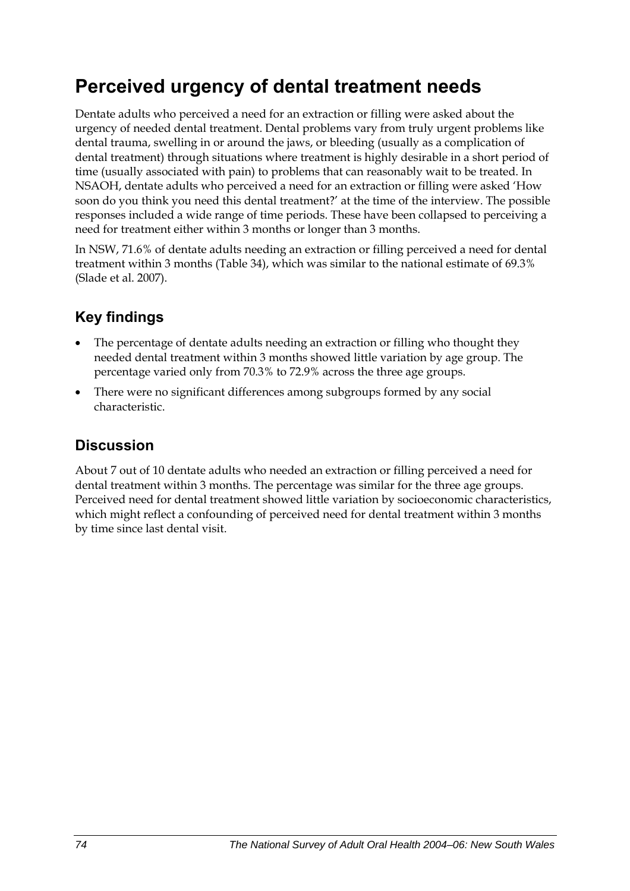# Perceived urgency of dental treatment needs

Dentate adults who perceived a need for an extraction or filling were asked about the urgency of needed dental treatment. Dental problems vary from truly urgent problems like dental trauma, swelling in or around the jaws, or bleeding (usually as a complication of dental treatment) through situations where treatment is highly desirable in a short period of time (usually associated with pain) to problems that can reasonably wait to be treated. In NSAOH, dentate adults who perceived a need for an extraction or filling were asked 'How soon do you think you need this dental treatment?' at the time of the interview. The possible responses included a wide range of time periods. These have been collapsed to perceiving a need for treatment either within 3 months or longer than 3 months.

In NSW, 71.6% of dentate adults needing an extraction or filling perceived a need for dental treatment within 3 months (Table 34), which was similar to the national estimate of 69.3% (Slade et al. 2007).

## Key findings

- The percentage of dentate adults needing an extraction or filling who thought they needed dental treatment within 3 months showed little variation by age group. The percentage varied only from 70.3% to 72.9% across the three age groups.
- There were no significant differences among subgroups formed by any social characteristic.

## Discussion

About 7 out of 10 dentate adults who needed an extraction or filling perceived a need for dental treatment within 3 months. The percentage was similar for the three age groups. Perceived need for dental treatment showed little variation by socioeconomic characteristics, which might reflect a confounding of perceived need for dental treatment within 3 months by time since last dental visit.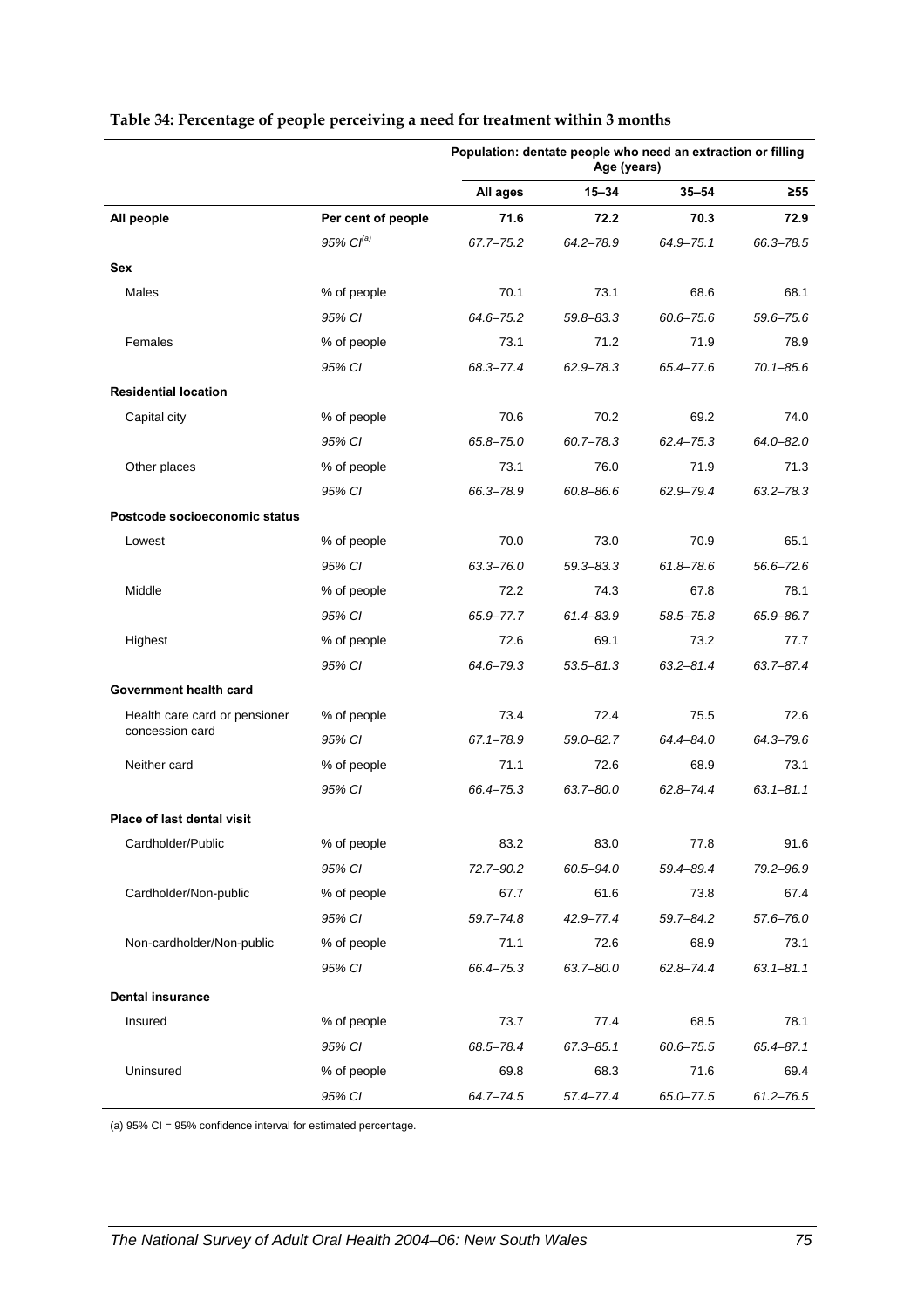**Table 34: Percentage of people perceiving a need for treatment within 3 months**

| | | Population: dentate people who need an extraction or filling | | | |
|---|---|---|---|---|---|
| | | Age (years) | | | |
| | | All ages | 15–34 | 35–54 | ≥55 |
| **All people** | **Per cent of people** | **71.6** | **72.2** | **70.3** | **72.9** |
| | *95% CI[(a)]* | *67.7–75.2* | *64.2–78.9* | *64.9–75.1* | *66.3–78.5* |
| **Sex** | | | | | |
| Males | % of people | 70.1 | 73.1 | 68.6 | 68.1 |
| | *95% CI* | *64.6–75.2* | *59.8–83.3* | *60.6–75.6* | *59.6–75.6* |
| Females | % of people | 73.1 | 71.2 | 71.9 | 78.9 |
| | *95% CI* | *68.3–77.4* | *62.9–78.3* | *65.4–77.6* | *70.1–85.6* |
| **Residential location** | | | | | |
| Capital city | % of people | 70.6 | 70.2 | 69.2 | 74.0 |
| | *95% CI* | *65.8–75.0* | *60.7–78.3* | *62.4–75.3* | *64.0–82.0* |
| Other places | % of people | 73.1 | 76.0 | 71.9 | 71.3 |
| | *95% CI* | *66.3–78.9* | *60.8–86.6* | *62.9–79.4* | *63.2–78.3* |
| **Postcode socioeconomic status** | | | | | |
| Lowest | % of people | 70.0 | 73.0 | 70.9 | 65.1 |
| | *95% CI* | *63.3–76.0* | *59.3–83.3* | *61.8–78.6* | *56.6–72.6* |
| Middle | % of people | 72.2 | 74.3 | 67.8 | 78.1 |
| | *95% CI* | *65.9–77.7* | *61.4–83.9* | *58.5–75.8* | *65.9–86.7* |
| Highest | % of people | 72.6 | 69.1 | 73.2 | 77.7 |
| | *95% CI* | *64.6–79.3* | *53.5–81.3* | *63.2–81.4* | *63.7–87.4* |
| **Government health card** | | | | | |
| Health care card or pensioner concession card | % of people | 73.4 | 72.4 | 75.5 | 72.6 |
| | *95% CI* | *67.1–78.9* | *59.0–82.7* | *64.4–84.0* | *64.3–79.6* |
| Neither card | % of people | 71.1 | 72.6 | 68.9 | 73.1 |
| | *95% CI* | *66.4–75.3* | *63.7–80.0* | *62.8–74.4* | *63.1–81.1* |
| **Place of last dental visit** | | | | | |
| Cardholder/Public | % of people | 83.2 | 83.0 | 77.8 | 91.6 |
| | *95% CI* | *72.7–90.2* | *60.5–94.0* | *59.4–89.4* | *79.2–96.9* |
| Cardholder/Non-public | % of people | 67.7 | 61.6 | 73.8 | 67.4 |
| | *95% CI* | *59.7–74.8* | *42.9–77.4* | *59.7–84.2* | *57.6–76.0* |
| Non-cardholder/Non-public | % of people | 71.1 | 72.6 | 68.9 | 73.1 |
| | *95% CI* | *66.4–75.3* | *63.7–80.0* | *62.8–74.4* | *63.1–81.1* |
| **Dental insurance** | | | | | |
| Insured | % of people | 73.7 | 77.4 | 68.5 | 78.1 |
| | *95% CI* | *68.5–78.4* | *67.3–85.1* | *60.6–75.5* | *65.4–87.1* |
| Uninsured | % of people | 69.8 | 68.3 | 71.6 | 69.4 |
| | *95% CI* | *64.7–74.5* | *57.4–77.4* | *65.0–77.5* | *61.2–76.5* |

(a) 95% CI = 95% confidence interval for estimated percentage.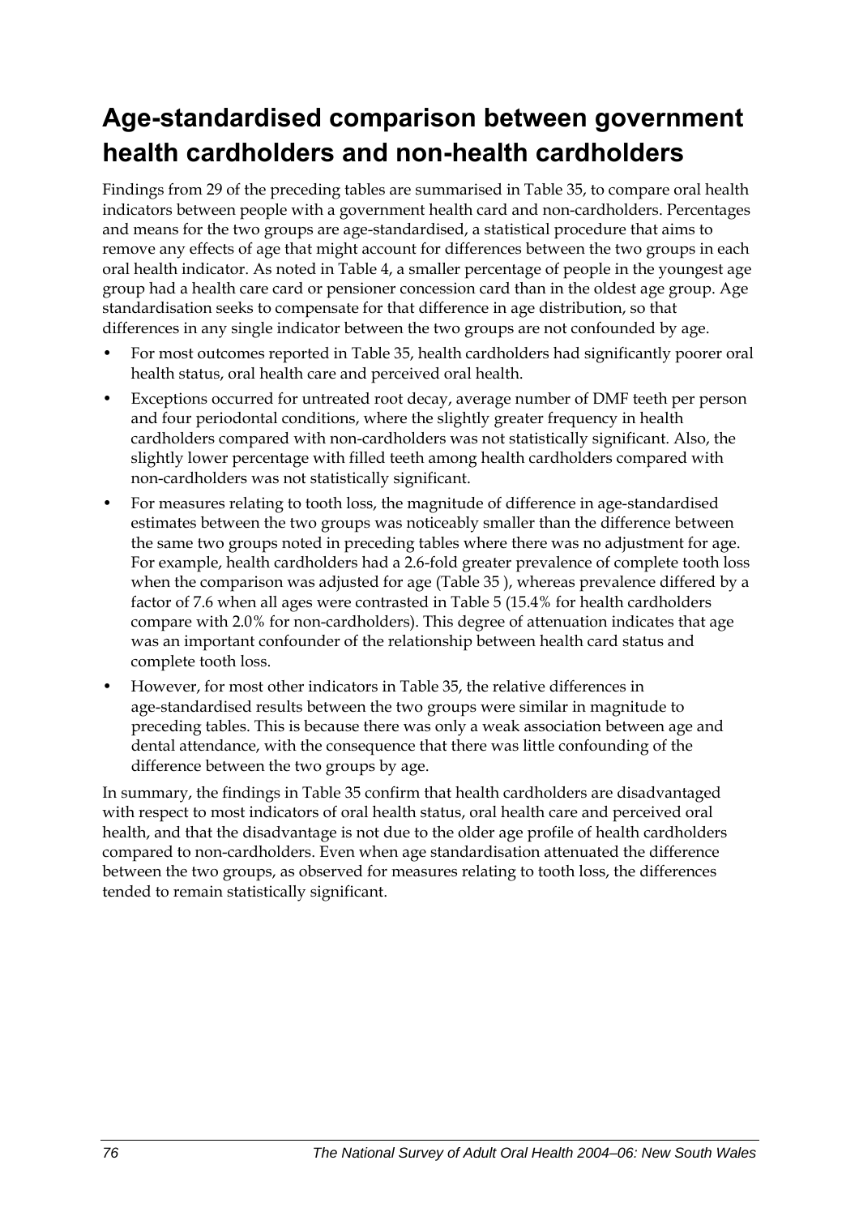# Age-standardised comparison between government health cardholders and non-health cardholders

Findings from 29 of the preceding tables are summarised in Table 35, to compare oral health indicators between people with a government health card and non-cardholders. Percentages and means for the two groups are age-standardised, a statistical procedure that aims to remove any effects of age that might account for differences between the two groups in each oral health indicator. As noted in Table 4, a smaller percentage of people in the youngest age group had a health care card or pensioner concession card than in the oldest age group. Age standardisation seeks to compensate for that difference in age distribution, so that differences in any single indicator between the two groups are not confounded by age.

- For most outcomes reported in Table 35, health cardholders had significantly poorer oral health status, oral health care and perceived oral health.
- Exceptions occurred for untreated root decay, average number of DMF teeth per person and four periodontal conditions, where the slightly greater frequency in health cardholders compared with non-cardholders was not statistically significant. Also, the slightly lower percentage with filled teeth among health cardholders compared with non-cardholders was not statistically significant.
- For measures relating to tooth loss, the magnitude of difference in age-standardised estimates between the two groups was noticeably smaller than the difference between the same two groups noted in preceding tables where there was no adjustment for age. For example, health cardholders had a 2.6-fold greater prevalence of complete tooth loss when the comparison was adjusted for age (Table 35 ), whereas prevalence differed by a factor of 7.6 when all ages were contrasted in Table 5 (15.4% for health cardholders compare with 2.0% for non-cardholders). This degree of attenuation indicates that age was an important confounder of the relationship between health card status and complete tooth loss.
- However, for most other indicators in Table 35, the relative differences in age-standardised results between the two groups were similar in magnitude to preceding tables. This is because there was only a weak association between age and dental attendance, with the consequence that there was little confounding of the difference between the two groups by age.

In summary, the findings in Table 35 confirm that health cardholders are disadvantaged with respect to most indicators of oral health status, oral health care and perceived oral health, and that the disadvantage is not due to the older age profile of health cardholders compared to non-cardholders. Even when age standardisation attenuated the difference between the two groups, as observed for measures relating to tooth loss, the differences tended to remain statistically significant.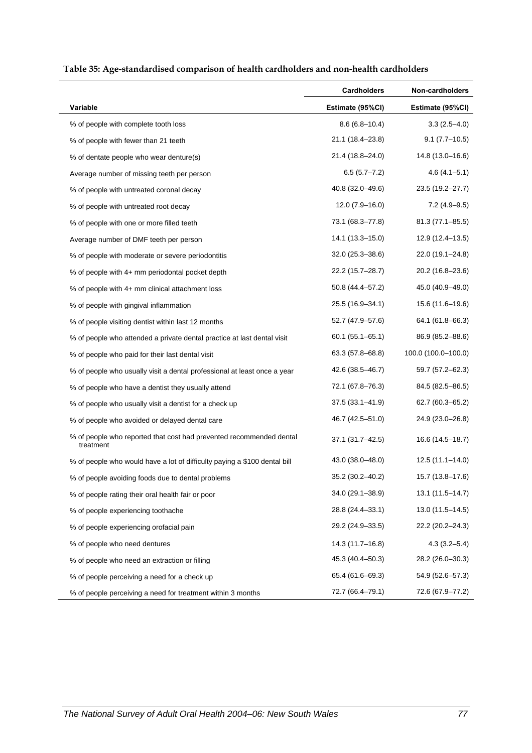**Table 35: Age-standardised comparison of health cardholders and non-health cardholders**

| | Cardholders | Non-cardholders |
|---|---|---|
| **Variable** | **Estimate (95%CI)** | **Estimate (95%CI)** |
| % of people with complete tooth loss | 8.6 (6.8–10.4) | 3.3 (2.5–4.0) |
| % of people with fewer than 21 teeth | 21.1 (18.4–23.8) | 9.1 (7.7–10.5) |
| % of dentate people who wear denture(s) | 21.4 (18.8–24.0) | 14.8 (13.0–16.6) |
| Average number of missing teeth per person | 6.5 (5.7–7.2) | 4.6 (4.1–5.1) |
| % of people with untreated coronal decay | 40.8 (32.0–49.6) | 23.5 (19.2–27.7) |
| % of people with untreated root decay | 12.0 (7.9–16.0) | 7.2 (4.9–9.5) |
| % of people with one or more filled teeth | 73.1 (68.3–77.8) | 81.3 (77.1–85.5) |
| Average number of DMF teeth per person | 14.1 (13.3–15.0) | 12.9 (12.4–13.5) |
| % of people with moderate or severe periodontitis | 32.0 (25.3–38.6) | 22.0 (19.1–24.8) |
| % of people with 4+ mm periodontal pocket depth | 22.2 (15.7–28.7) | 20.2 (16.8–23.6) |
| % of people with 4+ mm clinical attachment loss | 50.8 (44.4–57.2) | 45.0 (40.9–49.0) |
| % of people with gingival inflammation | 25.5 (16.9–34.1) | 15.6 (11.6–19.6) |
| % of people visiting dentist within last 12 months | 52.7 (47.9–57.6) | 64.1 (61.8–66.3) |
| % of people who attended a private dental practice at last dental visit | 60.1 (55.1–65.1) | 86.9 (85.2–88.6) |
| % of people who paid for their last dental visit | 63.3 (57.8–68.8) | 100.0 (100.0–100.0) |
| % of people who usually visit a dental professional at least once a year | 42.6 (38.5–46.7) | 59.7 (57.2–62.3) |
| % of people who have a dentist they usually attend | 72.1 (67.8–76.3) | 84.5 (82.5–86.5) |
| % of people who usually visit a dentist for a check up | 37.5 (33.1–41.9) | 62.7 (60.3–65.2) |
| % of people who avoided or delayed dental care | 46.7 (42.5–51.0) | 24.9 (23.0–26.8) |
| % of people who reported that cost had prevented recommended dental treatment | 37.1 (31.7–42.5) | 16.6 (14.5–18.7) |
| % of people who would have a lot of difficulty paying a $100 dental bill | 43.0 (38.0–48.0) | 12.5 (11.1–14.0) |
| % of people avoiding foods due to dental problems | 35.2 (30.2–40.2) | 15.7 (13.8–17.6) |
| % of people rating their oral health fair or poor | 34.0 (29.1–38.9) | 13.1 (11.5–14.7) |
| % of people experiencing toothache | 28.8 (24.4–33.1) | 13.0 (11.5–14.5) |
| % of people experiencing orofacial pain | 29.2 (24.9–33.5) | 22.2 (20.2–24.3) |
| % of people who need dentures | 14.3 (11.7–16.8) | 4.3 (3.2–5.4) |
| % of people who need an extraction or filling | 45.3 (40.4–50.3) | 28.2 (26.0–30.3) |
| % of people perceiving a need for a check up | 65.4 (61.6–69.3) | 54.9 (52.6–57.3) |
| % of people perceiving a need for treatment within 3 months | 72.7 (66.4–79.1) | 72.6 (67.9–77.2) |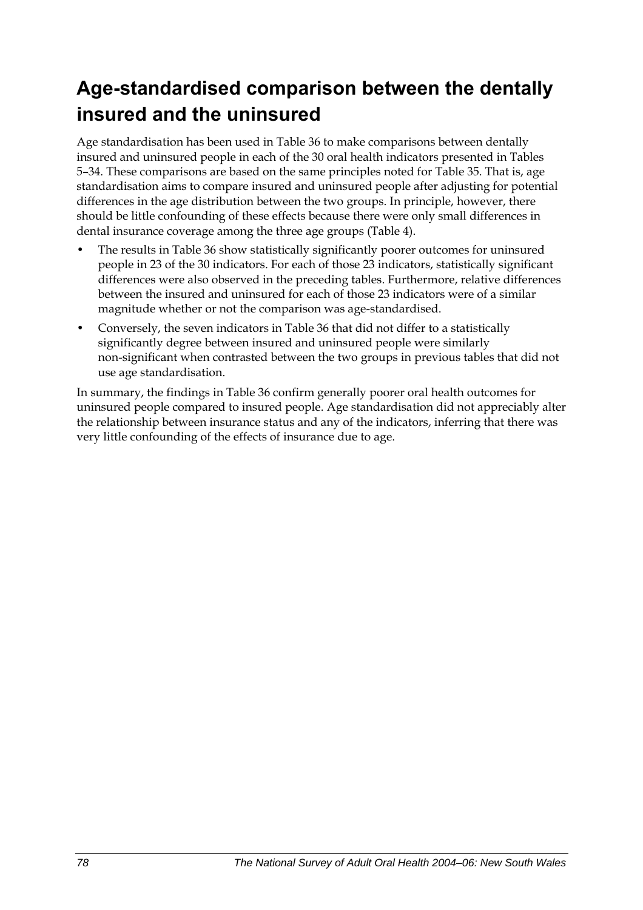## Age-standardised comparison between the dentally insured and the uninsured

Age standardisation has been used in Table 36 to make comparisons between dentally insured and uninsured people in each of the 30 oral health indicators presented in Tables 5–34. These comparisons are based on the same principles noted for Table 35. That is, age standardisation aims to compare insured and uninsured people after adjusting for potential differences in the age distribution between the two groups. In principle, however, there should be little confounding of these effects because there were only small differences in dental insurance coverage among the three age groups (Table 4).

- The results in Table 36 show statistically significantly poorer outcomes for uninsured people in 23 of the 30 indicators. For each of those 23 indicators, statistically significant differences were also observed in the preceding tables. Furthermore, relative differences between the insured and uninsured for each of those 23 indicators were of a similar magnitude whether or not the comparison was age-standardised.
- Conversely, the seven indicators in Table 36 that did not differ to a statistically significantly degree between insured and uninsured people were similarly non-significant when contrasted between the two groups in previous tables that did not use age standardisation.

In summary, the findings in Table 36 confirm generally poorer oral health outcomes for uninsured people compared to insured people. Age standardisation did not appreciably alter the relationship between insurance status and any of the indicators, inferring that there was very little confounding of the effects of insurance due to age.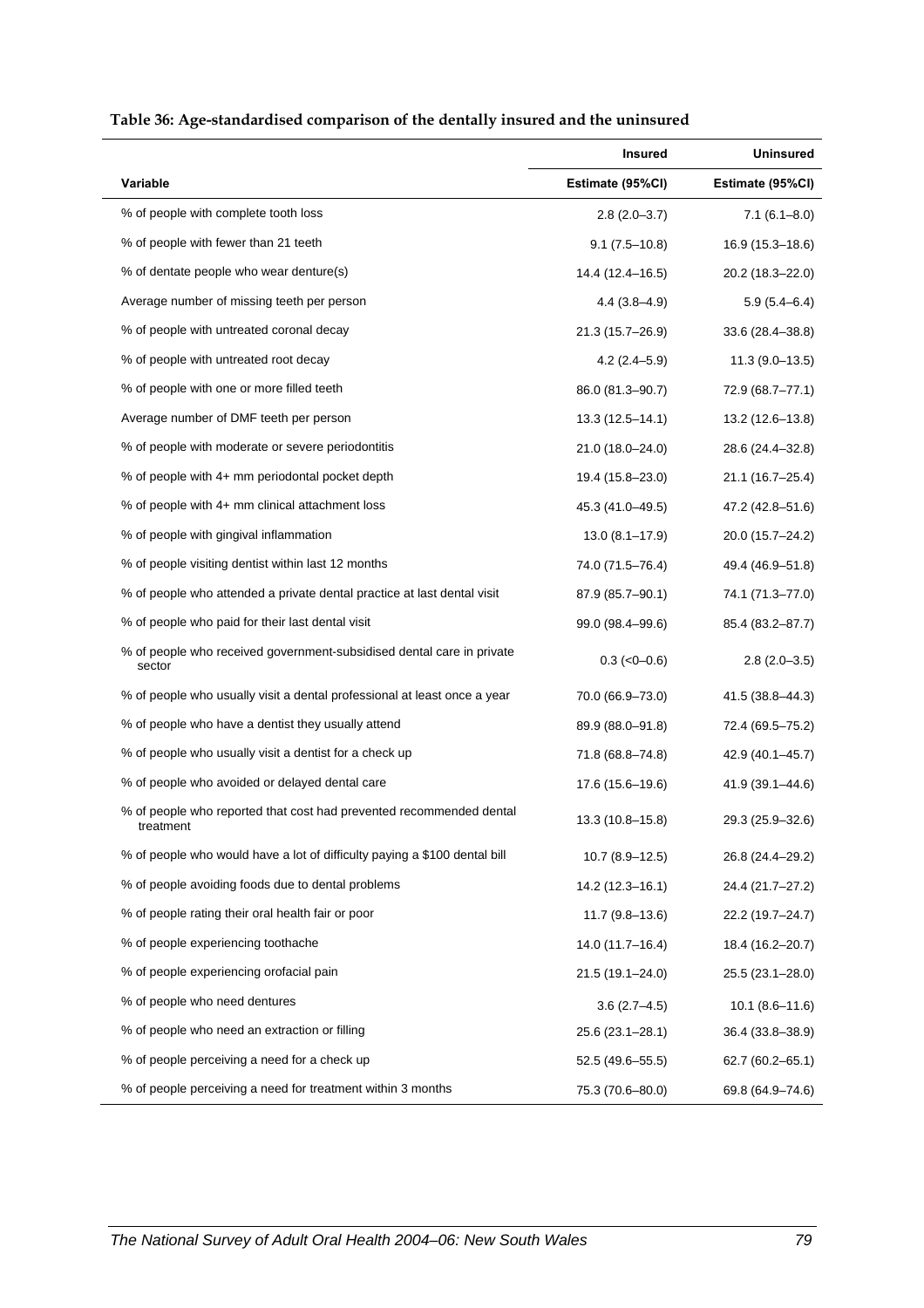**Table 36: Age-standardised comparison of the dentally insured and the uninsured**

| | Insured | Uninsured |
|---|---|---|
| **Variable** | **Estimate (95%CI)** | **Estimate (95%CI)** |
| % of people with complete tooth loss | 2.8 (2.0–3.7) | 7.1 (6.1–8.0) |
| % of people with fewer than 21 teeth | 9.1 (7.5–10.8) | 16.9 (15.3–18.6) |
| % of dentate people who wear denture(s) | 14.4 (12.4–16.5) | 20.2 (18.3–22.0) |
| Average number of missing teeth per person | 4.4 (3.8–4.9) | 5.9 (5.4–6.4) |
| % of people with untreated coronal decay | 21.3 (15.7–26.9) | 33.6 (28.4–38.8) |
| % of people with untreated root decay | 4.2 (2.4–5.9) | 11.3 (9.0–13.5) |
| % of people with one or more filled teeth | 86.0 (81.3–90.7) | 72.9 (68.7–77.1) |
| Average number of DMF teeth per person | 13.3 (12.5–14.1) | 13.2 (12.6–13.8) |
| % of people with moderate or severe periodontitis | 21.0 (18.0–24.0) | 28.6 (24.4–32.8) |
| % of people with 4+ mm periodontal pocket depth | 19.4 (15.8–23.0) | 21.1 (16.7–25.4) |
| % of people with 4+ mm clinical attachment loss | 45.3 (41.0–49.5) | 47.2 (42.8–51.6) |
| % of people with gingival inflammation | 13.0 (8.1–17.9) | 20.0 (15.7–24.2) |
| % of people visiting dentist within last 12 months | 74.0 (71.5–76.4) | 49.4 (46.9–51.8) |
| % of people who attended a private dental practice at last dental visit | 87.9 (85.7–90.1) | 74.1 (71.3–77.0) |
| % of people who paid for their last dental visit | 99.0 (98.4–99.6) | 85.4 (83.2–87.7) |
| % of people who received government-subsidised dental care in private sector | 0.3 (<0–0.6) | 2.8 (2.0–3.5) |
| % of people who usually visit a dental professional at least once a year | 70.0 (66.9–73.0) | 41.5 (38.8–44.3) |
| % of people who have a dentist they usually attend | 89.9 (88.0–91.8) | 72.4 (69.5–75.2) |
| % of people who usually visit a dentist for a check up | 71.8 (68.8–74.8) | 42.9 (40.1–45.7) |
| % of people who avoided or delayed dental care | 17.6 (15.6–19.6) | 41.9 (39.1–44.6) |
| % of people who reported that cost had prevented recommended dental treatment | 13.3 (10.8–15.8) | 29.3 (25.9–32.6) |
| % of people who would have a lot of difficulty paying a $100 dental bill | 10.7 (8.9–12.5) | 26.8 (24.4–29.2) |
| % of people avoiding foods due to dental problems | 14.2 (12.3–16.1) | 24.4 (21.7–27.2) |
| % of people rating their oral health fair or poor | 11.7 (9.8–13.6) | 22.2 (19.7–24.7) |
| % of people experiencing toothache | 14.0 (11.7–16.4) | 18.4 (16.2–20.7) |
| % of people experiencing orofacial pain | 21.5 (19.1–24.0) | 25.5 (23.1–28.0) |
| % of people who need dentures | 3.6 (2.7–4.5) | 10.1 (8.6–11.6) |
| % of people who need an extraction or filling | 25.6 (23.1–28.1) | 36.4 (33.8–38.9) |
| % of people perceiving a need for a check up | 52.5 (49.6–55.5) | 62.7 (60.2–65.1) |
| % of people perceiving a need for treatment within 3 months | 75.3 (70.6–80.0) | 69.8 (64.9–74.6) |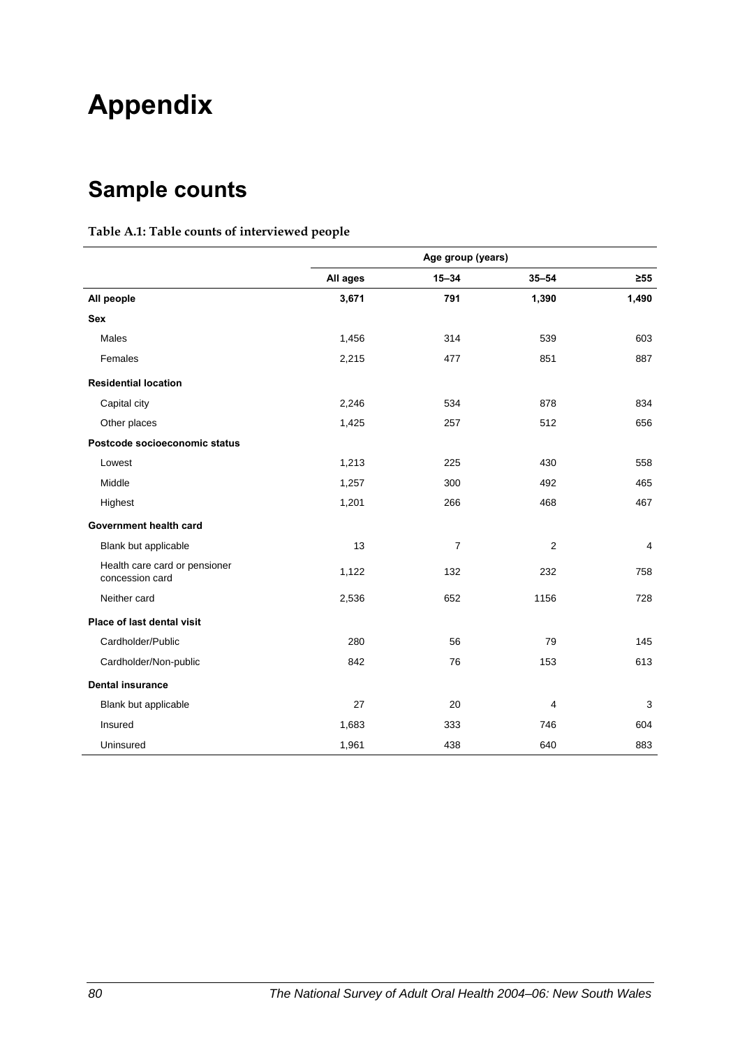# Appendix

## Sample counts

**Table A.1: Table counts of interviewed people**

| | Age group (years) | | | |
|---|---|---|---|---|
| | **All ages** | **15–34** | **35–54** | **≥55** |
| **All people** | **3,671** | **791** | **1,390** | **1,490** |
| **Sex** | | | | |
| Males | 1,456 | 314 | 539 | 603 |
| Females | 2,215 | 477 | 851 | 887 |
| **Residential location** | | | | |
| Capital city | 2,246 | 534 | 878 | 834 |
| Other places | 1,425 | 257 | 512 | 656 |
| **Postcode socioeconomic status** | | | | |
| Lowest | 1,213 | 225 | 430 | 558 |
| Middle | 1,257 | 300 | 492 | 465 |
| Highest | 1,201 | 266 | 468 | 467 |
| **Government health card** | | | | |
| Blank but applicable | 13 | 7 | 2 | 4 |
| Health care card or pensioner concession card | 1,122 | 132 | 232 | 758 |
| Neither card | 2,536 | 652 | 1156 | 728 |
| **Place of last dental visit** | | | | |
| Cardholder/Public | 280 | 56 | 79 | 145 |
| Cardholder/Non-public | 842 | 76 | 153 | 613 |
| **Dental insurance** | | | | |
| Blank but applicable | 27 | 20 | 4 | 3 |
| Insured | 1,683 | 333 | 746 | 604 |
| Uninsured | 1,961 | 438 | 640 | 883 |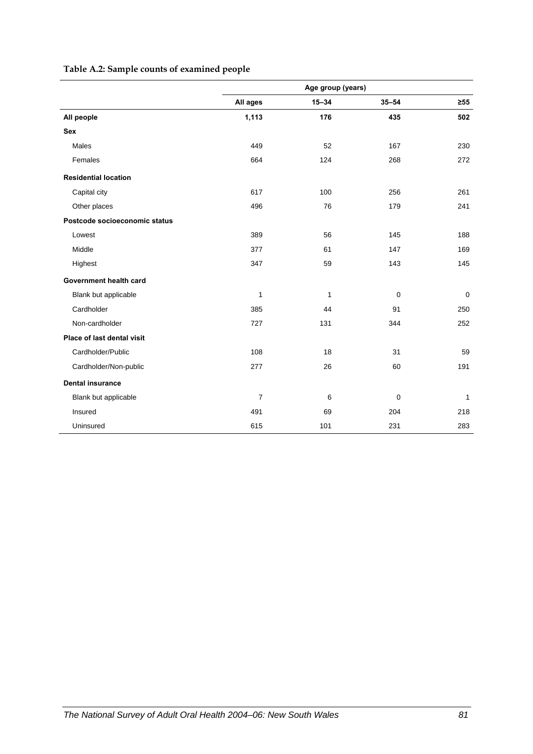**Table A.2: Sample counts of examined people**

| | Age group (years) | | | |
|---|---|---|---|---|
| | All ages | 15–34 | 35–54 | ≥55 |
| **All people** | **1,113** | **176** | **435** | **502** |
| **Sex** | | | | |
| Males | 449 | 52 | 167 | 230 |
| Females | 664 | 124 | 268 | 272 |
| **Residential location** | | | | |
| Capital city | 617 | 100 | 256 | 261 |
| Other places | 496 | 76 | 179 | 241 |
| **Postcode socioeconomic status** | | | | |
| Lowest | 389 | 56 | 145 | 188 |
| Middle | 377 | 61 | 147 | 169 |
| Highest | 347 | 59 | 143 | 145 |
| **Government health card** | | | | |
| Blank but applicable | 1 | 1 | 0 | 0 |
| Cardholder | 385 | 44 | 91 | 250 |
| Non-cardholder | 727 | 131 | 344 | 252 |
| **Place of last dental visit** | | | | |
| Cardholder/Public | 108 | 18 | 31 | 59 |
| Cardholder/Non-public | 277 | 26 | 60 | 191 |
| **Dental insurance** | | | | |
| Blank but applicable | 7 | 6 | 0 | 1 |
| Insured | 491 | 69 | 204 | 218 |
| Uninsured | 615 | 101 | 231 | 283 |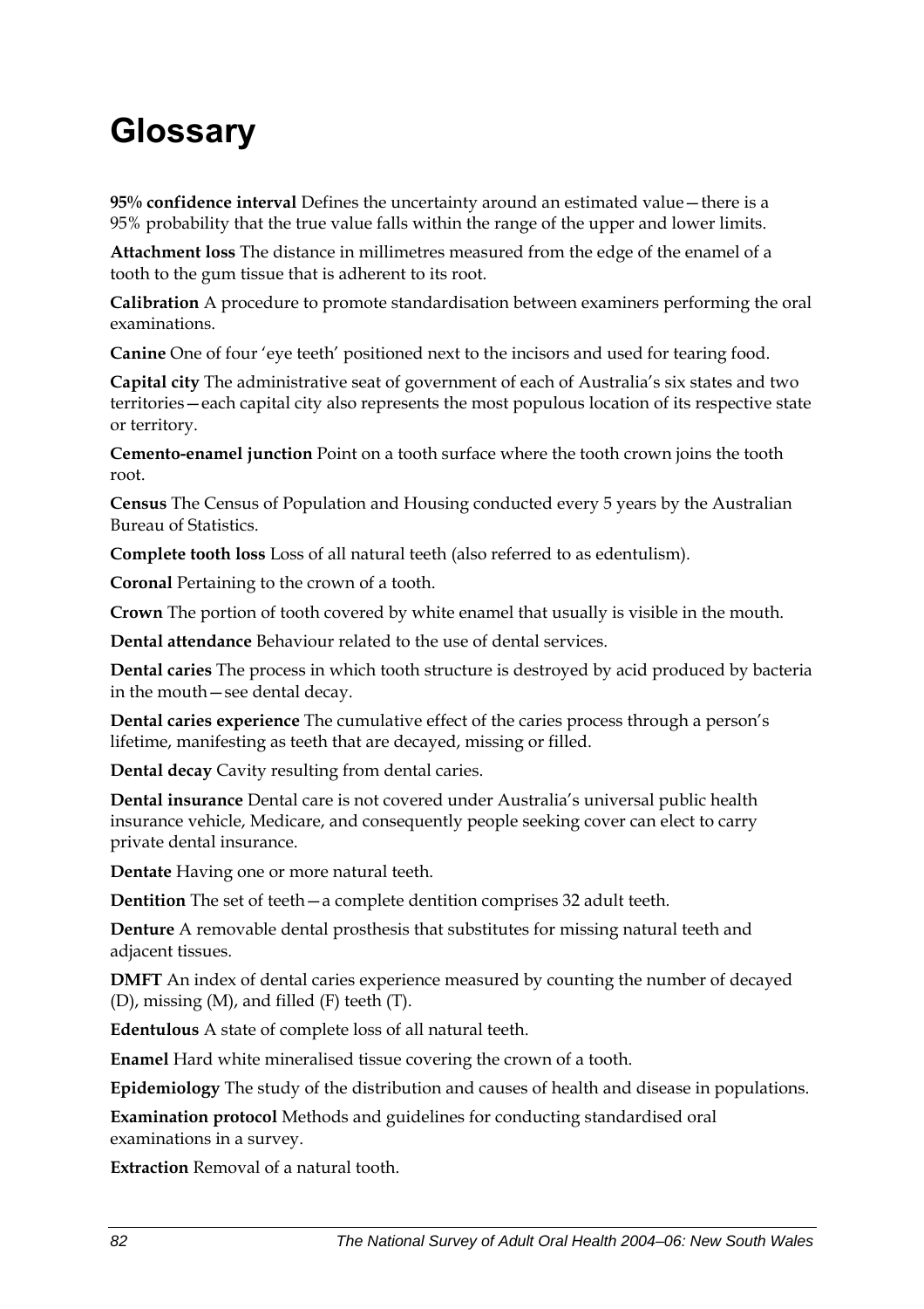# Glossary

**95% confidence interval** Defines the uncertainty around an estimated value—there is a 95% probability that the true value falls within the range of the upper and lower limits.

**Attachment loss** The distance in millimetres measured from the edge of the enamel of a tooth to the gum tissue that is adherent to its root.

**Calibration** A procedure to promote standardisation between examiners performing the oral examinations.

**Canine** One of four 'eye teeth' positioned next to the incisors and used for tearing food.

**Capital city** The administrative seat of government of each of Australia's six states and two territories—each capital city also represents the most populous location of its respective state or territory.

**Cemento-enamel junction** Point on a tooth surface where the tooth crown joins the tooth root.

**Census** The Census of Population and Housing conducted every 5 years by the Australian Bureau of Statistics.

**Complete tooth loss** Loss of all natural teeth (also referred to as edentulism).

**Coronal** Pertaining to the crown of a tooth.

**Crown** The portion of tooth covered by white enamel that usually is visible in the mouth.

**Dental attendance** Behaviour related to the use of dental services.

**Dental caries** The process in which tooth structure is destroyed by acid produced by bacteria in the mouth—see dental decay.

**Dental caries experience** The cumulative effect of the caries process through a person's lifetime, manifesting as teeth that are decayed, missing or filled.

**Dental decay** Cavity resulting from dental caries.

**Dental insurance** Dental care is not covered under Australia's universal public health insurance vehicle, Medicare, and consequently people seeking cover can elect to carry private dental insurance.

**Dentate** Having one or more natural teeth.

**Dentition** The set of teeth—a complete dentition comprises 32 adult teeth.

**Denture** A removable dental prosthesis that substitutes for missing natural teeth and adjacent tissues.

**DMFT** An index of dental caries experience measured by counting the number of decayed (D), missing (M), and filled (F) teeth (T).

**Edentulous** A state of complete loss of all natural teeth.

**Enamel** Hard white mineralised tissue covering the crown of a tooth.

**Epidemiology** The study of the distribution and causes of health and disease in populations.

**Examination protocol** Methods and guidelines for conducting standardised oral examinations in a survey.

**Extraction** Removal of a natural tooth.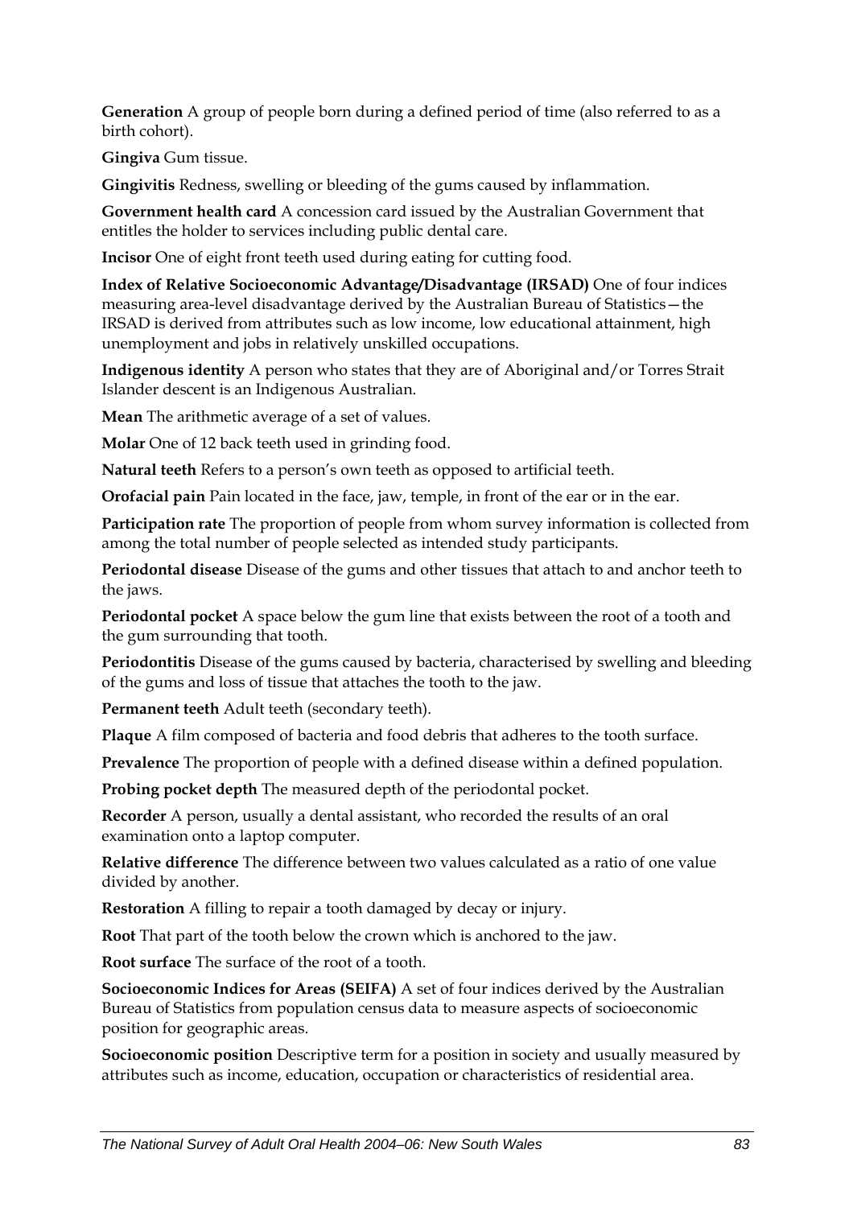**Generation** A group of people born during a defined period of time (also referred to as a birth cohort).

**Gingiva** Gum tissue.

**Gingivitis** Redness, swelling or bleeding of the gums caused by inflammation.

**Government health card** A concession card issued by the Australian Government that entitles the holder to services including public dental care.

**Incisor** One of eight front teeth used during eating for cutting food.

**Index of Relative Socioeconomic Advantage/Disadvantage (IRSAD)** One of four indices measuring area-level disadvantage derived by the Australian Bureau of Statistics—the IRSAD is derived from attributes such as low income, low educational attainment, high unemployment and jobs in relatively unskilled occupations.

**Indigenous identity** A person who states that they are of Aboriginal and/or Torres Strait Islander descent is an Indigenous Australian.

**Mean** The arithmetic average of a set of values.

**Molar** One of 12 back teeth used in grinding food.

**Natural teeth** Refers to a person's own teeth as opposed to artificial teeth.

**Orofacial pain** Pain located in the face, jaw, temple, in front of the ear or in the ear.

**Participation rate** The proportion of people from whom survey information is collected from among the total number of people selected as intended study participants.

**Periodontal disease** Disease of the gums and other tissues that attach to and anchor teeth to the jaws.

**Periodontal pocket** A space below the gum line that exists between the root of a tooth and the gum surrounding that tooth.

**Periodontitis** Disease of the gums caused by bacteria, characterised by swelling and bleeding of the gums and loss of tissue that attaches the tooth to the jaw.

**Permanent teeth** Adult teeth (secondary teeth).

**Plaque** A film composed of bacteria and food debris that adheres to the tooth surface.

**Prevalence** The proportion of people with a defined disease within a defined population.

**Probing pocket depth** The measured depth of the periodontal pocket.

**Recorder** A person, usually a dental assistant, who recorded the results of an oral examination onto a laptop computer.

**Relative difference** The difference between two values calculated as a ratio of one value divided by another.

**Restoration** A filling to repair a tooth damaged by decay or injury.

**Root** That part of the tooth below the crown which is anchored to the jaw.

**Root surface** The surface of the root of a tooth.

**Socioeconomic Indices for Areas (SEIFA)** A set of four indices derived by the Australian Bureau of Statistics from population census data to measure aspects of socioeconomic position for geographic areas.

**Socioeconomic position** Descriptive term for a position in society and usually measured by attributes such as income, education, occupation or characteristics of residential area.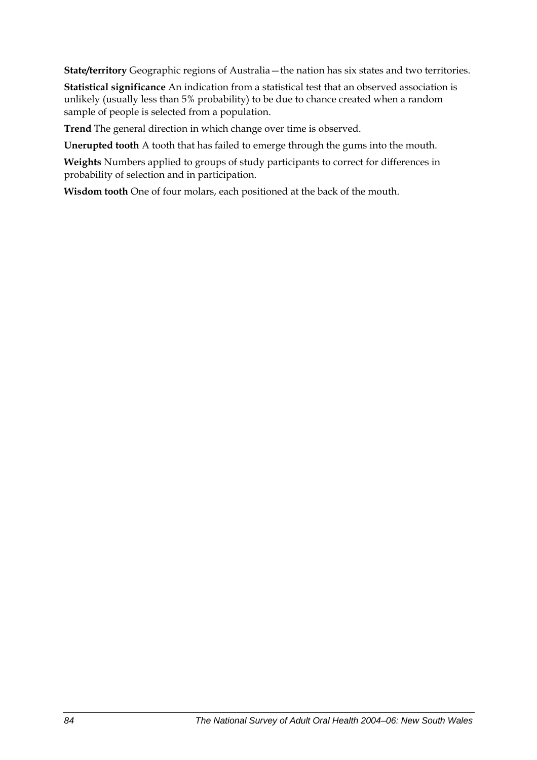**State/territory** Geographic regions of Australia—the nation has six states and two territories.

**Statistical significance** An indication from a statistical test that an observed association is unlikely (usually less than 5% probability) to be due to chance created when a random sample of people is selected from a population.

**Trend** The general direction in which change over time is observed.

**Unerupted tooth** A tooth that has failed to emerge through the gums into the mouth.

**Weights** Numbers applied to groups of study participants to correct for differences in probability of selection and in participation.

**Wisdom tooth** One of four molars, each positioned at the back of the mouth.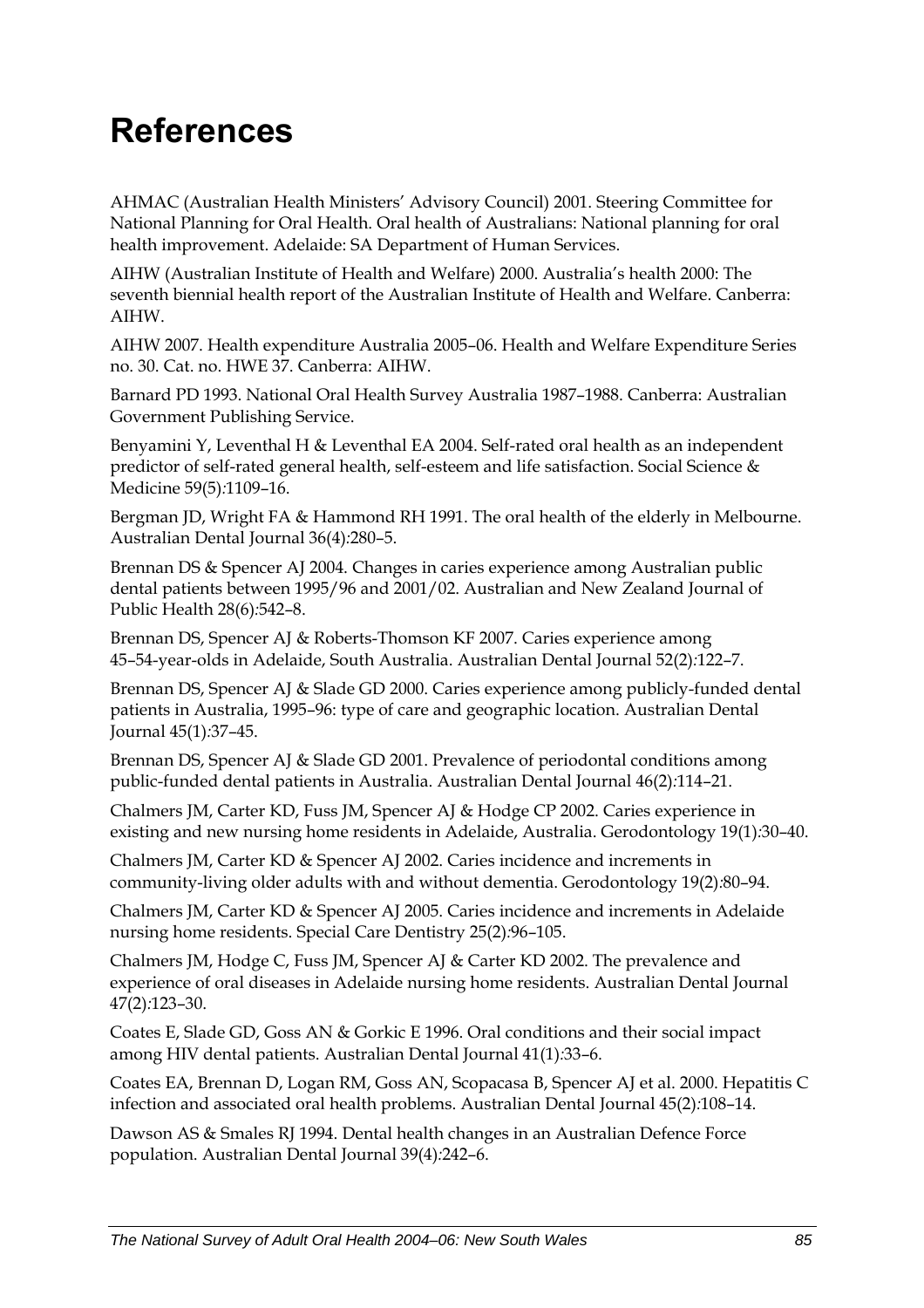# References

AHMAC (Australian Health Ministers' Advisory Council) 2001. Steering Committee for National Planning for Oral Health. Oral health of Australians: National planning for oral health improvement. Adelaide: SA Department of Human Services.

AIHW (Australian Institute of Health and Welfare) 2000. Australia's health 2000: The seventh biennial health report of the Australian Institute of Health and Welfare. Canberra: AIHW.

AIHW 2007. Health expenditure Australia 2005–06. Health and Welfare Expenditure Series no. 30. Cat. no. HWE 37. Canberra: AIHW.

Barnard PD 1993. National Oral Health Survey Australia 1987–1988. Canberra: Australian Government Publishing Service.

Benyamini Y, Leventhal H & Leventhal EA 2004. Self-rated oral health as an independent predictor of self-rated general health, self-esteem and life satisfaction. Social Science & Medicine 59(5):1109–16.

Bergman JD, Wright FA & Hammond RH 1991. The oral health of the elderly in Melbourne. Australian Dental Journal 36(4):280–5.

Brennan DS & Spencer AJ 2004. Changes in caries experience among Australian public dental patients between 1995/96 and 2001/02. Australian and New Zealand Journal of Public Health 28(6):542–8.

Brennan DS, Spencer AJ & Roberts-Thomson KF 2007. Caries experience among 45–54-year-olds in Adelaide, South Australia. Australian Dental Journal 52(2):122–7.

Brennan DS, Spencer AJ & Slade GD 2000. Caries experience among publicly-funded dental patients in Australia, 1995–96: type of care and geographic location. Australian Dental Journal 45(1):37–45.

Brennan DS, Spencer AJ & Slade GD 2001. Prevalence of periodontal conditions among public-funded dental patients in Australia. Australian Dental Journal 46(2):114–21.

Chalmers JM, Carter KD, Fuss JM, Spencer AJ & Hodge CP 2002. Caries experience in existing and new nursing home residents in Adelaide, Australia. Gerodontology 19(1):30–40.

Chalmers JM, Carter KD & Spencer AJ 2002. Caries incidence and increments in community-living older adults with and without dementia. Gerodontology 19(2):80–94.

Chalmers JM, Carter KD & Spencer AJ 2005. Caries incidence and increments in Adelaide nursing home residents. Special Care Dentistry 25(2):96–105.

Chalmers JM, Hodge C, Fuss JM, Spencer AJ & Carter KD 2002. The prevalence and experience of oral diseases in Adelaide nursing home residents. Australian Dental Journal 47(2):123–30.

Coates E, Slade GD, Goss AN & Gorkic E 1996. Oral conditions and their social impact among HIV dental patients. Australian Dental Journal 41(1):33–6.

Coates EA, Brennan D, Logan RM, Goss AN, Scopacasa B, Spencer AJ et al. 2000. Hepatitis C infection and associated oral health problems. Australian Dental Journal 45(2):108–14.

Dawson AS & Smales RJ 1994. Dental health changes in an Australian Defence Force population. Australian Dental Journal 39(4):242–6.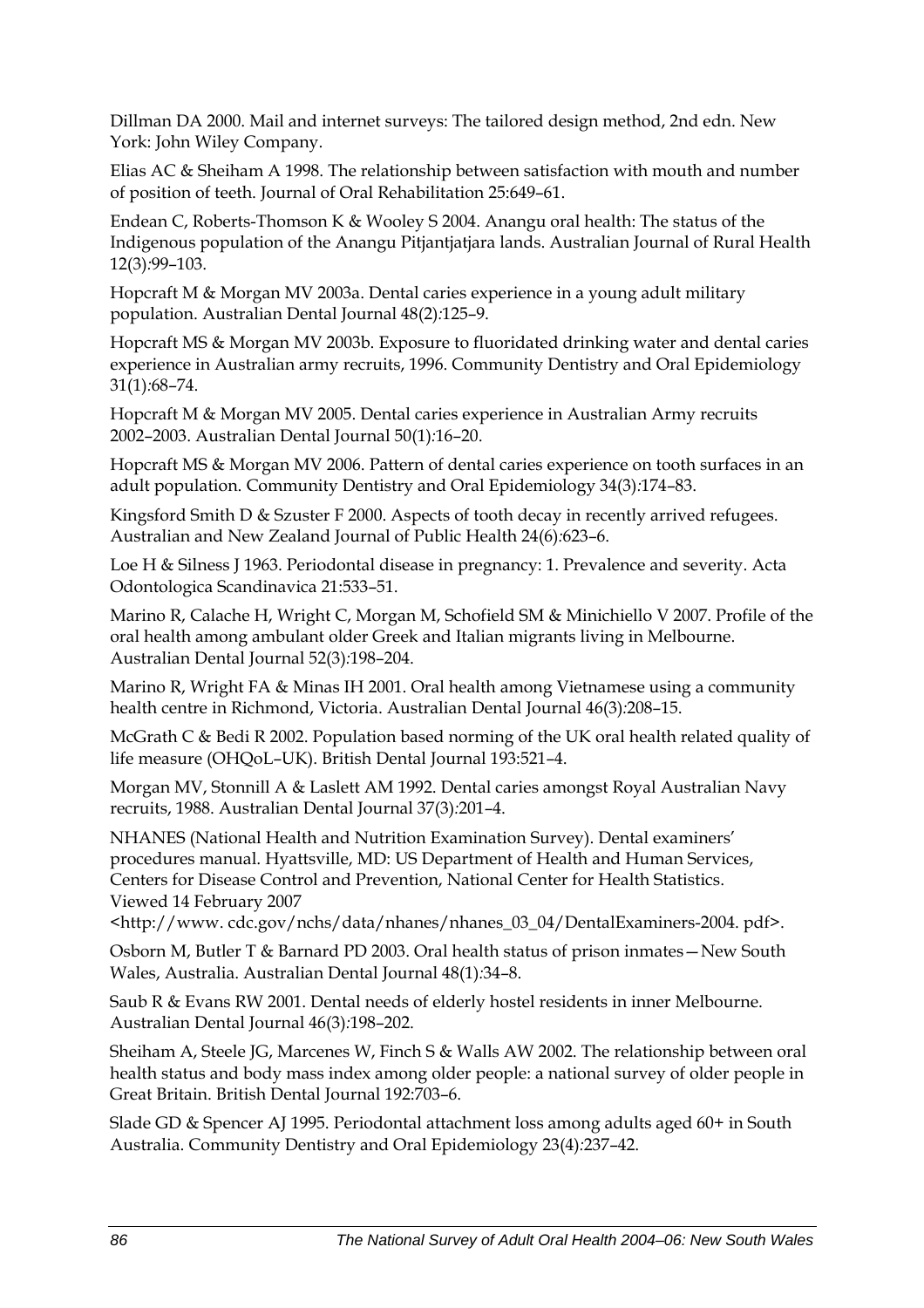Dillman DA 2000. Mail and internet surveys: The tailored design method, 2nd edn. New York: John Wiley Company.

Elias AC & Sheiham A 1998. The relationship between satisfaction with mouth and number of position of teeth. Journal of Oral Rehabilitation 25:649–61.

Endean C, Roberts-Thomson K & Wooley S 2004. Anangu oral health: The status of the Indigenous population of the Anangu Pitjantjatjara lands. Australian Journal of Rural Health 12(3):99–103.

Hopcraft M & Morgan MV 2003a. Dental caries experience in a young adult military population. Australian Dental Journal 48(2):125–9.

Hopcraft MS & Morgan MV 2003b. Exposure to fluoridated drinking water and dental caries experience in Australian army recruits, 1996. Community Dentistry and Oral Epidemiology 31(1):68–74.

Hopcraft M & Morgan MV 2005. Dental caries experience in Australian Army recruits 2002–2003. Australian Dental Journal 50(1):16–20.

Hopcraft MS & Morgan MV 2006. Pattern of dental caries experience on tooth surfaces in an adult population. Community Dentistry and Oral Epidemiology 34(3):174–83.

Kingsford Smith D & Szuster F 2000. Aspects of tooth decay in recently arrived refugees. Australian and New Zealand Journal of Public Health 24(6):623–6.

Loe H & Silness J 1963. Periodontal disease in pregnancy: 1. Prevalence and severity. Acta Odontologica Scandinavica 21:533–51.

Marino R, Calache H, Wright C, Morgan M, Schofield SM & Minichiello V 2007. Profile of the oral health among ambulant older Greek and Italian migrants living in Melbourne. Australian Dental Journal 52(3):198–204.

Marino R, Wright FA & Minas IH 2001. Oral health among Vietnamese using a community health centre in Richmond, Victoria. Australian Dental Journal 46(3):208–15.

McGrath C & Bedi R 2002. Population based norming of the UK oral health related quality of life measure (OHQoL–UK). British Dental Journal 193:521–4.

Morgan MV, Stonnill A & Laslett AM 1992. Dental caries amongst Royal Australian Navy recruits, 1988. Australian Dental Journal 37(3):201–4.

NHANES (National Health and Nutrition Examination Survey). Dental examiners' procedures manual. Hyattsville, MD: US Department of Health and Human Services, Centers for Disease Control and Prevention, National Center for Health Statistics. Viewed 14 February 2007 <http://www. cdc.gov/nchs/data/nhanes/nhanes_03_04/DentalExaminers-2004. pdf>.

Osborn M, Butler T & Barnard PD 2003. Oral health status of prison inmates—New South Wales, Australia. Australian Dental Journal 48(1):34–8.

Saub R & Evans RW 2001. Dental needs of elderly hostel residents in inner Melbourne. Australian Dental Journal 46(3):198–202.

Sheiham A, Steele JG, Marcenes W, Finch S & Walls AW 2002. The relationship between oral health status and body mass index among older people: a national survey of older people in Great Britain. British Dental Journal 192:703–6.

Slade GD & Spencer AJ 1995. Periodontal attachment loss among adults aged 60+ in South Australia. Community Dentistry and Oral Epidemiology 23(4):237–42.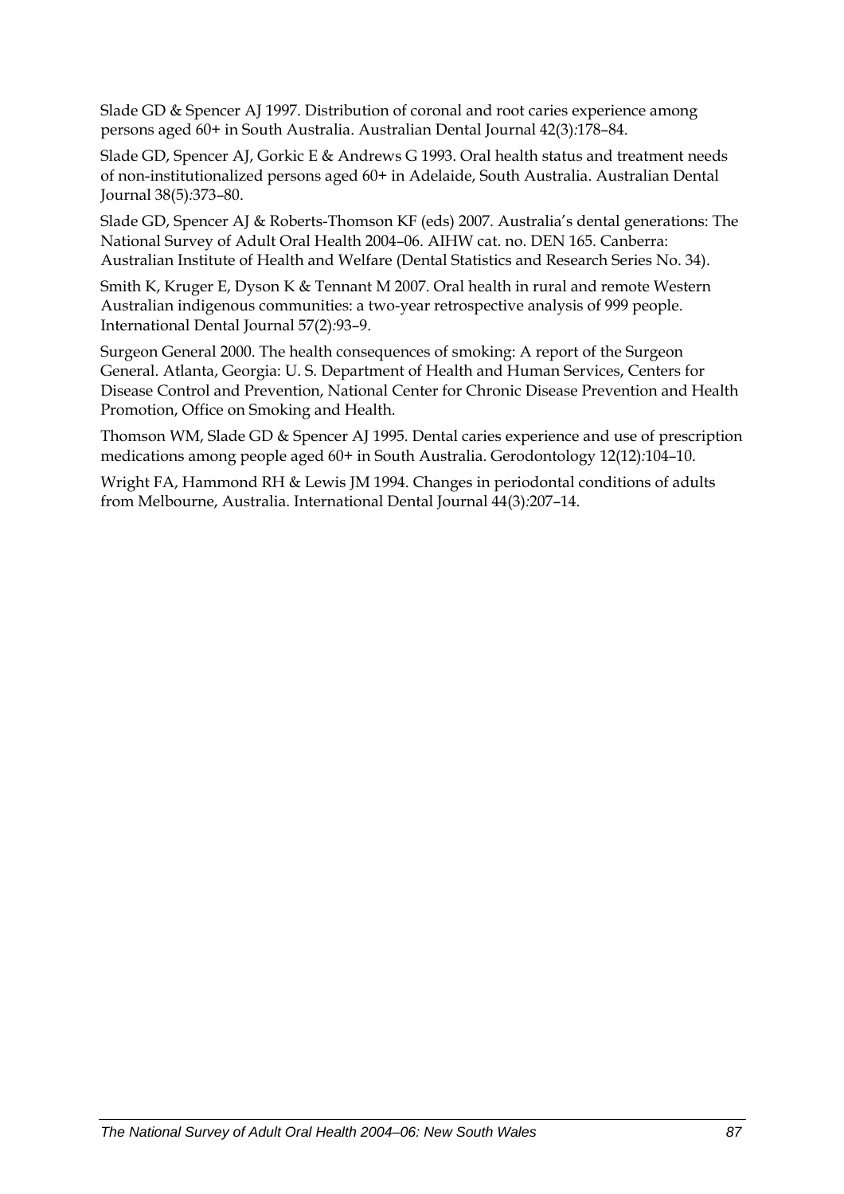Slade GD & Spencer AJ 1997. Distribution of coronal and root caries experience among persons aged 60+ in South Australia. Australian Dental Journal 42(3):178–84.

Slade GD, Spencer AJ, Gorkic E & Andrews G 1993. Oral health status and treatment needs of non-institutionalized persons aged 60+ in Adelaide, South Australia. Australian Dental Journal 38(5):373–80.

Slade GD, Spencer AJ & Roberts-Thomson KF (eds) 2007. Australia's dental generations: The National Survey of Adult Oral Health 2004–06. AIHW cat. no. DEN 165. Canberra: Australian Institute of Health and Welfare (Dental Statistics and Research Series No. 34).

Smith K, Kruger E, Dyson K & Tennant M 2007. Oral health in rural and remote Western Australian indigenous communities: a two-year retrospective analysis of 999 people. International Dental Journal 57(2):93–9.

Surgeon General 2000. The health consequences of smoking: A report of the Surgeon General. Atlanta, Georgia: U. S. Department of Health and Human Services, Centers for Disease Control and Prevention, National Center for Chronic Disease Prevention and Health Promotion, Office on Smoking and Health.

Thomson WM, Slade GD & Spencer AJ 1995. Dental caries experience and use of prescription medications among people aged 60+ in South Australia. Gerodontology 12(12):104–10.

Wright FA, Hammond RH & Lewis JM 1994. Changes in periodontal conditions of adults from Melbourne, Australia. International Dental Journal 44(3):207–14.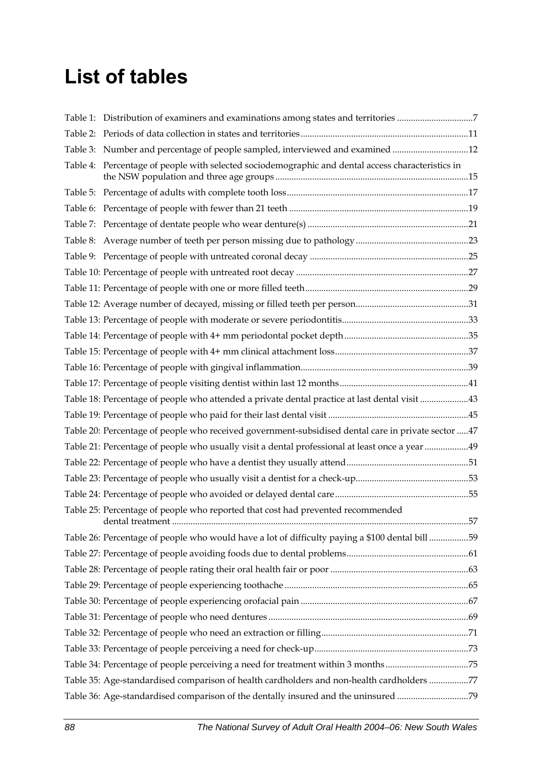# List of tables

Table 1: Distribution of examiners and examinations among states and territories .................................7

Table 2: Periods of data collection in states and territories.........................................................................11

Table 3: Number and percentage of people sampled, interviewed and examined .................................12

Table 4: Percentage of people with selected sociodemographic and dental access characteristics in the NSW population and three age groups ....................................................................................15

Table 5: Percentage of adults with complete tooth loss...............................................................................17

Table 6: Percentage of people with fewer than 21 teeth .............................................................................19

Table 7: Percentage of dentate people who wear denture(s) .....................................................................21

Table 8: Average number of teeth per person missing due to pathology .................................................23

Table 9: Percentage of people with untreated coronal decay .....................................................................25

Table 10: Percentage of people with untreated root decay ..........................................................................27

Table 11: Percentage of people with one or more filled teeth.......................................................................29

Table 12: Average number of decayed, missing or filled teeth per person.................................................31

Table 13: Percentage of people with moderate or severe periodontitis.......................................................33

Table 14: Percentage of people with 4+ mm periodontal pocket depth......................................................35

Table 15: Percentage of people with 4+ mm clinical attachment loss..........................................................37

Table 16: Percentage of people with gingival inflammation.........................................................................39

Table 17: Percentage of people visiting dentist within last 12 months........................................................41

Table 18: Percentage of people who attended a private dental practice at last dental visit .....................43

Table 19: Percentage of people who paid for their last dental visit ............................................................45

Table 20: Percentage of people who received government-subsidised dental care in private sector .....47

Table 21: Percentage of people who usually visit a dental professional at least once a year ...................49

Table 22: Percentage of people who have a dentist they usually attend.....................................................51

Table 23: Percentage of people who usually visit a dentist for a check-up.................................................53

Table 24: Percentage of people who avoided or delayed dental care..........................................................55

Table 25: Percentage of people who reported that cost had prevented recommended dental treatment ................................................................................................................................57

Table 26: Percentage of people who would have a lot of difficulty paying a $100 dental bill .................59

Table 27: Percentage of people avoiding foods due to dental problems.....................................................61

Table 28: Percentage of people rating their oral health fair or poor ............................................................63

Table 29: Percentage of people experiencing toothache ................................................................................65

Table 30: Percentage of people experiencing orofacial pain .........................................................................67

Table 31: Percentage of people who need dentures.......................................................................................69

Table 32: Percentage of people who need an extraction or filling................................................................71

Table 33: Percentage of people perceiving a need for check-up...................................................................73

Table 34: Percentage of people perceiving a need for treatment within 3 months....................................75

Table 35: Age-standardised comparison of health cardholders and non-health cardholders .................77

Table 36: Age-standardised comparison of the dentally insured and the uninsured ...............................79